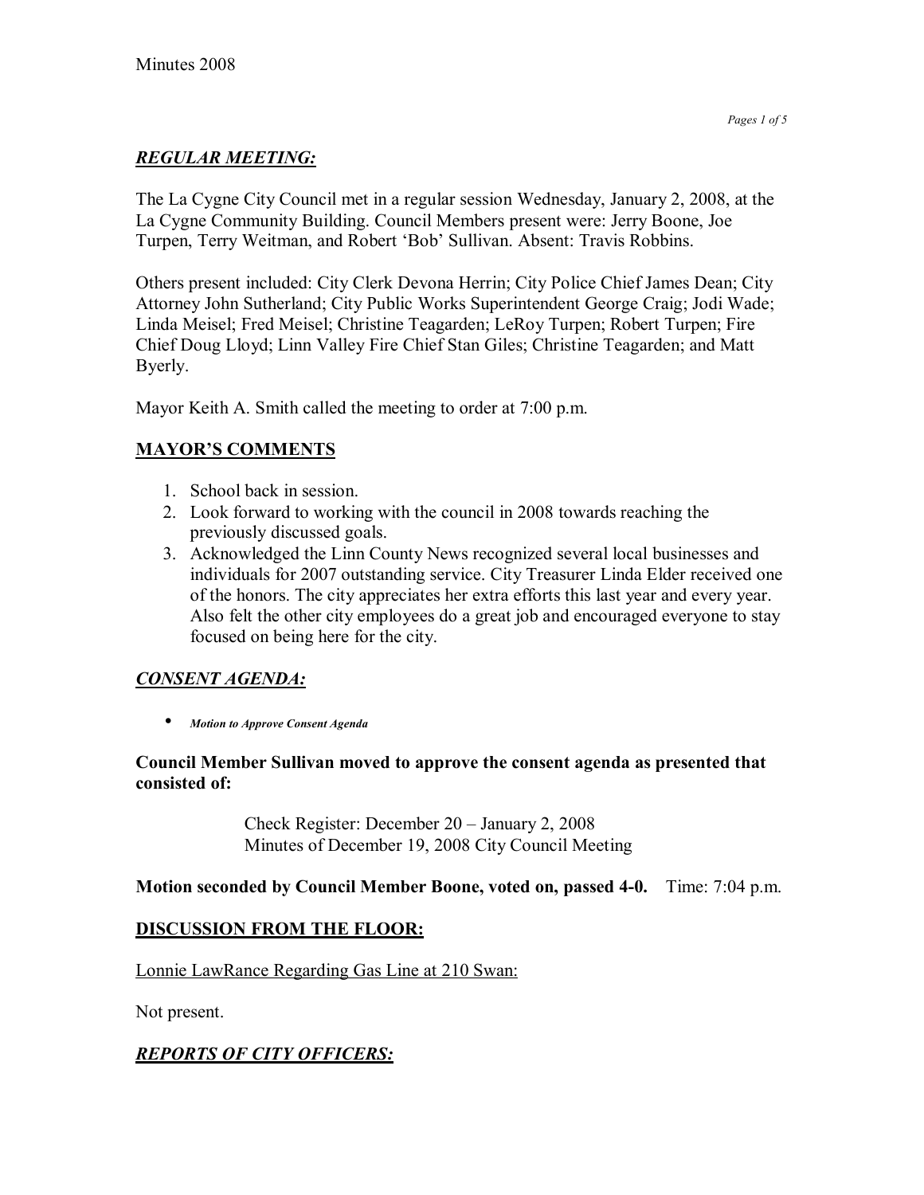Minutes 2008

## ***REGULAR MEETING:***

The La Cygne City Council met in a regular session Wednesday, January 2, 2008, at the La Cygne Community Building. Council Members present were: Jerry Boone, Joe Turpen, Terry Weitman, and Robert 'Bob' Sullivan. Absent: Travis Robbins.

Others present included: City Clerk Devona Herrin; City Police Chief James Dean; City Attorney John Sutherland; City Public Works Superintendent George Craig; Jodi Wade; Linda Meisel; Fred Meisel; Christine Teagarden; LeRoy Turpen; Robert Turpen; Fire Chief Doug Lloyd; Linn Valley Fire Chief Stan Giles; Christine Teagarden; and Matt Byerly.

Mayor Keith A. Smith called the meeting to order at 7:00 p.m.

## **MAYOR'S COMMENTS**

1. School back in session.
2. Look forward to working with the council in 2008 towards reaching the previously discussed goals.
3. Acknowledged the Linn County News recognized several local businesses and individuals for 2007 outstanding service. City Treasurer Linda Elder received one of the honors. The city appreciates her extra efforts this last year and every year. Also felt the other city employees do a great job and encouraged everyone to stay focused on being here for the city.

## ***CONSENT AGENDA:***

- ***Motion to Approve Consent Agenda***

**Council Member Sullivan moved to approve the consent agenda as presented that consisted of:**

Check Register: December 20 – January 2, 2008
Minutes of December 19, 2008 City Council Meeting

**Motion seconded by Council Member Boone, voted on, passed 4-0.** Time: 7:04 p.m.

## **DISCUSSION FROM THE FLOOR:**

Lonnie LawRance Regarding Gas Line at 210 Swan:

Not present.

## ***REPORTS OF CITY OFFICERS:***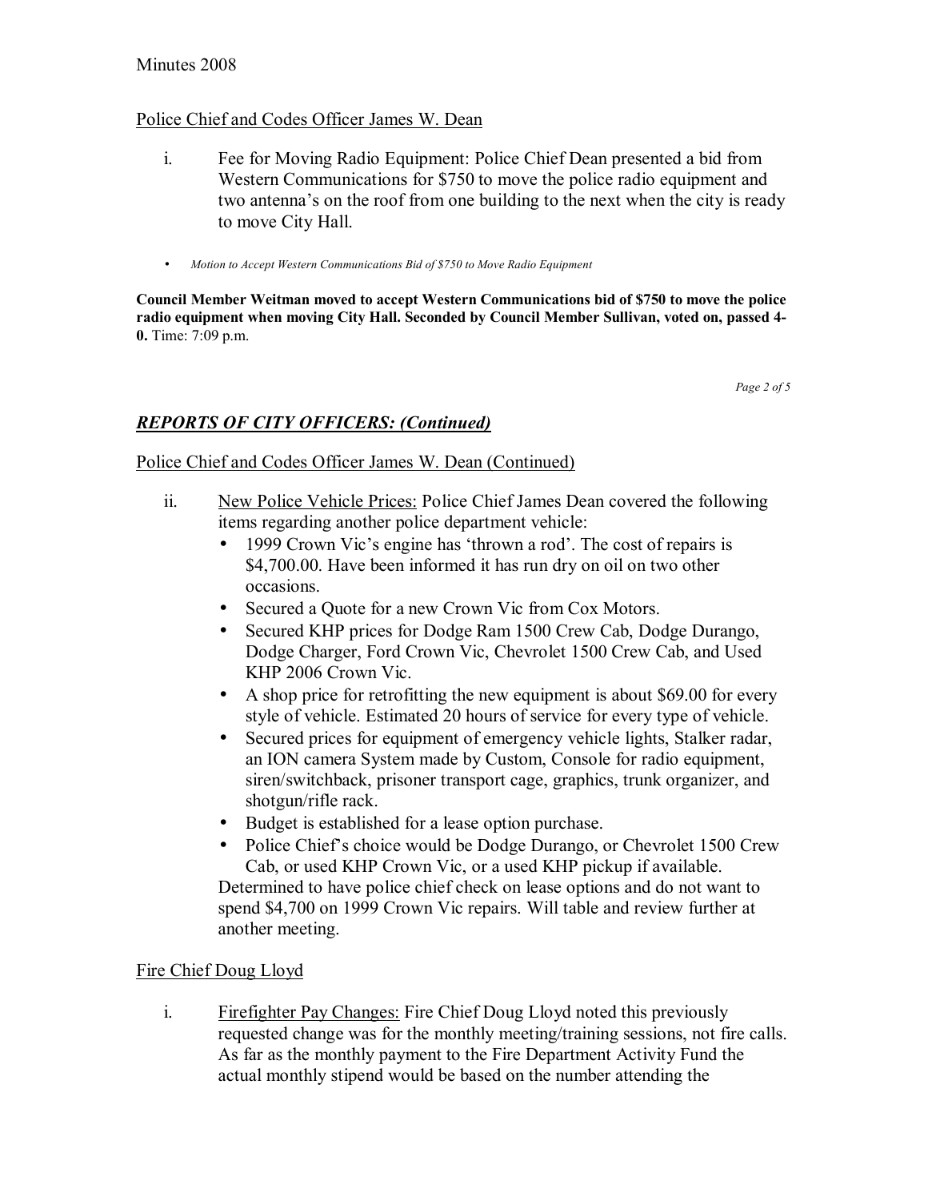Police Chief and Codes Officer James W. Dean

i. Fee for Moving Radio Equipment: Police Chief Dean presented a bid from Western Communications for $750 to move the police radio equipment and two antenna's on the roof from one building to the next when the city is ready to move City Hall.

- *Motion to Accept Western Communications Bid of $750 to Move Radio Equipment*

**Council Member Weitman moved to accept Western Communications bid of $750 to move the police radio equipment when moving City Hall. Seconded by Council Member Sullivan, voted on, passed 4-0.** Time: 7:09 p.m.

## *REPORTS OF CITY OFFICERS: (Continued)*

Police Chief and Codes Officer James W. Dean (Continued)

ii. New Police Vehicle Prices: Police Chief James Dean covered the following items regarding another police department vehicle:
   - 1999 Crown Vic's engine has 'thrown a rod'. The cost of repairs is $4,700.00. Have been informed it has run dry on oil on two other occasions.
   - Secured a Quote for a new Crown Vic from Cox Motors.
   - Secured KHP prices for Dodge Ram 1500 Crew Cab, Dodge Durango, Dodge Charger, Ford Crown Vic, Chevrolet 1500 Crew Cab, and Used KHP 2006 Crown Vic.
   - A shop price for retrofitting the new equipment is about $69.00 for every style of vehicle. Estimated 20 hours of service for every type of vehicle.
   - Secured prices for equipment of emergency vehicle lights, Stalker radar, an ION camera System made by Custom, Console for radio equipment, siren/switchback, prisoner transport cage, graphics, trunk organizer, and shotgun/rifle rack.
   - Budget is established for a lease option purchase.
   - Police Chief's choice would be Dodge Durango, or Chevrolet 1500 Crew Cab, or used KHP Crown Vic, or a used KHP pickup if available.

   Determined to have police chief check on lease options and do not want to spend $4,700 on 1999 Crown Vic repairs. Will table and review further at another meeting.

Fire Chief Doug Lloyd

i. Firefighter Pay Changes: Fire Chief Doug Lloyd noted this previously requested change was for the monthly meeting/training sessions, not fire calls. As far as the monthly payment to the Fire Department Activity Fund the actual monthly stipend would be based on the number attending the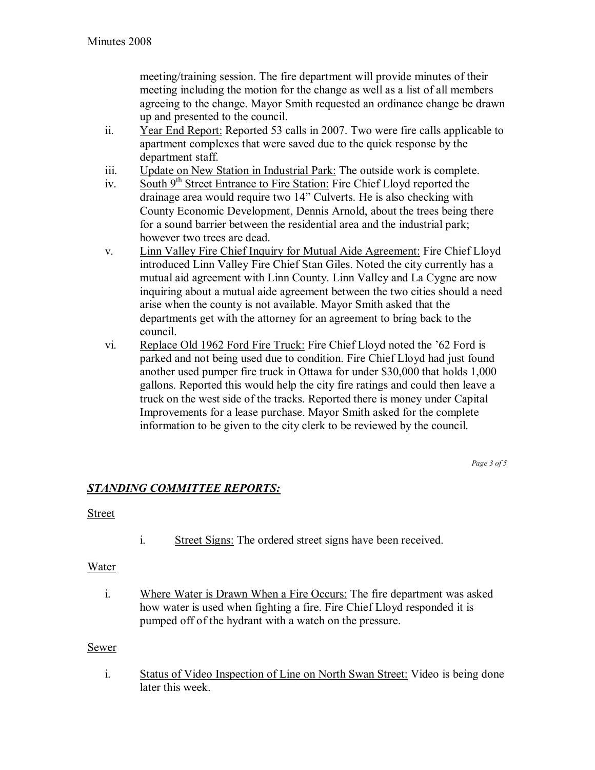meeting/training session. The fire department will provide minutes of their meeting including the motion for the change as well as a list of all members agreeing to the change. Mayor Smith requested an ordinance change be drawn up and presented to the council.

ii. Year End Report: Reported 53 calls in 2007. Two were fire calls applicable to apartment complexes that were saved due to the quick response by the department staff.

iii. Update on New Station in Industrial Park: The outside work is complete.

iv. South 9th Street Entrance to Fire Station: Fire Chief Lloyd reported the drainage area would require two 14" Culverts. He is also checking with County Economic Development, Dennis Arnold, about the trees being there for a sound barrier between the residential area and the industrial park; however two trees are dead.

v. Linn Valley Fire Chief Inquiry for Mutual Aide Agreement: Fire Chief Lloyd introduced Linn Valley Fire Chief Stan Giles. Noted the city currently has a mutual aid agreement with Linn County. Linn Valley and La Cygne are now inquiring about a mutual aide agreement between the two cities should a need arise when the county is not available. Mayor Smith asked that the departments get with the attorney for an agreement to bring back to the council.

vi. Replace Old 1962 Ford Fire Truck: Fire Chief Lloyd noted the '62 Ford is parked and not being used due to condition. Fire Chief Lloyd had just found another used pumper fire truck in Ottawa for under $30,000 that holds 1,000 gallons. Reported this would help the city fire ratings and could then leave a truck on the west side of the tracks. Reported there is money under Capital Improvements for a lease purchase. Mayor Smith asked for the complete information to be given to the city clerk to be reviewed by the council.

## ***STANDING COMMITTEE REPORTS:***

Street

i. Street Signs: The ordered street signs have been received.

Water

i. Where Water is Drawn When a Fire Occurs: The fire department was asked how water is used when fighting a fire. Fire Chief Lloyd responded it is pumped off of the hydrant with a watch on the pressure.

Sewer

i. Status of Video Inspection of Line on North Swan Street: Video is being done later this week.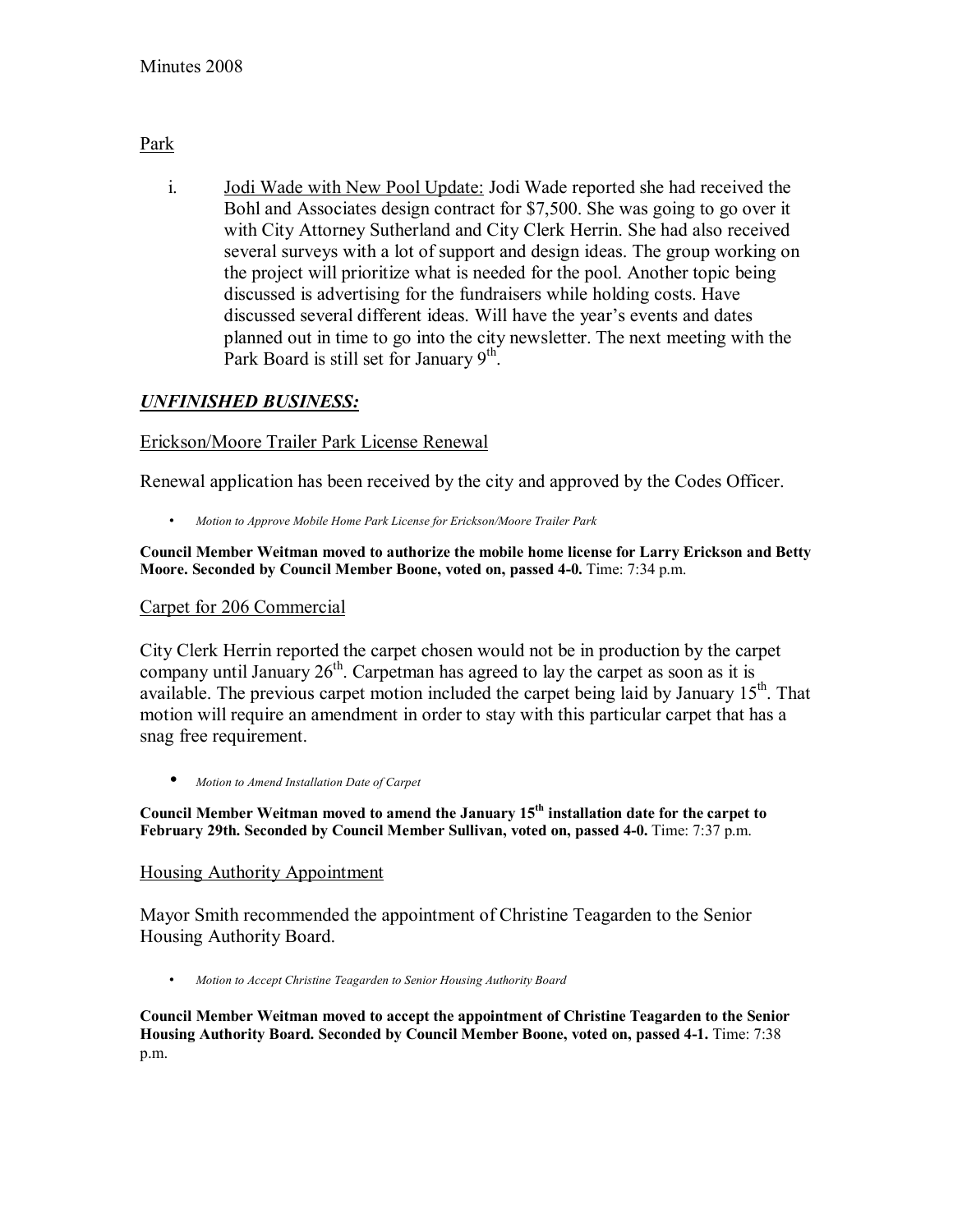Park

i. Jodi Wade with New Pool Update: Jodi Wade reported she had received the Bohl and Associates design contract for $7,500. She was going to go over it with City Attorney Sutherland and City Clerk Herrin. She had also received several surveys with a lot of support and design ideas. The group working on the project will prioritize what is needed for the pool. Another topic being discussed is advertising for the fundraisers while holding costs. Have discussed several different ideas. Will have the year's events and dates planned out in time to go into the city newsletter. The next meeting with the Park Board is still set for January 9th.

## ***UNFINISHED BUSINESS:***

Erickson/Moore Trailer Park License Renewal

Renewal application has been received by the city and approved by the Codes Officer.

- *Motion to Approve Mobile Home Park License for Erickson/Moore Trailer Park*

**Council Member Weitman moved to authorize the mobile home license for Larry Erickson and Betty Moore. Seconded by Council Member Boone, voted on, passed 4-0.** Time: 7:34 p.m.

Carpet for 206 Commercial

City Clerk Herrin reported the carpet chosen would not be in production by the carpet company until January 26th. Carpetman has agreed to lay the carpet as soon as it is available. The previous carpet motion included the carpet being laid by January 15th. That motion will require an amendment in order to stay with this particular carpet that has a snag free requirement.

- *Motion to Amend Installation Date of Carpet*

**Council Member Weitman moved to amend the January 15th installation date for the carpet to February 29th. Seconded by Council Member Sullivan, voted on, passed 4-0.** Time: 7:37 p.m.

Housing Authority Appointment

Mayor Smith recommended the appointment of Christine Teagarden to the Senior Housing Authority Board.

- *Motion to Accept Christine Teagarden to Senior Housing Authority Board*

**Council Member Weitman moved to accept the appointment of Christine Teagarden to the Senior Housing Authority Board. Seconded by Council Member Boone, voted on, passed 4-1.** Time: 7:38 p.m.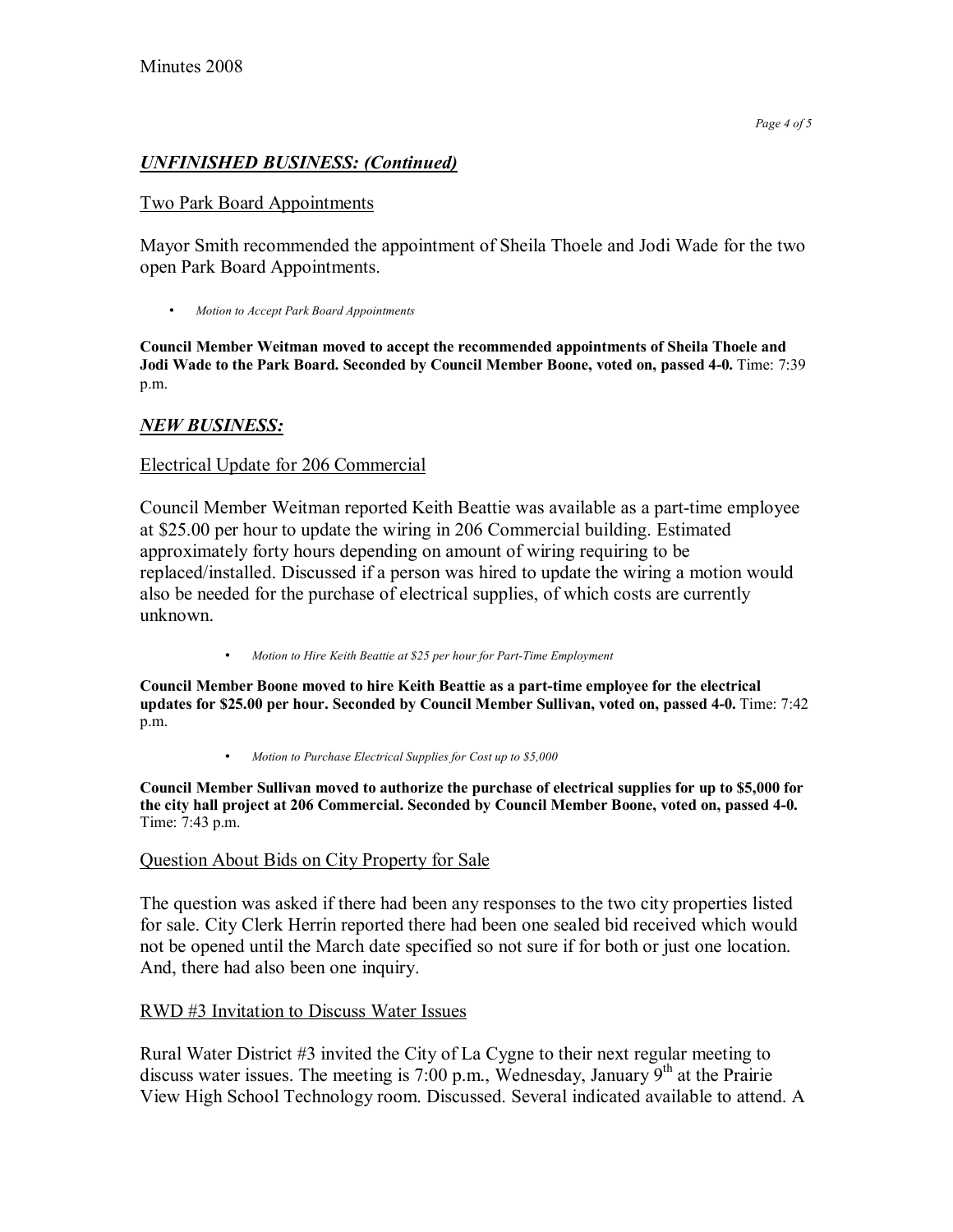## ***UNFINISHED BUSINESS: (Continued)***

Two Park Board Appointments

Mayor Smith recommended the appointment of Sheila Thoele and Jodi Wade for the two open Park Board Appointments.

- *Motion to Accept Park Board Appointments*

**Council Member Weitman moved to accept the recommended appointments of Sheila Thoele and Jodi Wade to the Park Board. Seconded by Council Member Boone, voted on, passed 4-0.** Time: 7:39 p.m.

## ***NEW BUSINESS:***

Electrical Update for 206 Commercial

Council Member Weitman reported Keith Beattie was available as a part-time employee at $25.00 per hour to update the wiring in 206 Commercial building. Estimated approximately forty hours depending on amount of wiring requiring to be replaced/installed. Discussed if a person was hired to update the wiring a motion would also be needed for the purchase of electrical supplies, of which costs are currently unknown.

- *Motion to Hire Keith Beattie at $25 per hour for Part-Time Employment*

**Council Member Boone moved to hire Keith Beattie as a part-time employee for the electrical updates for $25.00 per hour. Seconded by Council Member Sullivan, voted on, passed 4-0.** Time: 7:42 p.m.

- *Motion to Purchase Electrical Supplies for Cost up to $5,000*

**Council Member Sullivan moved to authorize the purchase of electrical supplies for up to $5,000 for the city hall project at 206 Commercial. Seconded by Council Member Boone, voted on, passed 4-0.** Time: 7:43 p.m.

Question About Bids on City Property for Sale

The question was asked if there had been any responses to the two city properties listed for sale. City Clerk Herrin reported there had been one sealed bid received which would not be opened until the March date specified so not sure if for both or just one location. And, there had also been one inquiry.

RWD #3 Invitation to Discuss Water Issues

Rural Water District #3 invited the City of La Cygne to their next regular meeting to discuss water issues. The meeting is 7:00 p.m., Wednesday, January 9th at the Prairie View High School Technology room. Discussed. Several indicated available to attend. A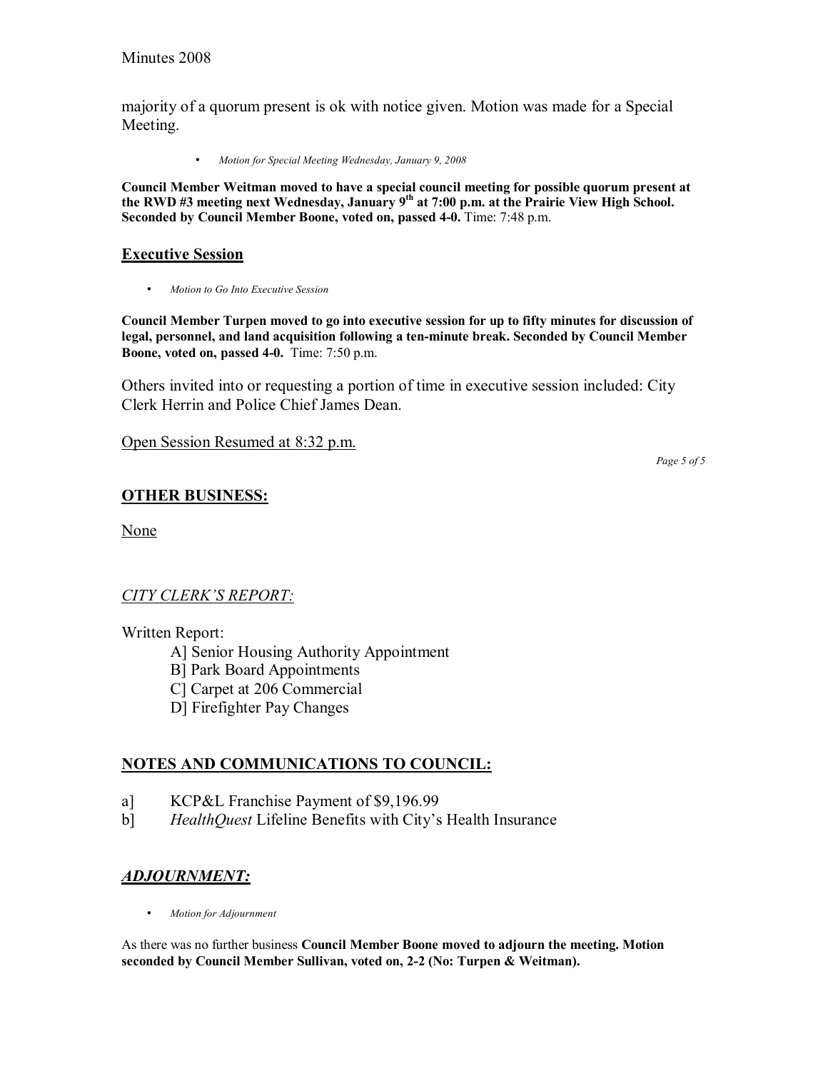majority of a quorum present is ok with notice given. Motion was made for a Special Meeting.

- *Motion for Special Meeting Wednesday, January 9, 2008*

**Council Member Weitman moved to have a special council meeting for possible quorum present at the RWD #3 meeting next Wednesday, January 9th at 7:00 p.m. at the Prairie View High School. Seconded by Council Member Boone, voted on, passed 4-0.** Time: 7:48 p.m.

## Executive Session

- *Motion to Go Into Executive Session*

**Council Member Turpen moved to go into executive session for up to fifty minutes for discussion of legal, personnel, and land acquisition following a ten-minute break. Seconded by Council Member Boone, voted on, passed 4-0.** Time: 7:50 p.m.

Others invited into or requesting a portion of time in executive session included: City Clerk Herrin and Police Chief James Dean.

Open Session Resumed at 8:32 p.m.

## OTHER BUSINESS:

None

## *CITY CLERK'S REPORT:*

Written Report:

A] Senior Housing Authority Appointment
B] Park Board Appointments
C] Carpet at 206 Commercial
D] Firefighter Pay Changes

## NOTES AND COMMUNICATIONS TO COUNCIL:

a] KCP&L Franchise Payment of $9,196.99
b] *HealthQuest* Lifeline Benefits with City's Health Insurance

## *ADJOURNMENT:*

- *Motion for Adjournment*

As there was no further business **Council Member Boone moved to adjourn the meeting. Motion seconded by Council Member Sullivan, voted on, 2-2 (No: Turpen & Weitman).**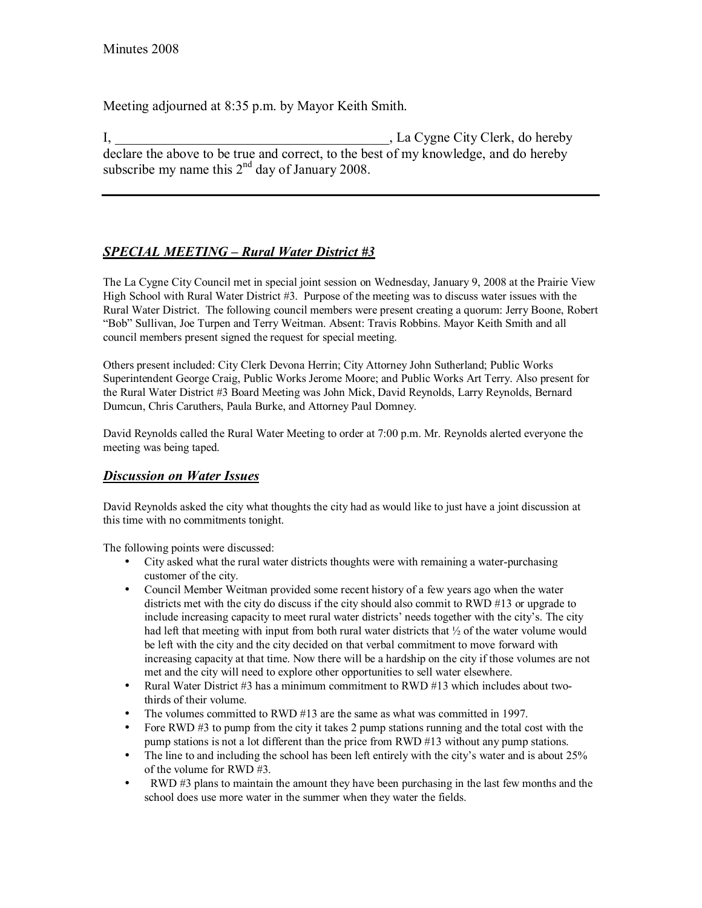Meeting adjourned at 8:35 p.m. by Mayor Keith Smith.

I, ________________________________________, La Cygne City Clerk, do hereby declare the above to be true and correct, to the best of my knowledge, and do hereby subscribe my name this 2nd day of January 2008.

---

## ***SPECIAL MEETING – Rural Water District #3***

The La Cygne City Council met in special joint session on Wednesday, January 9, 2008 at the Prairie View High School with Rural Water District #3. Purpose of the meeting was to discuss water issues with the Rural Water District. The following council members were present creating a quorum: Jerry Boone, Robert "Bob" Sullivan, Joe Turpen and Terry Weitman. Absent: Travis Robbins. Mayor Keith Smith and all council members present signed the request for special meeting.

Others present included: City Clerk Devona Herrin; City Attorney John Sutherland; Public Works Superintendent George Craig, Public Works Jerome Moore; and Public Works Art Terry. Also present for the Rural Water District #3 Board Meeting was John Mick, David Reynolds, Larry Reynolds, Bernard Dumcun, Chris Caruthers, Paula Burke, and Attorney Paul Domney.

David Reynolds called the Rural Water Meeting to order at 7:00 p.m. Mr. Reynolds alerted everyone the meeting was being taped.

### ***Discussion on Water Issues***

David Reynolds asked the city what thoughts the city had as would like to just have a joint discussion at this time with no commitments tonight.

The following points were discussed:

- City asked what the rural water districts thoughts were with remaining a water-purchasing customer of the city.
- Council Member Weitman provided some recent history of a few years ago when the water districts met with the city do discuss if the city should also commit to RWD #13 or upgrade to include increasing capacity to meet rural water districts' needs together with the city's. The city had left that meeting with input from both rural water districts that ½ of the water volume would be left with the city and the city decided on that verbal commitment to move forward with increasing capacity at that time. Now there will be a hardship on the city if those volumes are not met and the city will need to explore other opportunities to sell water elsewhere.
- Rural Water District #3 has a minimum commitment to RWD #13 which includes about two-thirds of their volume.
- The volumes committed to RWD #13 are the same as what was committed in 1997.
- Fore RWD #3 to pump from the city it takes 2 pump stations running and the total cost with the pump stations is not a lot different than the price from RWD #13 without any pump stations.
- The line to and including the school has been left entirely with the city's water and is about 25% of the volume for RWD #3.
- RWD #3 plans to maintain the amount they have been purchasing in the last few months and the school does use more water in the summer when they water the fields.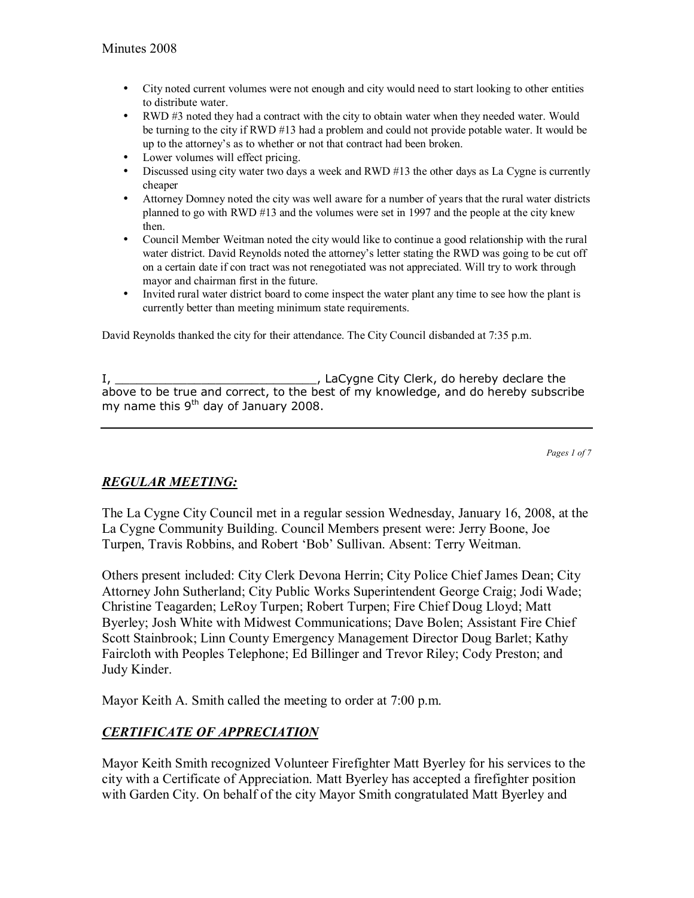- City noted current volumes were not enough and city would need to start looking to other entities to distribute water.
- RWD #3 noted they had a contract with the city to obtain water when they needed water. Would be turning to the city if RWD #13 had a problem and could not provide potable water. It would be up to the attorney's as to whether or not that contract had been broken.
- Lower volumes will effect pricing.
- Discussed using city water two days a week and RWD #13 the other days as La Cygne is currently cheaper
- Attorney Domney noted the city was well aware for a number of years that the rural water districts planned to go with RWD #13 and the volumes were set in 1997 and the people at the city knew then.
- Council Member Weitman noted the city would like to continue a good relationship with the rural water district. David Reynolds noted the attorney's letter stating the RWD was going to be cut off on a certain date if con tract was not renegotiated was not appreciated. Will try to work through mayor and chairman first in the future.
- Invited rural water district board to come inspect the water plant any time to see how the plant is currently better than meeting minimum state requirements.

David Reynolds thanked the city for their attendance. The City Council disbanded at 7:35 p.m.

I, ____________________________, LaCygne City Clerk, do hereby declare the above to be true and correct, to the best of my knowledge, and do hereby subscribe my name this 9th day of January 2008.

---

## *REGULAR MEETING:*

The La Cygne City Council met in a regular session Wednesday, January 16, 2008, at the La Cygne Community Building. Council Members present were: Jerry Boone, Joe Turpen, Travis Robbins, and Robert 'Bob' Sullivan. Absent: Terry Weitman.

Others present included: City Clerk Devona Herrin; City Police Chief James Dean; City Attorney John Sutherland; City Public Works Superintendent George Craig; Jodi Wade; Christine Teagarden; LeRoy Turpen; Robert Turpen; Fire Chief Doug Lloyd; Matt Byerley; Josh White with Midwest Communications; Dave Bolen; Assistant Fire Chief Scott Stainbrook; Linn County Emergency Management Director Doug Barlet; Kathy Faircloth with Peoples Telephone; Ed Billinger and Trevor Riley; Cody Preston; and Judy Kinder.

Mayor Keith A. Smith called the meeting to order at 7:00 p.m.

## *CERTIFICATE OF APPRECIATION*

Mayor Keith Smith recognized Volunteer Firefighter Matt Byerley for his services to the city with a Certificate of Appreciation. Matt Byerley has accepted a firefighter position with Garden City. On behalf of the city Mayor Smith congratulated Matt Byerley and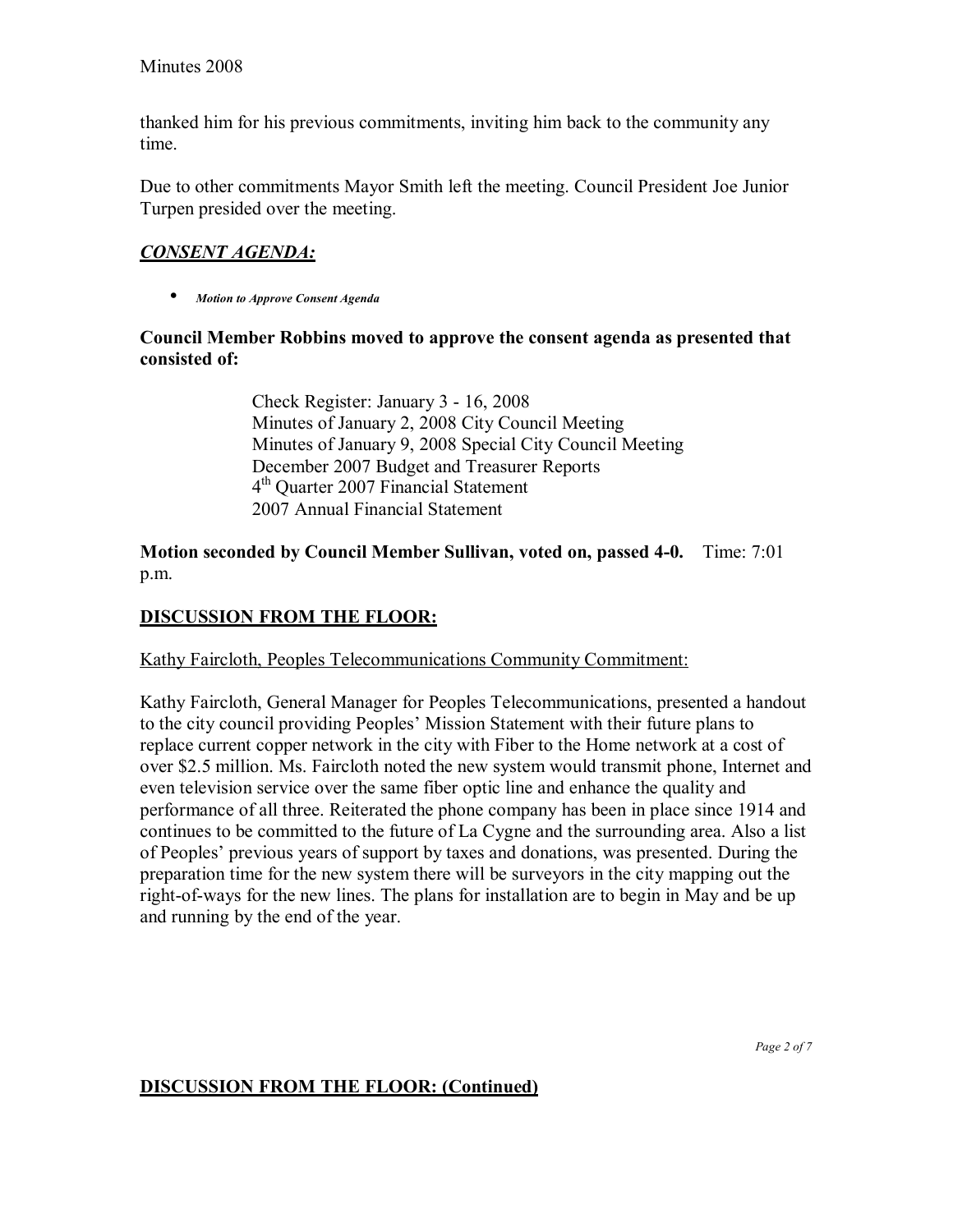thanked him for his previous commitments, inviting him back to the community any time.

Due to other commitments Mayor Smith left the meeting. Council President Joe Junior Turpen presided over the meeting.

## ***CONSENT AGENDA:***

- ***Motion to Approve Consent Agenda***

**Council Member Robbins moved to approve the consent agenda as presented that consisted of:**

> Check Register: January 3 - 16, 2008
> Minutes of January 2, 2008 City Council Meeting
> Minutes of January 9, 2008 Special City Council Meeting
> December 2007 Budget and Treasurer Reports
> 4th Quarter 2007 Financial Statement
> 2007 Annual Financial Statement

**Motion seconded by Council Member Sullivan, voted on, passed 4-0.** Time: 7:01 p.m.

## **DISCUSSION FROM THE FLOOR:**

Kathy Faircloth, Peoples Telecommunications Community Commitment:

Kathy Faircloth, General Manager for Peoples Telecommunications, presented a handout to the city council providing Peoples' Mission Statement with their future plans to replace current copper network in the city with Fiber to the Home network at a cost of over $2.5 million. Ms. Faircloth noted the new system would transmit phone, Internet and even television service over the same fiber optic line and enhance the quality and performance of all three. Reiterated the phone company has been in place since 1914 and continues to be committed to the future of La Cygne and the surrounding area. Also a list of Peoples' previous years of support by taxes and donations, was presented. During the preparation time for the new system there will be surveyors in the city mapping out the right-of-ways for the new lines. The plans for installation are to begin in May and be up and running by the end of the year.

## **DISCUSSION FROM THE FLOOR: (Continued)**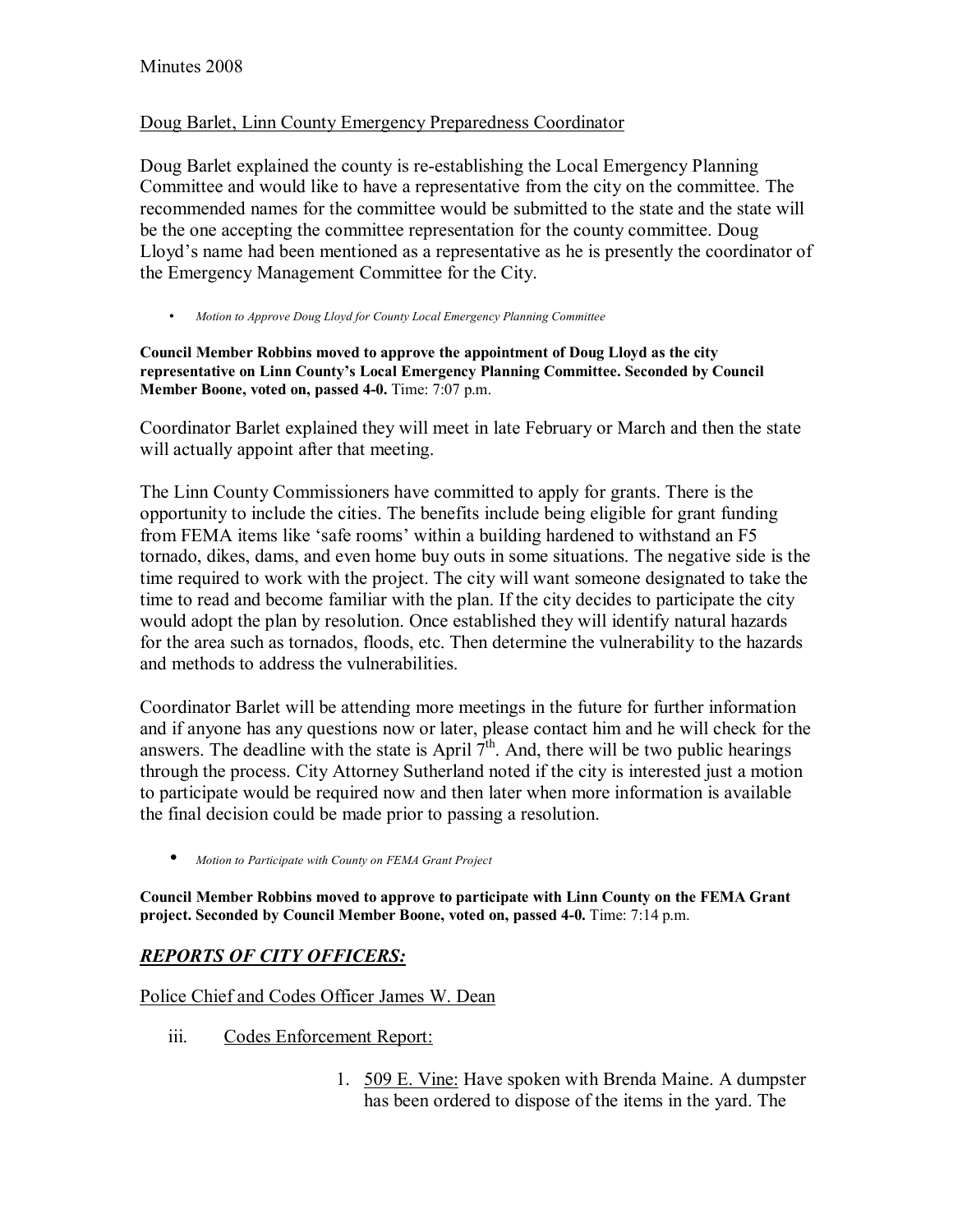Doug Barlet, Linn County Emergency Preparedness Coordinator

Doug Barlet explained the county is re-establishing the Local Emergency Planning Committee and would like to have a representative from the city on the committee. The recommended names for the committee would be submitted to the state and the state will be the one accepting the committee representation for the county committee. Doug Lloyd's name had been mentioned as a representative as he is presently the coordinator of the Emergency Management Committee for the City.

- *Motion to Approve Doug Lloyd for County Local Emergency Planning Committee*

**Council Member Robbins moved to approve the appointment of Doug Lloyd as the city representative on Linn County's Local Emergency Planning Committee. Seconded by Council Member Boone, voted on, passed 4-0.** Time: 7:07 p.m.

Coordinator Barlet explained they will meet in late February or March and then the state will actually appoint after that meeting.

The Linn County Commissioners have committed to apply for grants. There is the opportunity to include the cities. The benefits include being eligible for grant funding from FEMA items like 'safe rooms' within a building hardened to withstand an F5 tornado, dikes, dams, and even home buy outs in some situations. The negative side is the time required to work with the project. The city will want someone designated to take the time to read and become familiar with the plan. If the city decides to participate the city would adopt the plan by resolution. Once established they will identify natural hazards for the area such as tornados, floods, etc. Then determine the vulnerability to the hazards and methods to address the vulnerabilities.

Coordinator Barlet will be attending more meetings in the future for further information and if anyone has any questions now or later, please contact him and he will check for the answers. The deadline with the state is April 7th. And, there will be two public hearings through the process. City Attorney Sutherland noted if the city is interested just a motion to participate would be required now and then later when more information is available the final decision could be made prior to passing a resolution.

- *Motion to Participate with County on FEMA Grant Project*

**Council Member Robbins moved to approve to participate with Linn County on the FEMA Grant project. Seconded by Council Member Boone, voted on, passed 4-0.** Time: 7:14 p.m.

## ***REPORTS OF CITY OFFICERS:***

Police Chief and Codes Officer James W. Dean

iii. Codes Enforcement Report:

1. 509 E. Vine: Have spoken with Brenda Maine. A dumpster has been ordered to dispose of the items in the yard. The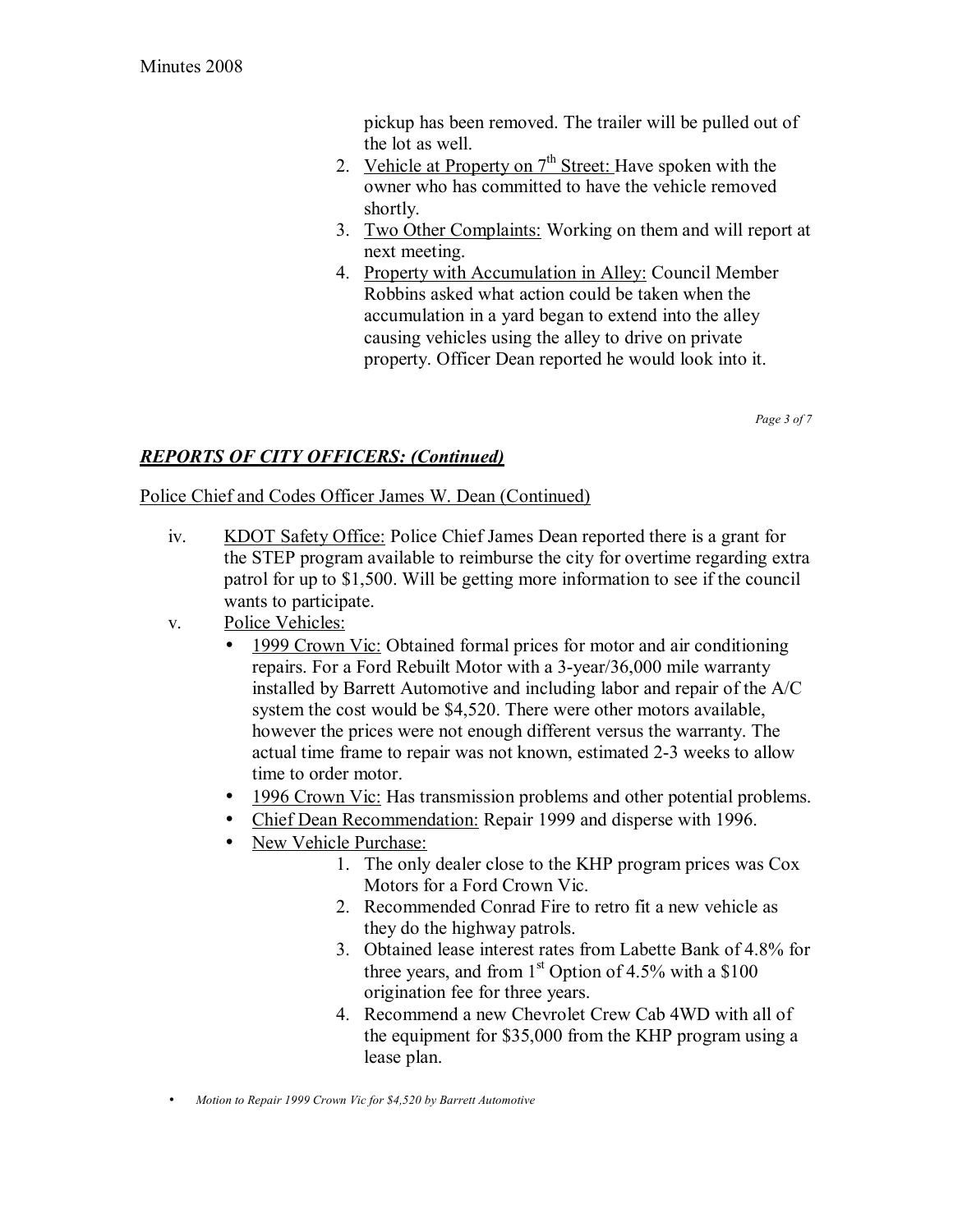pickup has been removed. The trailer will be pulled out of the lot as well.

2. Vehicle at Property on 7th Street: Have spoken with the owner who has committed to have the vehicle removed shortly.
3. Two Other Complaints: Working on them and will report at next meeting.
4. Property with Accumulation in Alley: Council Member Robbins asked what action could be taken when the accumulation in a yard began to extend into the alley causing vehicles using the alley to drive on private property. Officer Dean reported he would look into it.

## *REPORTS OF CITY OFFICERS: (Continued)*

Police Chief and Codes Officer James W. Dean (Continued)

iv. KDOT Safety Office: Police Chief James Dean reported there is a grant for the STEP program available to reimburse the city for overtime regarding extra patrol for up to $1,500. Will be getting more information to see if the council wants to participate.

v. Police Vehicles:

- 1999 Crown Vic: Obtained formal prices for motor and air conditioning repairs. For a Ford Rebuilt Motor with a 3-year/36,000 mile warranty installed by Barrett Automotive and including labor and repair of the A/C system the cost would be $4,520. There were other motors available, however the prices were not enough different versus the warranty. The actual time frame to repair was not known, estimated 2-3 weeks to allow time to order motor.
- 1996 Crown Vic: Has transmission problems and other potential problems.
- Chief Dean Recommendation: Repair 1999 and disperse with 1996.
- New Vehicle Purchase:
  1. The only dealer close to the KHP program prices was Cox Motors for a Ford Crown Vic.
  2. Recommended Conrad Fire to retro fit a new vehicle as they do the highway patrols.
  3. Obtained lease interest rates from Labette Bank of 4.8% for three years, and from 1st Option of 4.5% with a $100 origination fee for three years.
  4. Recommend a new Chevrolet Crew Cab 4WD with all of the equipment for $35,000 from the KHP program using a lease plan.

- *Motion to Repair 1999 Crown Vic for $4,520 by Barrett Automotive*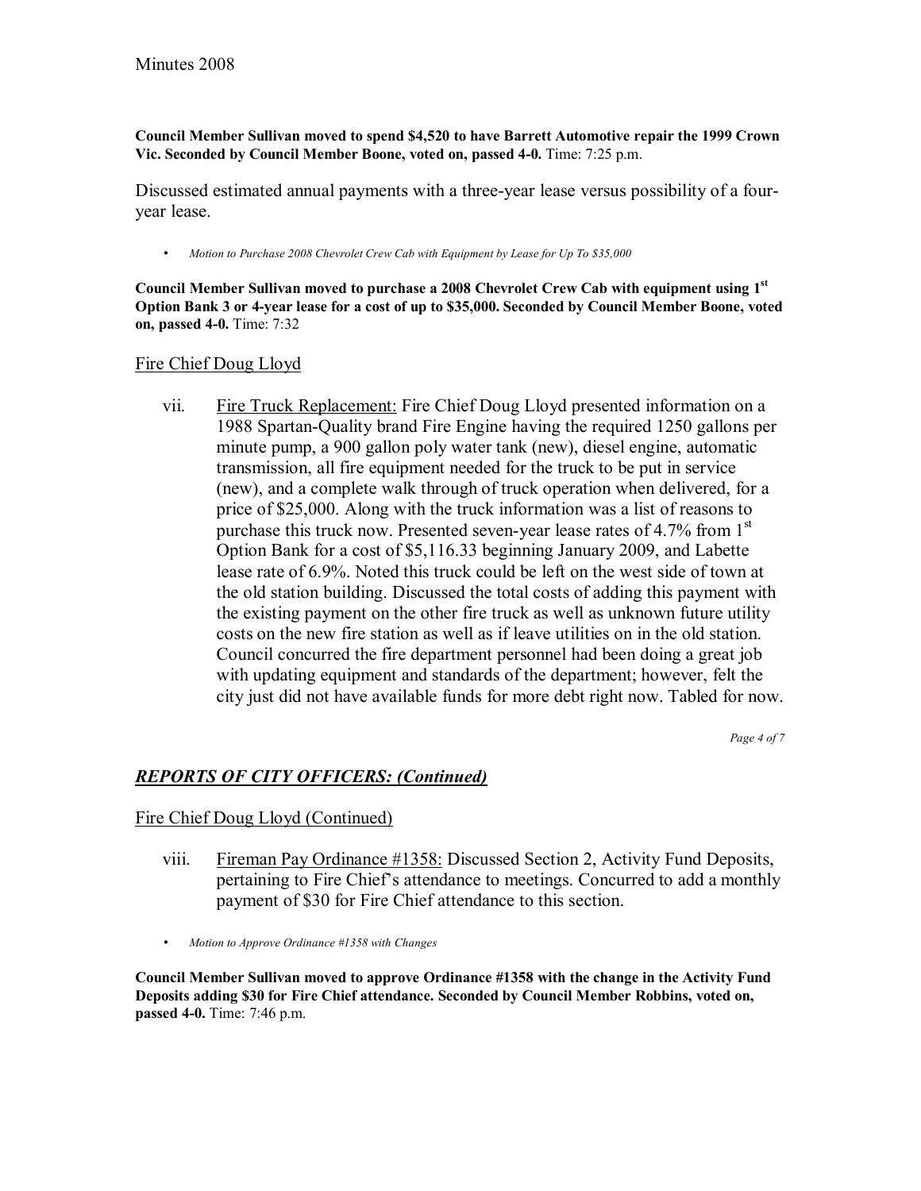**Council Member Sullivan moved to spend $4,520 to have Barrett Automotive repair the 1999 Crown Vic. Seconded by Council Member Boone, voted on, passed 4-0.** Time: 7:25 p.m.

Discussed estimated annual payments with a three-year lease versus possibility of a four-year lease.

- *Motion to Purchase 2008 Chevrolet Crew Cab with Equipment by Lease for Up To $35,000*

**Council Member Sullivan moved to purchase a 2008 Chevrolet Crew Cab with equipment using 1st Option Bank 3 or 4-year lease for a cost of up to $35,000. Seconded by Council Member Boone, voted on, passed 4-0.** Time: 7:32

Fire Chief Doug Lloyd

vii. Fire Truck Replacement: Fire Chief Doug Lloyd presented information on a 1988 Spartan-Quality brand Fire Engine having the required 1250 gallons per minute pump, a 900 gallon poly water tank (new), diesel engine, automatic transmission, all fire equipment needed for the truck to be put in service (new), and a complete walk through of truck operation when delivered, for a price of $25,000. Along with the truck information was a list of reasons to purchase this truck now. Presented seven-year lease rates of 4.7% from 1st Option Bank for a cost of $5,116.33 beginning January 2009, and Labette lease rate of 6.9%. Noted this truck could be left on the west side of town at the old station building. Discussed the total costs of adding this payment with the existing payment on the other fire truck as well as unknown future utility costs on the new fire station as well as if leave utilities on in the old station. Council concurred the fire department personnel had been doing a great job with updating equipment and standards of the department; however, felt the city just did not have available funds for more debt right now. Tabled for now.

## *REPORTS OF CITY OFFICERS: (Continued)*

Fire Chief Doug Lloyd (Continued)

viii. Fireman Pay Ordinance #1358: Discussed Section 2, Activity Fund Deposits, pertaining to Fire Chief's attendance to meetings. Concurred to add a monthly payment of $30 for Fire Chief attendance to this section.

- *Motion to Approve Ordinance #1358 with Changes*

**Council Member Sullivan moved to approve Ordinance #1358 with the change in the Activity Fund Deposits adding $30 for Fire Chief attendance. Seconded by Council Member Robbins, voted on, passed 4-0.** Time: 7:46 p.m.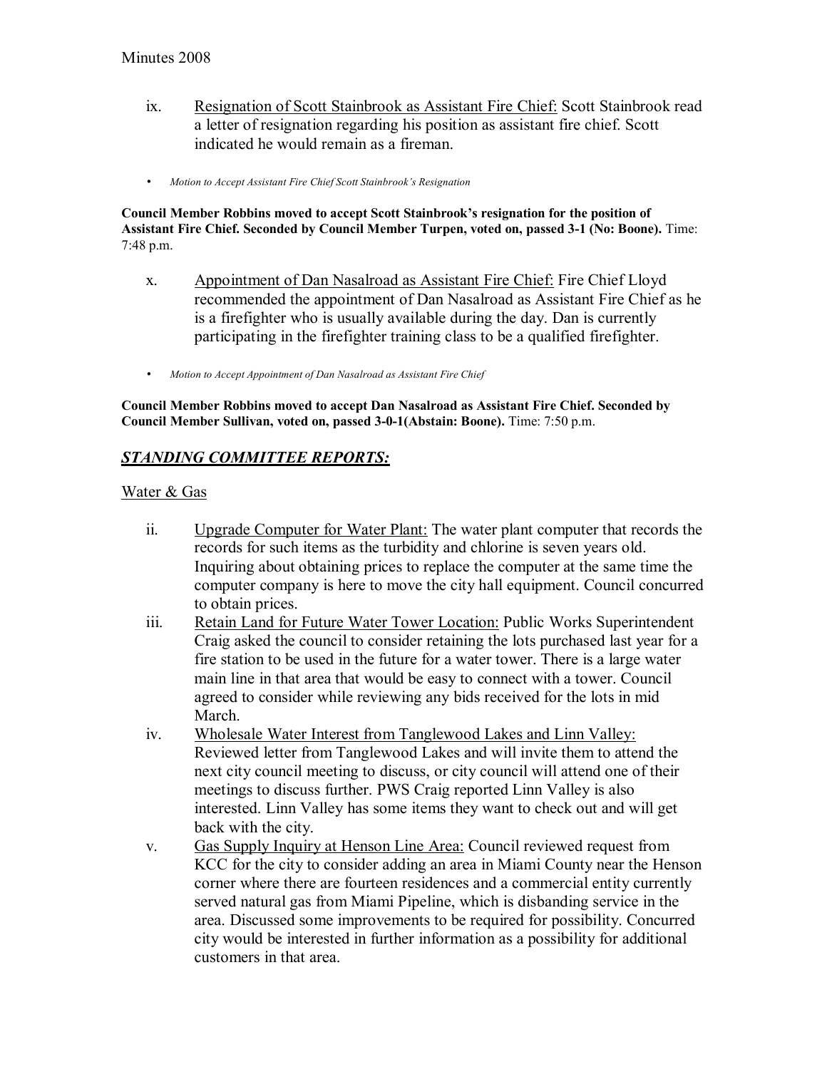ix. Resignation of Scott Stainbrook as Assistant Fire Chief: Scott Stainbrook read a letter of resignation regarding his position as assistant fire chief. Scott indicated he would remain as a fireman.

- *Motion to Accept Assistant Fire Chief Scott Stainbrook's Resignation*

**Council Member Robbins moved to accept Scott Stainbrook's resignation for the position of Assistant Fire Chief. Seconded by Council Member Turpen, voted on, passed 3-1 (No: Boone).** Time: 7:48 p.m.

x. Appointment of Dan Nasalroad as Assistant Fire Chief: Fire Chief Lloyd recommended the appointment of Dan Nasalroad as Assistant Fire Chief as he is a firefighter who is usually available during the day. Dan is currently participating in the firefighter training class to be a qualified firefighter.

- *Motion to Accept Appointment of Dan Nasalroad as Assistant Fire Chief*

**Council Member Robbins moved to accept Dan Nasalroad as Assistant Fire Chief. Seconded by Council Member Sullivan, voted on, passed 3-0-1(Abstain: Boone).** Time: 7:50 p.m.

## ***STANDING COMMITTEE REPORTS:***

Water & Gas

ii. Upgrade Computer for Water Plant: The water plant computer that records the records for such items as the turbidity and chlorine is seven years old. Inquiring about obtaining prices to replace the computer at the same time the computer company is here to move the city hall equipment. Council concurred to obtain prices.

iii. Retain Land for Future Water Tower Location: Public Works Superintendent Craig asked the council to consider retaining the lots purchased last year for a fire station to be used in the future for a water tower. There is a large water main line in that area that would be easy to connect with a tower. Council agreed to consider while reviewing any bids received for the lots in mid March.

iv. Wholesale Water Interest from Tanglewood Lakes and Linn Valley: Reviewed letter from Tanglewood Lakes and will invite them to attend the next city council meeting to discuss, or city council will attend one of their meetings to discuss further. PWS Craig reported Linn Valley is also interested. Linn Valley has some items they want to check out and will get back with the city.

v. Gas Supply Inquiry at Henson Line Area: Council reviewed request from KCC for the city to consider adding an area in Miami County near the Henson corner where there are fourteen residences and a commercial entity currently served natural gas from Miami Pipeline, which is disbanding service in the area. Discussed some improvements to be required for possibility. Concurred city would be interested in further information as a possibility for additional customers in that area.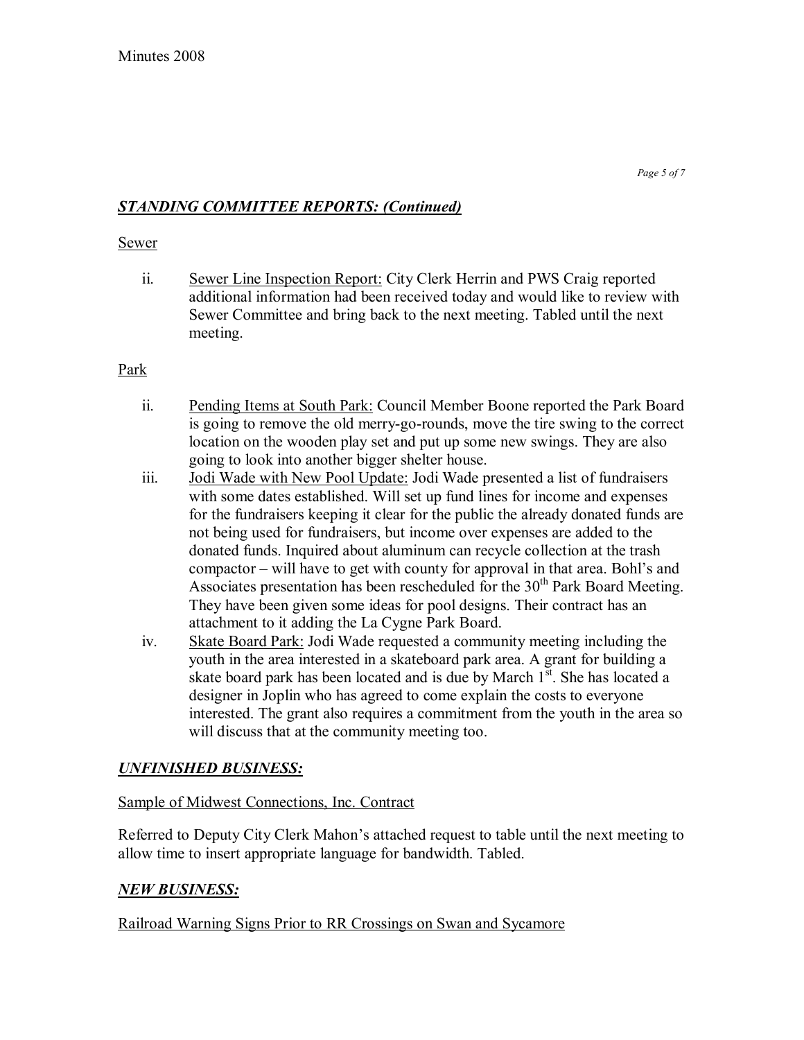## ***STANDING COMMITTEE REPORTS: (Continued)***

Sewer

ii. Sewer Line Inspection Report: City Clerk Herrin and PWS Craig reported additional information had been received today and would like to review with Sewer Committee and bring back to the next meeting. Tabled until the next meeting.

Park

ii. Pending Items at South Park: Council Member Boone reported the Park Board is going to remove the old merry-go-rounds, move the tire swing to the correct location on the wooden play set and put up some new swings. They are also going to look into another bigger shelter house.

iii. Jodi Wade with New Pool Update: Jodi Wade presented a list of fundraisers with some dates established. Will set up fund lines for income and expenses for the fundraisers keeping it clear for the public the already donated funds are not being used for fundraisers, but income over expenses are added to the donated funds. Inquired about aluminum can recycle collection at the trash compactor – will have to get with county for approval in that area. Bohl's and Associates presentation has been rescheduled for the 30th Park Board Meeting. They have been given some ideas for pool designs. Their contract has an attachment to it adding the La Cygne Park Board.

iv. Skate Board Park: Jodi Wade requested a community meeting including the youth in the area interested in a skateboard park area. A grant for building a skate board park has been located and is due by March 1st. She has located a designer in Joplin who has agreed to come explain the costs to everyone interested. The grant also requires a commitment from the youth in the area so will discuss that at the community meeting too.

## ***UNFINISHED BUSINESS:***

Sample of Midwest Connections, Inc. Contract

Referred to Deputy City Clerk Mahon's attached request to table until the next meeting to allow time to insert appropriate language for bandwidth. Tabled.

## ***NEW BUSINESS:***

Railroad Warning Signs Prior to RR Crossings on Swan and Sycamore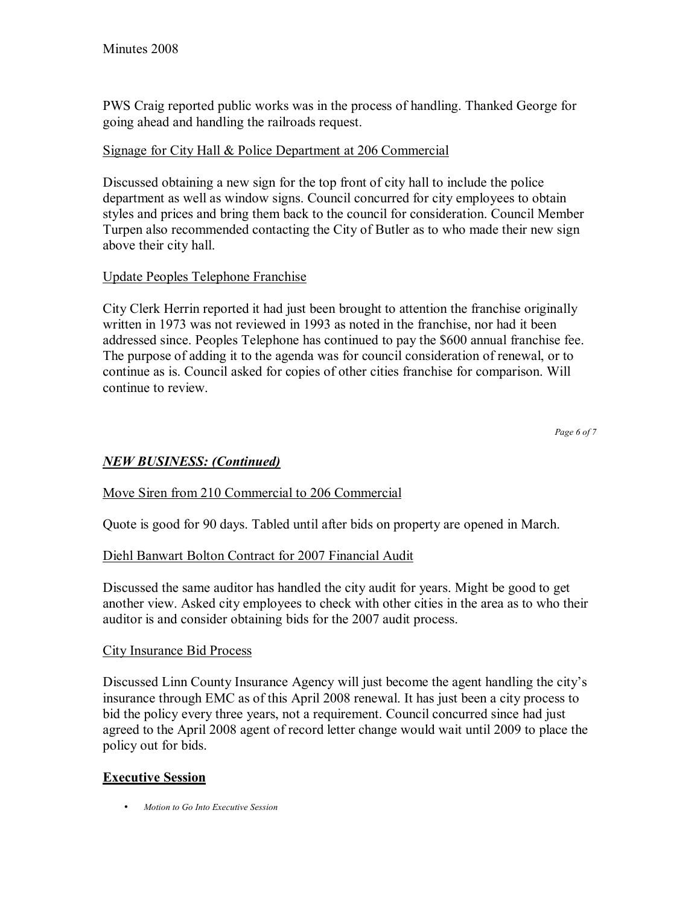PWS Craig reported public works was in the process of handling. Thanked George for going ahead and handling the railroads request.

Signage for City Hall & Police Department at 206 Commercial

Discussed obtaining a new sign for the top front of city hall to include the police department as well as window signs. Council concurred for city employees to obtain styles and prices and bring them back to the council for consideration. Council Member Turpen also recommended contacting the City of Butler as to who made their new sign above their city hall.

Update Peoples Telephone Franchise

City Clerk Herrin reported it had just been brought to attention the franchise originally written in 1973 was not reviewed in 1993 as noted in the franchise, nor had it been addressed since. Peoples Telephone has continued to pay the $600 annual franchise fee. The purpose of adding it to the agenda was for council consideration of renewal, or to continue as is. Council asked for copies of other cities franchise for comparison. Will continue to review.

***NEW BUSINESS: (Continued)***

Move Siren from 210 Commercial to 206 Commercial

Quote is good for 90 days. Tabled until after bids on property are opened in March.

Diehl Banwart Bolton Contract for 2007 Financial Audit

Discussed the same auditor has handled the city audit for years. Might be good to get another view. Asked city employees to check with other cities in the area as to who their auditor is and consider obtaining bids for the 2007 audit process.

City Insurance Bid Process

Discussed Linn County Insurance Agency will just become the agent handling the city's insurance through EMC as of this April 2008 renewal. It has just been a city process to bid the policy every three years, not a requirement. Council concurred since had just agreed to the April 2008 agent of record letter change would wait until 2009 to place the policy out for bids.

**Executive Session**

- *Motion to Go Into Executive Session*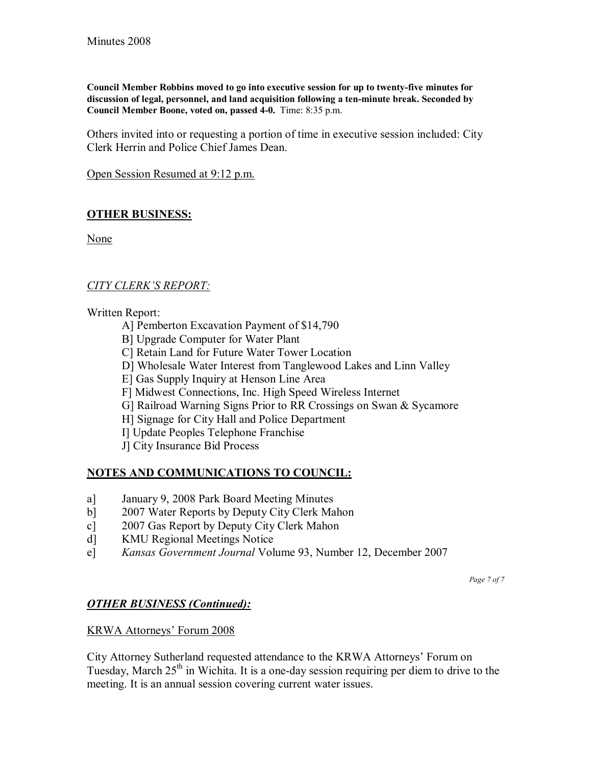**Council Member Robbins moved to go into executive session for up to twenty-five minutes for discussion of legal, personnel, and land acquisition following a ten-minute break. Seconded by Council Member Boone, voted on, passed 4-0.** Time: 8:35 p.m.

Others invited into or requesting a portion of time in executive session included: City Clerk Herrin and Police Chief James Dean.

Open Session Resumed at 9:12 p.m.

## OTHER BUSINESS:

None

### *CITY CLERK'S REPORT:*

Written Report:

- A] Pemberton Excavation Payment of $14,790
- B] Upgrade Computer for Water Plant
- C] Retain Land for Future Water Tower Location
- D] Wholesale Water Interest from Tanglewood Lakes and Linn Valley
- E] Gas Supply Inquiry at Henson Line Area
- F] Midwest Connections, Inc. High Speed Wireless Internet
- G] Railroad Warning Signs Prior to RR Crossings on Swan & Sycamore
- H] Signage for City Hall and Police Department
- I] Update Peoples Telephone Franchise
- J] City Insurance Bid Process

## NOTES AND COMMUNICATIONS TO COUNCIL:

- a] January 9, 2008 Park Board Meeting Minutes
- b] 2007 Water Reports by Deputy City Clerk Mahon
- c] 2007 Gas Report by Deputy City Clerk Mahon
- d] KMU Regional Meetings Notice
- e] *Kansas Government Journal* Volume 93, Number 12, December 2007

## *OTHER BUSINESS (Continued):*

KRWA Attorneys' Forum 2008

City Attorney Sutherland requested attendance to the KRWA Attorneys' Forum on Tuesday, March 25th in Wichita. It is a one-day session requiring per diem to drive to the meeting. It is an annual session covering current water issues.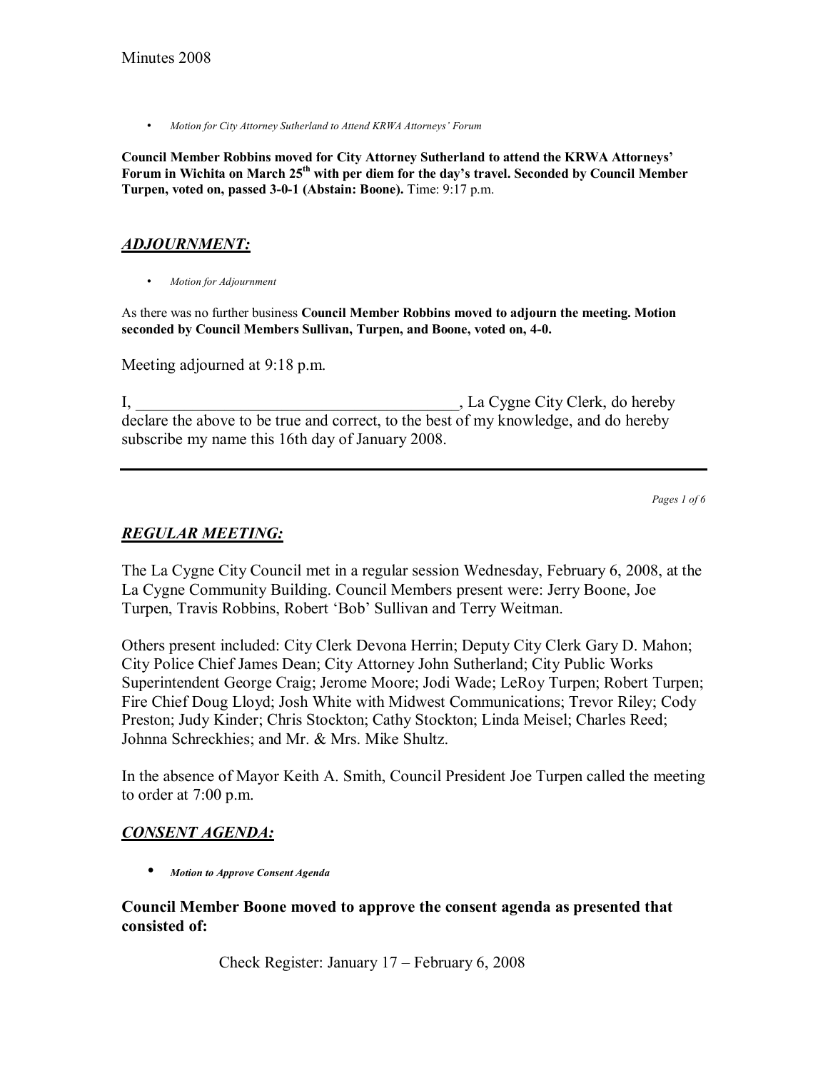- *Motion for City Attorney Sutherland to Attend KRWA Attorneys' Forum*

**Council Member Robbins moved for City Attorney Sutherland to attend the KRWA Attorneys' Forum in Wichita on March 25th with per diem for the day's travel. Seconded by Council Member Turpen, voted on, passed 3-0-1 (Abstain: Boone).** Time: 9:17 p.m.

## *ADJOURNMENT:*

- *Motion for Adjournment*

As there was no further business **Council Member Robbins moved to adjourn the meeting. Motion seconded by Council Members Sullivan, Turpen, and Boone, voted on, 4-0.**

Meeting adjourned at 9:18 p.m.

I, ________________________________________, La Cygne City Clerk, do hereby declare the above to be true and correct, to the best of my knowledge, and do hereby subscribe my name this 16th day of January 2008.

---

## *REGULAR MEETING:*

The La Cygne City Council met in a regular session Wednesday, February 6, 2008, at the La Cygne Community Building. Council Members present were: Jerry Boone, Joe Turpen, Travis Robbins, Robert 'Bob' Sullivan and Terry Weitman.

Others present included: City Clerk Devona Herrin; Deputy City Clerk Gary D. Mahon; City Police Chief James Dean; City Attorney John Sutherland; City Public Works Superintendent George Craig; Jerome Moore; Jodi Wade; LeRoy Turpen; Robert Turpen; Fire Chief Doug Lloyd; Josh White with Midwest Communications; Trevor Riley; Cody Preston; Judy Kinder; Chris Stockton; Cathy Stockton; Linda Meisel; Charles Reed; Johnna Schreckhies; and Mr. & Mrs. Mike Shultz.

In the absence of Mayor Keith A. Smith, Council President Joe Turpen called the meeting to order at 7:00 p.m.

## *CONSENT AGENDA:*

- ***Motion to Approve Consent Agenda***

**Council Member Boone moved to approve the consent agenda as presented that consisted of:**

Check Register: January 17 – February 6, 2008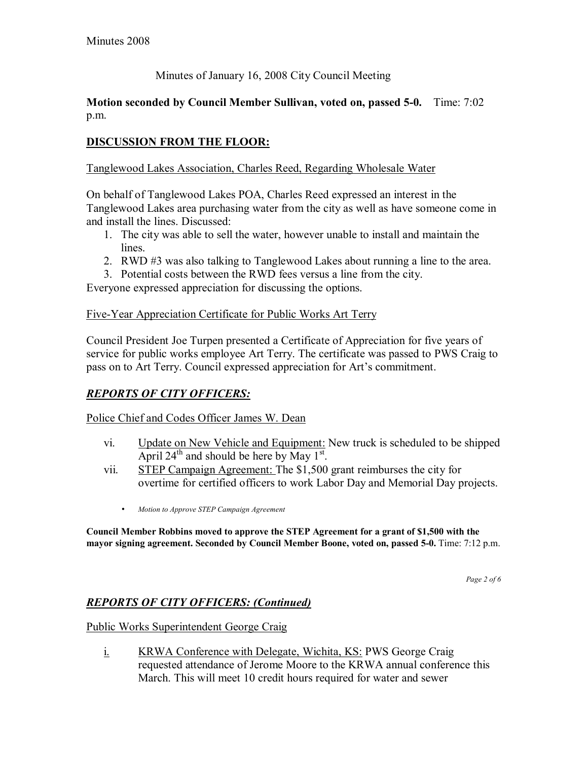Minutes of January 16, 2008 City Council Meeting

**Motion seconded by Council Member Sullivan, voted on, passed 5-0.** Time: 7:02 p.m.

## DISCUSSION FROM THE FLOOR:

Tanglewood Lakes Association, Charles Reed, Regarding Wholesale Water

On behalf of Tanglewood Lakes POA, Charles Reed expressed an interest in the Tanglewood Lakes area purchasing water from the city as well as have someone come in and install the lines. Discussed:

1. The city was able to sell the water, however unable to install and maintain the lines.
2. RWD #3 was also talking to Tanglewood Lakes about running a line to the area.
3. Potential costs between the RWD fees versus a line from the city.

Everyone expressed appreciation for discussing the options.

Five-Year Appreciation Certificate for Public Works Art Terry

Council President Joe Turpen presented a Certificate of Appreciation for five years of service for public works employee Art Terry. The certificate was passed to PWS Craig to pass on to Art Terry. Council expressed appreciation for Art's commitment.

## *REPORTS OF CITY OFFICERS:*

Police Chief and Codes Officer James W. Dean

vi. Update on New Vehicle and Equipment: New truck is scheduled to be shipped April 24th and should be here by May 1st.

vii. STEP Campaign Agreement: The $1,500 grant reimburses the city for overtime for certified officers to work Labor Day and Memorial Day projects.

- *Motion to Approve STEP Campaign Agreement*

**Council Member Robbins moved to approve the STEP Agreement for a grant of $1,500 with the mayor signing agreement. Seconded by Council Member Boone, voted on, passed 5-0.** Time: 7:12 p.m.

## *REPORTS OF CITY OFFICERS: (Continued)*

Public Works Superintendent George Craig

i. KRWA Conference with Delegate, Wichita, KS: PWS George Craig requested attendance of Jerome Moore to the KRWA annual conference this March. This will meet 10 credit hours required for water and sewer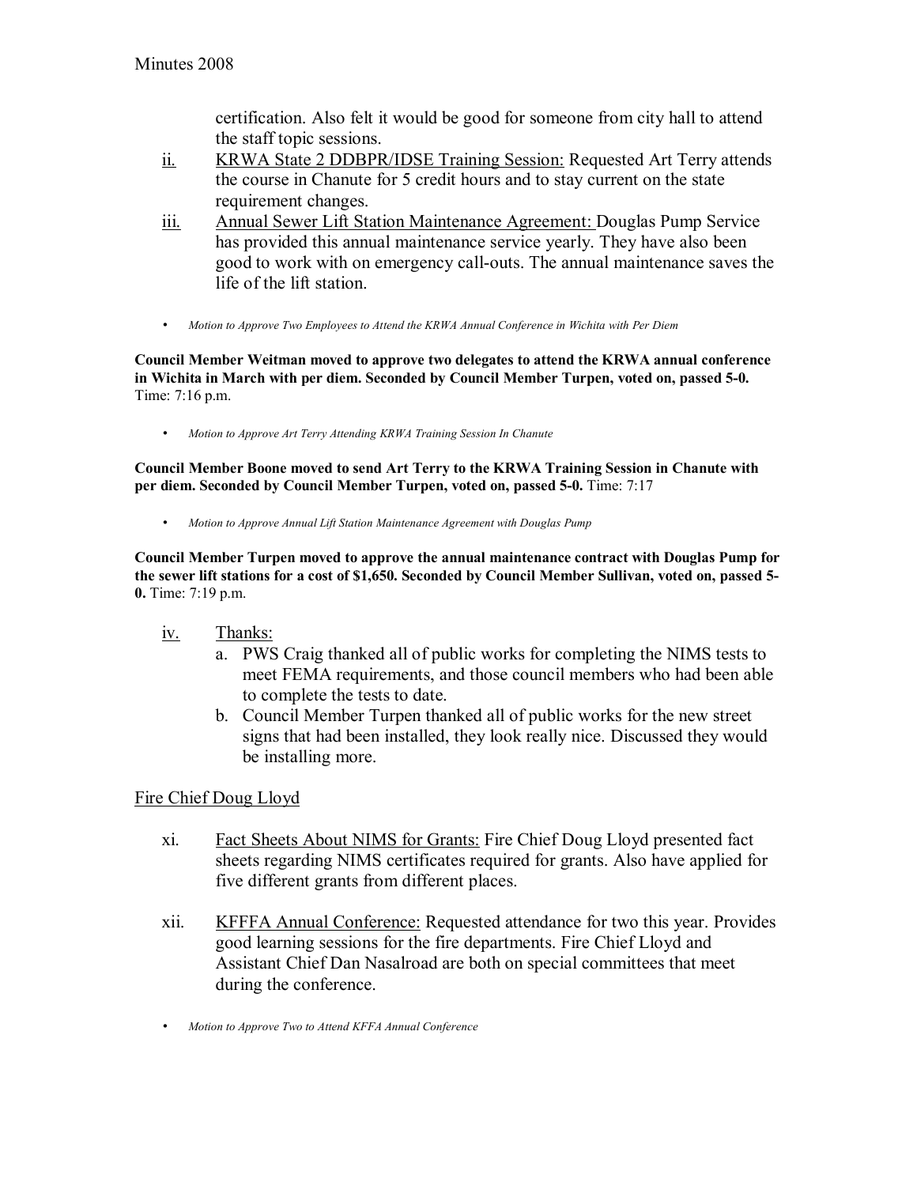certification. Also felt it would be good for someone from city hall to attend the staff topic sessions.

ii. <u>KRWA State 2 DDBPR/IDSE Training Session:</u> Requested Art Terry attends the course in Chanute for 5 credit hours and to stay current on the state requirement changes.

iii. <u>Annual Sewer Lift Station Maintenance Agreement:</u> Douglas Pump Service has provided this annual maintenance service yearly. They have also been good to work with on emergency call-outs. The annual maintenance saves the life of the lift station.

- *Motion to Approve Two Employees to Attend the KRWA Annual Conference in Wichita with Per Diem*

**Council Member Weitman moved to approve two delegates to attend the KRWA annual conference in Wichita in March with per diem. Seconded by Council Member Turpen, voted on, passed 5-0.** Time: 7:16 p.m.

- *Motion to Approve Art Terry Attending KRWA Training Session In Chanute*

**Council Member Boone moved to send Art Terry to the KRWA Training Session in Chanute with per diem. Seconded by Council Member Turpen, voted on, passed 5-0.** Time: 7:17

- *Motion to Approve Annual Lift Station Maintenance Agreement with Douglas Pump*

**Council Member Turpen moved to approve the annual maintenance contract with Douglas Pump for the sewer lift stations for a cost of $1,650. Seconded by Council Member Sullivan, voted on, passed 5-0.** Time: 7:19 p.m.

iv. <u>Thanks:</u>
   a. PWS Craig thanked all of public works for completing the NIMS tests to meet FEMA requirements, and those council members who had been able to complete the tests to date.
   b. Council Member Turpen thanked all of public works for the new street signs that had been installed, they look really nice. Discussed they would be installing more.

<u>Fire Chief Doug Lloyd</u>

xi. <u>Fact Sheets About NIMS for Grants:</u> Fire Chief Doug Lloyd presented fact sheets regarding NIMS certificates required for grants. Also have applied for five different grants from different places.

xii. <u>KFFFA Annual Conference:</u> Requested attendance for two this year. Provides good learning sessions for the fire departments. Fire Chief Lloyd and Assistant Chief Dan Nasalroad are both on special committees that meet during the conference.

- *Motion to Approve Two to Attend KFFA Annual Conference*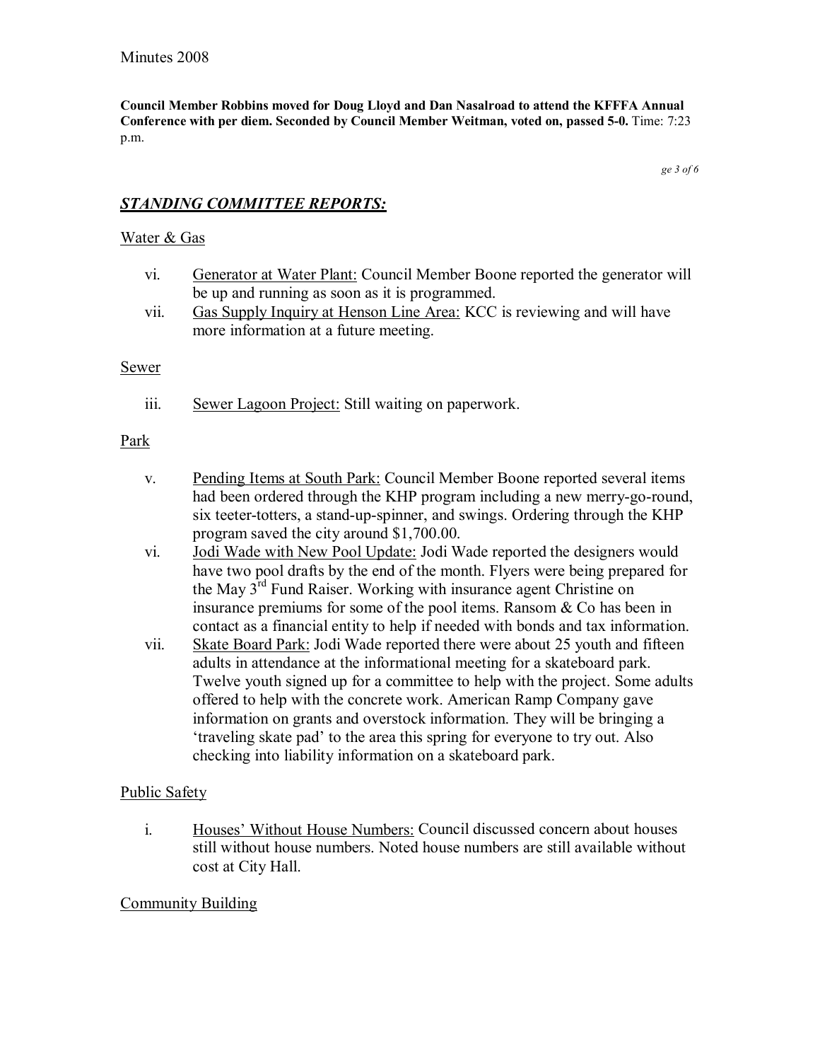**Council Member Robbins moved for Doug Lloyd and Dan Nasalroad to attend the KFFFA Annual Conference with per diem. Seconded by Council Member Weitman, voted on, passed 5-0.** Time: 7:23 p.m.

## ***STANDING COMMITTEE REPORTS:***

Water & Gas

vi. Generator at Water Plant: Council Member Boone reported the generator will be up and running as soon as it is programmed.

vii. Gas Supply Inquiry at Henson Line Area: KCC is reviewing and will have more information at a future meeting.

Sewer

iii. Sewer Lagoon Project: Still waiting on paperwork.

Park

v. Pending Items at South Park: Council Member Boone reported several items had been ordered through the KHP program including a new merry-go-round, six teeter-totters, a stand-up-spinner, and swings. Ordering through the KHP program saved the city around $1,700.00.

vi. Jodi Wade with New Pool Update: Jodi Wade reported the designers would have two pool drafts by the end of the month. Flyers were being prepared for the May 3rd Fund Raiser. Working with insurance agent Christine on insurance premiums for some of the pool items. Ransom & Co has been in contact as a financial entity to help if needed with bonds and tax information.

vii. Skate Board Park: Jodi Wade reported there were about 25 youth and fifteen adults in attendance at the informational meeting for a skateboard park. Twelve youth signed up for a committee to help with the project. Some adults offered to help with the concrete work. American Ramp Company gave information on grants and overstock information. They will be bringing a 'traveling skate pad' to the area this spring for everyone to try out. Also checking into liability information on a skateboard park.

Public Safety

i. Houses' Without House Numbers: Council discussed concern about houses still without house numbers. Noted house numbers are still available without cost at City Hall.

Community Building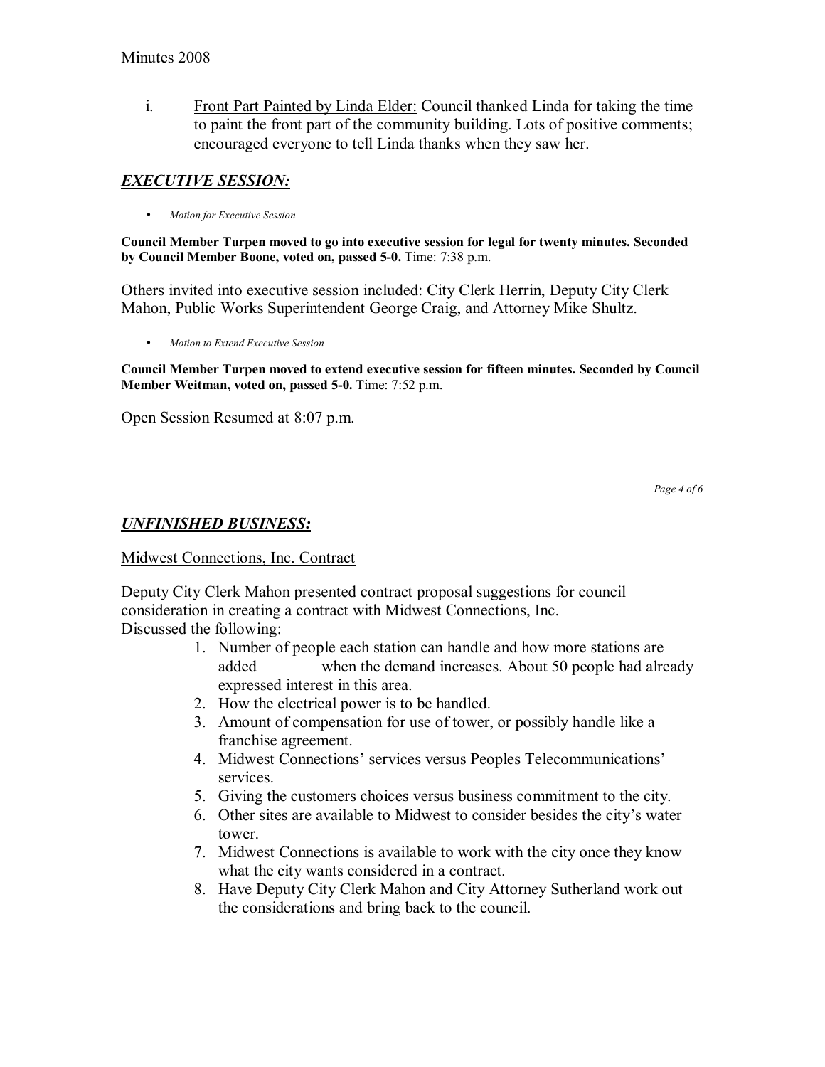i. Front Part Painted by Linda Elder: Council thanked Linda for taking the time to paint the front part of the community building. Lots of positive comments; encouraged everyone to tell Linda thanks when they saw her.

## ***EXECUTIVE SESSION:***

- *Motion for Executive Session*

**Council Member Turpen moved to go into executive session for legal for twenty minutes. Seconded by Council Member Boone, voted on, passed 5-0.** Time: 7:38 p.m.

Others invited into executive session included: City Clerk Herrin, Deputy City Clerk Mahon, Public Works Superintendent George Craig, and Attorney Mike Shultz.

- *Motion to Extend Executive Session*

**Council Member Turpen moved to extend executive session for fifteen minutes. Seconded by Council Member Weitman, voted on, passed 5-0.** Time: 7:52 p.m.

Open Session Resumed at 8:07 p.m.

## ***UNFINISHED BUSINESS:***

Midwest Connections, Inc. Contract

Deputy City Clerk Mahon presented contract proposal suggestions for council consideration in creating a contract with Midwest Connections, Inc.
Discussed the following:

1. Number of people each station can handle and how more stations are added when the demand increases. About 50 people had already expressed interest in this area.
2. How the electrical power is to be handled.
3. Amount of compensation for use of tower, or possibly handle like a franchise agreement.
4. Midwest Connections' services versus Peoples Telecommunications' services.
5. Giving the customers choices versus business commitment to the city.
6. Other sites are available to Midwest to consider besides the city's water tower.
7. Midwest Connections is available to work with the city once they know what the city wants considered in a contract.
8. Have Deputy City Clerk Mahon and City Attorney Sutherland work out the considerations and bring back to the council.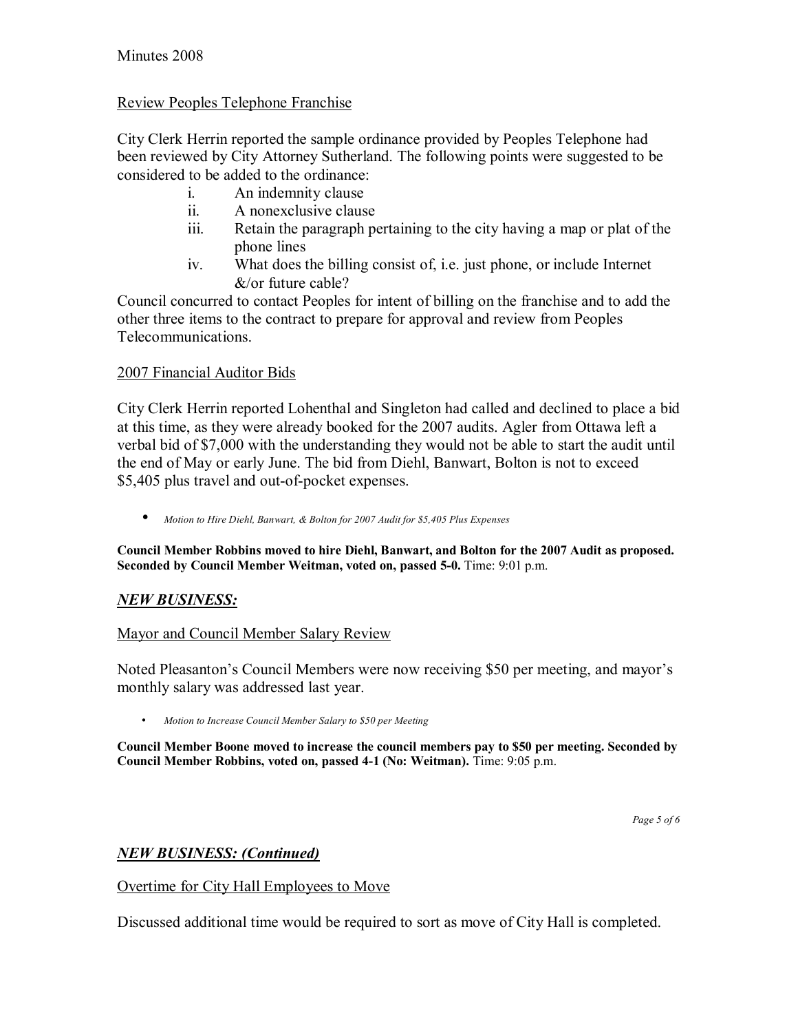Review Peoples Telephone Franchise

City Clerk Herrin reported the sample ordinance provided by Peoples Telephone had been reviewed by City Attorney Sutherland. The following points were suggested to be considered to be added to the ordinance:

i. An indemnity clause
ii. A nonexclusive clause
iii. Retain the paragraph pertaining to the city having a map or plat of the phone lines
iv. What does the billing consist of, i.e. just phone, or include Internet &/or future cable?

Council concurred to contact Peoples for intent of billing on the franchise and to add the other three items to the contract to prepare for approval and review from Peoples Telecommunications.

2007 Financial Auditor Bids

City Clerk Herrin reported Lohenthal and Singleton had called and declined to place a bid at this time, as they were already booked for the 2007 audits. Agler from Ottawa left a verbal bid of $7,000 with the understanding they would not be able to start the audit until the end of May or early June. The bid from Diehl, Banwart, Bolton is not to exceed $5,405 plus travel and out-of-pocket expenses.

- *Motion to Hire Diehl, Banwart, & Bolton for 2007 Audit for $5,405 Plus Expenses*

**Council Member Robbins moved to hire Diehl, Banwart, and Bolton for the 2007 Audit as proposed. Seconded by Council Member Weitman, voted on, passed 5-0.** Time: 9:01 p.m.

## ***NEW BUSINESS:***

Mayor and Council Member Salary Review

Noted Pleasanton's Council Members were now receiving $50 per meeting, and mayor's monthly salary was addressed last year.

- *Motion to Increase Council Member Salary to $50 per Meeting*

**Council Member Boone moved to increase the council members pay to $50 per meeting. Seconded by Council Member Robbins, voted on, passed 4-1 (No: Weitman).** Time: 9:05 p.m.

## ***NEW BUSINESS: (Continued)***

Overtime for City Hall Employees to Move

Discussed additional time would be required to sort as move of City Hall is completed.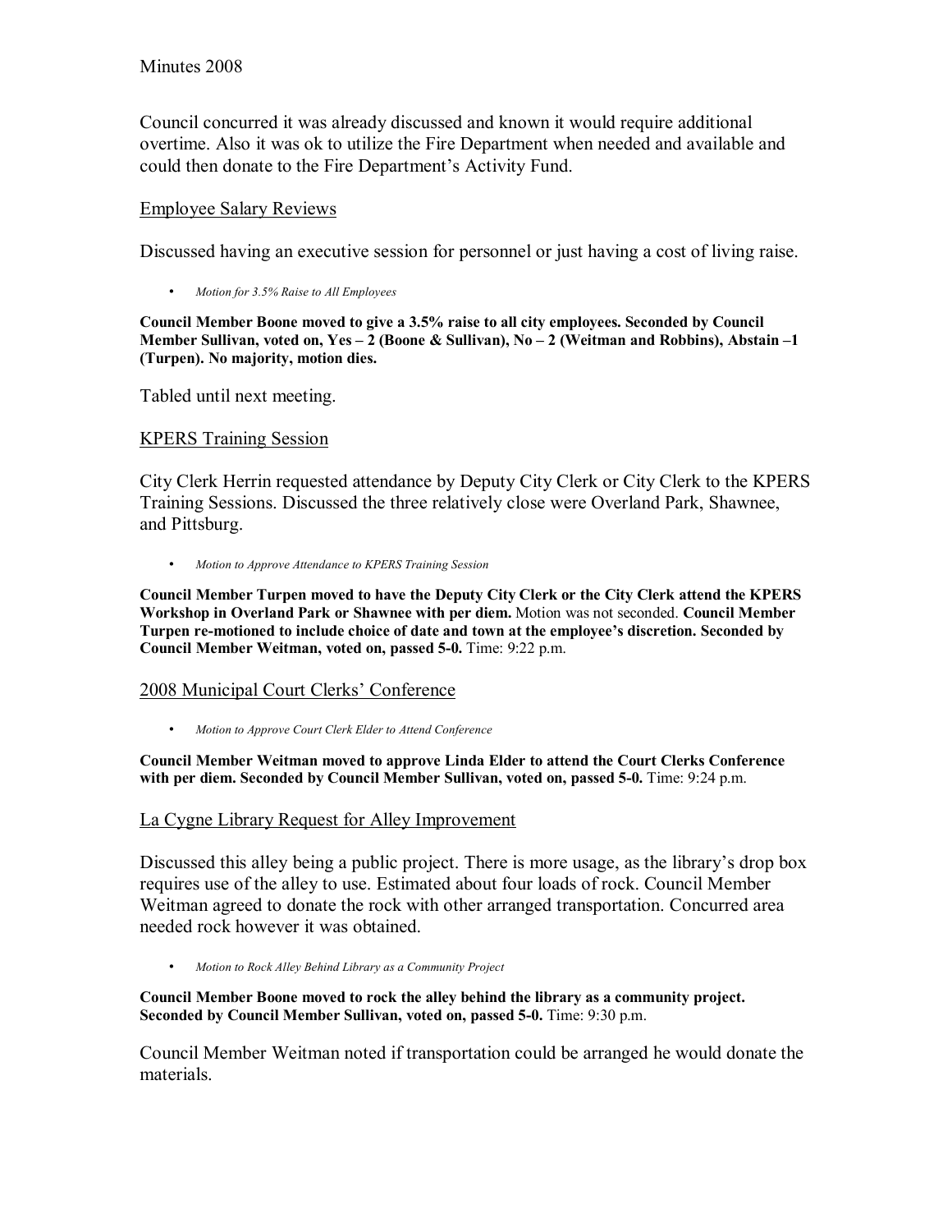Council concurred it was already discussed and known it would require additional overtime. Also it was ok to utilize the Fire Department when needed and available and could then donate to the Fire Department's Activity Fund.

Employee Salary Reviews

Discussed having an executive session for personnel or just having a cost of living raise.

- *Motion for 3.5% Raise to All Employees*

**Council Member Boone moved to give a 3.5% raise to all city employees. Seconded by Council Member Sullivan, voted on, Yes – 2 (Boone & Sullivan), No – 2 (Weitman and Robbins), Abstain –1 (Turpen). No majority, motion dies.**

Tabled until next meeting.

KPERS Training Session

City Clerk Herrin requested attendance by Deputy City Clerk or City Clerk to the KPERS Training Sessions. Discussed the three relatively close were Overland Park, Shawnee, and Pittsburg.

- *Motion to Approve Attendance to KPERS Training Session*

**Council Member Turpen moved to have the Deputy City Clerk or the City Clerk attend the KPERS Workshop in Overland Park or Shawnee with per diem.** Motion was not seconded. **Council Member Turpen re-motioned to include choice of date and town at the employee's discretion. Seconded by Council Member Weitman, voted on, passed 5-0.** Time: 9:22 p.m.

2008 Municipal Court Clerks' Conference

- *Motion to Approve Court Clerk Elder to Attend Conference*

**Council Member Weitman moved to approve Linda Elder to attend the Court Clerks Conference with per diem. Seconded by Council Member Sullivan, voted on, passed 5-0.** Time: 9:24 p.m.

La Cygne Library Request for Alley Improvement

Discussed this alley being a public project. There is more usage, as the library's drop box requires use of the alley to use. Estimated about four loads of rock. Council Member Weitman agreed to donate the rock with other arranged transportation. Concurred area needed rock however it was obtained.

- *Motion to Rock Alley Behind Library as a Community Project*

**Council Member Boone moved to rock the alley behind the library as a community project. Seconded by Council Member Sullivan, voted on, passed 5-0.** Time: 9:30 p.m.

Council Member Weitman noted if transportation could be arranged he would donate the materials.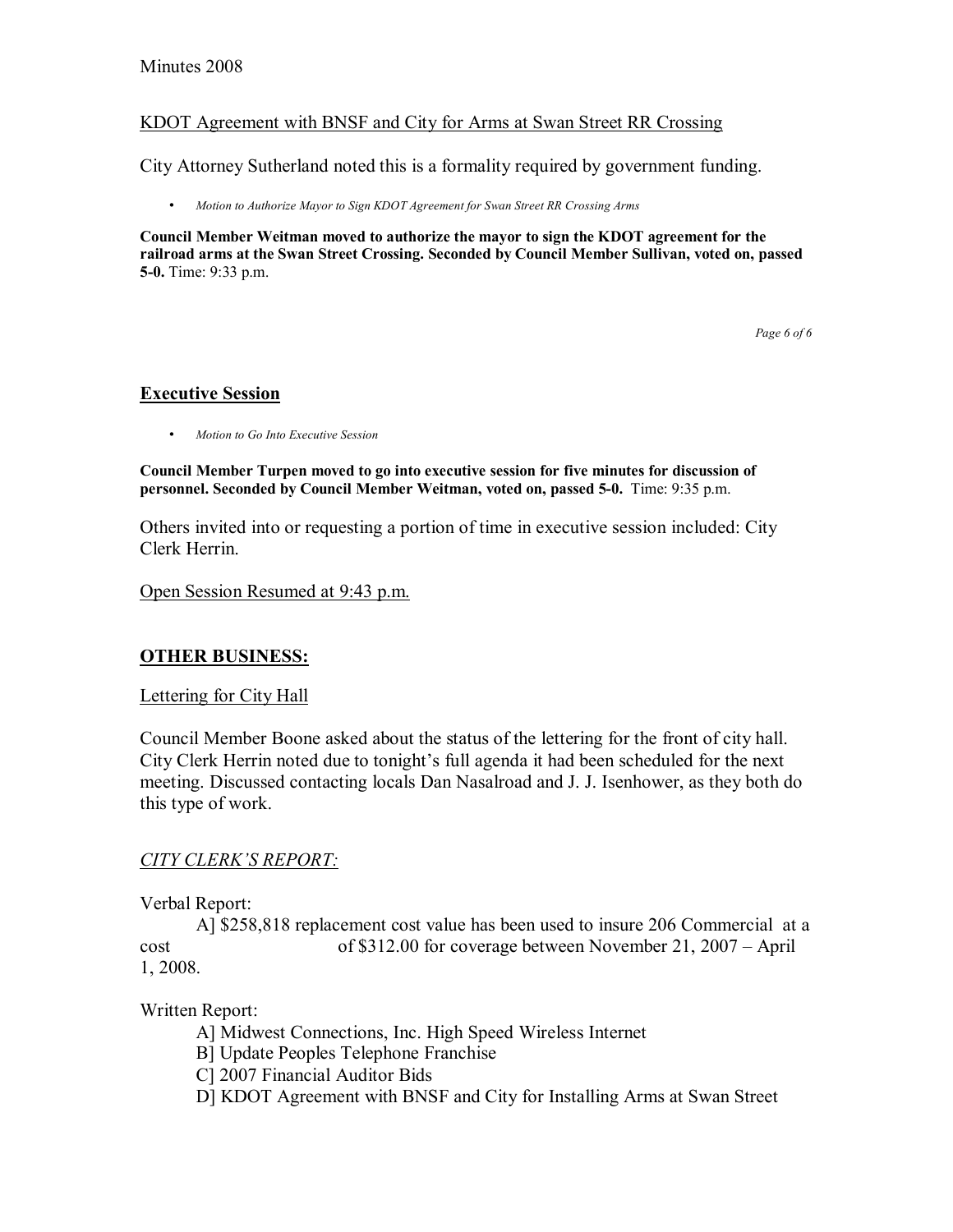KDOT Agreement with BNSF and City for Arms at Swan Street RR Crossing

City Attorney Sutherland noted this is a formality required by government funding.

- *Motion to Authorize Mayor to Sign KDOT Agreement for Swan Street RR Crossing Arms*

**Council Member Weitman moved to authorize the mayor to sign the KDOT agreement for the railroad arms at the Swan Street Crossing. Seconded by Council Member Sullivan, voted on, passed 5-0.** Time: 9:33 p.m.

## Executive Session

- *Motion to Go Into Executive Session*

**Council Member Turpen moved to go into executive session for five minutes for discussion of personnel. Seconded by Council Member Weitman, voted on, passed 5-0.** Time: 9:35 p.m.

Others invited into or requesting a portion of time in executive session included: City Clerk Herrin.

Open Session Resumed at 9:43 p.m.

## OTHER BUSINESS:

Lettering for City Hall

Council Member Boone asked about the status of the lettering for the front of city hall. City Clerk Herrin noted due to tonight's full agenda it had been scheduled for the next meeting. Discussed contacting locals Dan Nasalroad and J. J. Isenhower, as they both do this type of work.

*CITY CLERK'S REPORT:*

Verbal Report:

A] $258,818 replacement cost value has been used to insure 206 Commercial at a cost of $312.00 for coverage between November 21, 2007 – April 1, 2008.

Written Report:

A] Midwest Connections, Inc. High Speed Wireless Internet
B] Update Peoples Telephone Franchise
C] 2007 Financial Auditor Bids
D] KDOT Agreement with BNSF and City for Installing Arms at Swan Street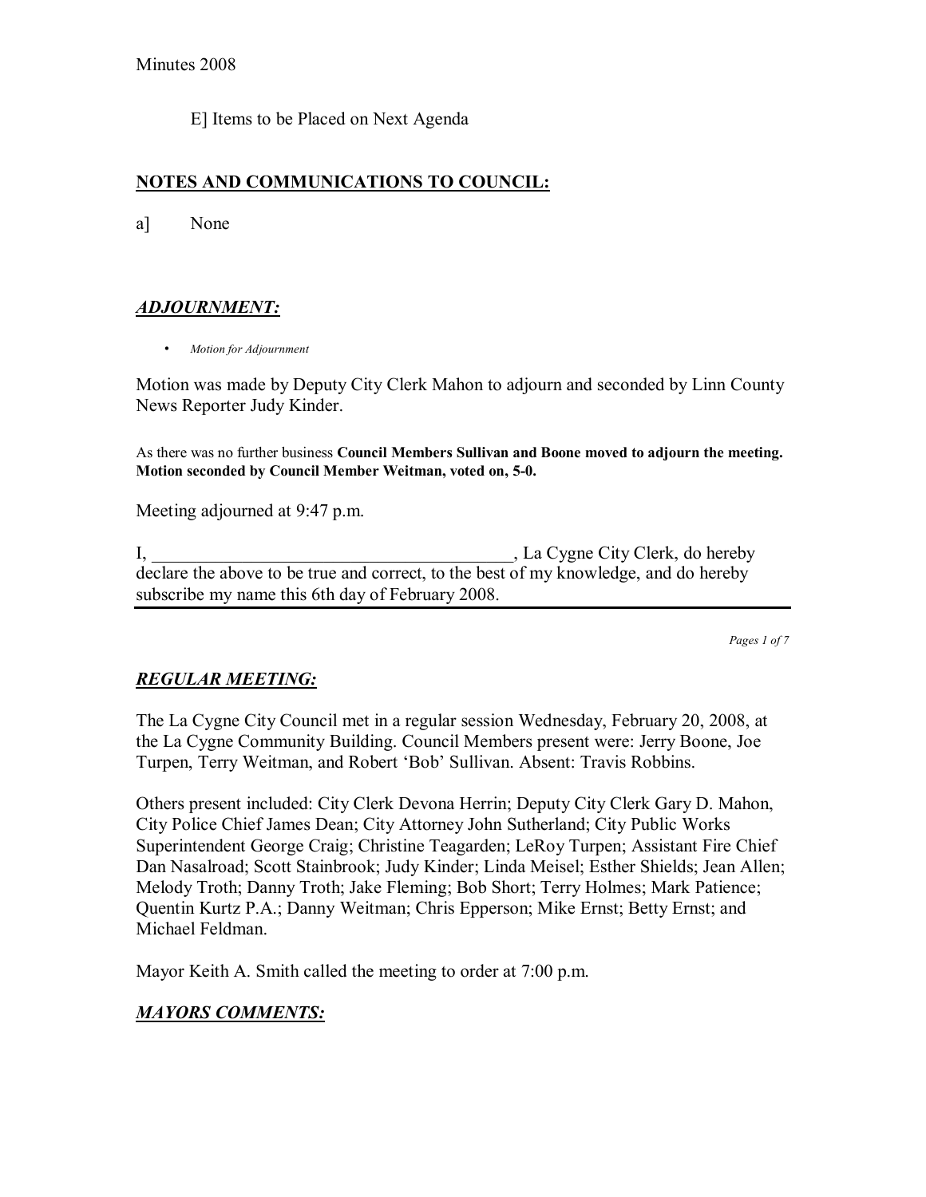E] Items to be Placed on Next Agenda

## NOTES AND COMMUNICATIONS TO COUNCIL:

a]  None

## *ADJOURNMENT:*

- *Motion for Adjournment*

Motion was made by Deputy City Clerk Mahon to adjourn and seconded by Linn County News Reporter Judy Kinder.

As there was no further business **Council Members Sullivan and Boone moved to adjourn the meeting. Motion seconded by Council Member Weitman, voted on, 5-0.**

Meeting adjourned at 9:47 p.m.

I, ________________________________________, La Cygne City Clerk, do hereby declare the above to be true and correct, to the best of my knowledge, and do hereby subscribe my name this 6th day of February 2008.

## *REGULAR MEETING:*

The La Cygne City Council met in a regular session Wednesday, February 20, 2008, at the La Cygne Community Building. Council Members present were: Jerry Boone, Joe Turpen, Terry Weitman, and Robert 'Bob' Sullivan. Absent: Travis Robbins.

Others present included: City Clerk Devona Herrin; Deputy City Clerk Gary D. Mahon, City Police Chief James Dean; City Attorney John Sutherland; City Public Works Superintendent George Craig; Christine Teagarden; LeRoy Turpen; Assistant Fire Chief Dan Nasalroad; Scott Stainbrook; Judy Kinder; Linda Meisel; Esther Shields; Jean Allen; Melody Troth; Danny Troth; Jake Fleming; Bob Short; Terry Holmes; Mark Patience; Quentin Kurtz P.A.; Danny Weitman; Chris Epperson; Mike Ernst; Betty Ernst; and Michael Feldman.

Mayor Keith A. Smith called the meeting to order at 7:00 p.m.

## *MAYORS COMMENTS:*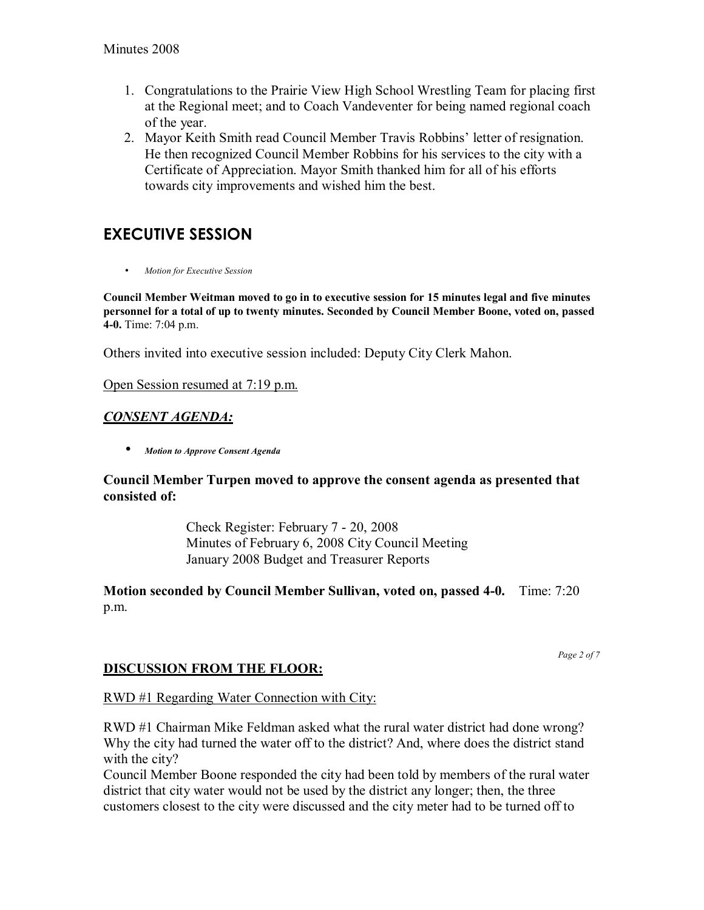1. Congratulations to the Prairie View High School Wrestling Team for placing first at the Regional meet; and to Coach Vandeventer for being named regional coach of the year.
2. Mayor Keith Smith read Council Member Travis Robbins' letter of resignation. He then recognized Council Member Robbins for his services to the city with a Certificate of Appreciation. Mayor Smith thanked him for all of his efforts towards city improvements and wished him the best.

## EXECUTIVE SESSION

- *Motion for Executive Session*

**Council Member Weitman moved to go in to executive session for 15 minutes legal and five minutes personnel for a total of up to twenty minutes. Seconded by Council Member Boone, voted on, passed 4-0.** Time: 7:04 p.m.

Others invited into executive session included: Deputy City Clerk Mahon.

Open Session resumed at 7:19 p.m.

### ***CONSENT AGENDA:***

- ***Motion to Approve Consent Agenda***

**Council Member Turpen moved to approve the consent agenda as presented that consisted of:**

Check Register: February 7 - 20, 2008
Minutes of February 6, 2008 City Council Meeting
January 2008 Budget and Treasurer Reports

**Motion seconded by Council Member Sullivan, voted on, passed 4-0.** Time: 7:20 p.m.

**DISCUSSION FROM THE FLOOR:**

RWD #1 Regarding Water Connection with City:

RWD #1 Chairman Mike Feldman asked what the rural water district had done wrong? Why the city had turned the water off to the district? And, where does the district stand with the city?
Council Member Boone responded the city had been told by members of the rural water district that city water would not be used by the district any longer; then, the three customers closest to the city were discussed and the city meter had to be turned off to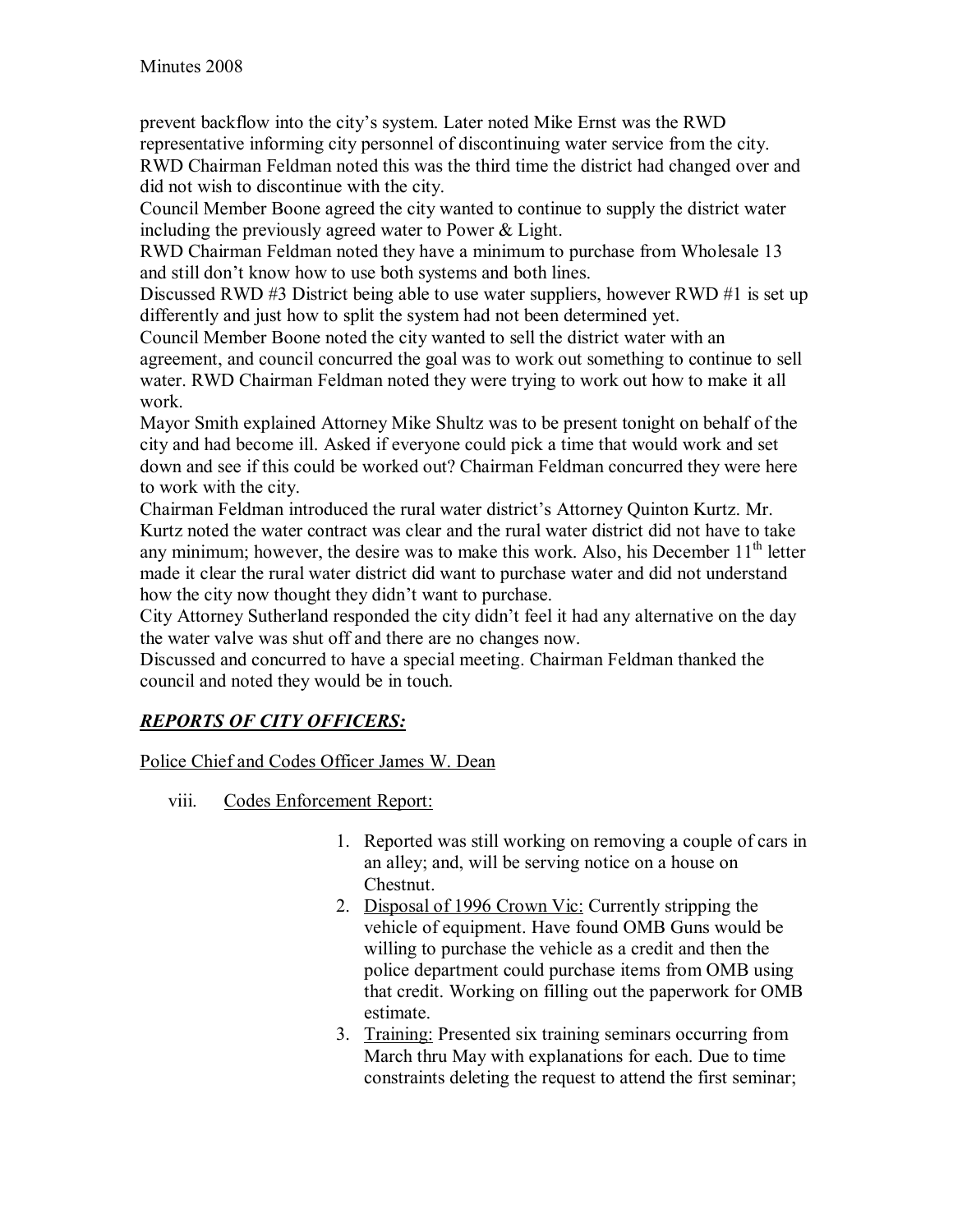prevent backflow into the city's system. Later noted Mike Ernst was the RWD representative informing city personnel of discontinuing water service from the city. RWD Chairman Feldman noted this was the third time the district had changed over and did not wish to discontinue with the city.

Council Member Boone agreed the city wanted to continue to supply the district water including the previously agreed water to Power & Light.

RWD Chairman Feldman noted they have a minimum to purchase from Wholesale 13 and still don't know how to use both systems and both lines.

Discussed RWD #3 District being able to use water suppliers, however RWD #1 is set up differently and just how to split the system had not been determined yet.

Council Member Boone noted the city wanted to sell the district water with an agreement, and council concurred the goal was to work out something to continue to sell water. RWD Chairman Feldman noted they were trying to work out how to make it all work.

Mayor Smith explained Attorney Mike Shultz was to be present tonight on behalf of the city and had become ill. Asked if everyone could pick a time that would work and set down and see if this could be worked out? Chairman Feldman concurred they were here to work with the city.

Chairman Feldman introduced the rural water district's Attorney Quinton Kurtz. Mr. Kurtz noted the water contract was clear and the rural water district did not have to take any minimum; however, the desire was to make this work. Also, his December 11th letter made it clear the rural water district did want to purchase water and did not understand how the city now thought they didn't want to purchase.

City Attorney Sutherland responded the city didn't feel it had any alternative on the day the water valve was shut off and there are no changes now.

Discussed and concurred to have a special meeting. Chairman Feldman thanked the council and noted they would be in touch.

## ***REPORTS OF CITY OFFICERS:***

Police Chief and Codes Officer James W. Dean

viii. Codes Enforcement Report:

1. Reported was still working on removing a couple of cars in an alley; and, will be serving notice on a house on Chestnut.
2. Disposal of 1996 Crown Vic: Currently stripping the vehicle of equipment. Have found OMB Guns would be willing to purchase the vehicle as a credit and then the police department could purchase items from OMB using that credit. Working on filling out the paperwork for OMB estimate.
3. Training: Presented six training seminars occurring from March thru May with explanations for each. Due to time constraints deleting the request to attend the first seminar;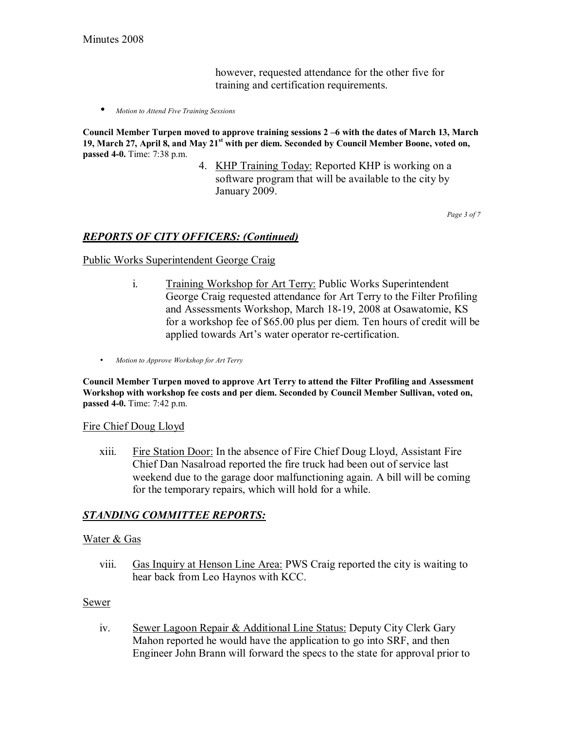however, requested attendance for the other five for training and certification requirements.

- *Motion to Attend Five Training Sessions*

**Council Member Turpen moved to approve training sessions 2 –6 with the dates of March 13, March 19, March 27, April 8, and May 21st with per diem. Seconded by Council Member Boone, voted on, passed 4-0.** Time: 7:38 p.m.

4. KHP Training Today: Reported KHP is working on a software program that will be available to the city by January 2009.

## *REPORTS OF CITY OFFICERS: (Continued)*

Public Works Superintendent George Craig

i. Training Workshop for Art Terry: Public Works Superintendent George Craig requested attendance for Art Terry to the Filter Profiling and Assessments Workshop, March 18-19, 2008 at Osawatomie, KS for a workshop fee of $65.00 plus per diem. Ten hours of credit will be applied towards Art's water operator re-certification.

- *Motion to Approve Workshop for Art Terry*

**Council Member Turpen moved to approve Art Terry to attend the Filter Profiling and Assessment Workshop with workshop fee costs and per diem. Seconded by Council Member Sullivan, voted on, passed 4-0.** Time: 7:42 p.m.

Fire Chief Doug Lloyd

xiii. Fire Station Door: In the absence of Fire Chief Doug Lloyd, Assistant Fire Chief Dan Nasalroad reported the fire truck had been out of service last weekend due to the garage door malfunctioning again. A bill will be coming for the temporary repairs, which will hold for a while.

## *STANDING COMMITTEE REPORTS:*

Water & Gas

viii. Gas Inquiry at Henson Line Area: PWS Craig reported the city is waiting to hear back from Leo Haynos with KCC.

Sewer

iv. Sewer Lagoon Repair & Additional Line Status: Deputy City Clerk Gary Mahon reported he would have the application to go into SRF, and then Engineer John Brann will forward the specs to the state for approval prior to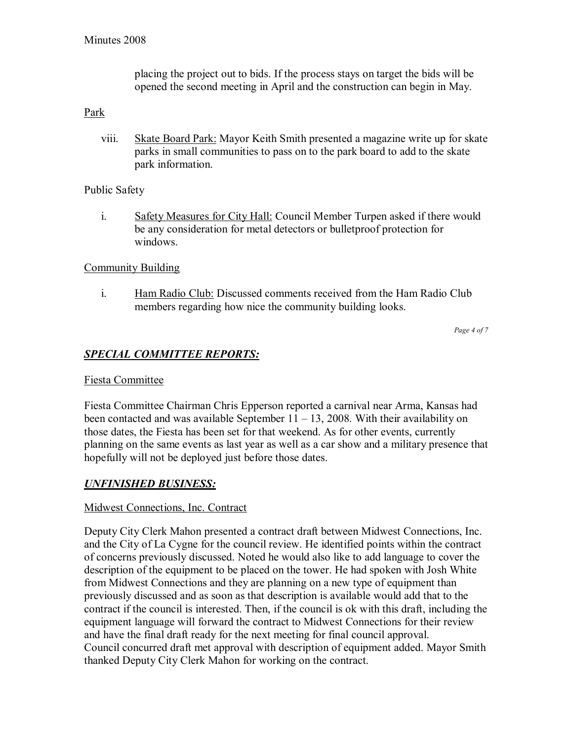placing the project out to bids. If the process stays on target the bids will be opened the second meeting in April and the construction can begin in May.

Park

viii. Skate Board Park: Mayor Keith Smith presented a magazine write up for skate parks in small communities to pass on to the park board to add to the skate park information.

Public Safety

i. Safety Measures for City Hall: Council Member Turpen asked if there would be any consideration for metal detectors or bulletproof protection for windows.

Community Building

i. Ham Radio Club: Discussed comments received from the Ham Radio Club members regarding how nice the community building looks.

## ***SPECIAL COMMITTEE REPORTS:***

Fiesta Committee

Fiesta Committee Chairman Chris Epperson reported a carnival near Arma, Kansas had been contacted and was available September 11 – 13, 2008. With their availability on those dates, the Fiesta has been set for that weekend. As for other events, currently planning on the same events as last year as well as a car show and a military presence that hopefully will not be deployed just before those dates.

## ***UNFINISHED BUSINESS:***

Midwest Connections, Inc. Contract

Deputy City Clerk Mahon presented a contract draft between Midwest Connections, Inc. and the City of La Cygne for the council review. He identified points within the contract of concerns previously discussed. Noted he would also like to add language to cover the description of the equipment to be placed on the tower. He had spoken with Josh White from Midwest Connections and they are planning on a new type of equipment than previously discussed and as soon as that description is available would add that to the contract if the council is interested. Then, if the council is ok with this draft, including the equipment language will forward the contract to Midwest Connections for their review and have the final draft ready for the next meeting for final council approval.
Council concurred draft met approval with description of equipment added. Mayor Smith thanked Deputy City Clerk Mahon for working on the contract.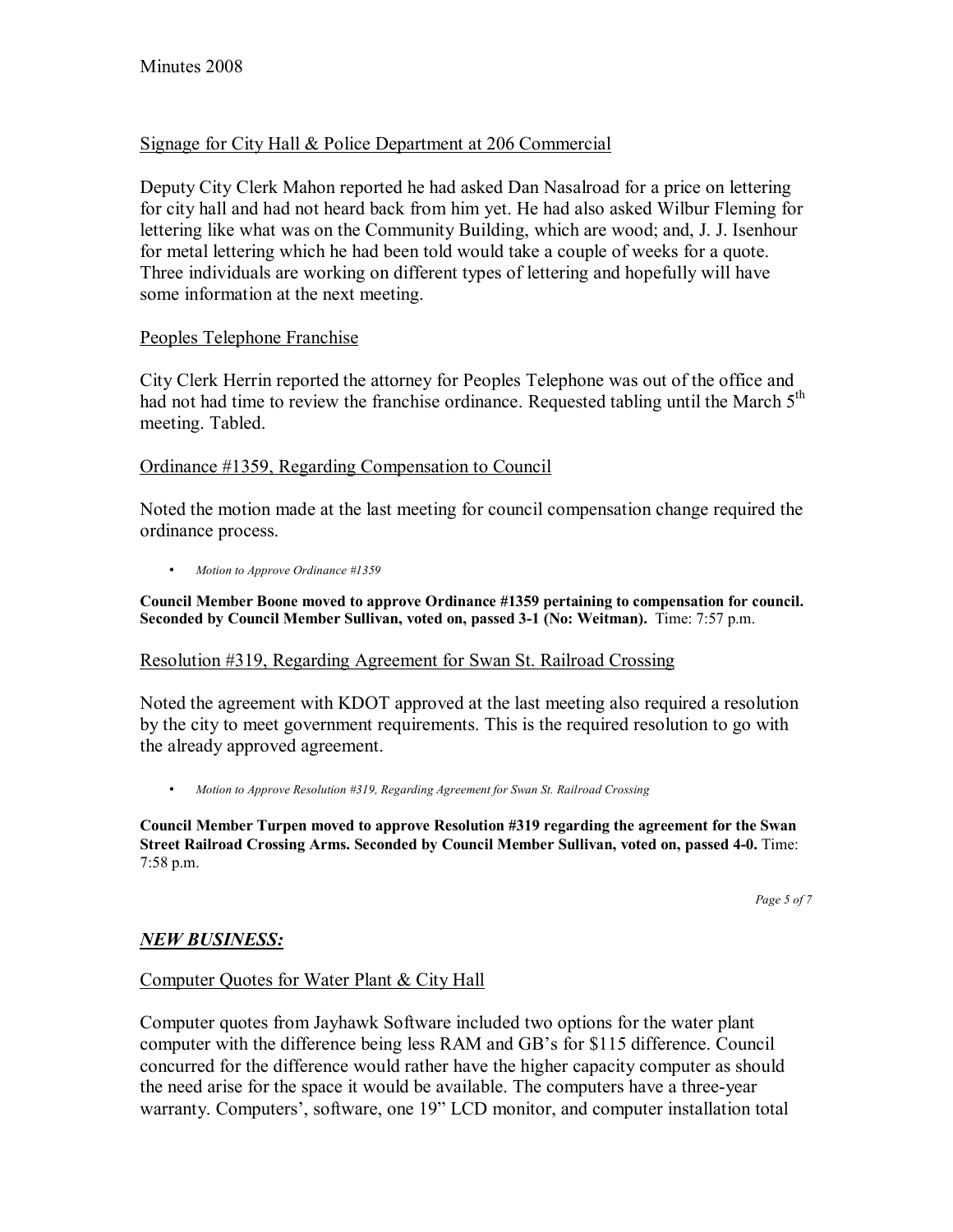## Signage for City Hall & Police Department at 206 Commercial

Deputy City Clerk Mahon reported he had asked Dan Nasalroad for a price on lettering for city hall and had not heard back from him yet. He had also asked Wilbur Fleming for lettering like what was on the Community Building, which are wood; and, J. J. Isenhour for metal lettering which he had been told would take a couple of weeks for a quote. Three individuals are working on different types of lettering and hopefully will have some information at the next meeting.

## Peoples Telephone Franchise

City Clerk Herrin reported the attorney for Peoples Telephone was out of the office and had not had time to review the franchise ordinance. Requested tabling until the March 5th meeting. Tabled.

## Ordinance #1359, Regarding Compensation to Council

Noted the motion made at the last meeting for council compensation change required the ordinance process.

- *Motion to Approve Ordinance #1359*

**Council Member Boone moved to approve Ordinance #1359 pertaining to compensation for council. Seconded by Council Member Sullivan, voted on, passed 3-1 (No: Weitman).** Time: 7:57 p.m.

## Resolution #319, Regarding Agreement for Swan St. Railroad Crossing

Noted the agreement with KDOT approved at the last meeting also required a resolution by the city to meet government requirements. This is the required resolution to go with the already approved agreement.

- *Motion to Approve Resolution #319, Regarding Agreement for Swan St. Railroad Crossing*

**Council Member Turpen moved to approve Resolution #319 regarding the agreement for the Swan Street Railroad Crossing Arms. Seconded by Council Member Sullivan, voted on, passed 4-0.** Time: 7:58 p.m.

# *NEW BUSINESS:*

## Computer Quotes for Water Plant & City Hall

Computer quotes from Jayhawk Software included two options for the water plant computer with the difference being less RAM and GB's for $115 difference. Council concurred for the difference would rather have the higher capacity computer as should the need arise for the space it would be available. The computers have a three-year warranty. Computers', software, one 19" LCD monitor, and computer installation total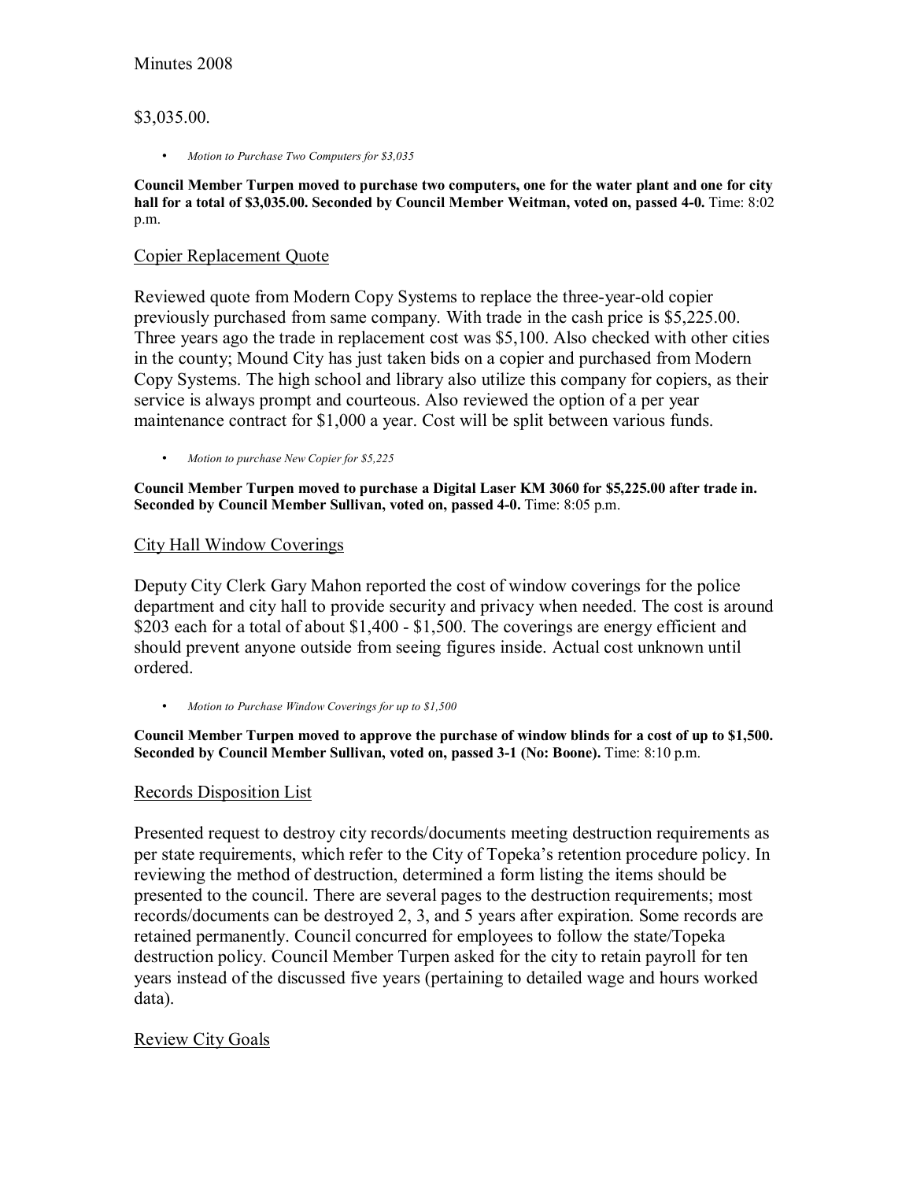$3,035.00.

- *Motion to Purchase Two Computers for $3,035*

**Council Member Turpen moved to purchase two computers, one for the water plant and one for city hall for a total of $3,035.00. Seconded by Council Member Weitman, voted on, passed 4-0.** Time: 8:02 p.m.

Copier Replacement Quote

Reviewed quote from Modern Copy Systems to replace the three-year-old copier previously purchased from same company. With trade in the cash price is $5,225.00. Three years ago the trade in replacement cost was $5,100. Also checked with other cities in the county; Mound City has just taken bids on a copier and purchased from Modern Copy Systems. The high school and library also utilize this company for copiers, as their service is always prompt and courteous. Also reviewed the option of a per year maintenance contract for $1,000 a year. Cost will be split between various funds.

- *Motion to purchase New Copier for $5,225*

**Council Member Turpen moved to purchase a Digital Laser KM 3060 for $5,225.00 after trade in. Seconded by Council Member Sullivan, voted on, passed 4-0.** Time: 8:05 p.m.

City Hall Window Coverings

Deputy City Clerk Gary Mahon reported the cost of window coverings for the police department and city hall to provide security and privacy when needed. The cost is around $203 each for a total of about $1,400 - $1,500. The coverings are energy efficient and should prevent anyone outside from seeing figures inside. Actual cost unknown until ordered.

- *Motion to Purchase Window Coverings for up to $1,500*

**Council Member Turpen moved to approve the purchase of window blinds for a cost of up to $1,500. Seconded by Council Member Sullivan, voted on, passed 3-1 (No: Boone).** Time: 8:10 p.m.

Records Disposition List

Presented request to destroy city records/documents meeting destruction requirements as per state requirements, which refer to the City of Topeka's retention procedure policy. In reviewing the method of destruction, determined a form listing the items should be presented to the council. There are several pages to the destruction requirements; most records/documents can be destroyed 2, 3, and 5 years after expiration. Some records are retained permanently. Council concurred for employees to follow the state/Topeka destruction policy. Council Member Turpen asked for the city to retain payroll for ten years instead of the discussed five years (pertaining to detailed wage and hours worked data).

Review City Goals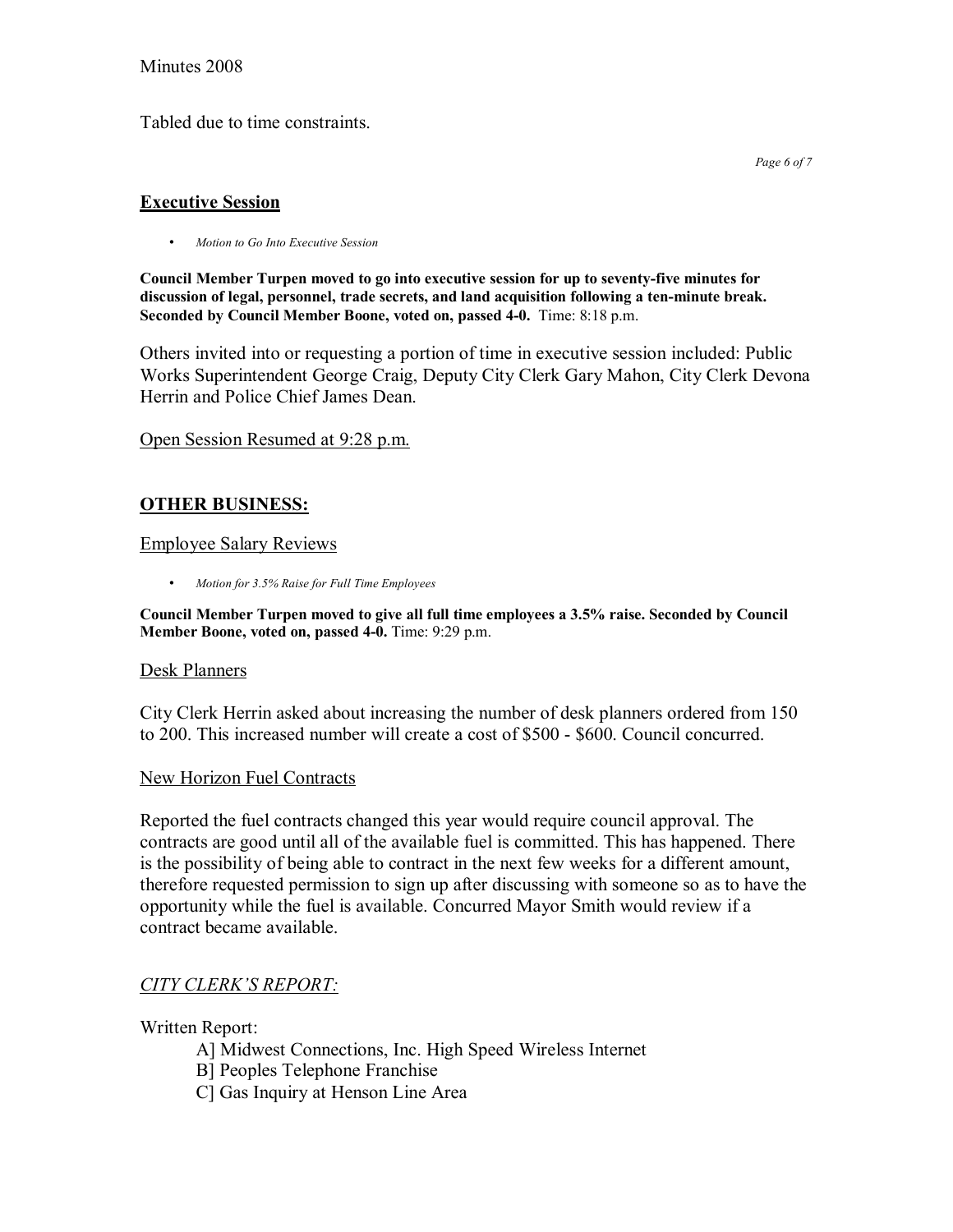Tabled due to time constraints.

## **Executive Session**

- *Motion to Go Into Executive Session*

**Council Member Turpen moved to go into executive session for up to seventy-five minutes for discussion of legal, personnel, trade secrets, and land acquisition following a ten-minute break. Seconded by Council Member Boone, voted on, passed 4-0.** Time: 8:18 p.m.

Others invited into or requesting a portion of time in executive session included: Public Works Superintendent George Craig, Deputy City Clerk Gary Mahon, City Clerk Devona Herrin and Police Chief James Dean.

Open Session Resumed at 9:28 p.m.

## **OTHER BUSINESS:**

Employee Salary Reviews

- *Motion for 3.5% Raise for Full Time Employees*

**Council Member Turpen moved to give all full time employees a 3.5% raise. Seconded by Council Member Boone, voted on, passed 4-0.** Time: 9:29 p.m.

Desk Planners

City Clerk Herrin asked about increasing the number of desk planners ordered from 150 to 200. This increased number will create a cost of $500 - $600. Council concurred.

New Horizon Fuel Contracts

Reported the fuel contracts changed this year would require council approval. The contracts are good until all of the available fuel is committed. This has happened. There is the possibility of being able to contract in the next few weeks for a different amount, therefore requested permission to sign up after discussing with someone so as to have the opportunity while the fuel is available. Concurred Mayor Smith would review if a contract became available.

*CITY CLERK'S REPORT:*

Written Report:

A] Midwest Connections, Inc. High Speed Wireless Internet
B] Peoples Telephone Franchise
C] Gas Inquiry at Henson Line Area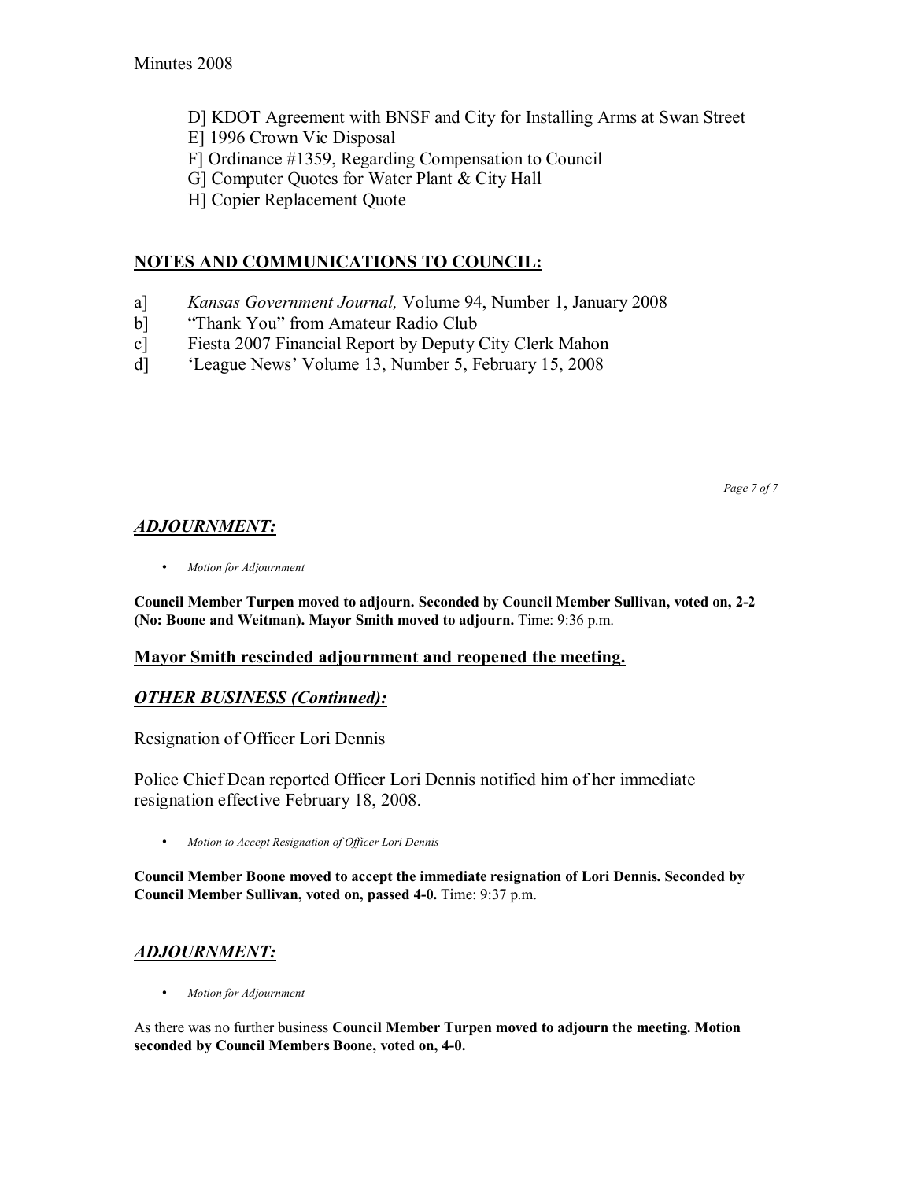D] KDOT Agreement with BNSF and City for Installing Arms at Swan Street
E] 1996 Crown Vic Disposal
F] Ordinance #1359, Regarding Compensation to Council
G] Computer Quotes for Water Plant & City Hall
H] Copier Replacement Quote

## NOTES AND COMMUNICATIONS TO COUNCIL:

a] *Kansas Government Journal,* Volume 94, Number 1, January 2008
b] "Thank You" from Amateur Radio Club
c] Fiesta 2007 Financial Report by Deputy City Clerk Mahon
d] 'League News' Volume 13, Number 5, February 15, 2008

## *ADJOURNMENT:*

- *Motion for Adjournment*

**Council Member Turpen moved to adjourn. Seconded by Council Member Sullivan, voted on, 2-2 (No: Boone and Weitman). Mayor Smith moved to adjourn.** Time: 9:36 p.m.

## Mayor Smith rescinded adjournment and reopened the meeting.

## *OTHER BUSINESS (Continued):*

Resignation of Officer Lori Dennis

Police Chief Dean reported Officer Lori Dennis notified him of her immediate resignation effective February 18, 2008.

- *Motion to Accept Resignation of Officer Lori Dennis*

**Council Member Boone moved to accept the immediate resignation of Lori Dennis. Seconded by Council Member Sullivan, voted on, passed 4-0.** Time: 9:37 p.m.

## *ADJOURNMENT:*

- *Motion for Adjournment*

As there was no further business **Council Member Turpen moved to adjourn the meeting. Motion seconded by Council Members Boone, voted on, 4-0.**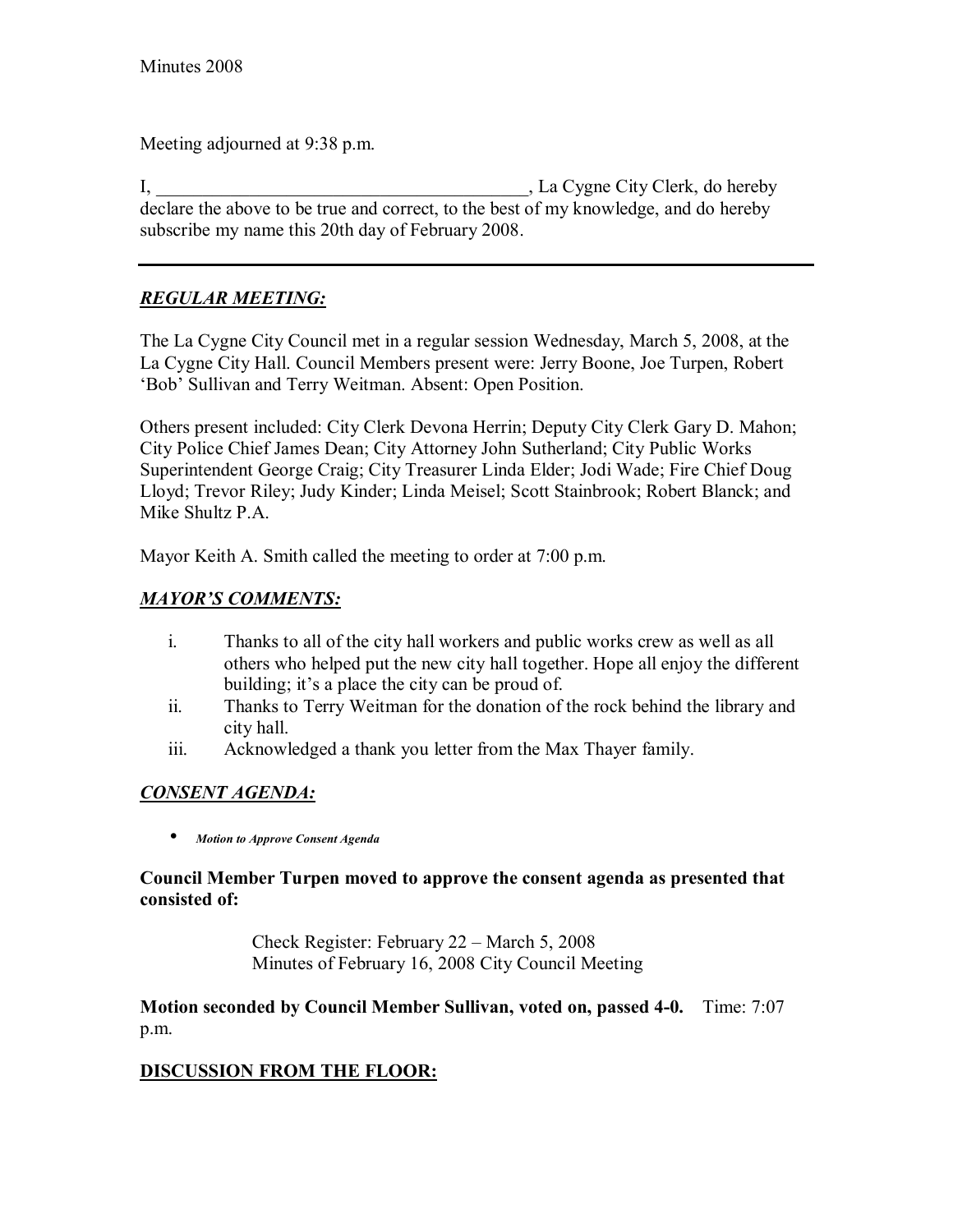Meeting adjourned at 9:38 p.m.

I, ________________________________________, La Cygne City Clerk, do hereby declare the above to be true and correct, to the best of my knowledge, and do hereby subscribe my name this 20th day of February 2008.

---

***REGULAR MEETING:***

The La Cygne City Council met in a regular session Wednesday, March 5, 2008, at the La Cygne City Hall. Council Members present were: Jerry Boone, Joe Turpen, Robert 'Bob' Sullivan and Terry Weitman. Absent: Open Position.

Others present included: City Clerk Devona Herrin; Deputy City Clerk Gary D. Mahon; City Police Chief James Dean; City Attorney John Sutherland; City Public Works Superintendent George Craig; City Treasurer Linda Elder; Jodi Wade; Fire Chief Doug Lloyd; Trevor Riley; Judy Kinder; Linda Meisel; Scott Stainbrook; Robert Blanck; and Mike Shultz P.A.

Mayor Keith A. Smith called the meeting to order at 7:00 p.m.

***MAYOR'S COMMENTS:***

i. Thanks to all of the city hall workers and public works crew as well as all others who helped put the new city hall together. Hope all enjoy the different building; it's a place the city can be proud of.
ii. Thanks to Terry Weitman for the donation of the rock behind the library and city hall.
iii. Acknowledged a thank you letter from the Max Thayer family.

***CONSENT AGENDA:***

- ***Motion to Approve Consent Agenda***

**Council Member Turpen moved to approve the consent agenda as presented that consisted of:**

Check Register: February 22 – March 5, 2008
Minutes of February 16, 2008 City Council Meeting

**Motion seconded by Council Member Sullivan, voted on, passed 4-0.** Time: 7:07 p.m.

**DISCUSSION FROM THE FLOOR:**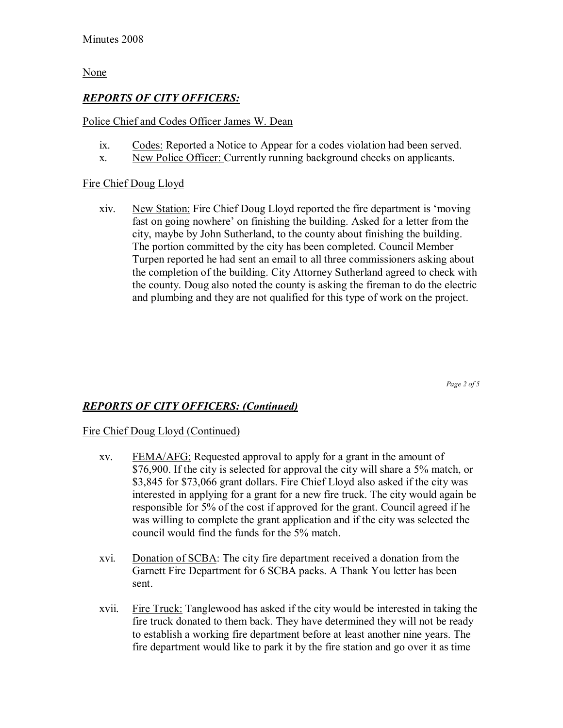None

## *REPORTS OF CITY OFFICERS:*

Police Chief and Codes Officer James W. Dean

ix. Codes: Reported a Notice to Appear for a codes violation had been served.
x. New Police Officer: Currently running background checks on applicants.

Fire Chief Doug Lloyd

xiv. New Station: Fire Chief Doug Lloyd reported the fire department is 'moving fast on going nowhere' on finishing the building. Asked for a letter from the city, maybe by John Sutherland, to the county about finishing the building. The portion committed by the city has been completed. Council Member Turpen reported he had sent an email to all three commissioners asking about the completion of the building. City Attorney Sutherland agreed to check with the county. Doug also noted the county is asking the fireman to do the electric and plumbing and they are not qualified for this type of work on the project.

## *REPORTS OF CITY OFFICERS: (Continued)*

Fire Chief Doug Lloyd (Continued)

xv. FEMA/AFG: Requested approval to apply for a grant in the amount of $76,900. If the city is selected for approval the city will share a 5% match, or $3,845 for $73,066 grant dollars. Fire Chief Lloyd also asked if the city was interested in applying for a grant for a new fire truck. The city would again be responsible for 5% of the cost if approved for the grant. Council agreed if he was willing to complete the grant application and if the city was selected the council would find the funds for the 5% match.

xvi. Donation of SCBA: The city fire department received a donation from the Garnett Fire Department for 6 SCBA packs. A Thank You letter has been sent.

xvii. Fire Truck: Tanglewood has asked if the city would be interested in taking the fire truck donated to them back. They have determined they will not be ready to establish a working fire department before at least another nine years. The fire department would like to park it by the fire station and go over it as time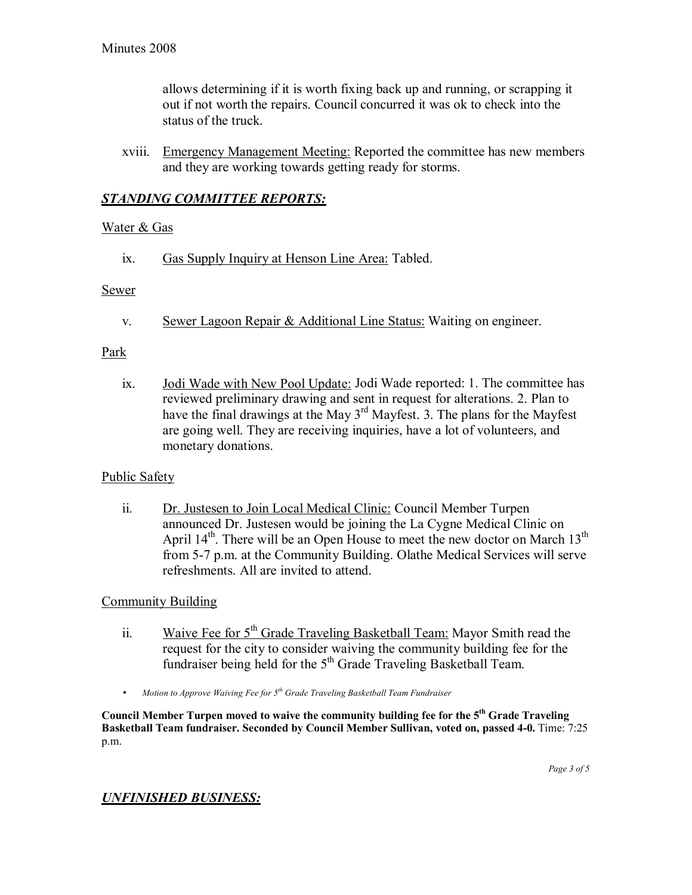allows determining if it is worth fixing back up and running, or scrapping it out if not worth the repairs. Council concurred it was ok to check into the status of the truck.

xviii. Emergency Management Meeting: Reported the committee has new members and they are working towards getting ready for storms.

## ***STANDING COMMITTEE REPORTS:***

Water & Gas

ix. Gas Supply Inquiry at Henson Line Area: Tabled.

Sewer

v. Sewer Lagoon Repair & Additional Line Status: Waiting on engineer.

Park

ix. Jodi Wade with New Pool Update: Jodi Wade reported: 1. The committee has reviewed preliminary drawing and sent in request for alterations. 2. Plan to have the final drawings at the May 3rd Mayfest. 3. The plans for the Mayfest are going well. They are receiving inquiries, have a lot of volunteers, and monetary donations.

Public Safety

ii. Dr. Justesen to Join Local Medical Clinic: Council Member Turpen announced Dr. Justesen would be joining the La Cygne Medical Clinic on April 14th. There will be an Open House to meet the new doctor on March 13th from 5-7 p.m. at the Community Building. Olathe Medical Services will serve refreshments. All are invited to attend.

Community Building

ii. Waive Fee for 5th Grade Traveling Basketball Team: Mayor Smith read the request for the city to consider waiving the community building fee for the fundraiser being held for the 5th Grade Traveling Basketball Team.

- *Motion to Approve Waiving Fee for 5th Grade Traveling Basketball Team Fundraiser*

**Council Member Turpen moved to waive the community building fee for the 5th Grade Traveling Basketball Team fundraiser. Seconded by Council Member Sullivan, voted on, passed 4-0.** Time: 7:25 p.m.

## ***UNFINISHED BUSINESS:***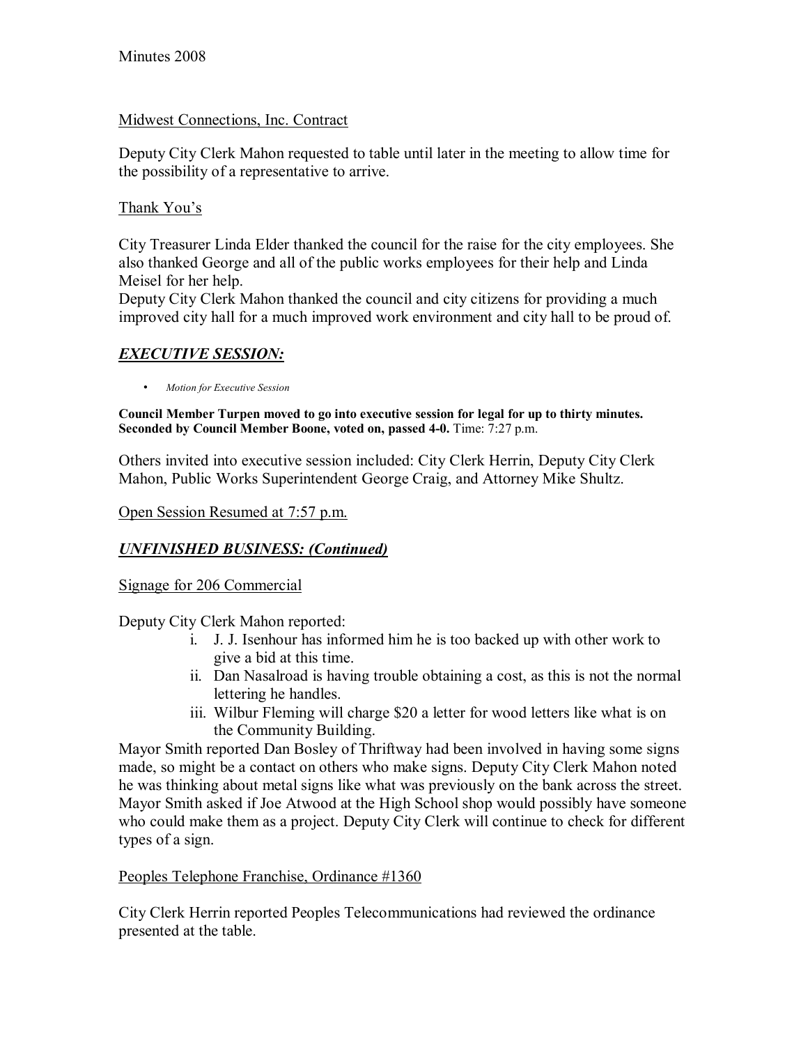Midwest Connections, Inc. Contract

Deputy City Clerk Mahon requested to table until later in the meeting to allow time for the possibility of a representative to arrive.

Thank You's

City Treasurer Linda Elder thanked the council for the raise for the city employees. She also thanked George and all of the public works employees for their help and Linda Meisel for her help.
Deputy City Clerk Mahon thanked the council and city citizens for providing a much improved city hall for a much improved work environment and city hall to be proud of.

## ***EXECUTIVE SESSION:***

- *Motion for Executive Session*

**Council Member Turpen moved to go into executive session for legal for up to thirty minutes. Seconded by Council Member Boone, voted on, passed 4-0.** Time: 7:27 p.m.

Others invited into executive session included: City Clerk Herrin, Deputy City Clerk Mahon, Public Works Superintendent George Craig, and Attorney Mike Shultz.

Open Session Resumed at 7:57 p.m.

## ***UNFINISHED BUSINESS: (Continued)***

Signage for 206 Commercial

Deputy City Clerk Mahon reported:

i. J. J. Isenhour has informed him he is too backed up with other work to give a bid at this time.
ii. Dan Nasalroad is having trouble obtaining a cost, as this is not the normal lettering he handles.
iii. Wilbur Fleming will charge $20 a letter for wood letters like what is on the Community Building.

Mayor Smith reported Dan Bosley of Thriftway had been involved in having some signs made, so might be a contact on others who make signs. Deputy City Clerk Mahon noted he was thinking about metal signs like what was previously on the bank across the street. Mayor Smith asked if Joe Atwood at the High School shop would possibly have someone who could make them as a project. Deputy City Clerk will continue to check for different types of a sign.

Peoples Telephone Franchise, Ordinance #1360

City Clerk Herrin reported Peoples Telecommunications had reviewed the ordinance presented at the table.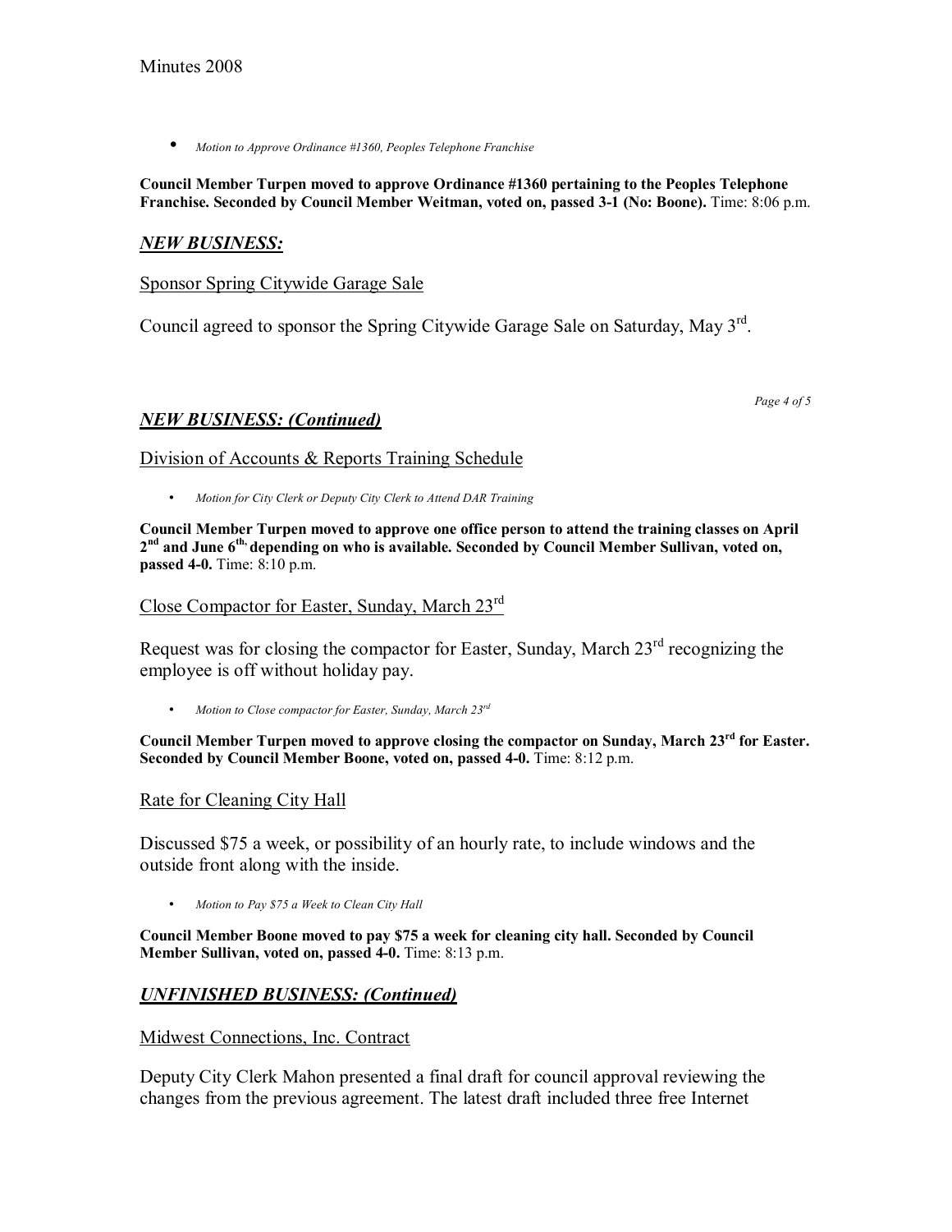- *Motion to Approve Ordinance #1360, Peoples Telephone Franchise*

**Council Member Turpen moved to approve Ordinance #1360 pertaining to the Peoples Telephone Franchise. Seconded by Council Member Weitman, voted on, passed 3-1 (No: Boone).** Time: 8:06 p.m.

## ***NEW BUSINESS:***

Sponsor Spring Citywide Garage Sale

Council agreed to sponsor the Spring Citywide Garage Sale on Saturday, May 3rd.

## ***NEW BUSINESS: (Continued)***

Division of Accounts & Reports Training Schedule

- *Motion for City Clerk or Deputy City Clerk to Attend DAR Training*

**Council Member Turpen moved to approve one office person to attend the training classes on April 2nd and June 6th, depending on who is available. Seconded by Council Member Sullivan, voted on, passed 4-0.** Time: 8:10 p.m.

Close Compactor for Easter, Sunday, March 23rd

Request was for closing the compactor for Easter, Sunday, March 23rd recognizing the employee is off without holiday pay.

- *Motion to Close compactor for Easter, Sunday, March 23rd*

**Council Member Turpen moved to approve closing the compactor on Sunday, March 23rd for Easter. Seconded by Council Member Boone, voted on, passed 4-0.** Time: 8:12 p.m.

Rate for Cleaning City Hall

Discussed $75 a week, or possibility of an hourly rate, to include windows and the outside front along with the inside.

- *Motion to Pay $75 a Week to Clean City Hall*

**Council Member Boone moved to pay $75 a week for cleaning city hall. Seconded by Council Member Sullivan, voted on, passed 4-0.** Time: 8:13 p.m.

## ***UNFINISHED BUSINESS: (Continued)***

Midwest Connections, Inc. Contract

Deputy City Clerk Mahon presented a final draft for council approval reviewing the changes from the previous agreement. The latest draft included three free Internet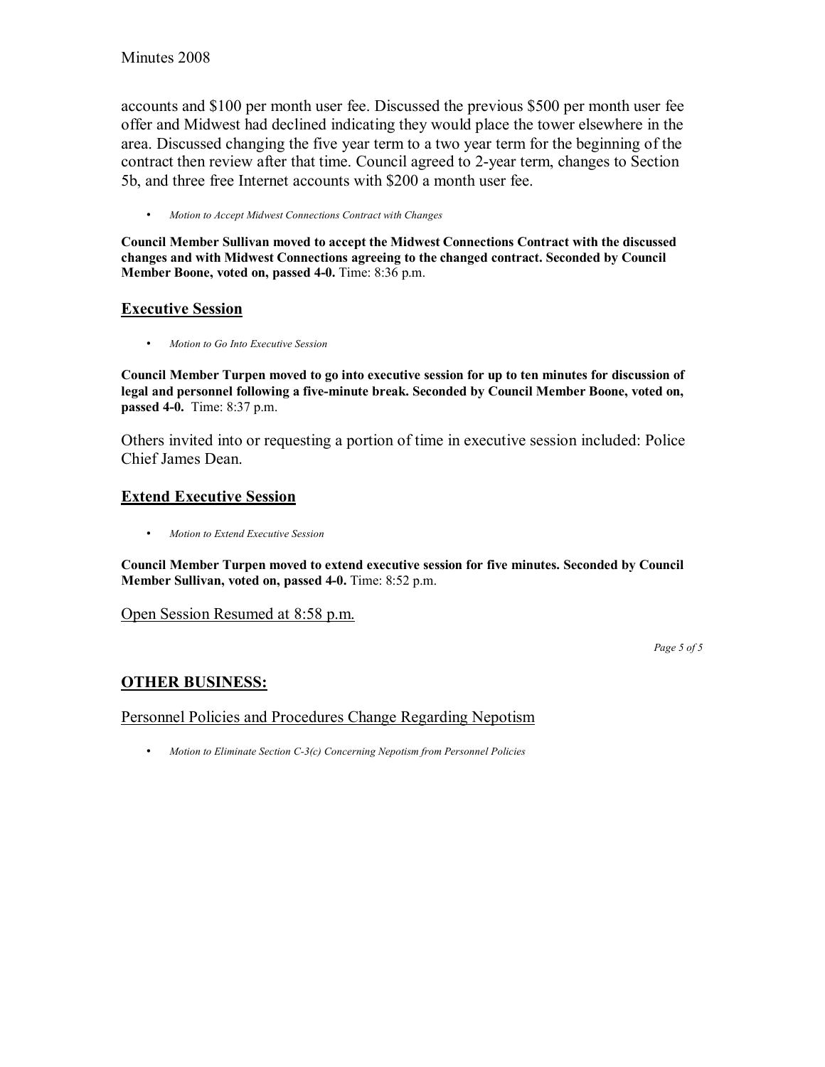accounts and $100 per month user fee. Discussed the previous $500 per month user fee offer and Midwest had declined indicating they would place the tower elsewhere in the area. Discussed changing the five year term to a two year term for the beginning of the contract then review after that time. Council agreed to 2-year term, changes to Section 5b, and three free Internet accounts with $200 a month user fee.

- *Motion to Accept Midwest Connections Contract with Changes*

**Council Member Sullivan moved to accept the Midwest Connections Contract with the discussed changes and with Midwest Connections agreeing to the changed contract. Seconded by Council Member Boone, voted on, passed 4-0.** Time: 8:36 p.m.

## Executive Session

- *Motion to Go Into Executive Session*

**Council Member Turpen moved to go into executive session for up to ten minutes for discussion of legal and personnel following a five-minute break. Seconded by Council Member Boone, voted on, passed 4-0.** Time: 8:37 p.m.

Others invited into or requesting a portion of time in executive session included: Police Chief James Dean.

## Extend Executive Session

- *Motion to Extend Executive Session*

**Council Member Turpen moved to extend executive session for five minutes. Seconded by Council Member Sullivan, voted on, passed 4-0.** Time: 8:52 p.m.

Open Session Resumed at 8:58 p.m.

## OTHER BUSINESS:

Personnel Policies and Procedures Change Regarding Nepotism

- *Motion to Eliminate Section C-3(c) Concerning Nepotism from Personnel Policies*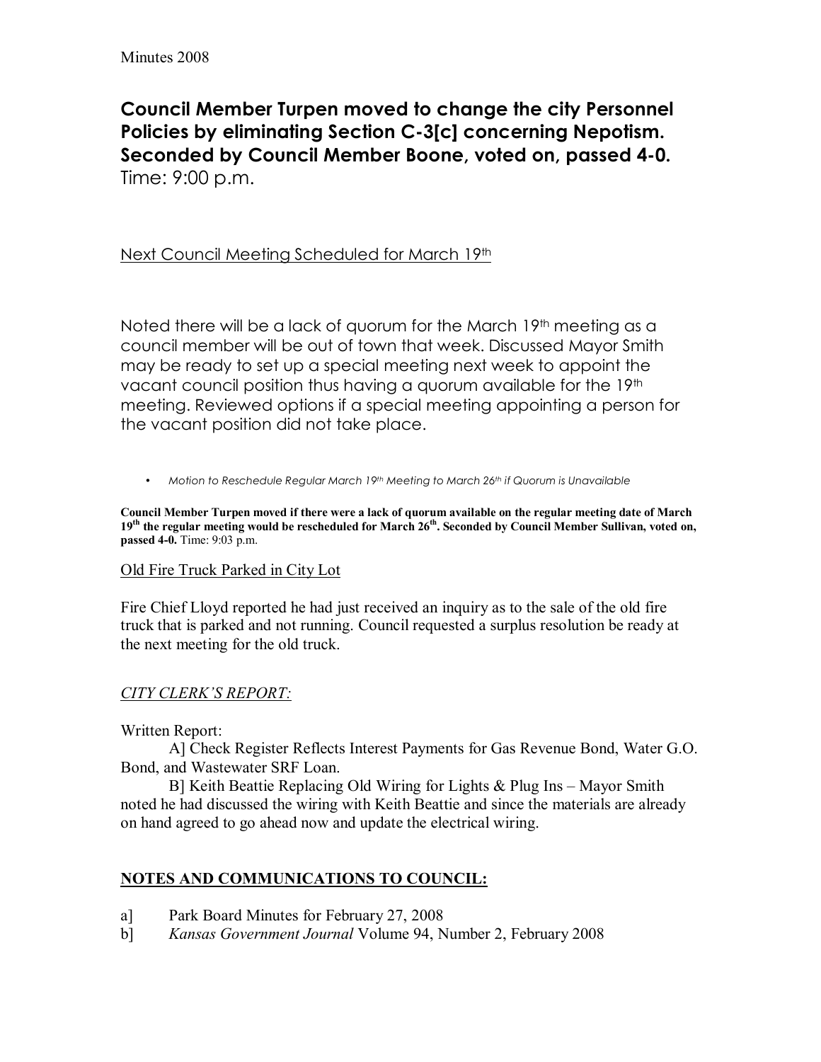**Council Member Turpen moved to change the city Personnel Policies by eliminating Section C-3[c] concerning Nepotism. Seconded by Council Member Boone, voted on, passed 4-0.** Time: 9:00 p.m.

Next Council Meeting Scheduled for March 19th

Noted there will be a lack of quorum for the March 19th meeting as a council member will be out of town that week. Discussed Mayor Smith may be ready to set up a special meeting next week to appoint the vacant council position thus having a quorum available for the 19th meeting. Reviewed options if a special meeting appointing a person for the vacant position did not take place.

- *Motion to Reschedule Regular March 19th Meeting to March 26th if Quorum is Unavailable*

**Council Member Turpen moved if there were a lack of quorum available on the regular meeting date of March 19th the regular meeting would be rescheduled for March 26th. Seconded by Council Member Sullivan, voted on, passed 4-0.** Time: 9:03 p.m.

Old Fire Truck Parked in City Lot

Fire Chief Lloyd reported he had just received an inquiry as to the sale of the old fire truck that is parked and not running. Council requested a surplus resolution be ready at the next meeting for the old truck.

*CITY CLERK'S REPORT:*

Written Report:

A] Check Register Reflects Interest Payments for Gas Revenue Bond, Water G.O. Bond, and Wastewater SRF Loan.

B] Keith Beattie Replacing Old Wiring for Lights & Plug Ins – Mayor Smith noted he had discussed the wiring with Keith Beattie and since the materials are already on hand agreed to go ahead now and update the electrical wiring.

**NOTES AND COMMUNICATIONS TO COUNCIL:**

a] Park Board Minutes for February 27, 2008

b] *Kansas Government Journal* Volume 94, Number 2, February 2008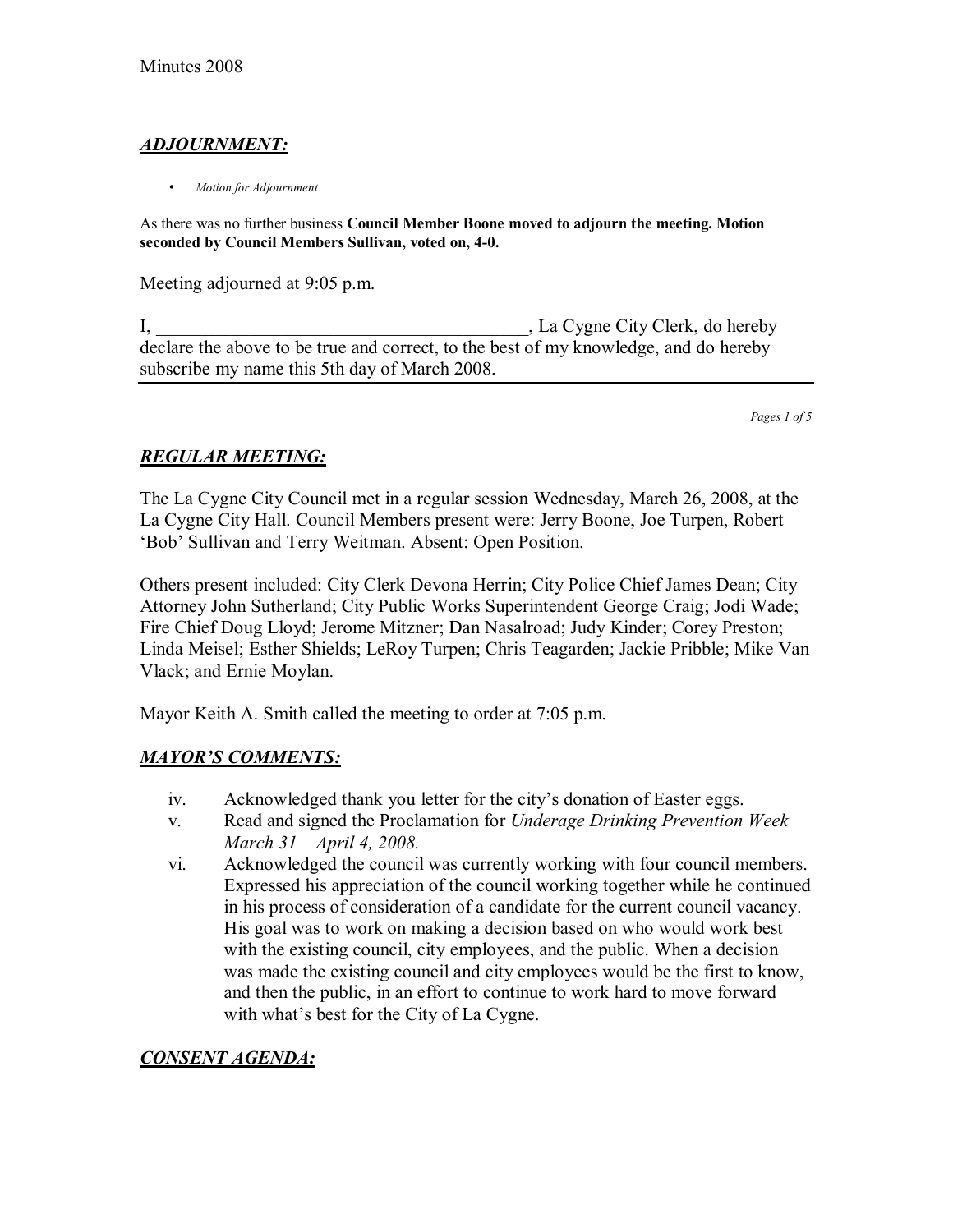## *ADJOURNMENT:*

- *Motion for Adjournment*

As there was no further business **Council Member Boone moved to adjourn the meeting. Motion seconded by Council Members Sullivan, voted on, 4-0.**

Meeting adjourned at 9:05 p.m.

I, ________________________________________, La Cygne City Clerk, do hereby declare the above to be true and correct, to the best of my knowledge, and do hereby subscribe my name this 5th day of March 2008.

---

## *REGULAR MEETING:*

The La Cygne City Council met in a regular session Wednesday, March 26, 2008, at the La Cygne City Hall. Council Members present were: Jerry Boone, Joe Turpen, Robert 'Bob' Sullivan and Terry Weitman. Absent: Open Position.

Others present included: City Clerk Devona Herrin; City Police Chief James Dean; City Attorney John Sutherland; City Public Works Superintendent George Craig; Jodi Wade; Fire Chief Doug Lloyd; Jerome Mitzner; Dan Nasalroad; Judy Kinder; Corey Preston; Linda Meisel; Esther Shields; LeRoy Turpen; Chris Teagarden; Jackie Pribble; Mike Van Vlack; and Ernie Moylan.

Mayor Keith A. Smith called the meeting to order at 7:05 p.m.

## *MAYOR'S COMMENTS:*

iv. Acknowledged thank you letter for the city's donation of Easter eggs.

v. Read and signed the Proclamation for *Underage Drinking Prevention Week March 31 – April 4, 2008.*

vi. Acknowledged the council was currently working with four council members. Expressed his appreciation of the council working together while he continued in his process of consideration of a candidate for the current council vacancy. His goal was to work on making a decision based on who would work best with the existing council, city employees, and the public. When a decision was made the existing council and city employees would be the first to know, and then the public, in an effort to continue to work hard to move forward with what's best for the City of La Cygne.

## *CONSENT AGENDA:*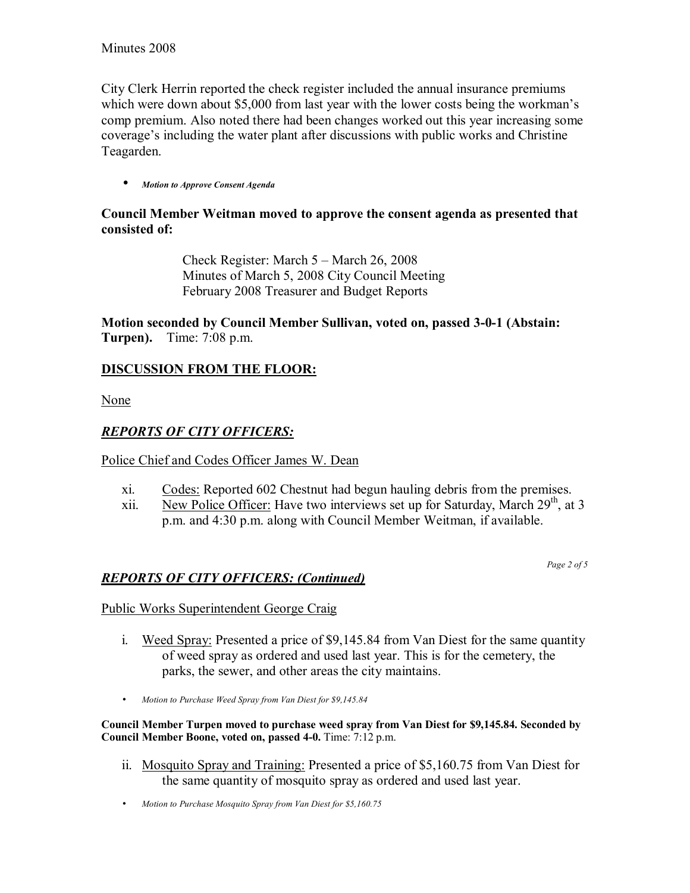City Clerk Herrin reported the check register included the annual insurance premiums which were down about $5,000 from last year with the lower costs being the workman's comp premium. Also noted there had been changes worked out this year increasing some coverage's including the water plant after discussions with public works and Christine Teagarden.

- ***Motion to Approve Consent Agenda***

**Council Member Weitman moved to approve the consent agenda as presented that consisted of:**

> Check Register: March 5 – March 26, 2008
> Minutes of March 5, 2008 City Council Meeting
> February 2008 Treasurer and Budget Reports

**Motion seconded by Council Member Sullivan, voted on, passed 3-0-1 (Abstain: Turpen).** Time: 7:08 p.m.

## <u>DISCUSSION FROM THE FLOOR:</u>

<u>None</u>

## <u>*REPORTS OF CITY OFFICERS:*</u>

<u>Police Chief and Codes Officer James W. Dean</u>

xi. <u>Codes:</u> Reported 602 Chestnut had begun hauling debris from the premises.
xii. <u>New Police Officer:</u> Have two interviews set up for Saturday, March 29th, at 3 p.m. and 4:30 p.m. along with Council Member Weitman, if available.

## <u>*REPORTS OF CITY OFFICERS: (Continued)*</u>

<u>Public Works Superintendent George Craig</u>

i. <u>Weed Spray:</u> Presented a price of $9,145.84 from Van Diest for the same quantity of weed spray as ordered and used last year. This is for the cemetery, the parks, the sewer, and other areas the city maintains.

- *Motion to Purchase Weed Spray from Van Diest for $9,145.84*

**Council Member Turpen moved to purchase weed spray from Van Diest for $9,145.84. Seconded by Council Member Boone, voted on, passed 4-0.** Time: 7:12 p.m.

ii. <u>Mosquito Spray and Training:</u> Presented a price of $5,160.75 from Van Diest for the same quantity of mosquito spray as ordered and used last year.

- *Motion to Purchase Mosquito Spray from Van Diest for $5,160.75*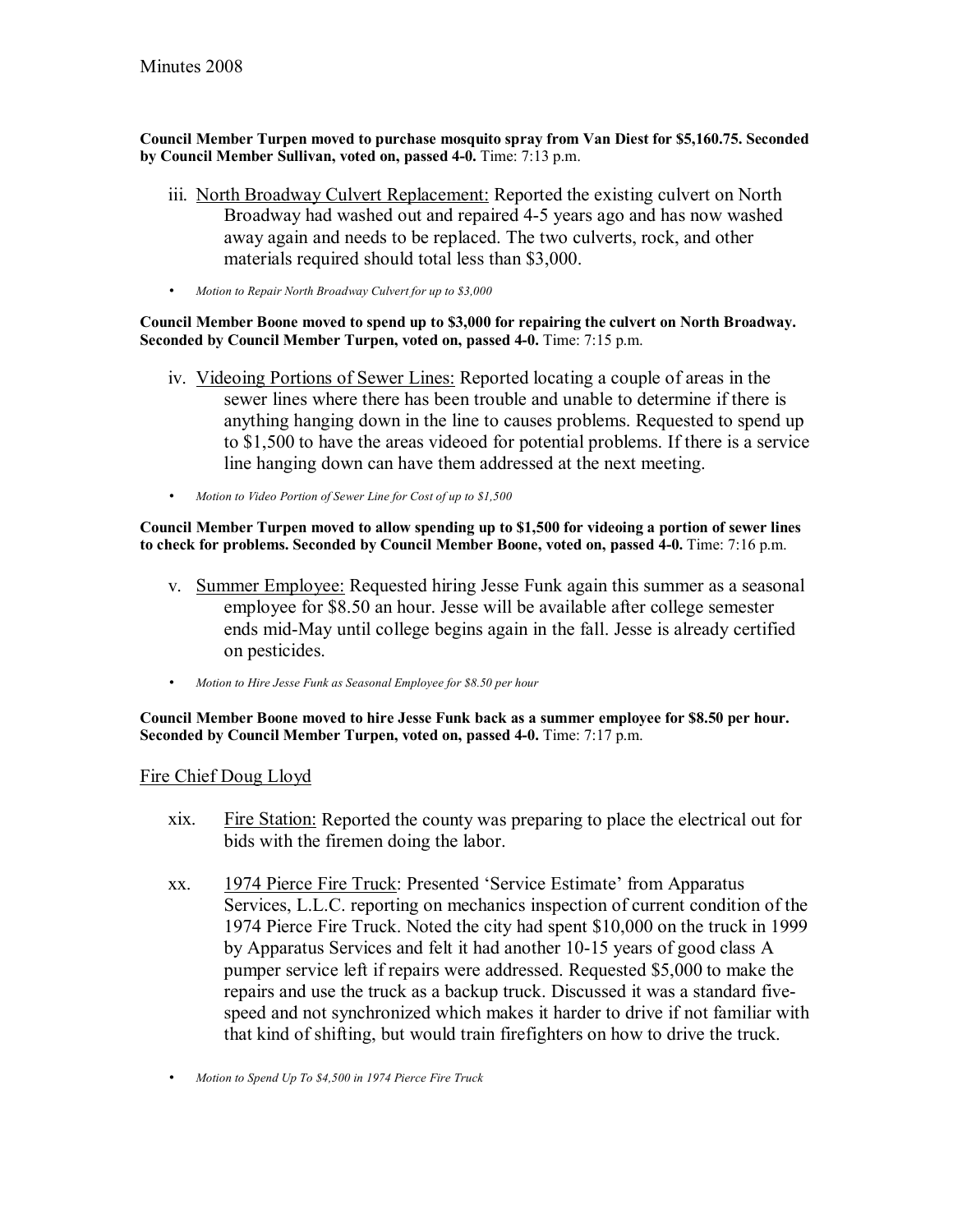**Council Member Turpen moved to purchase mosquito spray from Van Diest for $5,160.75. Seconded by Council Member Sullivan, voted on, passed 4-0.** Time: 7:13 p.m.

iii. North Broadway Culvert Replacement: Reported the existing culvert on North Broadway had washed out and repaired 4-5 years ago and has now washed away again and needs to be replaced. The two culverts, rock, and other materials required should total less than $3,000.

- *Motion to Repair North Broadway Culvert for up to $3,000*

**Council Member Boone moved to spend up to $3,000 for repairing the culvert on North Broadway. Seconded by Council Member Turpen, voted on, passed 4-0.** Time: 7:15 p.m.

iv. Videoing Portions of Sewer Lines: Reported locating a couple of areas in the sewer lines where there has been trouble and unable to determine if there is anything hanging down in the line to causes problems. Requested to spend up to $1,500 to have the areas videoed for potential problems. If there is a service line hanging down can have them addressed at the next meeting.

- *Motion to Video Portion of Sewer Line for Cost of up to $1,500*

**Council Member Turpen moved to allow spending up to $1,500 for videoing a portion of sewer lines to check for problems. Seconded by Council Member Boone, voted on, passed 4-0.** Time: 7:16 p.m.

v. Summer Employee: Requested hiring Jesse Funk again this summer as a seasonal employee for $8.50 an hour. Jesse will be available after college semester ends mid-May until college begins again in the fall. Jesse is already certified on pesticides.

- *Motion to Hire Jesse Funk as Seasonal Employee for $8.50 per hour*

**Council Member Boone moved to hire Jesse Funk back as a summer employee for $8.50 per hour. Seconded by Council Member Turpen, voted on, passed 4-0.** Time: 7:17 p.m.

Fire Chief Doug Lloyd

xix. Fire Station: Reported the county was preparing to place the electrical out for bids with the firemen doing the labor.

xx. 1974 Pierce Fire Truck: Presented 'Service Estimate' from Apparatus Services, L.L.C. reporting on mechanics inspection of current condition of the 1974 Pierce Fire Truck. Noted the city had spent $10,000 on the truck in 1999 by Apparatus Services and felt it had another 10-15 years of good class A pumper service left if repairs were addressed. Requested $5,000 to make the repairs and use the truck as a backup truck. Discussed it was a standard five-speed and not synchronized which makes it harder to drive if not familiar with that kind of shifting, but would train firefighters on how to drive the truck.

- *Motion to Spend Up To $4,500 in 1974 Pierce Fire Truck*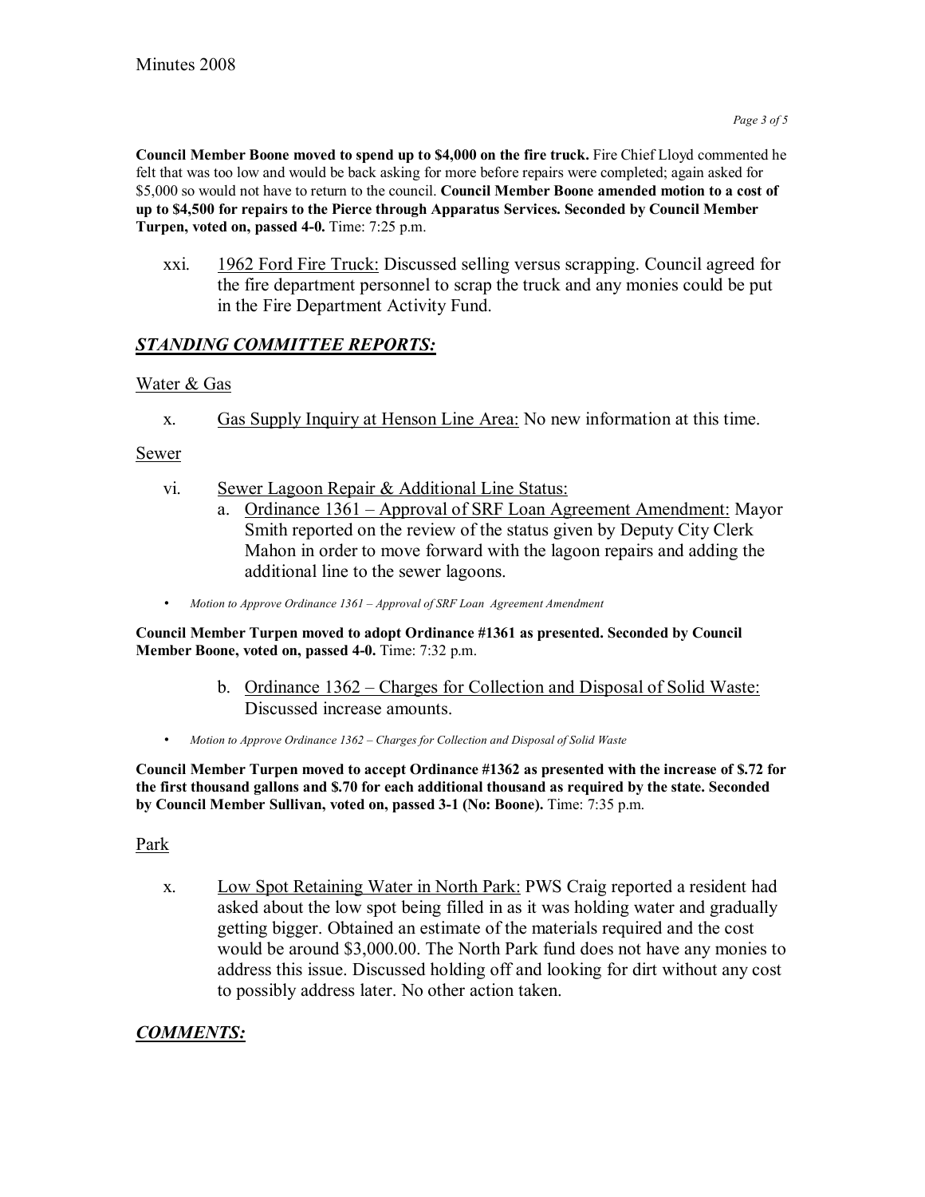**Council Member Boone moved to spend up to $4,000 on the fire truck.** Fire Chief Lloyd commented he felt that was too low and would be back asking for more before repairs were completed; again asked for $5,000 so would not have to return to the council. **Council Member Boone amended motion to a cost of up to $4,500 for repairs to the Pierce through Apparatus Services. Seconded by Council Member Turpen, voted on, passed 4-0.** Time: 7:25 p.m.

xxi. 1962 Ford Fire Truck: Discussed selling versus scrapping. Council agreed for the fire department personnel to scrap the truck and any monies could be put in the Fire Department Activity Fund.

## ***STANDING COMMITTEE REPORTS:***

Water & Gas

x. Gas Supply Inquiry at Henson Line Area: No new information at this time.

Sewer

vi. Sewer Lagoon Repair & Additional Line Status:

a. Ordinance 1361 – Approval of SRF Loan Agreement Amendment: Mayor Smith reported on the review of the status given by Deputy City Clerk Mahon in order to move forward with the lagoon repairs and adding the additional line to the sewer lagoons.

- *Motion to Approve Ordinance 1361 – Approval of SRF Loan Agreement Amendment*

**Council Member Turpen moved to adopt Ordinance #1361 as presented. Seconded by Council Member Boone, voted on, passed 4-0.** Time: 7:32 p.m.

b. Ordinance 1362 – Charges for Collection and Disposal of Solid Waste: Discussed increase amounts.

- *Motion to Approve Ordinance 1362 – Charges for Collection and Disposal of Solid Waste*

**Council Member Turpen moved to accept Ordinance #1362 as presented with the increase of $.72 for the first thousand gallons and $.70 for each additional thousand as required by the state. Seconded by Council Member Sullivan, voted on, passed 3-1 (No: Boone).** Time: 7:35 p.m.

Park

x. Low Spot Retaining Water in North Park: PWS Craig reported a resident had asked about the low spot being filled in as it was holding water and gradually getting bigger. Obtained an estimate of the materials required and the cost would be around $3,000.00. The North Park fund does not have any monies to address this issue. Discussed holding off and looking for dirt without any cost to possibly address later. No other action taken.

## ***COMMENTS:***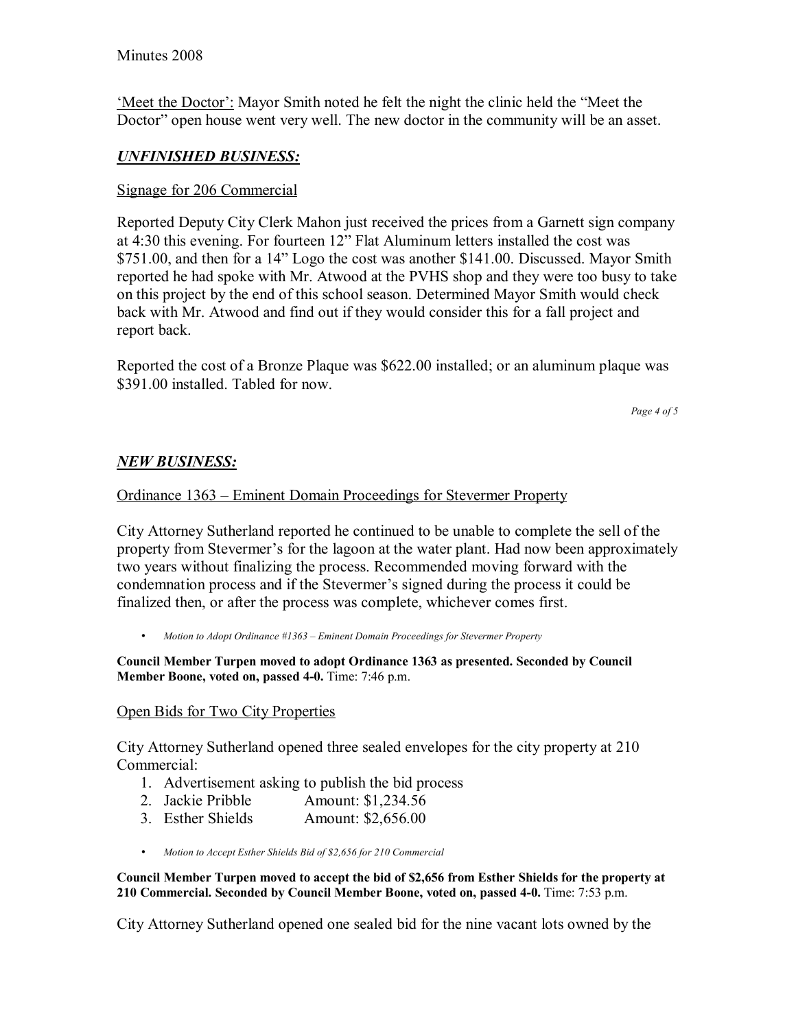'Meet the Doctor': Mayor Smith noted he felt the night the clinic held the "Meet the Doctor" open house went very well. The new doctor in the community will be an asset.

## ***UNFINISHED BUSINESS:***

Signage for 206 Commercial

Reported Deputy City Clerk Mahon just received the prices from a Garnett sign company at 4:30 this evening. For fourteen 12" Flat Aluminum letters installed the cost was $751.00, and then for a 14" Logo the cost was another $141.00. Discussed. Mayor Smith reported he had spoke with Mr. Atwood at the PVHS shop and they were too busy to take on this project by the end of this school season. Determined Mayor Smith would check back with Mr. Atwood and find out if they would consider this for a fall project and report back.

Reported the cost of a Bronze Plaque was $622.00 installed; or an aluminum plaque was $391.00 installed. Tabled for now.

## ***NEW BUSINESS:***

Ordinance 1363 – Eminent Domain Proceedings for Stevermer Property

City Attorney Sutherland reported he continued to be unable to complete the sell of the property from Stevermer's for the lagoon at the water plant. Had now been approximately two years without finalizing the process. Recommended moving forward with the condemnation process and if the Stevermer's signed during the process it could be finalized then, or after the process was complete, whichever comes first.

- *Motion to Adopt Ordinance #1363 – Eminent Domain Proceedings for Stevermer Property*

**Council Member Turpen moved to adopt Ordinance 1363 as presented. Seconded by Council Member Boone, voted on, passed 4-0.** Time: 7:46 p.m.

Open Bids for Two City Properties

City Attorney Sutherland opened three sealed envelopes for the city property at 210 Commercial:

1. Advertisement asking to publish the bid process
2. Jackie Pribble Amount: $1,234.56
3. Esther Shields Amount: $2,656.00

- *Motion to Accept Esther Shields Bid of $2,656 for 210 Commercial*

**Council Member Turpen moved to accept the bid of $2,656 from Esther Shields for the property at 210 Commercial. Seconded by Council Member Boone, voted on, passed 4-0.** Time: 7:53 p.m.

City Attorney Sutherland opened one sealed bid for the nine vacant lots owned by the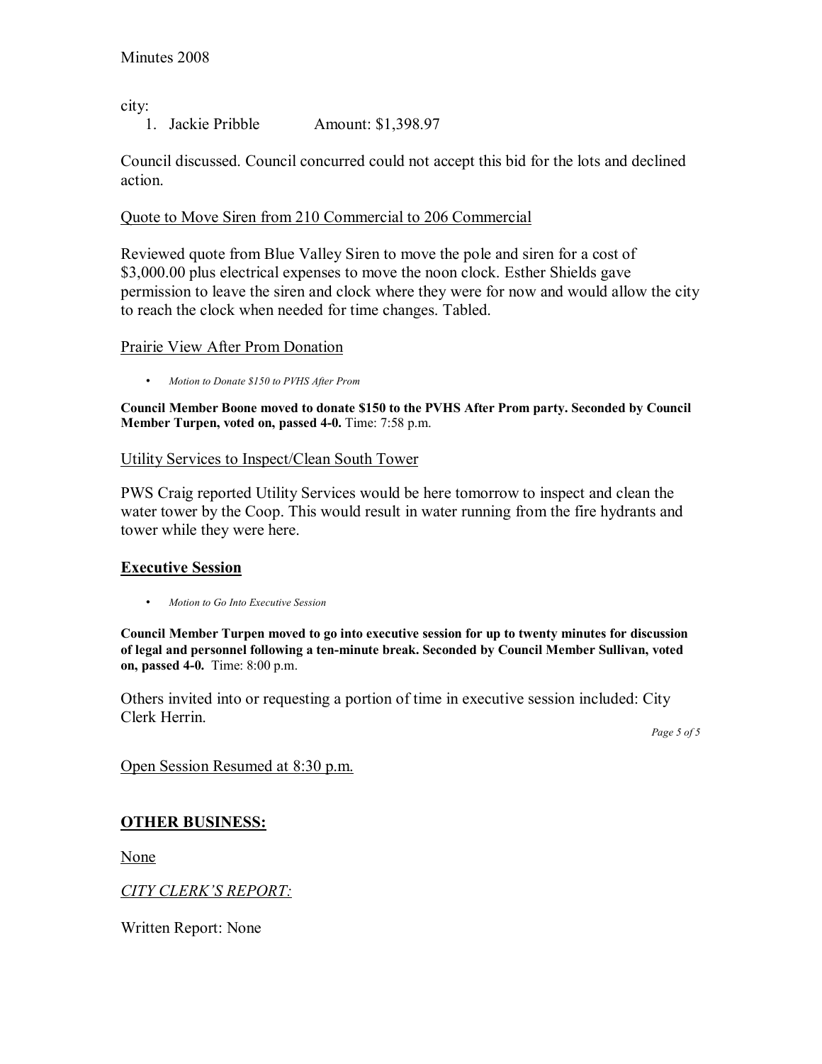city:

1. Jackie Pribble Amount: $1,398.97

Council discussed. Council concurred could not accept this bid for the lots and declined action.

Quote to Move Siren from 210 Commercial to 206 Commercial

Reviewed quote from Blue Valley Siren to move the pole and siren for a cost of $3,000.00 plus electrical expenses to move the noon clock. Esther Shields gave permission to leave the siren and clock where they were for now and would allow the city to reach the clock when needed for time changes. Tabled.

Prairie View After Prom Donation

- *Motion to Donate $150 to PVHS After Prom*

**Council Member Boone moved to donate $150 to the PVHS After Prom party. Seconded by Council Member Turpen, voted on, passed 4-0.** Time: 7:58 p.m.

Utility Services to Inspect/Clean South Tower

PWS Craig reported Utility Services would be here tomorrow to inspect and clean the water tower by the Coop. This would result in water running from the fire hydrants and tower while they were here.

**Executive Session**

- *Motion to Go Into Executive Session*

**Council Member Turpen moved to go into executive session for up to twenty minutes for discussion of legal and personnel following a ten-minute break. Seconded by Council Member Sullivan, voted on, passed 4-0.** Time: 8:00 p.m.

Others invited into or requesting a portion of time in executive session included: City Clerk Herrin.

Open Session Resumed at 8:30 p.m.

**OTHER BUSINESS:**

None

*CITY CLERK'S REPORT:*

Written Report: None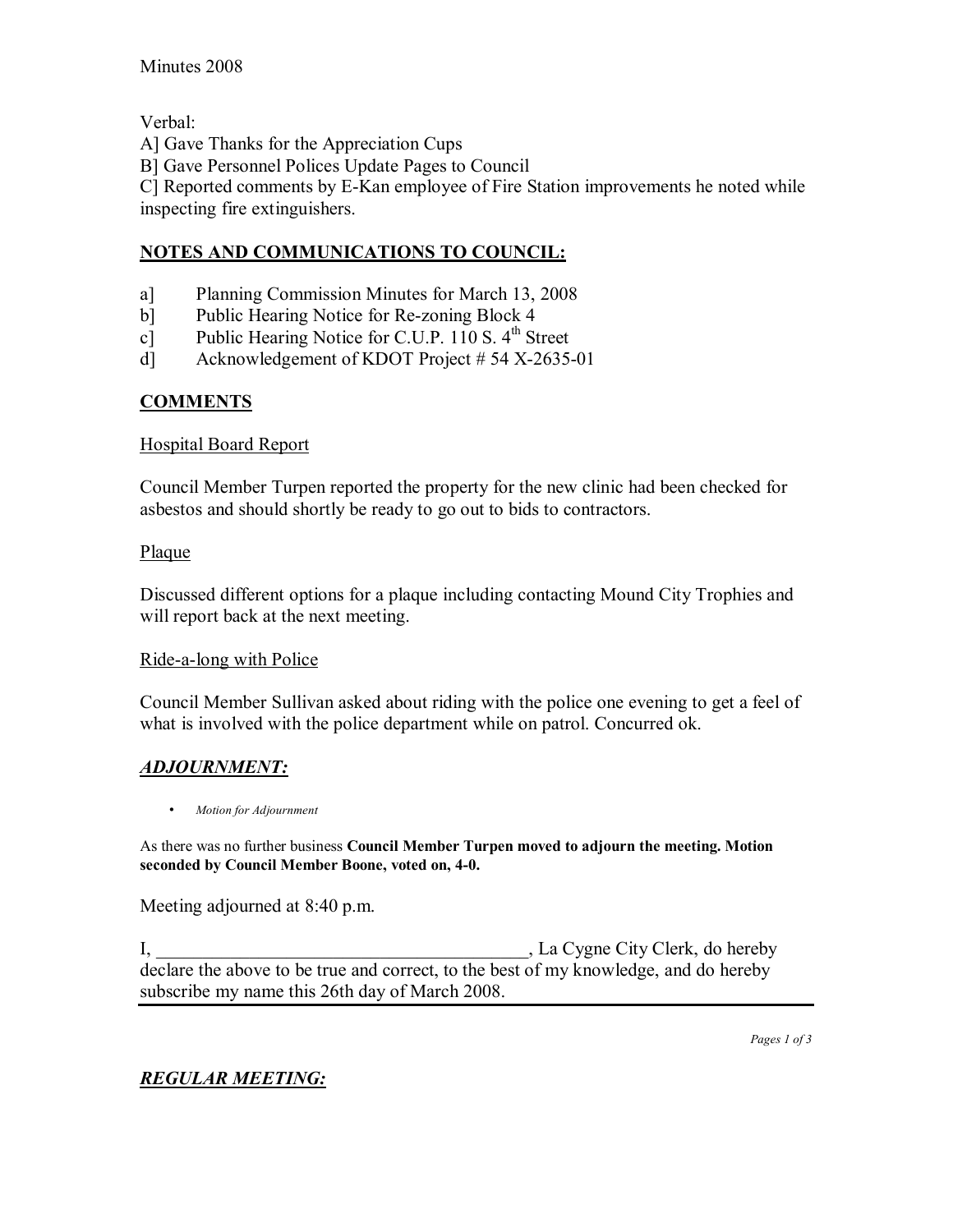Verbal:

A] Gave Thanks for the Appreciation Cups

B] Gave Personnel Polices Update Pages to Council

C] Reported comments by E-Kan employee of Fire Station improvements he noted while inspecting fire extinguishers.

## NOTES AND COMMUNICATIONS TO COUNCIL:

a] Planning Commission Minutes for March 13, 2008

b] Public Hearing Notice for Re-zoning Block 4

c] Public Hearing Notice for C.U.P. 110 S. 4th Street

d] Acknowledgement of KDOT Project # 54 X-2635-01

## COMMENTS

Hospital Board Report

Council Member Turpen reported the property for the new clinic had been checked for asbestos and should shortly be ready to go out to bids to contractors.

Plaque

Discussed different options for a plaque including contacting Mound City Trophies and will report back at the next meeting.

Ride-a-long with Police

Council Member Sullivan asked about riding with the police one evening to get a feel of what is involved with the police department while on patrol. Concurred ok.

## *ADJOURNMENT:*

- *Motion for Adjournment*

As there was no further business **Council Member Turpen moved to adjourn the meeting. Motion seconded by Council Member Boone, voted on, 4-0.**

Meeting adjourned at 8:40 p.m.

I, ________________________________________, La Cygne City Clerk, do hereby declare the above to be true and correct, to the best of my knowledge, and do hereby subscribe my name this 26th day of March 2008.

## *REGULAR MEETING:*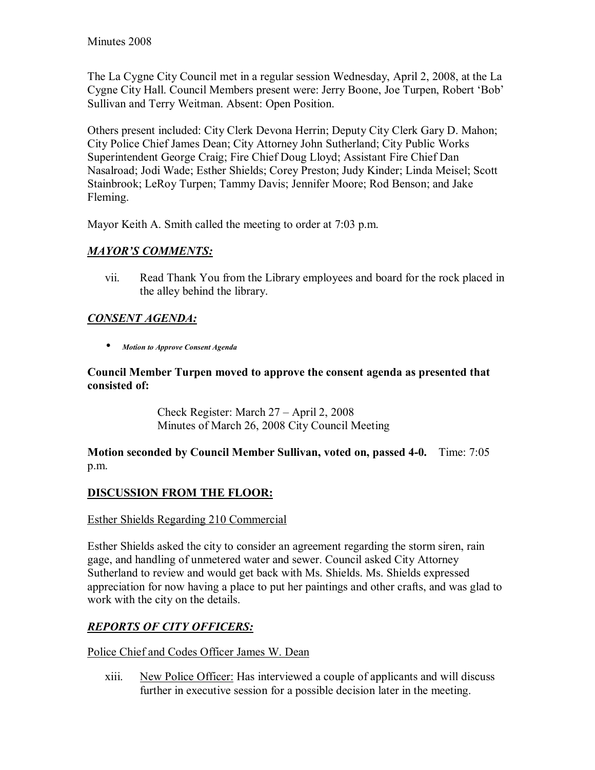Minutes 2008

The La Cygne City Council met in a regular session Wednesday, April 2, 2008, at the La Cygne City Hall. Council Members present were: Jerry Boone, Joe Turpen, Robert 'Bob' Sullivan and Terry Weitman. Absent: Open Position.

Others present included: City Clerk Devona Herrin; Deputy City Clerk Gary D. Mahon; City Police Chief James Dean; City Attorney John Sutherland; City Public Works Superintendent George Craig; Fire Chief Doug Lloyd; Assistant Fire Chief Dan Nasalroad; Jodi Wade; Esther Shields; Corey Preston; Judy Kinder; Linda Meisel; Scott Stainbrook; LeRoy Turpen; Tammy Davis; Jennifer Moore; Rod Benson; and Jake Fleming.

Mayor Keith A. Smith called the meeting to order at 7:03 p.m.

## ***MAYOR'S COMMENTS:***

vii. Read Thank You from the Library employees and board for the rock placed in the alley behind the library.

## ***CONSENT AGENDA:***

- ***Motion to Approve Consent Agenda***

**Council Member Turpen moved to approve the consent agenda as presented that consisted of:**

Check Register: March 27 – April 2, 2008
Minutes of March 26, 2008 City Council Meeting

**Motion seconded by Council Member Sullivan, voted on, passed 4-0.** Time: 7:05 p.m.

## **DISCUSSION FROM THE FLOOR:**

Esther Shields Regarding 210 Commercial

Esther Shields asked the city to consider an agreement regarding the storm siren, rain gage, and handling of unmetered water and sewer. Council asked City Attorney Sutherland to review and would get back with Ms. Shields. Ms. Shields expressed appreciation for now having a place to put her paintings and other crafts, and was glad to work with the city on the details.

## ***REPORTS OF CITY OFFICERS:***

Police Chief and Codes Officer James W. Dean

xiii. New Police Officer: Has interviewed a couple of applicants and will discuss further in executive session for a possible decision later in the meeting.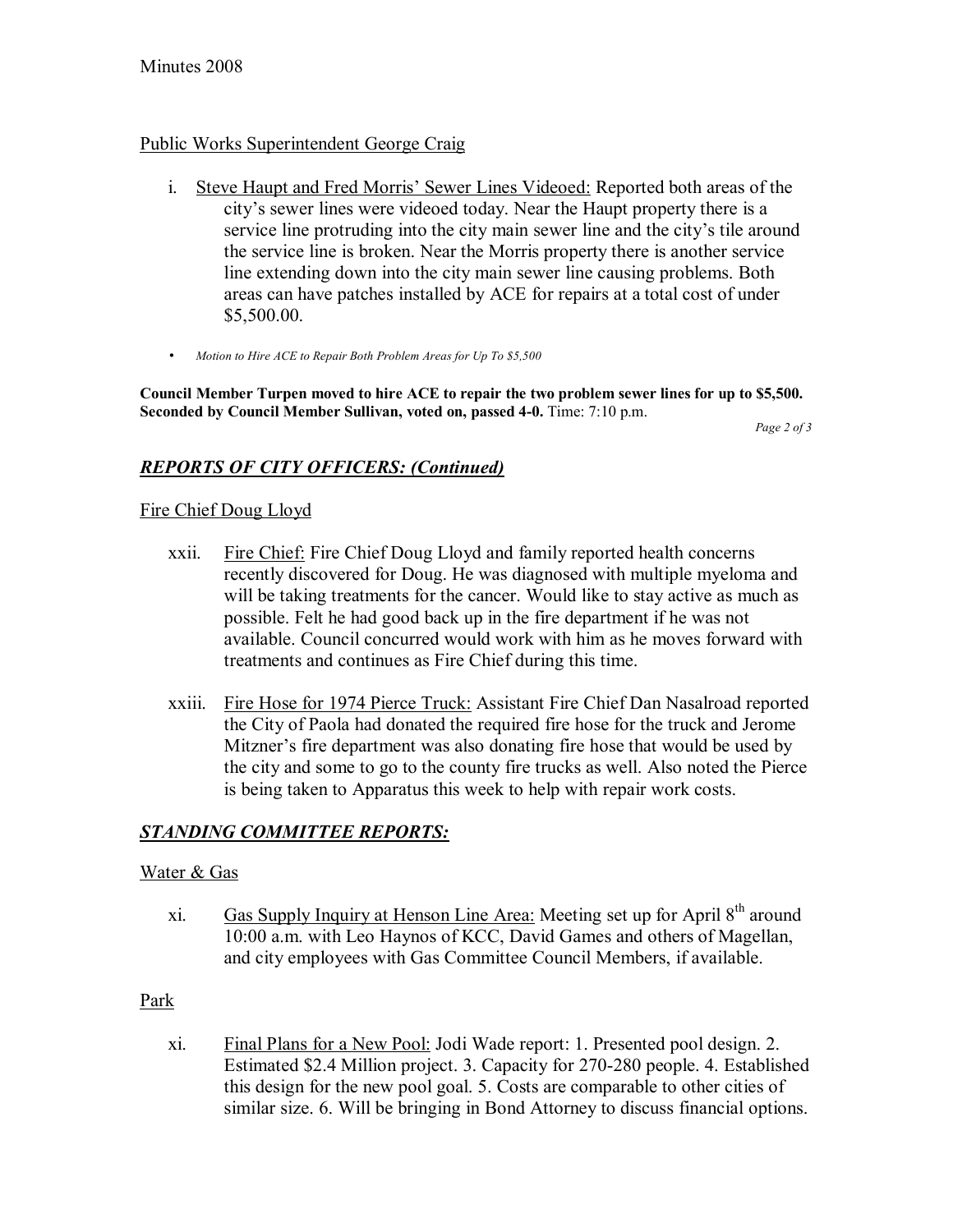Public Works Superintendent George Craig

i. Steve Haupt and Fred Morris' Sewer Lines Videoed: Reported both areas of the city's sewer lines were videoed today. Near the Haupt property there is a service line protruding into the city main sewer line and the city's tile around the service line is broken. Near the Morris property there is another service line extending down into the city main sewer line causing problems. Both areas can have patches installed by ACE for repairs at a total cost of under $5,500.00.

- *Motion to Hire ACE to Repair Both Problem Areas for Up To $5,500*

**Council Member Turpen moved to hire ACE to repair the two problem sewer lines for up to $5,500. Seconded by Council Member Sullivan, voted on, passed 4-0.** Time: 7:10 p.m.

## ***REPORTS OF CITY OFFICERS: (Continued)***

Fire Chief Doug Lloyd

xxii. Fire Chief: Fire Chief Doug Lloyd and family reported health concerns recently discovered for Doug. He was diagnosed with multiple myeloma and will be taking treatments for the cancer. Would like to stay active as much as possible. Felt he had good back up in the fire department if he was not available. Council concurred would work with him as he moves forward with treatments and continues as Fire Chief during this time.

xxiii. Fire Hose for 1974 Pierce Truck: Assistant Fire Chief Dan Nasalroad reported the City of Paola had donated the required fire hose for the truck and Jerome Mitzner's fire department was also donating fire hose that would be used by the city and some to go to the county fire trucks as well. Also noted the Pierce is being taken to Apparatus this week to help with repair work costs.

## ***STANDING COMMITTEE REPORTS:***

Water & Gas

xi. Gas Supply Inquiry at Henson Line Area: Meeting set up for April 8th around 10:00 a.m. with Leo Haynos of KCC, David Games and others of Magellan, and city employees with Gas Committee Council Members, if available.

Park

xi. Final Plans for a New Pool: Jodi Wade report: 1. Presented pool design. 2. Estimated $2.4 Million project. 3. Capacity for 270-280 people. 4. Established this design for the new pool goal. 5. Costs are comparable to other cities of similar size. 6. Will be bringing in Bond Attorney to discuss financial options.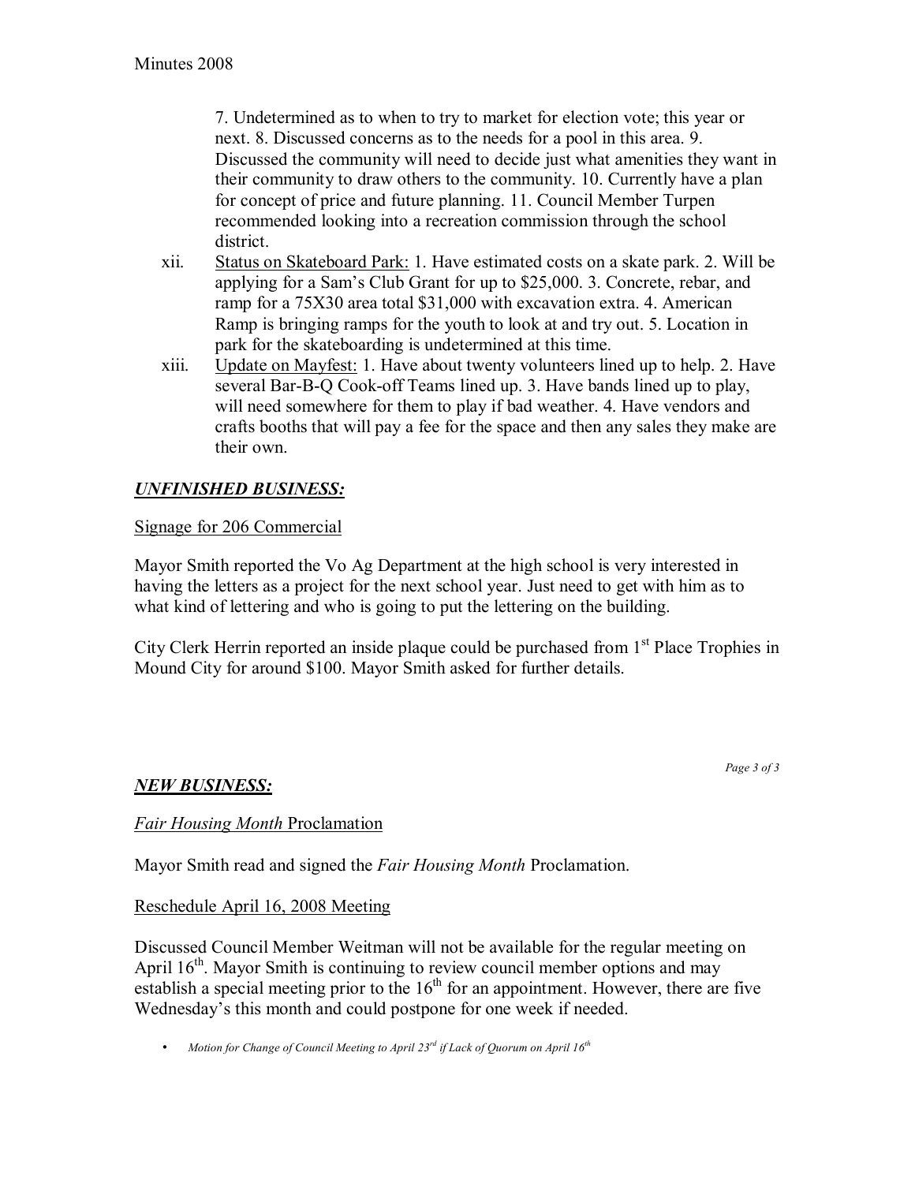7. Undetermined as to when to try to market for election vote; this year or next. 8. Discussed concerns as to the needs for a pool in this area. 9. Discussed the community will need to decide just what amenities they want in their community to draw others to the community. 10. Currently have a plan for concept of price and future planning. 11. Council Member Turpen recommended looking into a recreation commission through the school district.

xii. Status on Skateboard Park: 1. Have estimated costs on a skate park. 2. Will be applying for a Sam's Club Grant for up to $25,000. 3. Concrete, rebar, and ramp for a 75X30 area total $31,000 with excavation extra. 4. American Ramp is bringing ramps for the youth to look at and try out. 5. Location in park for the skateboarding is undetermined at this time.

xiii. Update on Mayfest: 1. Have about twenty volunteers lined up to help. 2. Have several Bar-B-Q Cook-off Teams lined up. 3. Have bands lined up to play, will need somewhere for them to play if bad weather. 4. Have vendors and crafts booths that will pay a fee for the space and then any sales they make are their own.

## ***UNFINISHED BUSINESS:***

Signage for 206 Commercial

Mayor Smith reported the Vo Ag Department at the high school is very interested in having the letters as a project for the next school year. Just need to get with him as to what kind of lettering and who is going to put the lettering on the building.

City Clerk Herrin reported an inside plaque could be purchased from 1st Place Trophies in Mound City for around $100. Mayor Smith asked for further details.

## ***NEW BUSINESS:***

*Fair Housing Month* Proclamation

Mayor Smith read and signed the *Fair Housing Month* Proclamation.

Reschedule April 16, 2008 Meeting

Discussed Council Member Weitman will not be available for the regular meeting on April 16th. Mayor Smith is continuing to review council member options and may establish a special meeting prior to the 16th for an appointment. However, there are five Wednesday's this month and could postpone for one week if needed.

- *Motion for Change of Council Meeting to April 23rd if Lack of Quorum on April 16th*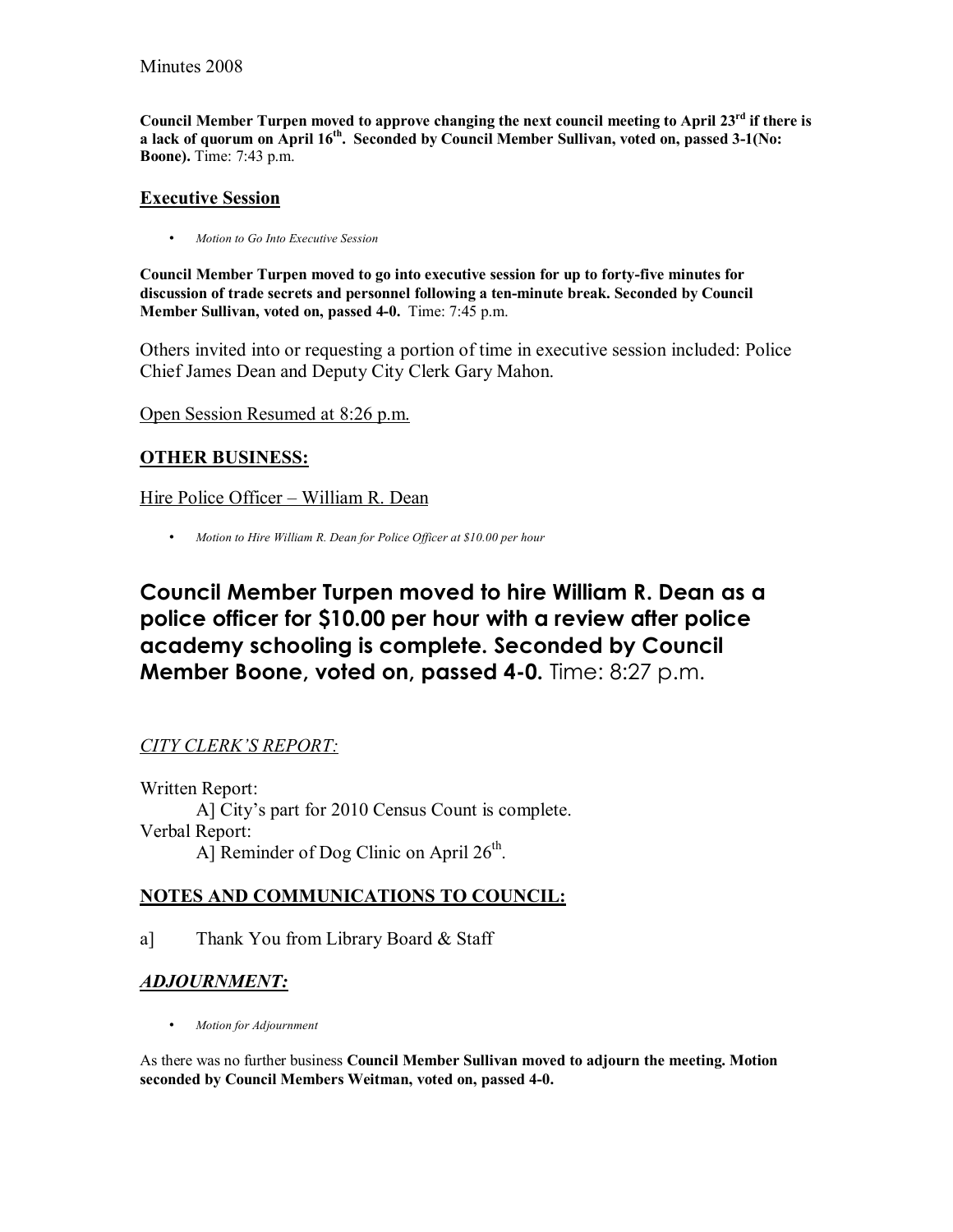**Council Member Turpen moved to approve changing the next council meeting to April 23rd if there is a lack of quorum on April 16th. Seconded by Council Member Sullivan, voted on, passed 3-1(No: Boone).** Time: 7:43 p.m.

## Executive Session

- *Motion to Go Into Executive Session*

**Council Member Turpen moved to go into executive session for up to forty-five minutes for discussion of trade secrets and personnel following a ten-minute break. Seconded by Council Member Sullivan, voted on, passed 4-0.** Time: 7:45 p.m.

Others invited into or requesting a portion of time in executive session included: Police Chief James Dean and Deputy City Clerk Gary Mahon.

Open Session Resumed at 8:26 p.m.

## OTHER BUSINESS:

Hire Police Officer – William R. Dean

- *Motion to Hire William R. Dean for Police Officer at $10.00 per hour*

**Council Member Turpen moved to hire William R. Dean as a police officer for $10.00 per hour with a review after police academy schooling is complete. Seconded by Council Member Boone, voted on, passed 4-0.** Time: 8:27 p.m.

## *CITY CLERK'S REPORT:*

Written Report:
A] City's part for 2010 Census Count is complete.

Verbal Report:
A] Reminder of Dog Clinic on April 26th.

## NOTES AND COMMUNICATIONS TO COUNCIL:

a] Thank You from Library Board & Staff

## *ADJOURNMENT:*

- *Motion for Adjournment*

As there was no further business **Council Member Sullivan moved to adjourn the meeting. Motion seconded by Council Members Weitman, voted on, passed 4-0.**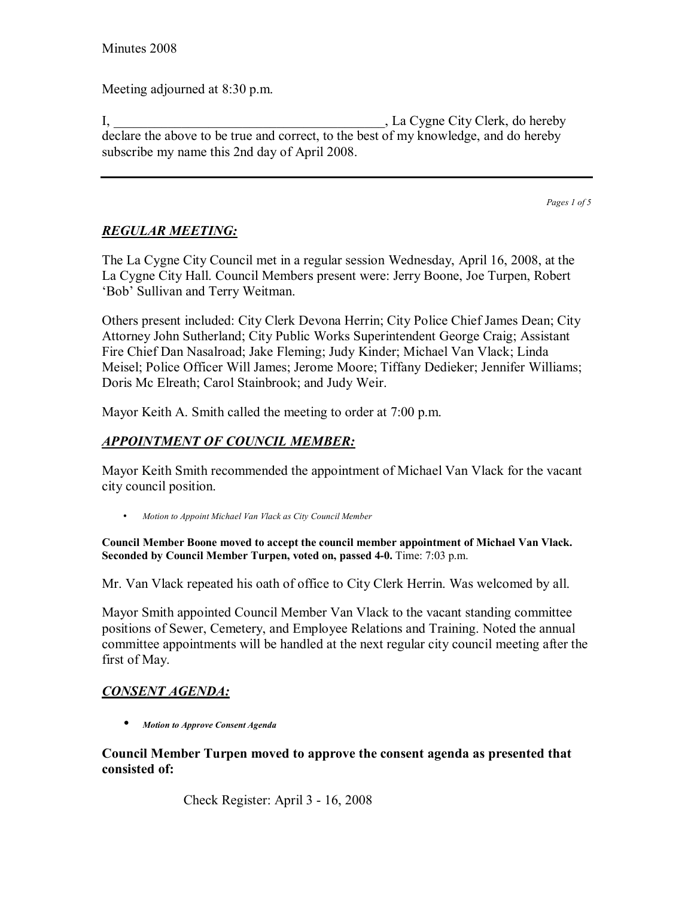Meeting adjourned at 8:30 p.m.

I, _________________________________________, La Cygne City Clerk, do hereby declare the above to be true and correct, to the best of my knowledge, and do hereby subscribe my name this 2nd day of April 2008.

---

## ***REGULAR MEETING:***

The La Cygne City Council met in a regular session Wednesday, April 16, 2008, at the La Cygne City Hall. Council Members present were: Jerry Boone, Joe Turpen, Robert 'Bob' Sullivan and Terry Weitman.

Others present included: City Clerk Devona Herrin; City Police Chief James Dean; City Attorney John Sutherland; City Public Works Superintendent George Craig; Assistant Fire Chief Dan Nasalroad; Jake Fleming; Judy Kinder; Michael Van Vlack; Linda Meisel; Police Officer Will James; Jerome Moore; Tiffany Dedieker; Jennifer Williams; Doris Mc Elreath; Carol Stainbrook; and Judy Weir.

Mayor Keith A. Smith called the meeting to order at 7:00 p.m.

## ***APPOINTMENT OF COUNCIL MEMBER:***

Mayor Keith Smith recommended the appointment of Michael Van Vlack for the vacant city council position.

- *Motion to Appoint Michael Van Vlack as City Council Member*

**Council Member Boone moved to accept the council member appointment of Michael Van Vlack. Seconded by Council Member Turpen, voted on, passed 4-0.** Time: 7:03 p.m.

Mr. Van Vlack repeated his oath of office to City Clerk Herrin. Was welcomed by all.

Mayor Smith appointed Council Member Van Vlack to the vacant standing committee positions of Sewer, Cemetery, and Employee Relations and Training. Noted the annual committee appointments will be handled at the next regular city council meeting after the first of May.

## ***CONSENT AGENDA:***

- ***Motion to Approve Consent Agenda***

**Council Member Turpen moved to approve the consent agenda as presented that consisted of:**

Check Register: April 3 - 16, 2008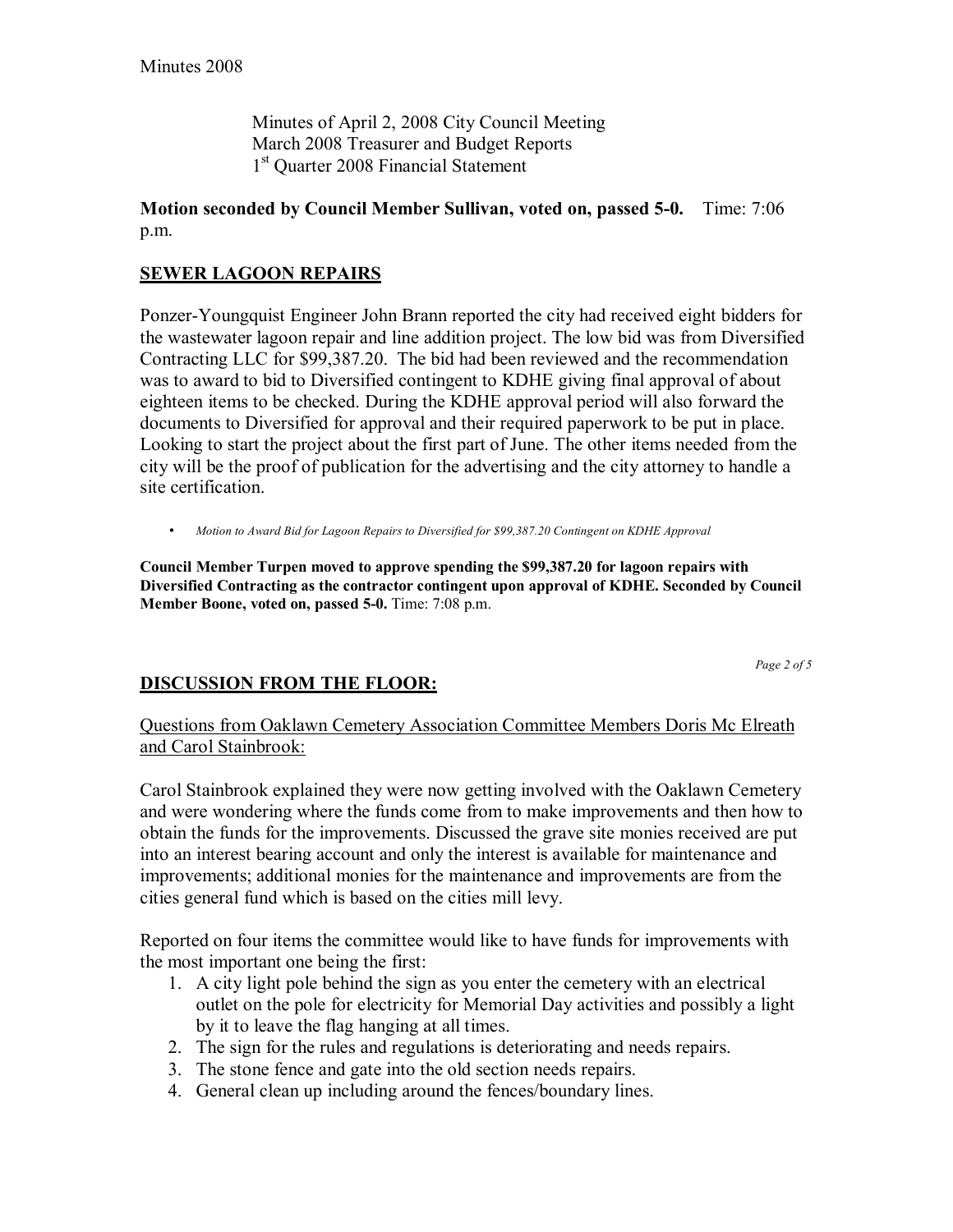Minutes of April 2, 2008 City Council Meeting
March 2008 Treasurer and Budget Reports
1st Quarter 2008 Financial Statement

**Motion seconded by Council Member Sullivan, voted on, passed 5-0.** Time: 7:06 p.m.

## SEWER LAGOON REPAIRS

Ponzer-Youngquist Engineer John Brann reported the city had received eight bidders for the wastewater lagoon repair and line addition project. The low bid was from Diversified Contracting LLC for $99,387.20. The bid had been reviewed and the recommendation was to award to bid to Diversified contingent to KDHE giving final approval of about eighteen items to be checked. During the KDHE approval period will also forward the documents to Diversified for approval and their required paperwork to be put in place. Looking to start the project about the first part of June. The other items needed from the city will be the proof of publication for the advertising and the city attorney to handle a site certification.

- *Motion to Award Bid for Lagoon Repairs to Diversified for $99,387.20 Contingent on KDHE Approval*

**Council Member Turpen moved to approve spending the $99,387.20 for lagoon repairs with Diversified Contracting as the contractor contingent upon approval of KDHE. Seconded by Council Member Boone, voted on, passed 5-0.** Time: 7:08 p.m.

## DISCUSSION FROM THE FLOOR:

Questions from Oaklawn Cemetery Association Committee Members Doris Mc Elreath and Carol Stainbrook:

Carol Stainbrook explained they were now getting involved with the Oaklawn Cemetery and were wondering where the funds come from to make improvements and then how to obtain the funds for the improvements. Discussed the grave site monies received are put into an interest bearing account and only the interest is available for maintenance and improvements; additional monies for the maintenance and improvements are from the cities general fund which is based on the cities mill levy.

Reported on four items the committee would like to have funds for improvements with the most important one being the first:

1. A city light pole behind the sign as you enter the cemetery with an electrical outlet on the pole for electricity for Memorial Day activities and possibly a light by it to leave the flag hanging at all times.
2. The sign for the rules and regulations is deteriorating and needs repairs.
3. The stone fence and gate into the old section needs repairs.
4. General clean up including around the fences/boundary lines.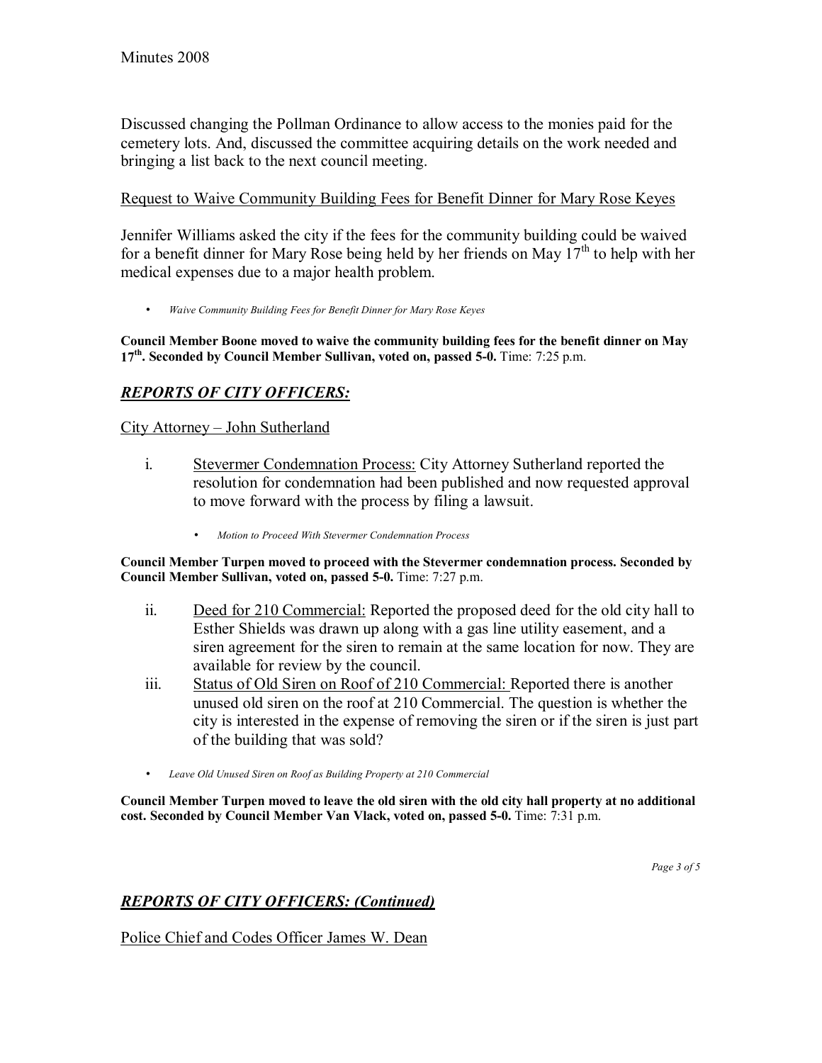Discussed changing the Pollman Ordinance to allow access to the monies paid for the cemetery lots. And, discussed the committee acquiring details on the work needed and bringing a list back to the next council meeting.

Request to Waive Community Building Fees for Benefit Dinner for Mary Rose Keyes

Jennifer Williams asked the city if the fees for the community building could be waived for a benefit dinner for Mary Rose being held by her friends on May 17th to help with her medical expenses due to a major health problem.

- *Waive Community Building Fees for Benefit Dinner for Mary Rose Keyes*

**Council Member Boone moved to waive the community building fees for the benefit dinner on May 17th. Seconded by Council Member Sullivan, voted on, passed 5-0.** Time: 7:25 p.m.

## *REPORTS OF CITY OFFICERS:*

City Attorney – John Sutherland

i. Stevermer Condemnation Process: City Attorney Sutherland reported the resolution for condemnation had been published and now requested approval to move forward with the process by filing a lawsuit.

   - *Motion to Proceed With Stevermer Condemnation Process*

**Council Member Turpen moved to proceed with the Stevermer condemnation process. Seconded by Council Member Sullivan, voted on, passed 5-0.** Time: 7:27 p.m.

ii. Deed for 210 Commercial: Reported the proposed deed for the old city hall to Esther Shields was drawn up along with a gas line utility easement, and a siren agreement for the siren to remain at the same location for now. They are available for review by the council.

iii. Status of Old Siren on Roof of 210 Commercial: Reported there is another unused old siren on the roof at 210 Commercial. The question is whether the city is interested in the expense of removing the siren or if the siren is just part of the building that was sold?

- *Leave Old Unused Siren on Roof as Building Property at 210 Commercial*

**Council Member Turpen moved to leave the old siren with the old city hall property at no additional cost. Seconded by Council Member Van Vlack, voted on, passed 5-0.** Time: 7:31 p.m.

## *REPORTS OF CITY OFFICERS: (Continued)*

Police Chief and Codes Officer James W. Dean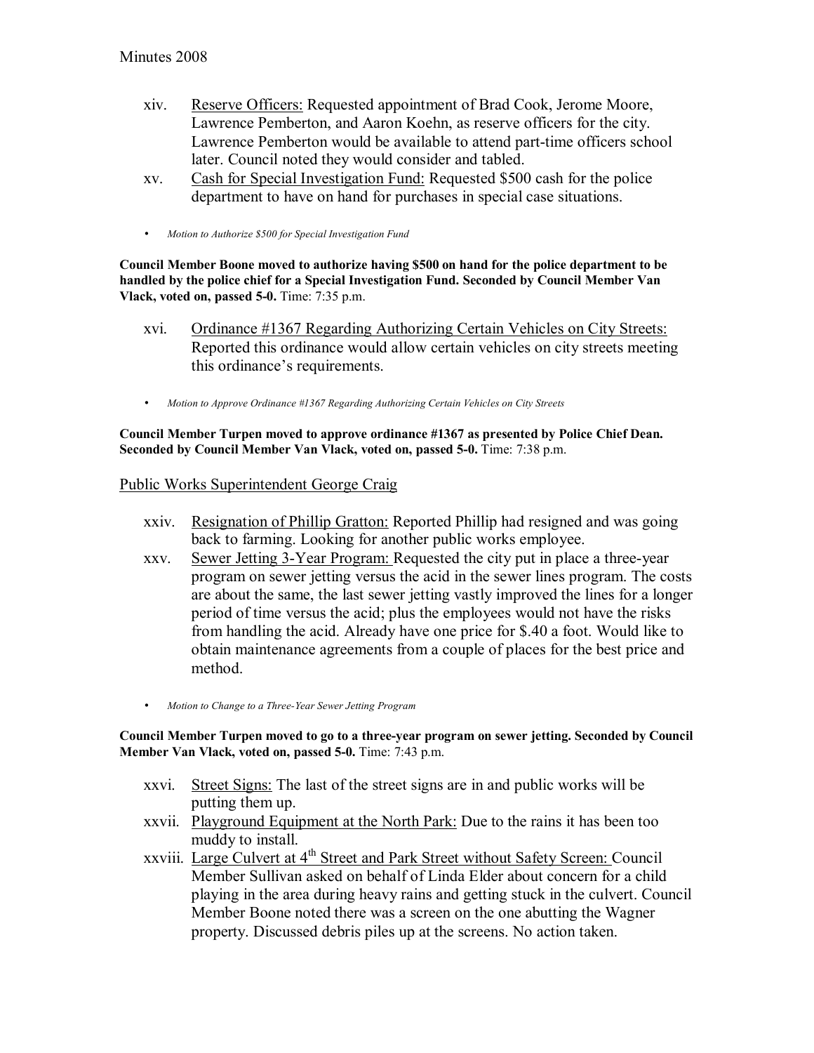xiv. Reserve Officers: Requested appointment of Brad Cook, Jerome Moore, Lawrence Pemberton, and Aaron Koehn, as reserve officers for the city. Lawrence Pemberton would be available to attend part-time officers school later. Council noted they would consider and tabled.

xv. Cash for Special Investigation Fund: Requested $500 cash for the police department to have on hand for purchases in special case situations.

- *Motion to Authorize $500 for Special Investigation Fund*

**Council Member Boone moved to authorize having $500 on hand for the police department to be handled by the police chief for a Special Investigation Fund. Seconded by Council Member Van Vlack, voted on, passed 5-0.** Time: 7:35 p.m.

xvi. Ordinance #1367 Regarding Authorizing Certain Vehicles on City Streets: Reported this ordinance would allow certain vehicles on city streets meeting this ordinance's requirements.

- *Motion to Approve Ordinance #1367 Regarding Authorizing Certain Vehicles on City Streets*

**Council Member Turpen moved to approve ordinance #1367 as presented by Police Chief Dean. Seconded by Council Member Van Vlack, voted on, passed 5-0.** Time: 7:38 p.m.

Public Works Superintendent George Craig

xxiv. Resignation of Phillip Gratton: Reported Phillip had resigned and was going back to farming. Looking for another public works employee.

xxv. Sewer Jetting 3-Year Program: Requested the city put in place a three-year program on sewer jetting versus the acid in the sewer lines program. The costs are about the same, the last sewer jetting vastly improved the lines for a longer period of time versus the acid; plus the employees would not have the risks from handling the acid. Already have one price for $.40 a foot. Would like to obtain maintenance agreements from a couple of places for the best price and method.

- *Motion to Change to a Three-Year Sewer Jetting Program*

**Council Member Turpen moved to go to a three-year program on sewer jetting. Seconded by Council Member Van Vlack, voted on, passed 5-0.** Time: 7:43 p.m.

xxvi. Street Signs: The last of the street signs are in and public works will be putting them up.

xxvii. Playground Equipment at the North Park: Due to the rains it has been too muddy to install.

xxviii. Large Culvert at 4th Street and Park Street without Safety Screen: Council Member Sullivan asked on behalf of Linda Elder about concern for a child playing in the area during heavy rains and getting stuck in the culvert. Council Member Boone noted there was a screen on the one abutting the Wagner property. Discussed debris piles up at the screens. No action taken.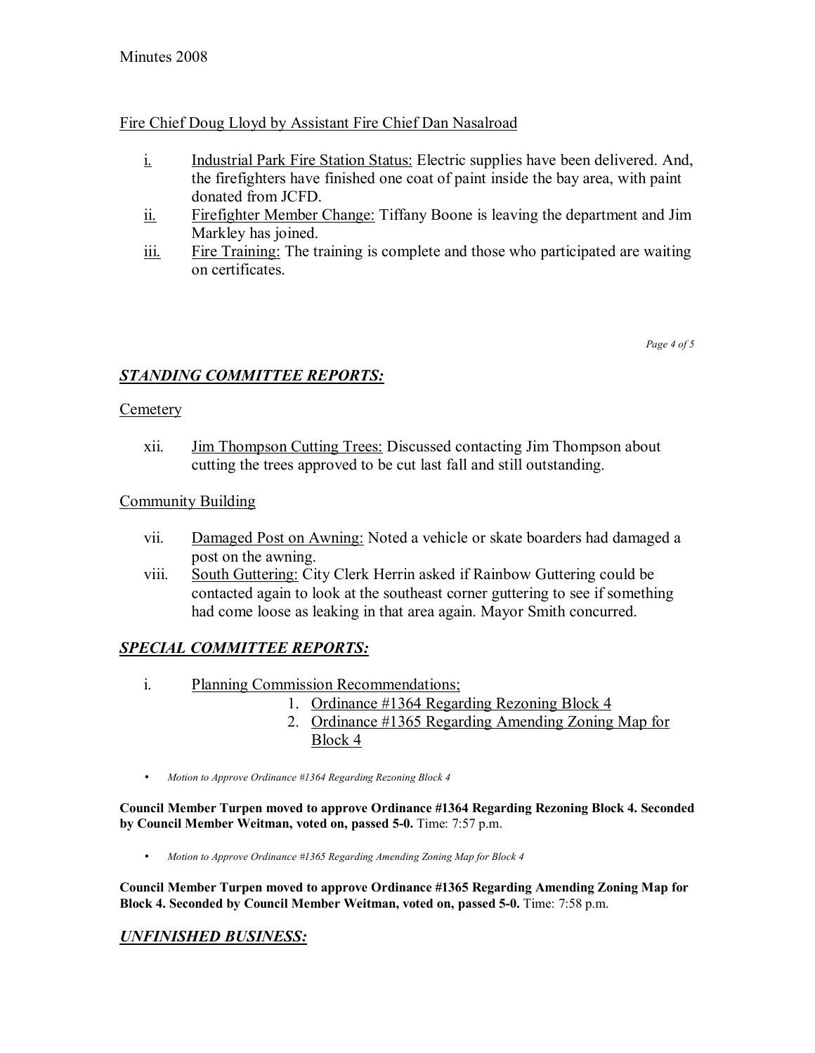Fire Chief Doug Lloyd by Assistant Fire Chief Dan Nasalroad

i. Industrial Park Fire Station Status: Electric supplies have been delivered. And, the firefighters have finished one coat of paint inside the bay area, with paint donated from JCFD.
ii. Firefighter Member Change: Tiffany Boone is leaving the department and Jim Markley has joined.
iii. Fire Training: The training is complete and those who participated are waiting on certificates.

## *STANDING COMMITTEE REPORTS:*

Cemetery

xii. Jim Thompson Cutting Trees: Discussed contacting Jim Thompson about cutting the trees approved to be cut last fall and still outstanding.

Community Building

vii. Damaged Post on Awning: Noted a vehicle or skate boarders had damaged a post on the awning.
viii. South Guttering: City Clerk Herrin asked if Rainbow Guttering could be contacted again to look at the southeast corner guttering to see if something had come loose as leaking in that area again. Mayor Smith concurred.

## *SPECIAL COMMITTEE REPORTS:*

i. Planning Commission Recommendations;
   1. Ordinance #1364 Regarding Rezoning Block 4
   2. Ordinance #1365 Regarding Amending Zoning Map for Block 4

- *Motion to Approve Ordinance #1364 Regarding Rezoning Block 4*

**Council Member Turpen moved to approve Ordinance #1364 Regarding Rezoning Block 4. Seconded by Council Member Weitman, voted on, passed 5-0.** Time: 7:57 p.m.

- *Motion to Approve Ordinance #1365 Regarding Amending Zoning Map for Block 4*

**Council Member Turpen moved to approve Ordinance #1365 Regarding Amending Zoning Map for Block 4. Seconded by Council Member Weitman, voted on, passed 5-0.** Time: 7:58 p.m.

## *UNFINISHED BUSINESS:*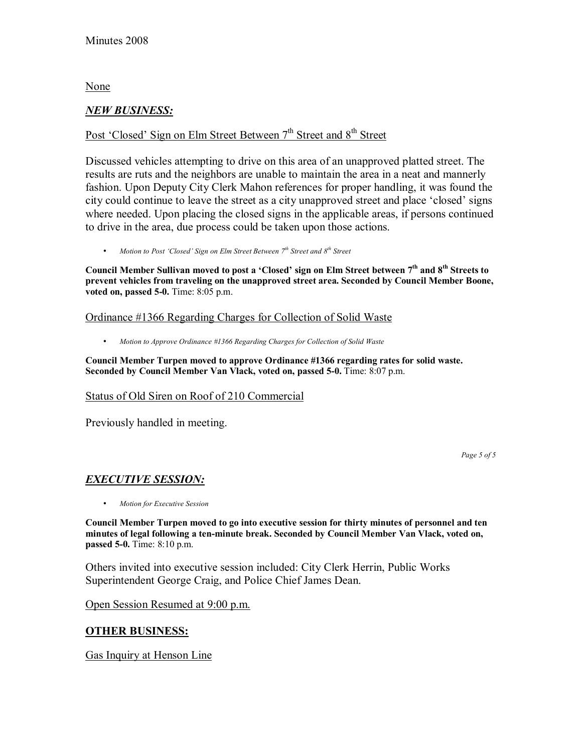None

## *NEW BUSINESS:*

Post 'Closed' Sign on Elm Street Between 7th Street and 8th Street

Discussed vehicles attempting to drive on this area of an unapproved platted street. The results are ruts and the neighbors are unable to maintain the area in a neat and mannerly fashion. Upon Deputy City Clerk Mahon references for proper handling, it was found the city could continue to leave the street as a city unapproved street and place 'closed' signs where needed. Upon placing the closed signs in the applicable areas, if persons continued to drive in the area, due process could be taken upon those actions.

- *Motion to Post 'Closed' Sign on Elm Street Between 7th Street and 8th Street*

**Council Member Sullivan moved to post a 'Closed' sign on Elm Street between 7th and 8th Streets to prevent vehicles from traveling on the unapproved street area. Seconded by Council Member Boone, voted on, passed 5-0.** Time: 8:05 p.m.

Ordinance #1366 Regarding Charges for Collection of Solid Waste

- *Motion to Approve Ordinance #1366 Regarding Charges for Collection of Solid Waste*

**Council Member Turpen moved to approve Ordinance #1366 regarding rates for solid waste. Seconded by Council Member Van Vlack, voted on, passed 5-0.** Time: 8:07 p.m.

Status of Old Siren on Roof of 210 Commercial

Previously handled in meeting.

## *EXECUTIVE SESSION:*

- *Motion for Executive Session*

**Council Member Turpen moved to go into executive session for thirty minutes of personnel and ten minutes of legal following a ten-minute break. Seconded by Council Member Van Vlack, voted on, passed 5-0.** Time: 8:10 p.m.

Others invited into executive session included: City Clerk Herrin, Public Works Superintendent George Craig, and Police Chief James Dean.

Open Session Resumed at 9:00 p.m.

## OTHER BUSINESS:

Gas Inquiry at Henson Line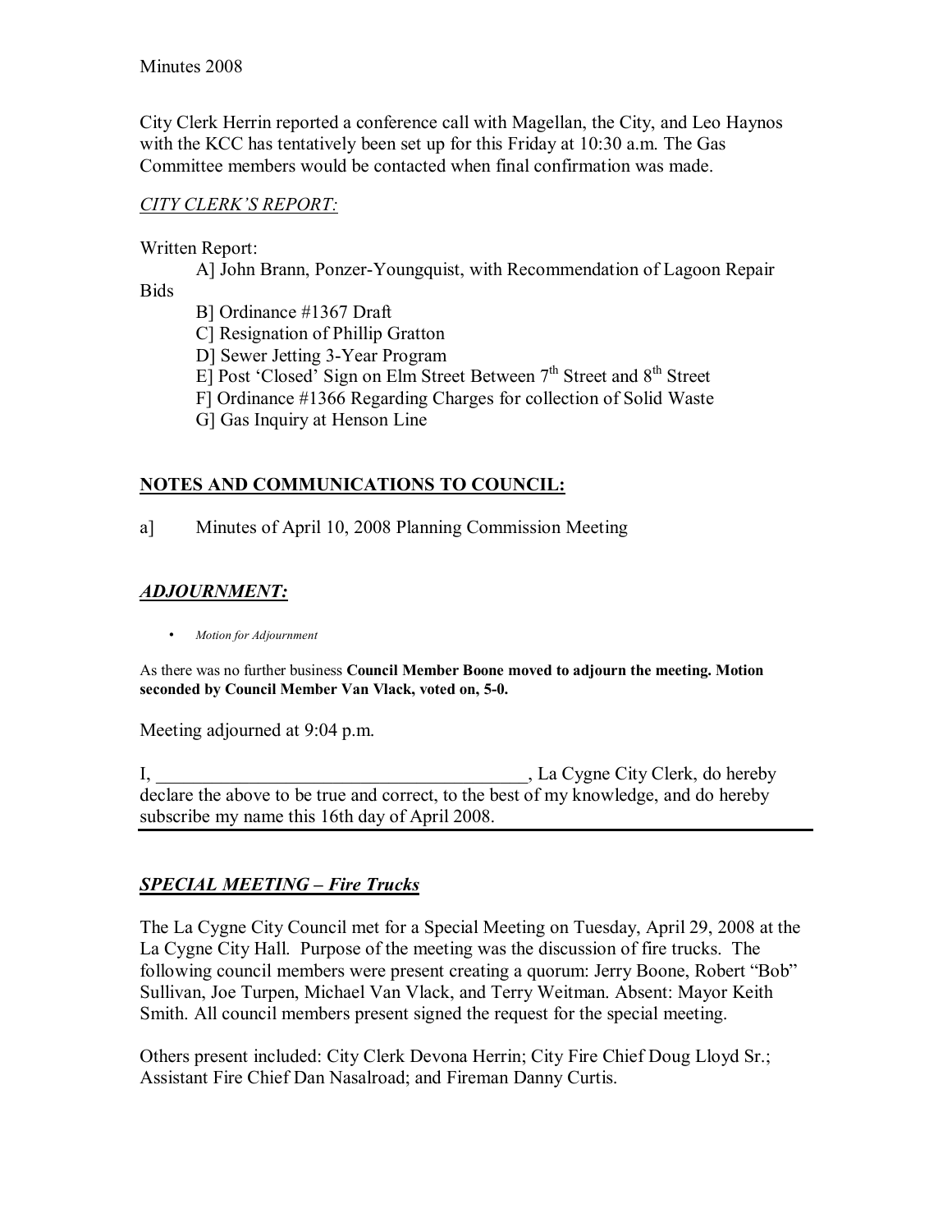City Clerk Herrin reported a conference call with Magellan, the City, and Leo Haynos with the KCC has tentatively been set up for this Friday at 10:30 a.m. The Gas Committee members would be contacted when final confirmation was made.

*CITY CLERK'S REPORT:*

Written Report:

A] John Brann, Ponzer-Youngquist, with Recommendation of Lagoon Repair Bids

B] Ordinance #1367 Draft

C] Resignation of Phillip Gratton

D] Sewer Jetting 3-Year Program

E] Post 'Closed' Sign on Elm Street Between 7th Street and 8th Street

F] Ordinance #1366 Regarding Charges for collection of Solid Waste

G] Gas Inquiry at Henson Line

**NOTES AND COMMUNICATIONS TO COUNCIL:**

a] Minutes of April 10, 2008 Planning Commission Meeting

***ADJOURNMENT:***

- *Motion for Adjournment*

As there was no further business **Council Member Boone moved to adjourn the meeting. Motion seconded by Council Member Van Vlack, voted on, 5-0.**

Meeting adjourned at 9:04 p.m.

I, ________________________________________, La Cygne City Clerk, do hereby declare the above to be true and correct, to the best of my knowledge, and do hereby subscribe my name this 16th day of April 2008.

***SPECIAL MEETING – Fire Trucks***

The La Cygne City Council met for a Special Meeting on Tuesday, April 29, 2008 at the La Cygne City Hall. Purpose of the meeting was the discussion of fire trucks. The following council members were present creating a quorum: Jerry Boone, Robert "Bob" Sullivan, Joe Turpen, Michael Van Vlack, and Terry Weitman. Absent: Mayor Keith Smith. All council members present signed the request for the special meeting.

Others present included: City Clerk Devona Herrin; City Fire Chief Doug Lloyd Sr.; Assistant Fire Chief Dan Nasalroad; and Fireman Danny Curtis.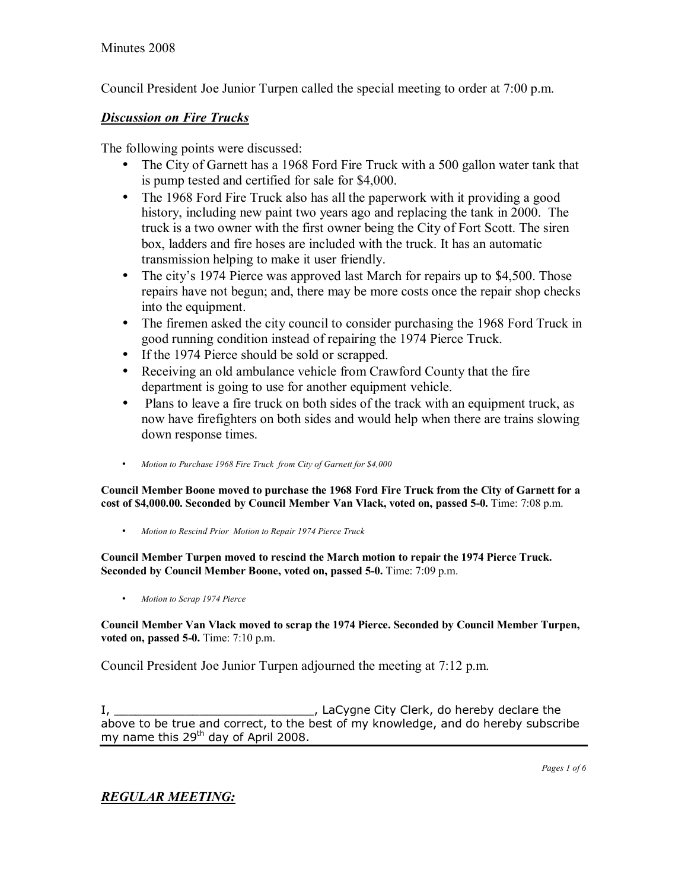Council President Joe Junior Turpen called the special meeting to order at 7:00 p.m.

***Discussion on Fire Trucks***

The following points were discussed:

- The City of Garnett has a 1968 Ford Fire Truck with a 500 gallon water tank that is pump tested and certified for sale for $4,000.
- The 1968 Ford Fire Truck also has all the paperwork with it providing a good history, including new paint two years ago and replacing the tank in 2000. The truck is a two owner with the first owner being the City of Fort Scott. The siren box, ladders and fire hoses are included with the truck. It has an automatic transmission helping to make it user friendly.
- The city's 1974 Pierce was approved last March for repairs up to $4,500. Those repairs have not begun; and, there may be more costs once the repair shop checks into the equipment.
- The firemen asked the city council to consider purchasing the 1968 Ford Truck in good running condition instead of repairing the 1974 Pierce Truck.
- If the 1974 Pierce should be sold or scrapped.
- Receiving an old ambulance vehicle from Crawford County that the fire department is going to use for another equipment vehicle.
- Plans to leave a fire truck on both sides of the track with an equipment truck, as now have firefighters on both sides and would help when there are trains slowing down response times.

- *Motion to Purchase 1968 Fire Truck from City of Garnett for $4,000*

**Council Member Boone moved to purchase the 1968 Ford Fire Truck from the City of Garnett for a cost of $4,000.00. Seconded by Council Member Van Vlack, voted on, passed 5-0.** Time: 7:08 p.m.

- *Motion to Rescind Prior Motion to Repair 1974 Pierce Truck*

**Council Member Turpen moved to rescind the March motion to repair the 1974 Pierce Truck. Seconded by Council Member Boone, voted on, passed 5-0.** Time: 7:09 p.m.

- *Motion to Scrap 1974 Pierce*

**Council Member Van Vlack moved to scrap the 1974 Pierce. Seconded by Council Member Turpen, voted on, passed 5-0.** Time: 7:10 p.m.

Council President Joe Junior Turpen adjourned the meeting at 7:12 p.m.

I, ____________________________, LaCygne City Clerk, do hereby declare the above to be true and correct, to the best of my knowledge, and do hereby subscribe my name this 29th day of April 2008.

---

## ***REGULAR MEETING:***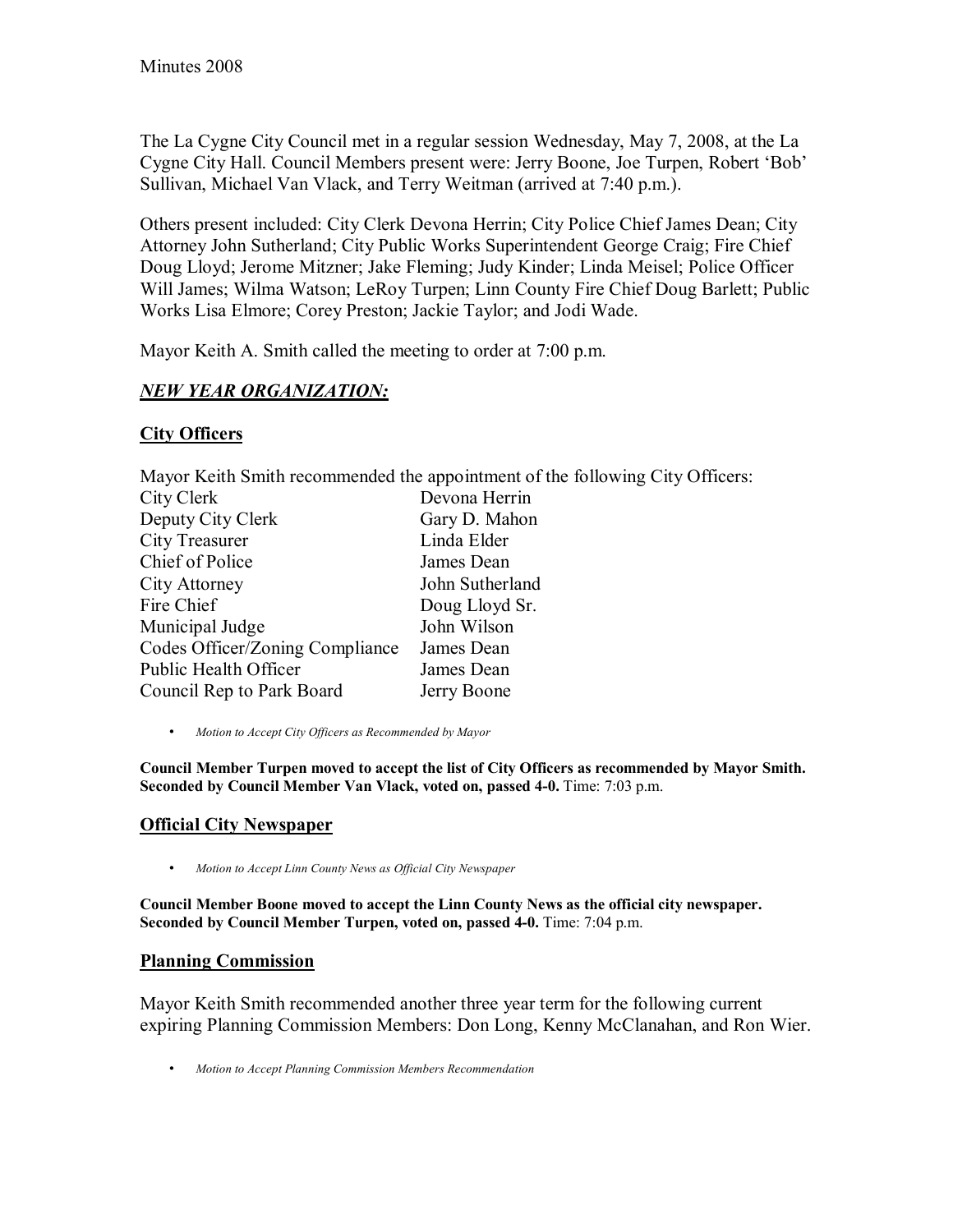Minutes 2008

The La Cygne City Council met in a regular session Wednesday, May 7, 2008, at the La Cygne City Hall. Council Members present were: Jerry Boone, Joe Turpen, Robert 'Bob' Sullivan, Michael Van Vlack, and Terry Weitman (arrived at 7:40 p.m.).

Others present included: City Clerk Devona Herrin; City Police Chief James Dean; City Attorney John Sutherland; City Public Works Superintendent George Craig; Fire Chief Doug Lloyd; Jerome Mitzner; Jake Fleming; Judy Kinder; Linda Meisel; Police Officer Will James; Wilma Watson; LeRoy Turpen; Linn County Fire Chief Doug Barlett; Public Works Lisa Elmore; Corey Preston; Jackie Taylor; and Jodi Wade.

Mayor Keith A. Smith called the meeting to order at 7:00 p.m.

## ***NEW YEAR ORGANIZATION:***

### City Officers

Mayor Keith Smith recommended the appointment of the following City Officers:

| | |
|---|---|
| City Clerk | Devona Herrin |
| Deputy City Clerk | Gary D. Mahon |
| City Treasurer | Linda Elder |
| Chief of Police | James Dean |
| City Attorney | John Sutherland |
| Fire Chief | Doug Lloyd Sr. |
| Municipal Judge | John Wilson |
| Codes Officer/Zoning Compliance | James Dean |
| Public Health Officer | James Dean |
| Council Rep to Park Board | Jerry Boone |

- *Motion to Accept City Officers as Recommended by Mayor*

**Council Member Turpen moved to accept the list of City Officers as recommended by Mayor Smith. Seconded by Council Member Van Vlack, voted on, passed 4-0.** Time: 7:03 p.m.

### Official City Newspaper

- *Motion to Accept Linn County News as Official City Newspaper*

**Council Member Boone moved to accept the Linn County News as the official city newspaper. Seconded by Council Member Turpen, voted on, passed 4-0.** Time: 7:04 p.m.

### Planning Commission

Mayor Keith Smith recommended another three year term for the following current expiring Planning Commission Members: Don Long, Kenny McClanahan, and Ron Wier.

- *Motion to Accept Planning Commission Members Recommendation*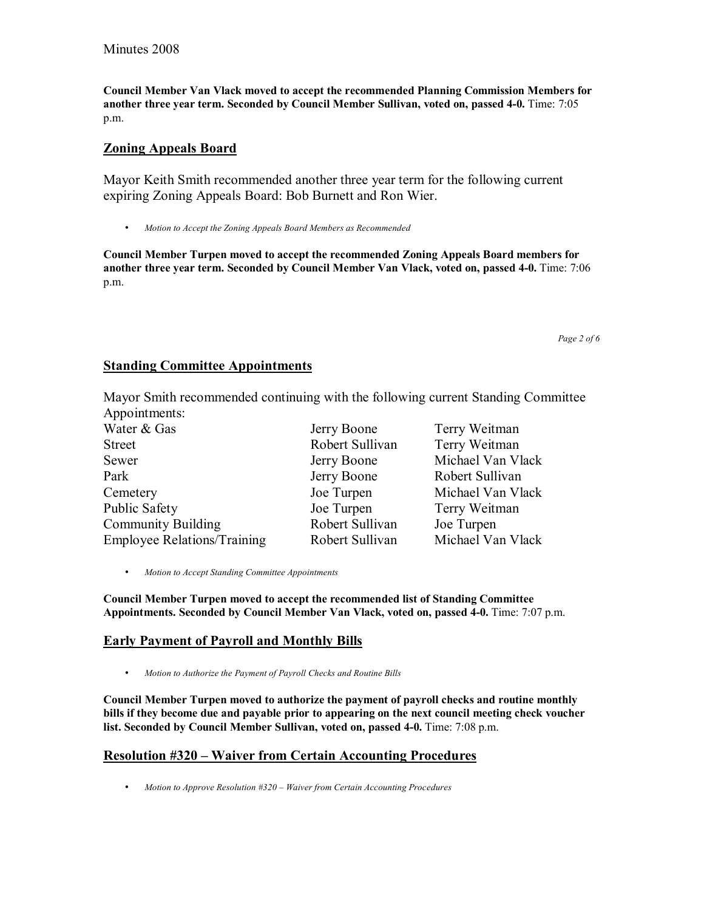**Council Member Van Vlack moved to accept the recommended Planning Commission Members for another three year term. Seconded by Council Member Sullivan, voted on, passed 4-0.** Time: 7:05 p.m.

## Zoning Appeals Board

Mayor Keith Smith recommended another three year term for the following current expiring Zoning Appeals Board: Bob Burnett and Ron Wier.

- *Motion to Accept the Zoning Appeals Board Members as Recommended*

**Council Member Turpen moved to accept the recommended Zoning Appeals Board members for another three year term. Seconded by Council Member Van Vlack, voted on, passed 4-0.** Time: 7:06 p.m.

## Standing Committee Appointments

Mayor Smith recommended continuing with the following current Standing Committee Appointments:

| | | |
|---|---|---|
| Water & Gas | Jerry Boone | Terry Weitman |
| Street | Robert Sullivan | Terry Weitman |
| Sewer | Jerry Boone | Michael Van Vlack |
| Park | Jerry Boone | Robert Sullivan |
| Cemetery | Joe Turpen | Michael Van Vlack |
| Public Safety | Joe Turpen | Terry Weitman |
| Community Building | Robert Sullivan | Joe Turpen |
| Employee Relations/Training | Robert Sullivan | Michael Van Vlack |

- *Motion to Accept Standing Committee Appointments*

**Council Member Turpen moved to accept the recommended list of Standing Committee Appointments. Seconded by Council Member Van Vlack, voted on, passed 4-0.** Time: 7:07 p.m.

## Early Payment of Payroll and Monthly Bills

- *Motion to Authorize the Payment of Payroll Checks and Routine Bills*

**Council Member Turpen moved to authorize the payment of payroll checks and routine monthly bills if they become due and payable prior to appearing on the next council meeting check voucher list. Seconded by Council Member Sullivan, voted on, passed 4-0.** Time: 7:08 p.m.

## Resolution #320 – Waiver from Certain Accounting Procedures

- *Motion to Approve Resolution #320 – Waiver from Certain Accounting Procedures*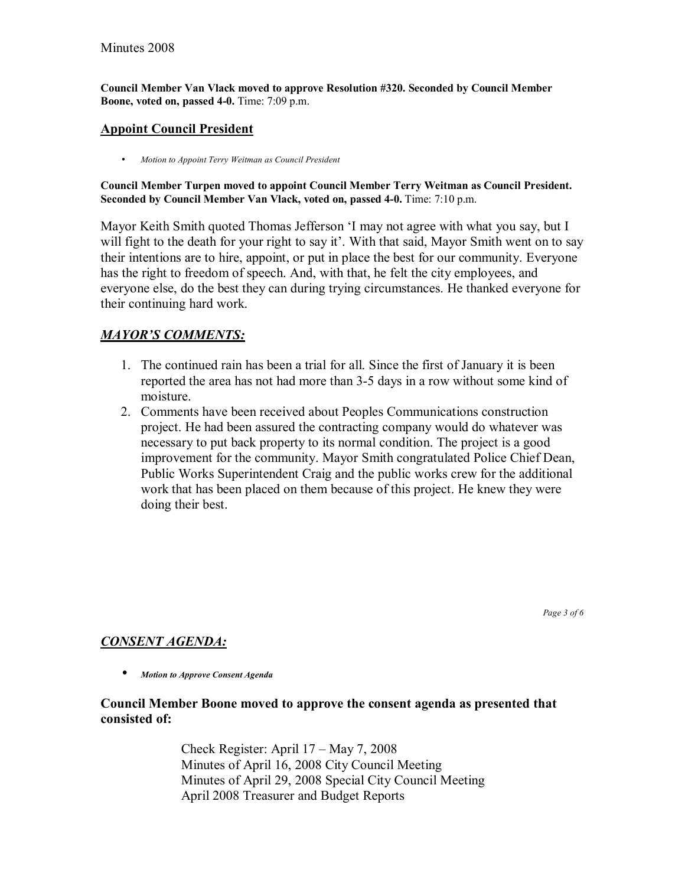**Council Member Van Vlack moved to approve Resolution #320. Seconded by Council Member Boone, voted on, passed 4-0.** Time: 7:09 p.m.

## Appoint Council President

- *Motion to Appoint Terry Weitman as Council President*

**Council Member Turpen moved to appoint Council Member Terry Weitman as Council President. Seconded by Council Member Van Vlack, voted on, passed 4-0.** Time: 7:10 p.m.

Mayor Keith Smith quoted Thomas Jefferson 'I may not agree with what you say, but I will fight to the death for your right to say it'. With that said, Mayor Smith went on to say their intentions are to hire, appoint, or put in place the best for our community. Everyone has the right to freedom of speech. And, with that, he felt the city employees, and everyone else, do the best they can during trying circumstances. He thanked everyone for their continuing hard work.

## *MAYOR'S COMMENTS:*

1. The continued rain has been a trial for all. Since the first of January it is been reported the area has not had more than 3-5 days in a row without some kind of moisture.
2. Comments have been received about Peoples Communications construction project. He had been assured the contracting company would do whatever was necessary to put back property to its normal condition. The project is a good improvement for the community. Mayor Smith congratulated Police Chief Dean, Public Works Superintendent Craig and the public works crew for the additional work that has been placed on them because of this project. He knew they were doing their best.

## *CONSENT AGENDA:*

- ***Motion to Approve Consent Agenda***

**Council Member Boone moved to approve the consent agenda as presented that consisted of:**

Check Register: April 17 – May 7, 2008
Minutes of April 16, 2008 City Council Meeting
Minutes of April 29, 2008 Special City Council Meeting
April 2008 Treasurer and Budget Reports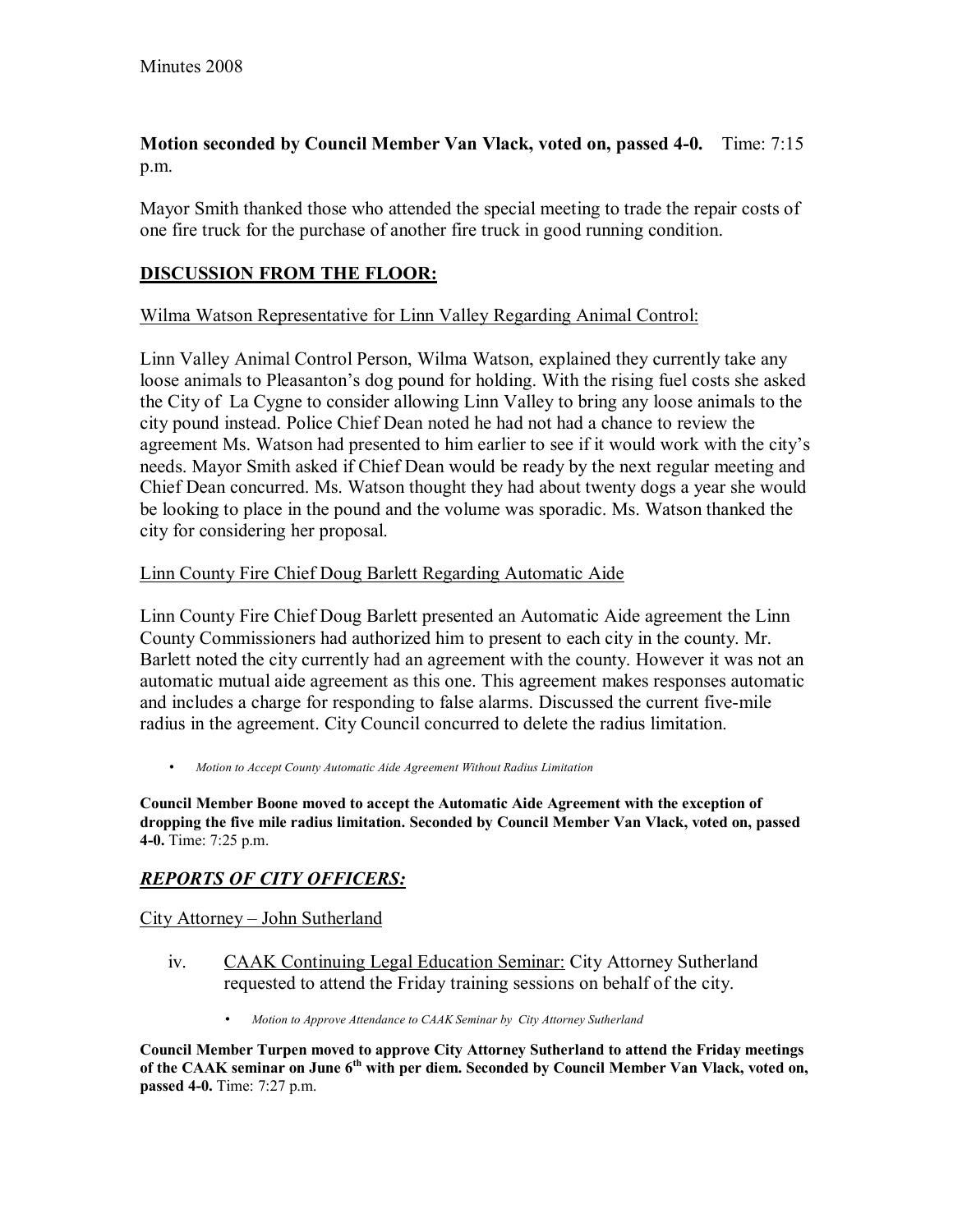**Motion seconded by Council Member Van Vlack, voted on, passed 4-0.** Time: 7:15 p.m.

Mayor Smith thanked those who attended the special meeting to trade the repair costs of one fire truck for the purchase of another fire truck in good running condition.

## DISCUSSION FROM THE FLOOR:

Wilma Watson Representative for Linn Valley Regarding Animal Control:

Linn Valley Animal Control Person, Wilma Watson, explained they currently take any loose animals to Pleasanton's dog pound for holding. With the rising fuel costs she asked the City of La Cygne to consider allowing Linn Valley to bring any loose animals to the city pound instead. Police Chief Dean noted he had not had a chance to review the agreement Ms. Watson had presented to him earlier to see if it would work with the city's needs. Mayor Smith asked if Chief Dean would be ready by the next regular meeting and Chief Dean concurred. Ms. Watson thought they had about twenty dogs a year she would be looking to place in the pound and the volume was sporadic. Ms. Watson thanked the city for considering her proposal.

Linn County Fire Chief Doug Barlett Regarding Automatic Aide

Linn County Fire Chief Doug Barlett presented an Automatic Aide agreement the Linn County Commissioners had authorized him to present to each city in the county. Mr. Barlett noted the city currently had an agreement with the county. However it was not an automatic mutual aide agreement as this one. This agreement makes responses automatic and includes a charge for responding to false alarms. Discussed the current five-mile radius in the agreement. City Council concurred to delete the radius limitation.

- *Motion to Accept County Automatic Aide Agreement Without Radius Limitation*

**Council Member Boone moved to accept the Automatic Aide Agreement with the exception of dropping the five mile radius limitation. Seconded by Council Member Van Vlack, voted on, passed 4-0.** Time: 7:25 p.m.

## *REPORTS OF CITY OFFICERS:*

City Attorney – John Sutherland

iv. CAAK Continuing Legal Education Seminar: City Attorney Sutherland requested to attend the Friday training sessions on behalf of the city.

- *Motion to Approve Attendance to CAAK Seminar by City Attorney Sutherland*

**Council Member Turpen moved to approve City Attorney Sutherland to attend the Friday meetings of the CAAK seminar on June 6th with per diem. Seconded by Council Member Van Vlack, voted on, passed 4-0.** Time: 7:27 p.m.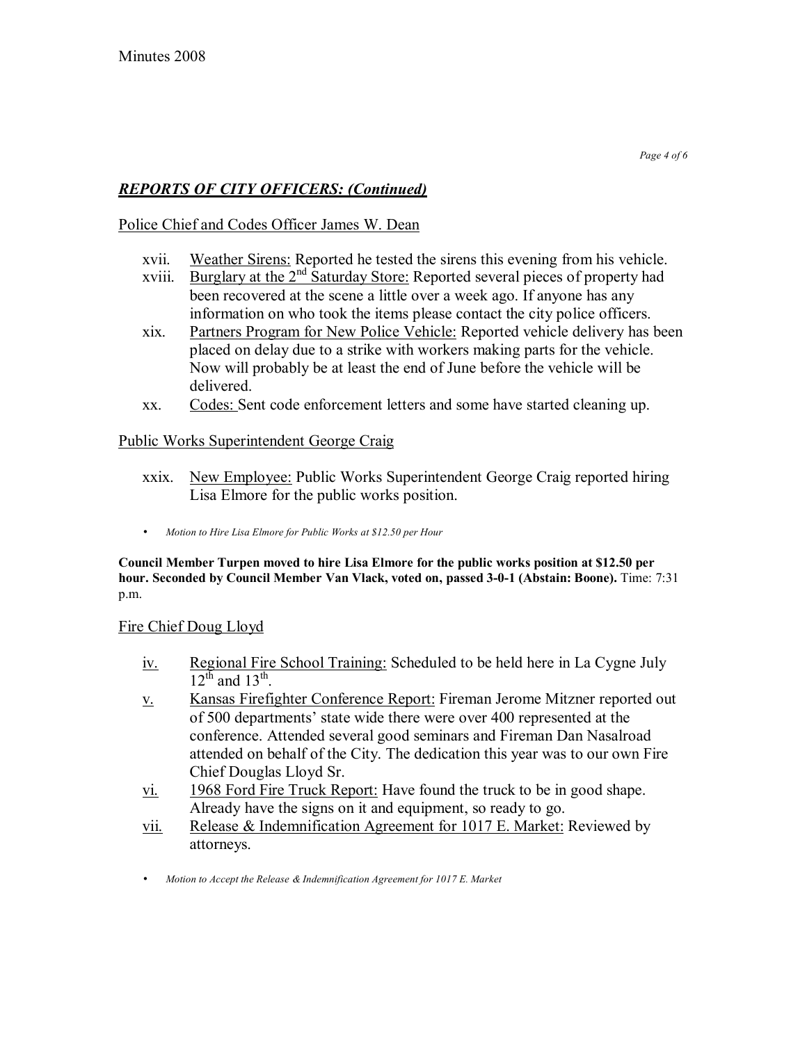## *REPORTS OF CITY OFFICERS: (Continued)*

Police Chief and Codes Officer James W. Dean

xvii. Weather Sirens: Reported he tested the sirens this evening from his vehicle.

xviii. Burglary at the 2nd Saturday Store: Reported several pieces of property had been recovered at the scene a little over a week ago. If anyone has any information on who took the items please contact the city police officers.

xix. Partners Program for New Police Vehicle: Reported vehicle delivery has been placed on delay due to a strike with workers making parts for the vehicle. Now will probably be at least the end of June before the vehicle will be delivered.

xx. Codes: Sent code enforcement letters and some have started cleaning up.

Public Works Superintendent George Craig

xxix. New Employee: Public Works Superintendent George Craig reported hiring Lisa Elmore for the public works position.

- *Motion to Hire Lisa Elmore for Public Works at $12.50 per Hour*

**Council Member Turpen moved to hire Lisa Elmore for the public works position at $12.50 per hour. Seconded by Council Member Van Vlack, voted on, passed 3-0-1 (Abstain: Boone).** Time: 7:31 p.m.

Fire Chief Doug Lloyd

iv. Regional Fire School Training: Scheduled to be held here in La Cygne July 12th and 13th.

v. Kansas Firefighter Conference Report: Fireman Jerome Mitzner reported out of 500 departments' state wide there were over 400 represented at the conference. Attended several good seminars and Fireman Dan Nasalroad attended on behalf of the City. The dedication this year was to our own Fire Chief Douglas Lloyd Sr.

vi. 1968 Ford Fire Truck Report: Have found the truck to be in good shape. Already have the signs on it and equipment, so ready to go.

vii. Release & Indemnification Agreement for 1017 E. Market: Reviewed by attorneys.

- *Motion to Accept the Release & Indemnification Agreement for 1017 E. Market*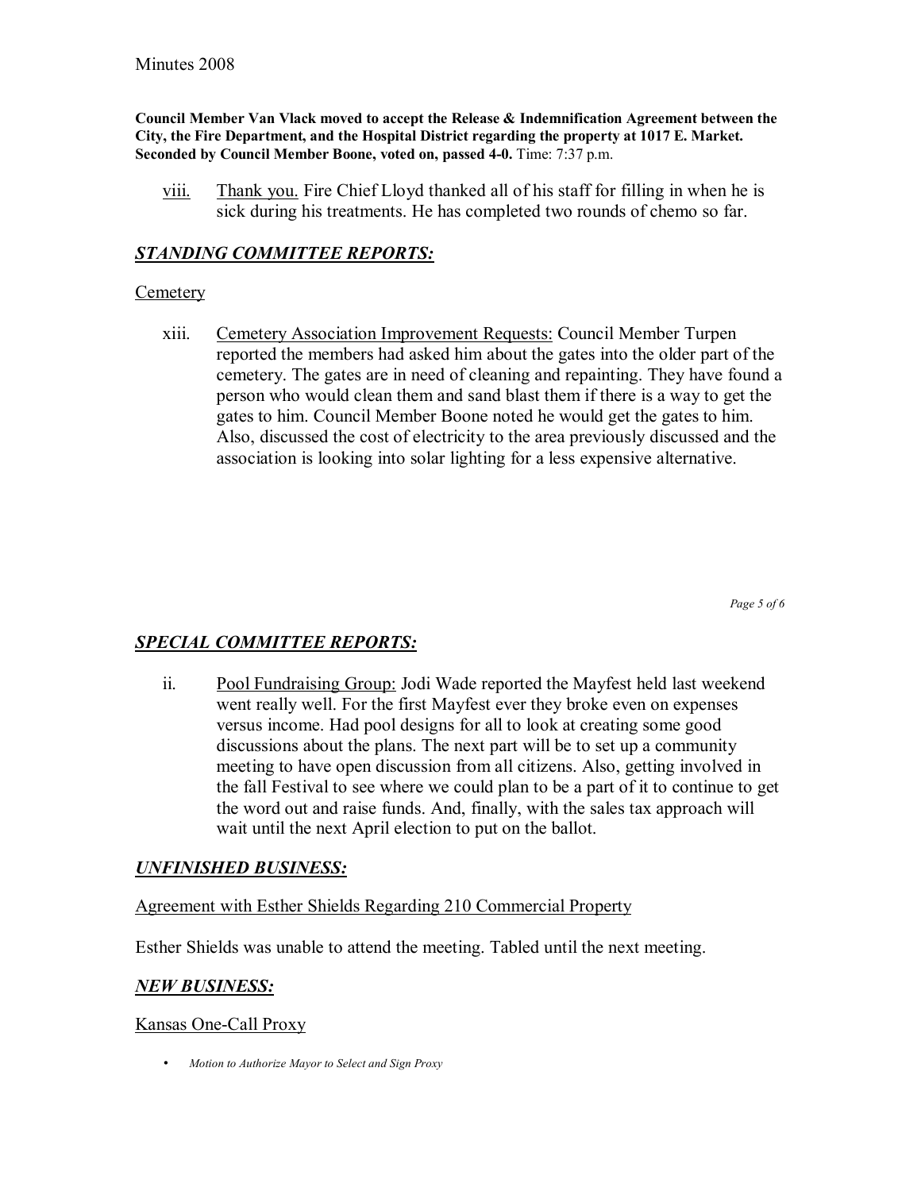**Council Member Van Vlack moved to accept the Release & Indemnification Agreement between the City, the Fire Department, and the Hospital District regarding the property at 1017 E. Market. Seconded by Council Member Boone, voted on, passed 4-0.** Time: 7:37 p.m.

viii. Thank you. Fire Chief Lloyd thanked all of his staff for filling in when he is sick during his treatments. He has completed two rounds of chemo so far.

## ***STANDING COMMITTEE REPORTS:***

Cemetery

xiii. Cemetery Association Improvement Requests: Council Member Turpen reported the members had asked him about the gates into the older part of the cemetery. The gates are in need of cleaning and repainting. They have found a person who would clean them and sand blast them if there is a way to get the gates to him. Council Member Boone noted he would get the gates to him. Also, discussed the cost of electricity to the area previously discussed and the association is looking into solar lighting for a less expensive alternative.

## ***SPECIAL COMMITTEE REPORTS:***

ii. Pool Fundraising Group: Jodi Wade reported the Mayfest held last weekend went really well. For the first Mayfest ever they broke even on expenses versus income. Had pool designs for all to look at creating some good discussions about the plans. The next part will be to set up a community meeting to have open discussion from all citizens. Also, getting involved in the fall Festival to see where we could plan to be a part of it to continue to get the word out and raise funds. And, finally, with the sales tax approach will wait until the next April election to put on the ballot.

## ***UNFINISHED BUSINESS:***

Agreement with Esther Shields Regarding 210 Commercial Property

Esther Shields was unable to attend the meeting. Tabled until the next meeting.

## ***NEW BUSINESS:***

Kansas One-Call Proxy

- *Motion to Authorize Mayor to Select and Sign Proxy*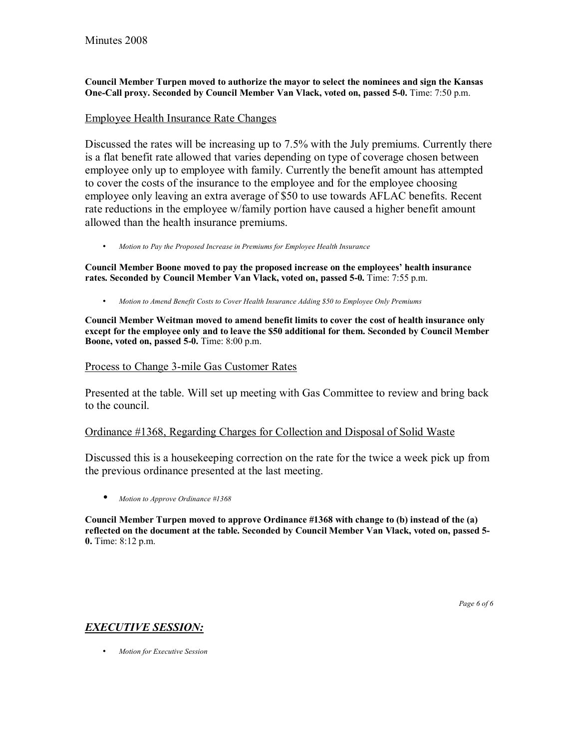**Council Member Turpen moved to authorize the mayor to select the nominees and sign the Kansas One-Call proxy. Seconded by Council Member Van Vlack, voted on, passed 5-0.** Time: 7:50 p.m.

Employee Health Insurance Rate Changes

Discussed the rates will be increasing up to 7.5% with the July premiums. Currently there is a flat benefit rate allowed that varies depending on type of coverage chosen between employee only up to employee with family. Currently the benefit amount has attempted to cover the costs of the insurance to the employee and for the employee choosing employee only leaving an extra average of $50 to use towards AFLAC benefits. Recent rate reductions in the employee w/family portion have caused a higher benefit amount allowed than the health insurance premiums.

- *Motion to Pay the Proposed Increase in Premiums for Employee Health Insurance*

**Council Member Boone moved to pay the proposed increase on the employees' health insurance rates. Seconded by Council Member Van Vlack, voted on, passed 5-0.** Time: 7:55 p.m.

- *Motion to Amend Benefit Costs to Cover Health Insurance Adding $50 to Employee Only Premiums*

**Council Member Weitman moved to amend benefit limits to cover the cost of health insurance only except for the employee only and to leave the $50 additional for them. Seconded by Council Member Boone, voted on, passed 5-0.** Time: 8:00 p.m.

Process to Change 3-mile Gas Customer Rates

Presented at the table. Will set up meeting with Gas Committee to review and bring back to the council.

Ordinance #1368, Regarding Charges for Collection and Disposal of Solid Waste

Discussed this is a housekeeping correction on the rate for the twice a week pick up from the previous ordinance presented at the last meeting.

- *Motion to Approve Ordinance #1368*

**Council Member Turpen moved to approve Ordinance #1368 with change to (b) instead of the (a) reflected on the document at the table. Seconded by Council Member Van Vlack, voted on, passed 5-0.** Time: 8:12 p.m.

## ***EXECUTIVE SESSION:***

- *Motion for Executive Session*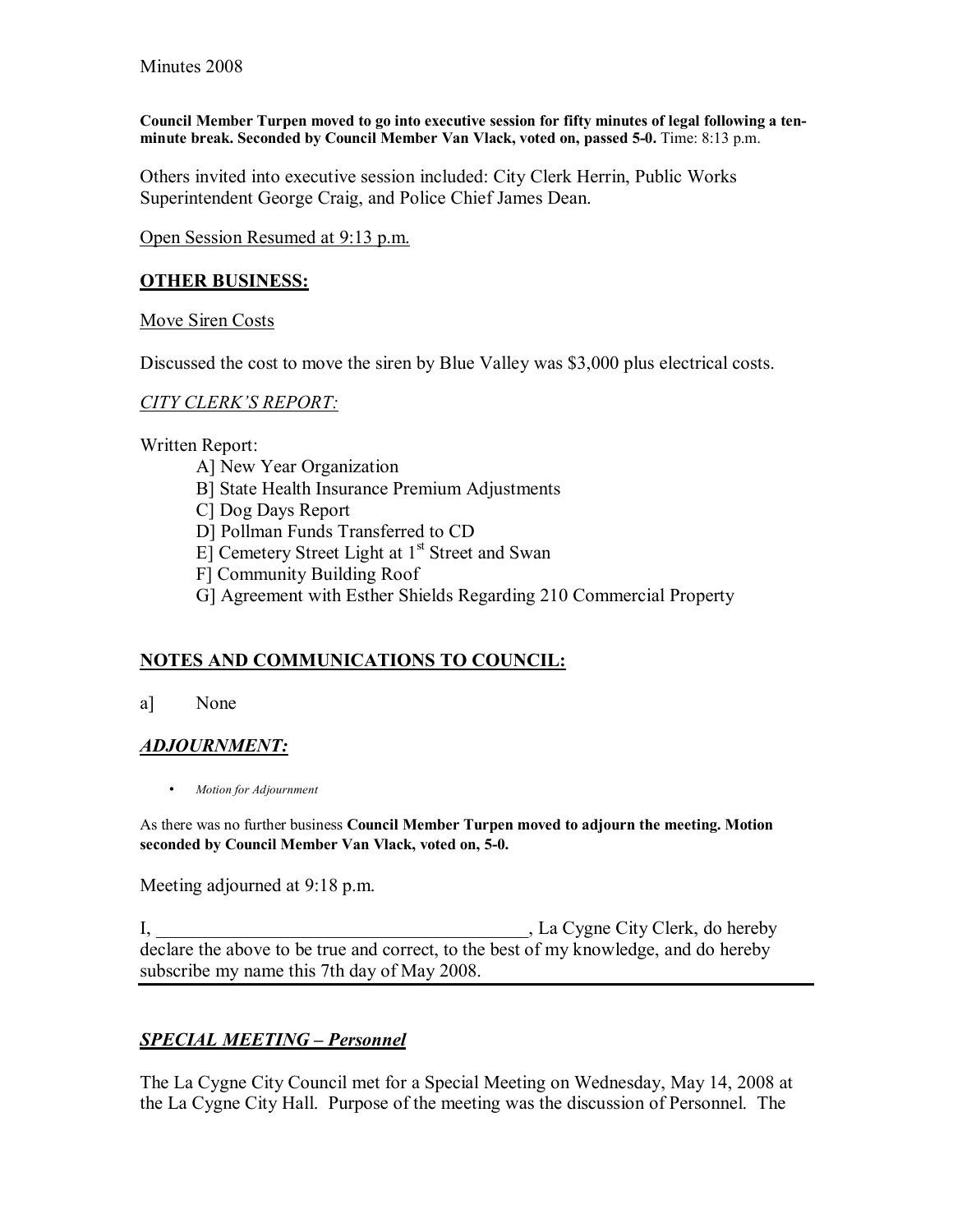**Council Member Turpen moved to go into executive session for fifty minutes of legal following a ten-minute break. Seconded by Council Member Van Vlack, voted on, passed 5-0.** Time: 8:13 p.m.

Others invited into executive session included: City Clerk Herrin, Public Works Superintendent George Craig, and Police Chief James Dean.

Open Session Resumed at 9:13 p.m.

## OTHER BUSINESS:

Move Siren Costs

Discussed the cost to move the siren by Blue Valley was $3,000 plus electrical costs.

*CITY CLERK'S REPORT:*

Written Report:

A] New Year Organization
B] State Health Insurance Premium Adjustments
C] Dog Days Report
D] Pollman Funds Transferred to CD
E] Cemetery Street Light at 1st Street and Swan
F] Community Building Roof
G] Agreement with Esther Shields Regarding 210 Commercial Property

## NOTES AND COMMUNICATIONS TO COUNCIL:

a] None

## *ADJOURNMENT:*

- *Motion for Adjournment*

As there was no further business **Council Member Turpen moved to adjourn the meeting. Motion seconded by Council Member Van Vlack, voted on, 5-0.**

Meeting adjourned at 9:18 p.m.

I, \_\_\_\_\_\_\_\_\_\_\_\_\_\_\_\_\_\_\_\_\_\_\_\_\_\_\_\_\_\_\_\_\_\_\_\_\_\_\_\_, La Cygne City Clerk, do hereby declare the above to be true and correct, to the best of my knowledge, and do hereby subscribe my name this 7th day of May 2008.

---

## *SPECIAL MEETING – Personnel*

The La Cygne City Council met for a Special Meeting on Wednesday, May 14, 2008 at the La Cygne City Hall. Purpose of the meeting was the discussion of Personnel. The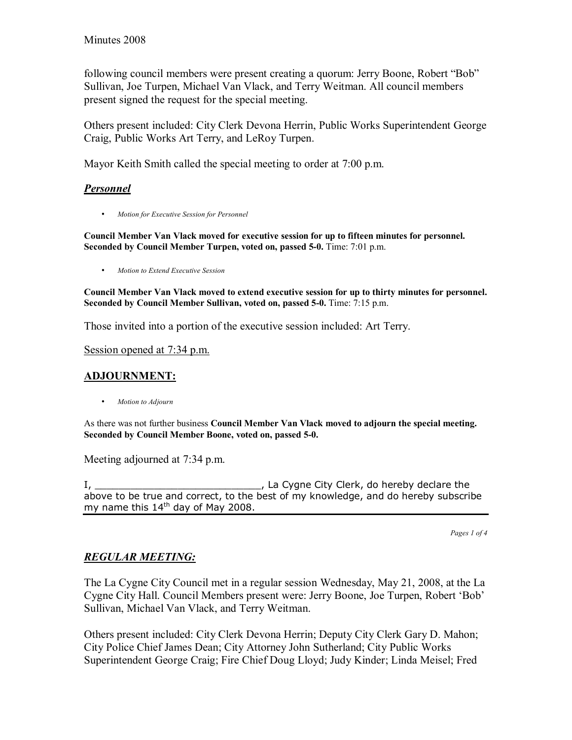following council members were present creating a quorum: Jerry Boone, Robert “Bob” Sullivan, Joe Turpen, Michael Van Vlack, and Terry Weitman. All council members present signed the request for the special meeting.

Others present included: City Clerk Devona Herrin, Public Works Superintendent George Craig, Public Works Art Terry, and LeRoy Turpen.

Mayor Keith Smith called the special meeting to order at 7:00 p.m.

## ***Personnel***

- *Motion for Executive Session for Personnel*

**Council Member Van Vlack moved for executive session for up to fifteen minutes for personnel. Seconded by Council Member Turpen, voted on, passed 5-0.** Time: 7:01 p.m.

- *Motion to Extend Executive Session*

**Council Member Van Vlack moved to extend executive session for up to thirty minutes for personnel. Seconded by Council Member Sullivan, voted on, passed 5-0.** Time: 7:15 p.m.

Those invited into a portion of the executive session included: Art Terry.

Session opened at 7:34 p.m.

## **ADJOURNMENT:**

- *Motion to Adjourn*

As there was not further business **Council Member Van Vlack moved to adjourn the special meeting. Seconded by Council Member Boone, voted on, passed 5-0.**

Meeting adjourned at 7:34 p.m.

I, ____________________________, La Cygne City Clerk, do hereby declare the above to be true and correct, to the best of my knowledge, and do hereby subscribe my name this 14th day of May 2008.

## ***REGULAR MEETING:***

The La Cygne City Council met in a regular session Wednesday, May 21, 2008, at the La Cygne City Hall. Council Members present were: Jerry Boone, Joe Turpen, Robert ‘Bob’ Sullivan, Michael Van Vlack, and Terry Weitman.

Others present included: City Clerk Devona Herrin; Deputy City Clerk Gary D. Mahon; City Police Chief James Dean; City Attorney John Sutherland; City Public Works Superintendent George Craig; Fire Chief Doug Lloyd; Judy Kinder; Linda Meisel; Fred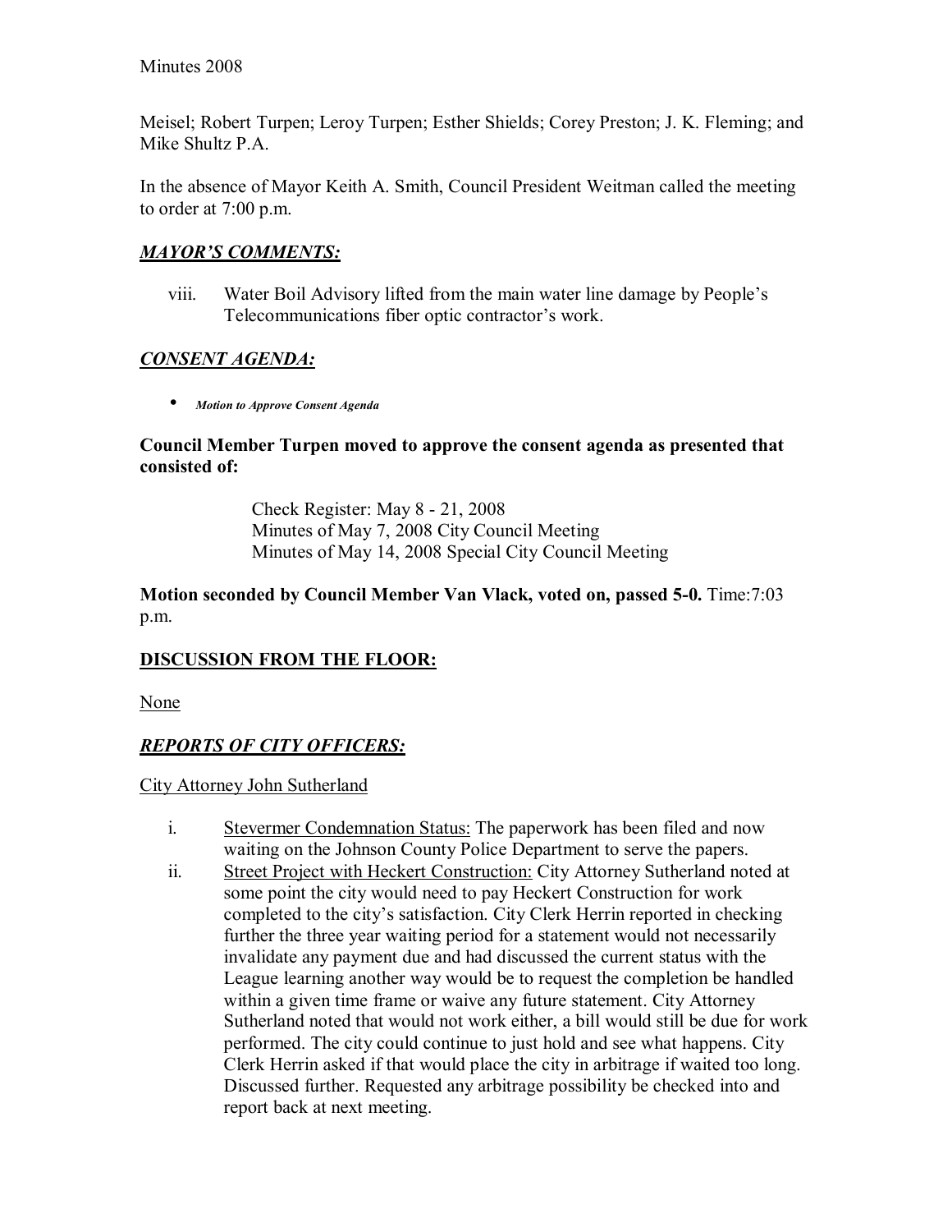Meisel; Robert Turpen; Leroy Turpen; Esther Shields; Corey Preston; J. K. Fleming; and Mike Shultz P.A.

In the absence of Mayor Keith A. Smith, Council President Weitman called the meeting to order at 7:00 p.m.

## ***MAYOR'S COMMENTS:***

viii. Water Boil Advisory lifted from the main water line damage by People's Telecommunications fiber optic contractor's work.

## ***CONSENT AGENDA:***

- ***Motion to Approve Consent Agenda***

**Council Member Turpen moved to approve the consent agenda as presented that consisted of:**

Check Register: May 8 - 21, 2008
Minutes of May 7, 2008 City Council Meeting
Minutes of May 14, 2008 Special City Council Meeting

**Motion seconded by Council Member Van Vlack, voted on, passed 5-0.** Time:7:03 p.m.

## **DISCUSSION FROM THE FLOOR:**

None

## ***REPORTS OF CITY OFFICERS:***

City Attorney John Sutherland

i. Stevermer Condemnation Status: The paperwork has been filed and now waiting on the Johnson County Police Department to serve the papers.
ii. Street Project with Heckert Construction: City Attorney Sutherland noted at some point the city would need to pay Heckert Construction for work completed to the city's satisfaction. City Clerk Herrin reported in checking further the three year waiting period for a statement would not necessarily invalidate any payment due and had discussed the current status with the League learning another way would be to request the completion be handled within a given time frame or waive any future statement. City Attorney Sutherland noted that would not work either, a bill would still be due for work performed. The city could continue to just hold and see what happens. City Clerk Herrin asked if that would place the city in arbitrage if waited too long. Discussed further. Requested any arbitrage possibility be checked into and report back at next meeting.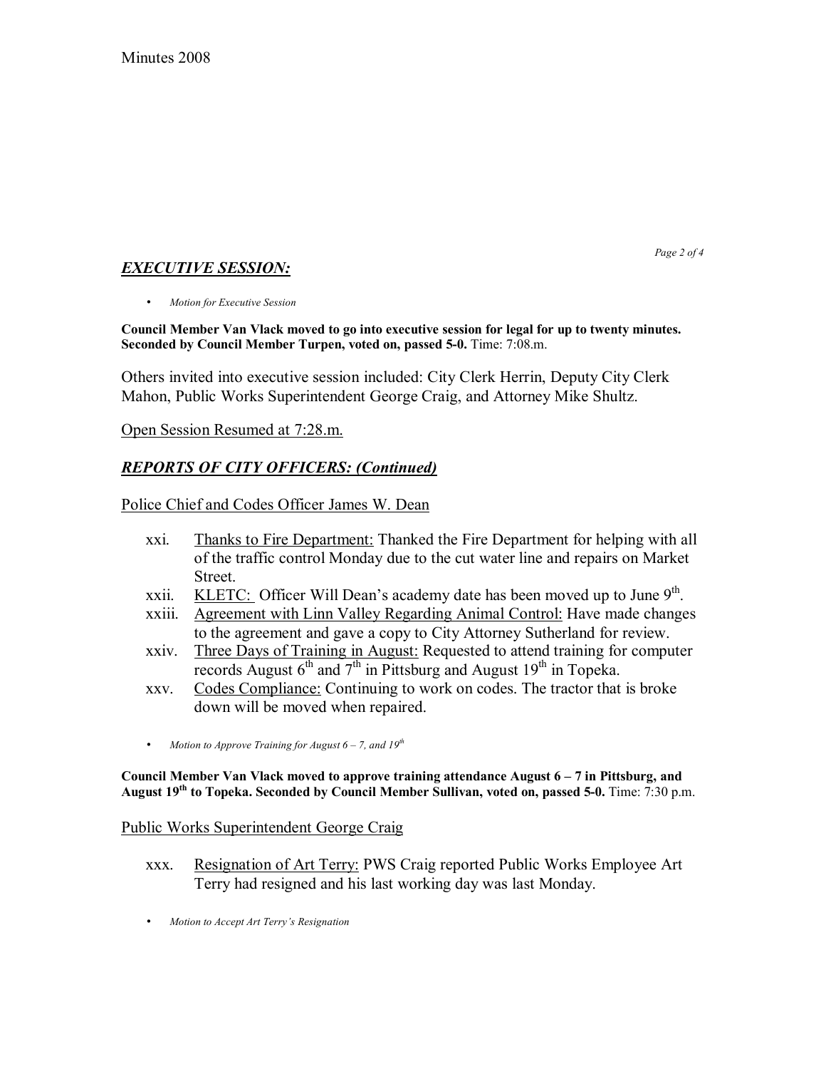## *EXECUTIVE SESSION:*

- *Motion for Executive Session*

**Council Member Van Vlack moved to go into executive session for legal for up to twenty minutes. Seconded by Council Member Turpen, voted on, passed 5-0.** Time: 7:08.m.

Others invited into executive session included: City Clerk Herrin, Deputy City Clerk Mahon, Public Works Superintendent George Craig, and Attorney Mike Shultz.

<u>Open Session Resumed at 7:28.m.</u>

## *REPORTS OF CITY OFFICERS: (Continued)*

<u>Police Chief and Codes Officer James W. Dean</u>

xxi. <u>Thanks to Fire Department:</u> Thanked the Fire Department for helping with all of the traffic control Monday due to the cut water line and repairs on Market Street.

xxii. <u>KLETC:</u> Officer Will Dean's academy date has been moved up to June 9th.

xxiii. <u>Agreement with Linn Valley Regarding Animal Control:</u> Have made changes to the agreement and gave a copy to City Attorney Sutherland for review.

xxiv. <u>Three Days of Training in August:</u> Requested to attend training for computer records August 6th and 7th in Pittsburg and August 19th in Topeka.

xxv. <u>Codes Compliance:</u> Continuing to work on codes. The tractor that is broke down will be moved when repaired.

- *Motion to Approve Training for August 6 – 7, and 19th*

**Council Member Van Vlack moved to approve training attendance August 6 – 7 in Pittsburg, and August 19th to Topeka. Seconded by Council Member Sullivan, voted on, passed 5-0.** Time: 7:30 p.m.

<u>Public Works Superintendent George Craig</u>

xxx. <u>Resignation of Art Terry:</u> PWS Craig reported Public Works Employee Art Terry had resigned and his last working day was last Monday.

- *Motion to Accept Art Terry's Resignation*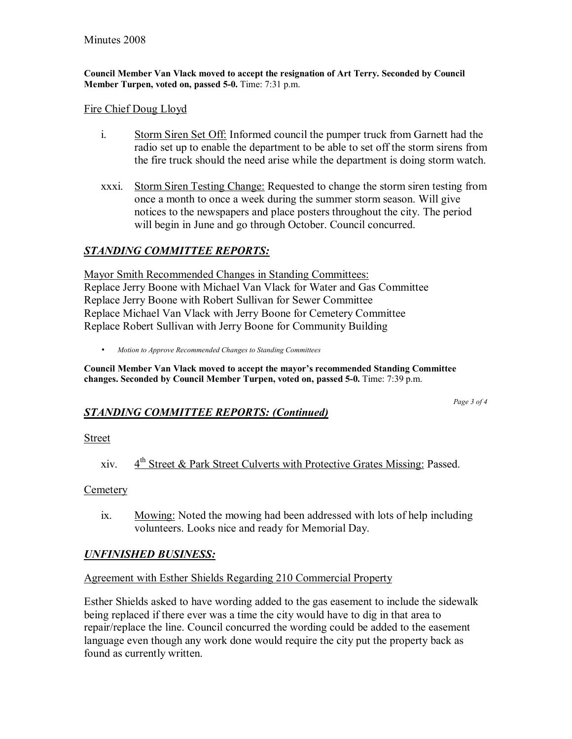**Council Member Van Vlack moved to accept the resignation of Art Terry. Seconded by Council Member Turpen, voted on, passed 5-0.** Time: 7:31 p.m.

Fire Chief Doug Lloyd

i. Storm Siren Set Off: Informed council the pumper truck from Garnett had the radio set up to enable the department to be able to set off the storm sirens from the fire truck should the need arise while the department is doing storm watch.

xxxi. Storm Siren Testing Change: Requested to change the storm siren testing from once a month to once a week during the summer storm season. Will give notices to the newspapers and place posters throughout the city. The period will begin in June and go through October. Council concurred.

## *STANDING COMMITTEE REPORTS:*

Mayor Smith Recommended Changes in Standing Committees:
Replace Jerry Boone with Michael Van Vlack for Water and Gas Committee
Replace Jerry Boone with Robert Sullivan for Sewer Committee
Replace Michael Van Vlack with Jerry Boone for Cemetery Committee
Replace Robert Sullivan with Jerry Boone for Community Building

- *Motion to Approve Recommended Changes to Standing Committees*

**Council Member Van Vlack moved to accept the mayor's recommended Standing Committee changes. Seconded by Council Member Turpen, voted on, passed 5-0.** Time: 7:39 p.m.

## *STANDING COMMITTEE REPORTS: (Continued)*

Street

xiv. 4th Street & Park Street Culverts with Protective Grates Missing: Passed.

Cemetery

ix. Mowing: Noted the mowing had been addressed with lots of help including volunteers. Looks nice and ready for Memorial Day.

## *UNFINISHED BUSINESS:*

Agreement with Esther Shields Regarding 210 Commercial Property

Esther Shields asked to have wording added to the gas easement to include the sidewalk being replaced if there ever was a time the city would have to dig in that area to repair/replace the line. Council concurred the wording could be added to the easement language even though any work done would require the city put the property back as found as currently written.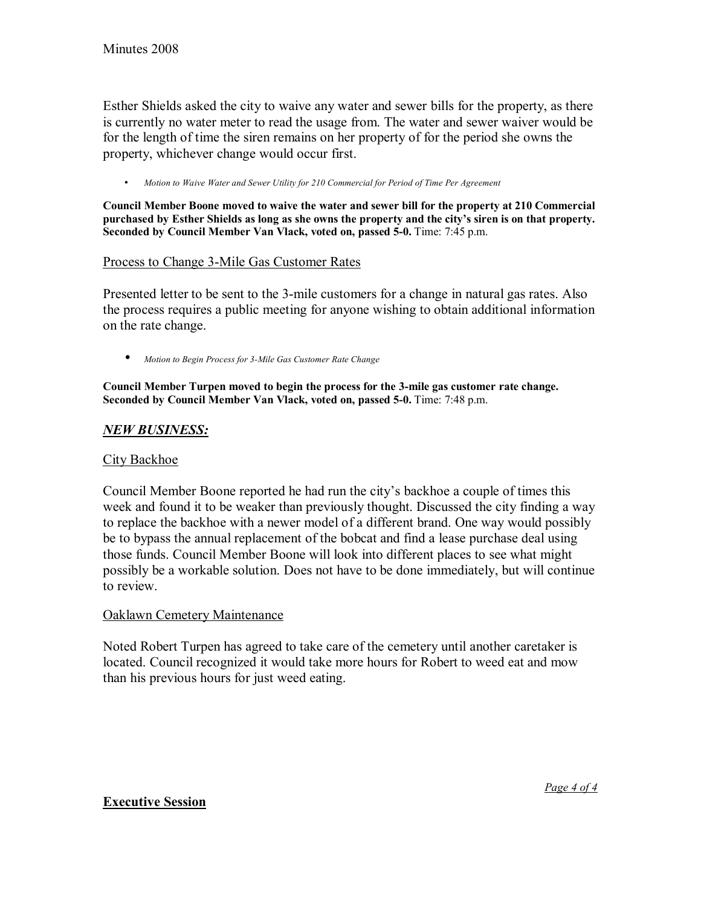Esther Shields asked the city to waive any water and sewer bills for the property, as there is currently no water meter to read the usage from. The water and sewer waiver would be for the length of time the siren remains on her property of for the period she owns the property, whichever change would occur first.

- *Motion to Waive Water and Sewer Utility for 210 Commercial for Period of Time Per Agreement*

**Council Member Boone moved to waive the water and sewer bill for the property at 210 Commercial purchased by Esther Shields as long as she owns the property and the city's siren is on that property. Seconded by Council Member Van Vlack, voted on, passed 5-0.** Time: 7:45 p.m.

<u>Process to Change 3-Mile Gas Customer Rates</u>

Presented letter to be sent to the 3-mile customers for a change in natural gas rates. Also the process requires a public meeting for anyone wishing to obtain additional information on the rate change.

- *Motion to Begin Process for 3-Mile Gas Customer Rate Change*

**Council Member Turpen moved to begin the process for the 3-mile gas customer rate change. Seconded by Council Member Van Vlack, voted on, passed 5-0.** Time: 7:48 p.m.

## ***<u>NEW BUSINESS:</u>***

<u>City Backhoe</u>

Council Member Boone reported he had run the city's backhoe a couple of times this week and found it to be weaker than previously thought. Discussed the city finding a way to replace the backhoe with a newer model of a different brand. One way would possibly be to bypass the annual replacement of the bobcat and find a lease purchase deal using those funds. Council Member Boone will look into different places to see what might possibly be a workable solution. Does not have to be done immediately, but will continue to review.

<u>Oaklawn Cemetery Maintenance</u>

Noted Robert Turpen has agreed to take care of the cemetery until another caretaker is located. Council recognized it would take more hours for Robert to weed eat and mow than his previous hours for just weed eating.

## **<u>Executive Session</u>**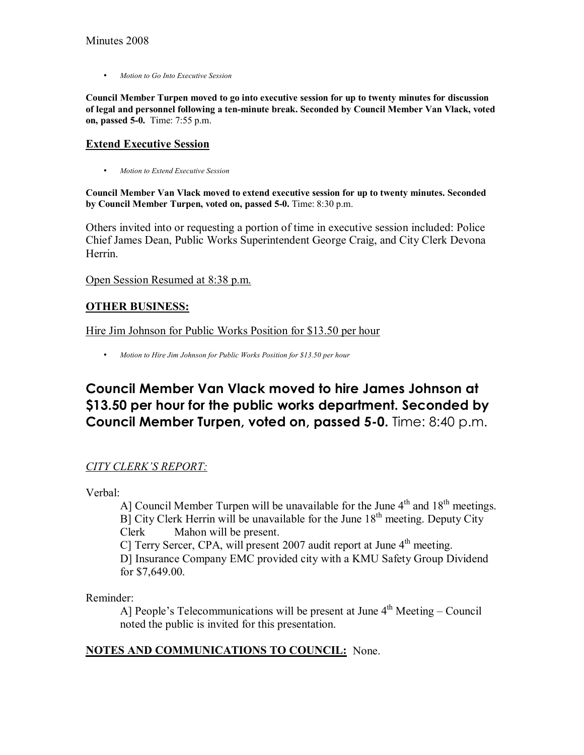- *Motion to Go Into Executive Session*

**Council Member Turpen moved to go into executive session for up to twenty minutes for discussion of legal and personnel following a ten-minute break. Seconded by Council Member Van Vlack, voted on, passed 5-0.** Time: 7:55 p.m.

## Extend Executive Session

- *Motion to Extend Executive Session*

**Council Member Van Vlack moved to extend executive session for up to twenty minutes. Seconded by Council Member Turpen, voted on, passed 5-0.** Time: 8:30 p.m.

Others invited into or requesting a portion of time in executive session included: Police Chief James Dean, Public Works Superintendent George Craig, and City Clerk Devona Herrin.

Open Session Resumed at 8:38 p.m.

## OTHER BUSINESS:

Hire Jim Johnson for Public Works Position for $13.50 per hour

- *Motion to Hire Jim Johnson for Public Works Position for $13.50 per hour*

**Council Member Van Vlack moved to hire James Johnson at $13.50 per hour for the public works department. Seconded by Council Member Turpen, voted on, passed 5-0.** Time: 8:40 p.m.

*CITY CLERK'S REPORT:*

Verbal:

A] Council Member Turpen will be unavailable for the June 4th and 18th meetings.
B] City Clerk Herrin will be unavailable for the June 18th meeting. Deputy City Clerk Mahon will be present.
C] Terry Sercer, CPA, will present 2007 audit report at June 4th meeting.
D] Insurance Company EMC provided city with a KMU Safety Group Dividend for $7,649.00.

Reminder:

A] People's Telecommunications will be present at June 4th Meeting – Council noted the public is invited for this presentation.

## NOTES AND COMMUNICATIONS TO COUNCIL: None.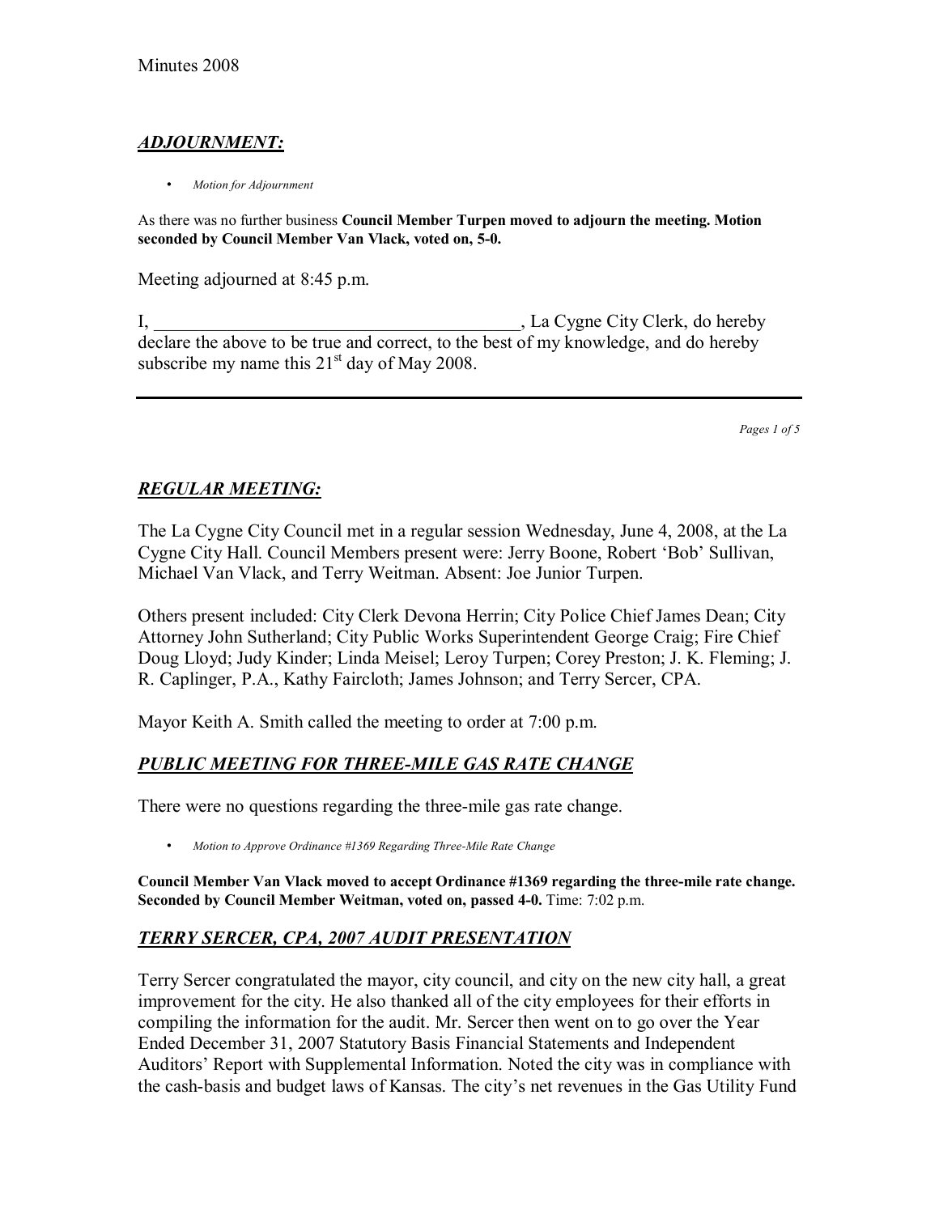## ***ADJOURNMENT:***

- *Motion for Adjournment*

As there was no further business **Council Member Turpen moved to adjourn the meeting. Motion seconded by Council Member Van Vlack, voted on, 5-0.**

Meeting adjourned at 8:45 p.m.

I, \_\_\_\_\_\_\_\_\_\_\_\_\_\_\_\_\_\_\_\_\_\_\_\_\_\_\_\_\_\_\_\_\_\_\_\_\_\_\_\_, La Cygne City Clerk, do hereby declare the above to be true and correct, to the best of my knowledge, and do hereby subscribe my name this 21st day of May 2008.

---

## ***REGULAR MEETING:***

The La Cygne City Council met in a regular session Wednesday, June 4, 2008, at the La Cygne City Hall. Council Members present were: Jerry Boone, Robert 'Bob' Sullivan, Michael Van Vlack, and Terry Weitman. Absent: Joe Junior Turpen.

Others present included: City Clerk Devona Herrin; City Police Chief James Dean; City Attorney John Sutherland; City Public Works Superintendent George Craig; Fire Chief Doug Lloyd; Judy Kinder; Linda Meisel; Leroy Turpen; Corey Preston; J. K. Fleming; J. R. Caplinger, P.A., Kathy Faircloth; James Johnson; and Terry Sercer, CPA.

Mayor Keith A. Smith called the meeting to order at 7:00 p.m.

## ***PUBLIC MEETING FOR THREE-MILE GAS RATE CHANGE***

There were no questions regarding the three-mile gas rate change.

- *Motion to Approve Ordinance #1369 Regarding Three-Mile Rate Change*

**Council Member Van Vlack moved to accept Ordinance #1369 regarding the three-mile rate change. Seconded by Council Member Weitman, voted on, passed 4-0.** Time: 7:02 p.m.

## ***TERRY SERCER, CPA, 2007 AUDIT PRESENTATION***

Terry Sercer congratulated the mayor, city council, and city on the new city hall, a great improvement for the city. He also thanked all of the city employees for their efforts in compiling the information for the audit. Mr. Sercer then went on to go over the Year Ended December 31, 2007 Statutory Basis Financial Statements and Independent Auditors' Report with Supplemental Information. Noted the city was in compliance with the cash-basis and budget laws of Kansas. The city's net revenues in the Gas Utility Fund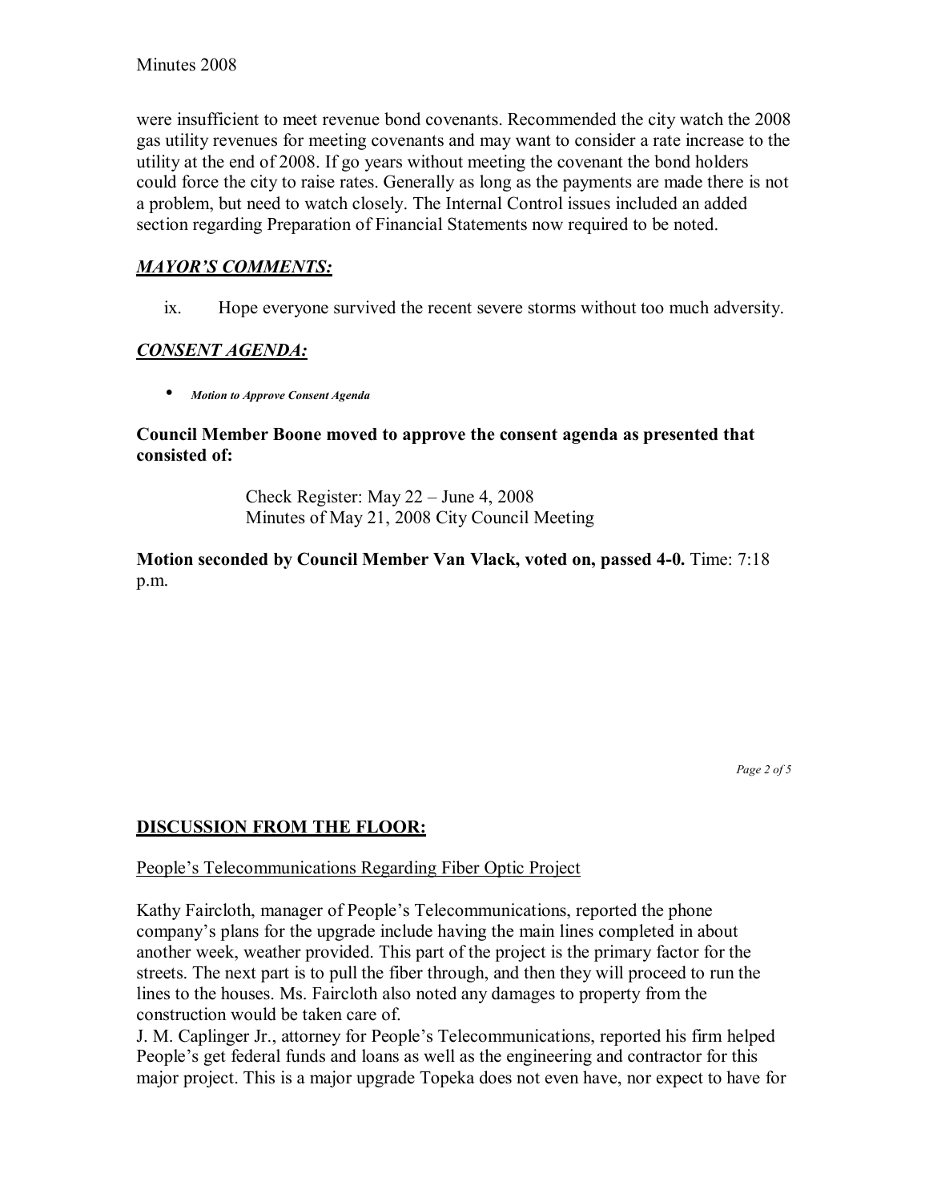were insufficient to meet revenue bond covenants. Recommended the city watch the 2008 gas utility revenues for meeting covenants and may want to consider a rate increase to the utility at the end of 2008. If go years without meeting the covenant the bond holders could force the city to raise rates. Generally as long as the payments are made there is not a problem, but need to watch closely. The Internal Control issues included an added section regarding Preparation of Financial Statements now required to be noted.

## ***MAYOR'S COMMENTS:***

ix. Hope everyone survived the recent severe storms without too much adversity.

## ***CONSENT AGENDA:***

- ***Motion to Approve Consent Agenda***

**Council Member Boone moved to approve the consent agenda as presented that consisted of:**

Check Register: May 22 – June 4, 2008
Minutes of May 21, 2008 City Council Meeting

**Motion seconded by Council Member Van Vlack, voted on, passed 4-0.** Time: 7:18 p.m.

## **DISCUSSION FROM THE FLOOR:**

People's Telecommunications Regarding Fiber Optic Project

Kathy Faircloth, manager of People's Telecommunications, reported the phone company's plans for the upgrade include having the main lines completed in about another week, weather provided. This part of the project is the primary factor for the streets. The next part is to pull the fiber through, and then they will proceed to run the lines to the houses. Ms. Faircloth also noted any damages to property from the construction would be taken care of.

J. M. Caplinger Jr., attorney for People's Telecommunications, reported his firm helped People's get federal funds and loans as well as the engineering and contractor for this major project. This is a major upgrade Topeka does not even have, nor expect to have for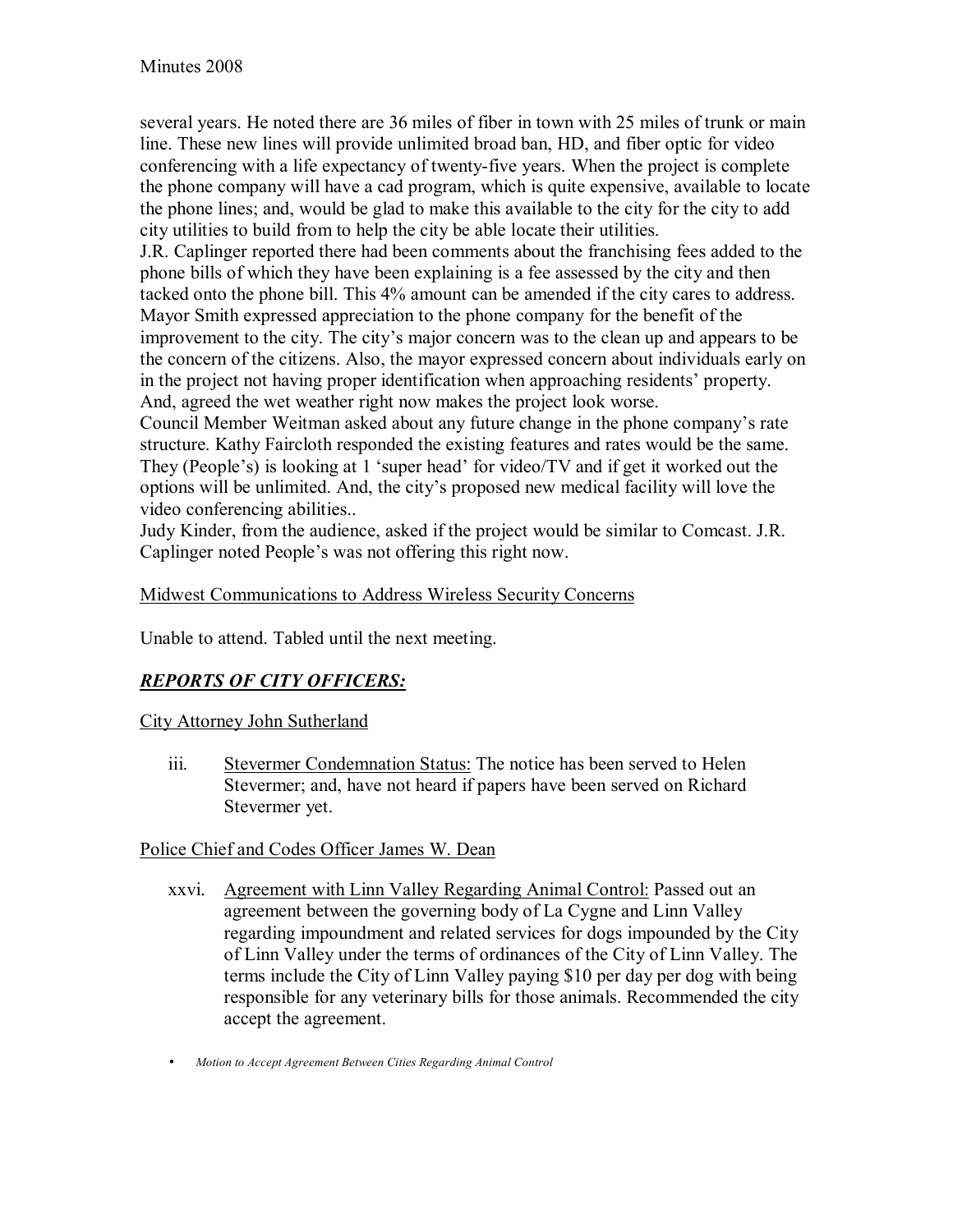several years. He noted there are 36 miles of fiber in town with 25 miles of trunk or main line. These new lines will provide unlimited broad ban, HD, and fiber optic for video conferencing with a life expectancy of twenty-five years. When the project is complete the phone company will have a cad program, which is quite expensive, available to locate the phone lines; and, would be glad to make this available to the city for the city to add city utilities to build from to help the city be able locate their utilities.

J.R. Caplinger reported there had been comments about the franchising fees added to the phone bills of which they have been explaining is a fee assessed by the city and then tacked onto the phone bill. This 4% amount can be amended if the city cares to address.

Mayor Smith expressed appreciation to the phone company for the benefit of the improvement to the city. The city's major concern was to the clean up and appears to be the concern of the citizens. Also, the mayor expressed concern about individuals early on in the project not having proper identification when approaching residents' property. And, agreed the wet weather right now makes the project look worse.

Council Member Weitman asked about any future change in the phone company's rate structure. Kathy Faircloth responded the existing features and rates would be the same. They (People's) is looking at 1 'super head' for video/TV and if get it worked out the options will be unlimited. And, the city's proposed new medical facility will love the video conferencing abilities..

Judy Kinder, from the audience, asked if the project would be similar to Comcast. J.R. Caplinger noted People's was not offering this right now.

<u>Midwest Communications to Address Wireless Security Concerns</u>

Unable to attend. Tabled until the next meeting.

## ***<u>REPORTS OF CITY OFFICERS:</u>***

<u>City Attorney John Sutherland</u>

iii. <u>Stevermer Condemnation Status:</u> The notice has been served to Helen Stevermer; and, have not heard if papers have been served on Richard Stevermer yet.

<u>Police Chief and Codes Officer James W. Dean</u>

xxvi. <u>Agreement with Linn Valley Regarding Animal Control:</u> Passed out an agreement between the governing body of La Cygne and Linn Valley regarding impoundment and related services for dogs impounded by the City of Linn Valley under the terms of ordinances of the City of Linn Valley. The terms include the City of Linn Valley paying $10 per day per dog with being responsible for any veterinary bills for those animals. Recommended the city accept the agreement.

- *Motion to Accept Agreement Between Cities Regarding Animal Control*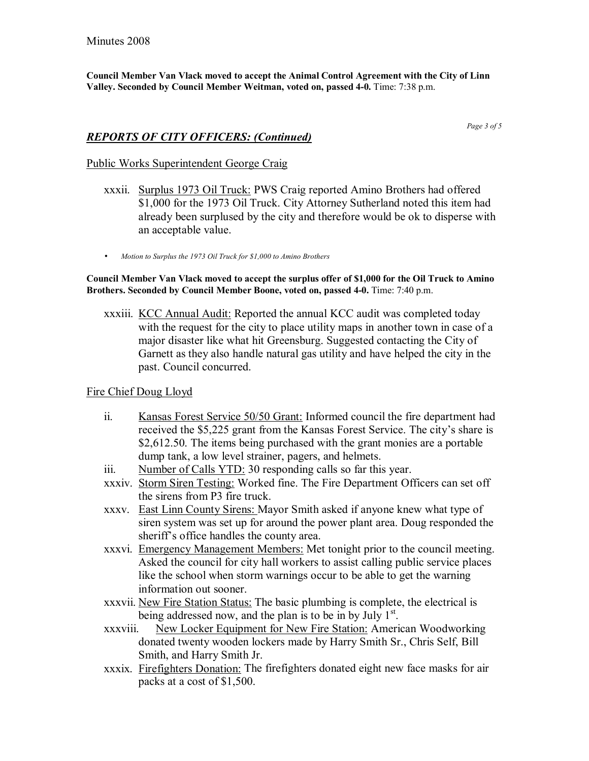**Council Member Van Vlack moved to accept the Animal Control Agreement with the City of Linn Valley. Seconded by Council Member Weitman, voted on, passed 4-0.** Time: 7:38 p.m.

## *REPORTS OF CITY OFFICERS: (Continued)*

Public Works Superintendent George Craig

xxxii. Surplus 1973 Oil Truck: PWS Craig reported Amino Brothers had offered $1,000 for the 1973 Oil Truck. City Attorney Sutherland noted this item had already been surplused by the city and therefore would be ok to disperse with an acceptable value.

- *Motion to Surplus the 1973 Oil Truck for $1,000 to Amino Brothers*

**Council Member Van Vlack moved to accept the surplus offer of $1,000 for the Oil Truck to Amino Brothers. Seconded by Council Member Boone, voted on, passed 4-0.** Time: 7:40 p.m.

xxxiii. KCC Annual Audit: Reported the annual KCC audit was completed today with the request for the city to place utility maps in another town in case of a major disaster like what hit Greensburg. Suggested contacting the City of Garnett as they also handle natural gas utility and have helped the city in the past. Council concurred.

Fire Chief Doug Lloyd

ii. Kansas Forest Service 50/50 Grant: Informed council the fire department had received the $5,225 grant from the Kansas Forest Service. The city's share is $2,612.50. The items being purchased with the grant monies are a portable dump tank, a low level strainer, pagers, and helmets.

iii. Number of Calls YTD: 30 responding calls so far this year.

xxxiv. Storm Siren Testing: Worked fine. The Fire Department Officers can set off the sirens from P3 fire truck.

xxxv. East Linn County Sirens: Mayor Smith asked if anyone knew what type of siren system was set up for around the power plant area. Doug responded the sheriff's office handles the county area.

xxxvi. Emergency Management Members: Met tonight prior to the council meeting. Asked the council for city hall workers to assist calling public service places like the school when storm warnings occur to be able to get the warning information out sooner.

xxxvii. New Fire Station Status: The basic plumbing is complete, the electrical is being addressed now, and the plan is to be in by July 1st.

xxxviii. New Locker Equipment for New Fire Station: American Woodworking donated twenty wooden lockers made by Harry Smith Sr., Chris Self, Bill Smith, and Harry Smith Jr.

xxxix. Firefighters Donation: The firefighters donated eight new face masks for air packs at a cost of $1,500.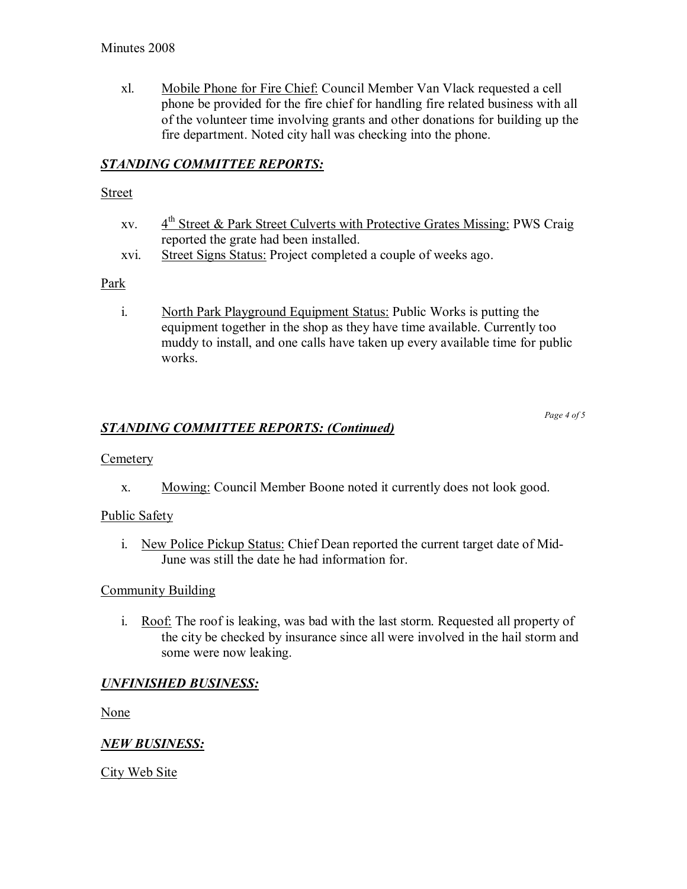xl. Mobile Phone for Fire Chief: Council Member Van Vlack requested a cell phone be provided for the fire chief for handling fire related business with all of the volunteer time involving grants and other donations for building up the fire department. Noted city hall was checking into the phone.

## ***STANDING COMMITTEE REPORTS:***

Street

xv. 4th Street & Park Street Culverts with Protective Grates Missing: PWS Craig reported the grate had been installed.

xvi. Street Signs Status: Project completed a couple of weeks ago.

Park

i. North Park Playground Equipment Status: Public Works is putting the equipment together in the shop as they have time available. Currently too muddy to install, and one calls have taken up every available time for public works.

## ***STANDING COMMITTEE REPORTS: (Continued)***

Cemetery

x. Mowing: Council Member Boone noted it currently does not look good.

Public Safety

i. New Police Pickup Status: Chief Dean reported the current target date of Mid-June was still the date he had information for.

Community Building

i. Roof: The roof is leaking, was bad with the last storm. Requested all property of the city be checked by insurance since all were involved in the hail storm and some were now leaking.

## ***UNFINISHED BUSINESS:***

None

## ***NEW BUSINESS:***

City Web Site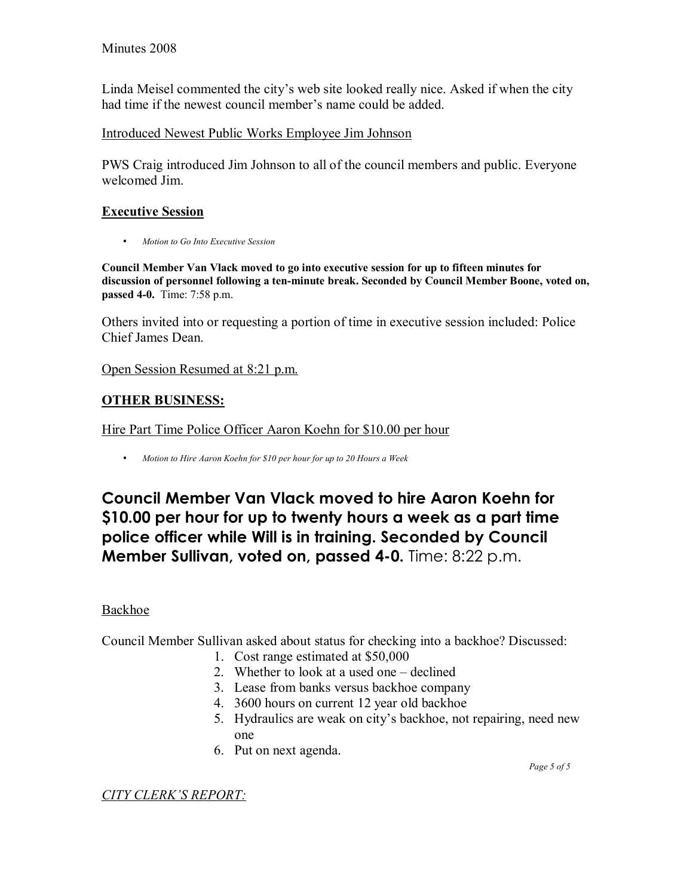Linda Meisel commented the city's web site looked really nice. Asked if when the city had time if the newest council member's name could be added.

Introduced Newest Public Works Employee Jim Johnson

PWS Craig introduced Jim Johnson to all of the council members and public. Everyone welcomed Jim.

## Executive Session

- *Motion to Go Into Executive Session*

**Council Member Van Vlack moved to go into executive session for up to fifteen minutes for discussion of personnel following a ten-minute break. Seconded by Council Member Boone, voted on, passed 4-0.** Time: 7:58 p.m.

Others invited into or requesting a portion of time in executive session included: Police Chief James Dean.

Open Session Resumed at 8:21 p.m.

## OTHER BUSINESS:

Hire Part Time Police Officer Aaron Koehn for $10.00 per hour

- *Motion to Hire Aaron Koehn for $10 per hour for up to 20 Hours a Week*

**Council Member Van Vlack moved to hire Aaron Koehn for $10.00 per hour for up to twenty hours a week as a part time police officer while Will is in training. Seconded by Council Member Sullivan, voted on, passed 4-0.** Time: 8:22 p.m.

Backhoe

Council Member Sullivan asked about status for checking into a backhoe? Discussed:

1. Cost range estimated at $50,000
2. Whether to look at a used one – declined
3. Lease from banks versus backhoe company
4. 3600 hours on current 12 year old backhoe
5. Hydraulics are weak on city's backhoe, not repairing, need new one
6. Put on next agenda.

*CITY CLERK'S REPORT:*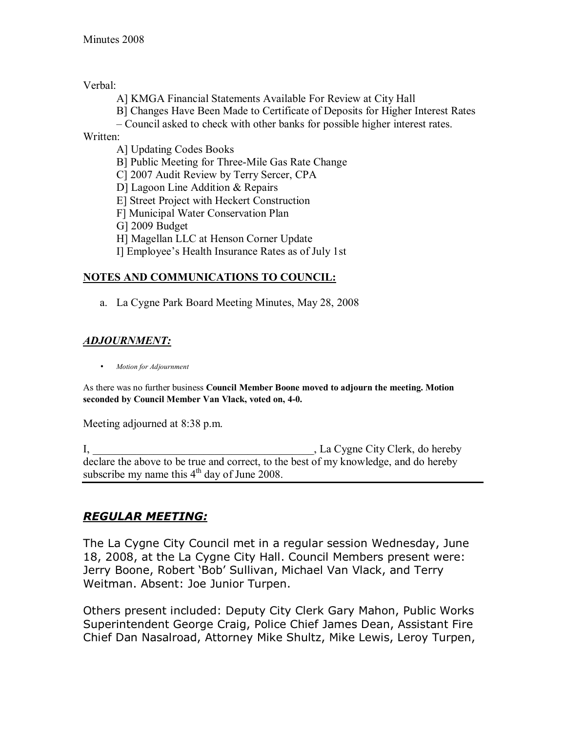Verbal:

A] KMGA Financial Statements Available For Review at City Hall

B] Changes Have Been Made to Certificate of Deposits for Higher Interest Rates – Council asked to check with other banks for possible higher interest rates.

Written:

A] Updating Codes Books

B] Public Meeting for Three-Mile Gas Rate Change

C] 2007 Audit Review by Terry Sercer, CPA

D] Lagoon Line Addition & Repairs

E] Street Project with Heckert Construction

F] Municipal Water Conservation Plan

G] 2009 Budget

H] Magellan LLC at Henson Corner Update

I] Employee's Health Insurance Rates as of July 1st

**NOTES AND COMMUNICATIONS TO COUNCIL:**

a. La Cygne Park Board Meeting Minutes, May 28, 2008

***ADJOURNMENT:***

- *Motion for Adjournment*

As there was no further business **Council Member Boone moved to adjourn the meeting. Motion seconded by Council Member Van Vlack, voted on, 4-0.**

Meeting adjourned at 8:38 p.m.

I, ________________________________________, La Cygne City Clerk, do hereby declare the above to be true and correct, to the best of my knowledge, and do hereby subscribe my name this 4th day of June 2008.

---

***REGULAR MEETING:***

The La Cygne City Council met in a regular session Wednesday, June 18, 2008, at the La Cygne City Hall. Council Members present were: Jerry Boone, Robert 'Bob' Sullivan, Michael Van Vlack, and Terry Weitman. Absent: Joe Junior Turpen.

Others present included: Deputy City Clerk Gary Mahon, Public Works Superintendent George Craig, Police Chief James Dean, Assistant Fire Chief Dan Nasalroad, Attorney Mike Shultz, Mike Lewis, Leroy Turpen,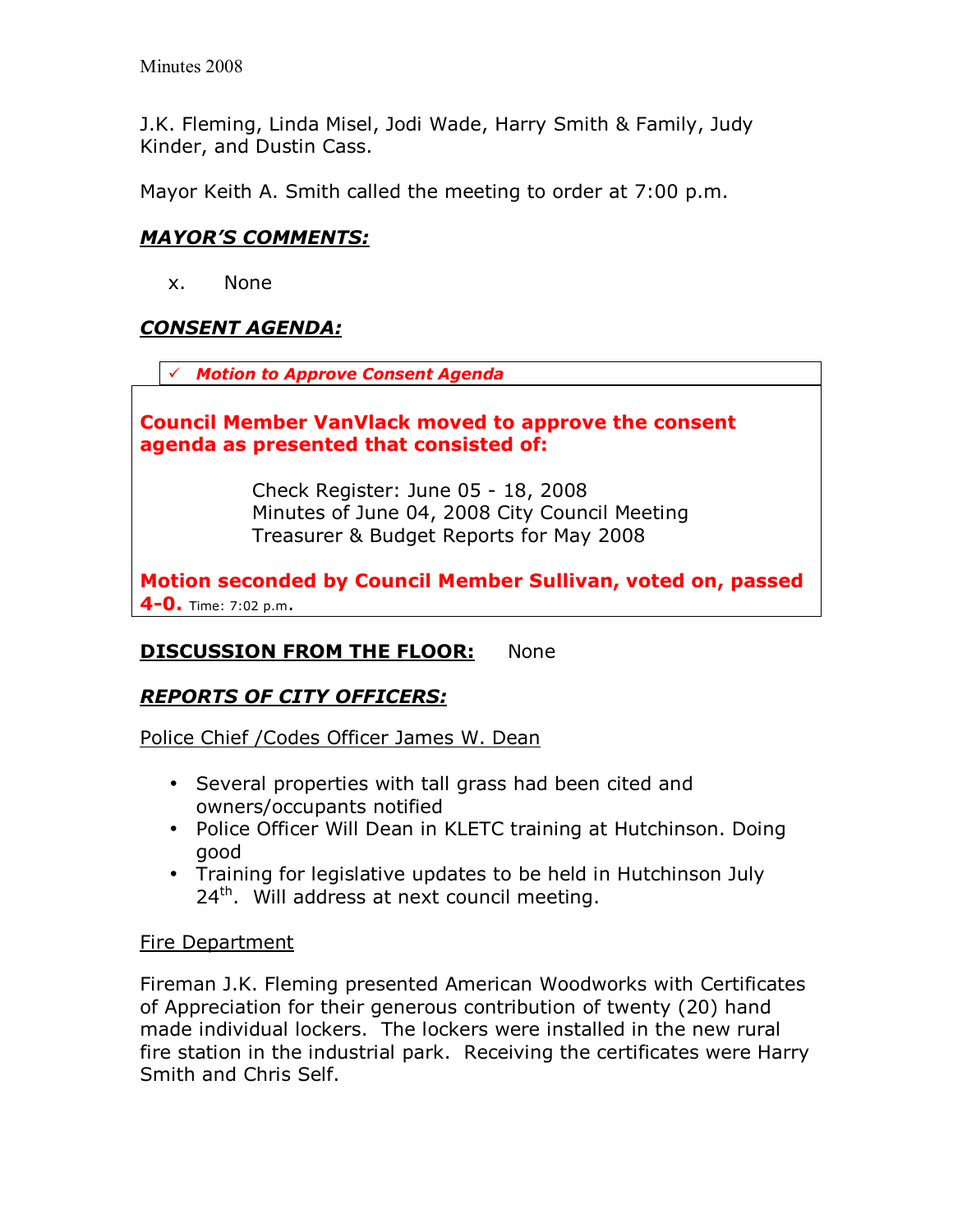J.K. Fleming, Linda Misel, Jodi Wade, Harry Smith & Family, Judy Kinder, and Dustin Cass.

Mayor Keith A. Smith called the meeting to order at 7:00 p.m.

## ***MAYOR'S COMMENTS:***

x. None

## ***CONSENT AGENDA:***

✓ ***Motion to Approve Consent Agenda***

**Council Member VanVlack moved to approve the consent agenda as presented that consisted of:**

Check Register: June 05 - 18, 2008
Minutes of June 04, 2008 City Council Meeting
Treasurer & Budget Reports for May 2008

**Motion seconded by Council Member Sullivan, voted on, passed 4-0.** Time: 7:02 p.m.

**DISCUSSION FROM THE FLOOR:** None

## ***REPORTS OF CITY OFFICERS:***

Police Chief /Codes Officer James W. Dean

- Several properties with tall grass had been cited and owners/occupants notified
- Police Officer Will Dean in KLETC training at Hutchinson. Doing good
- Training for legislative updates to be held in Hutchinson July 24th. Will address at next council meeting.

Fire Department

Fireman J.K. Fleming presented American Woodworks with Certificates of Appreciation for their generous contribution of twenty (20) hand made individual lockers. The lockers were installed in the new rural fire station in the industrial park. Receiving the certificates were Harry Smith and Chris Self.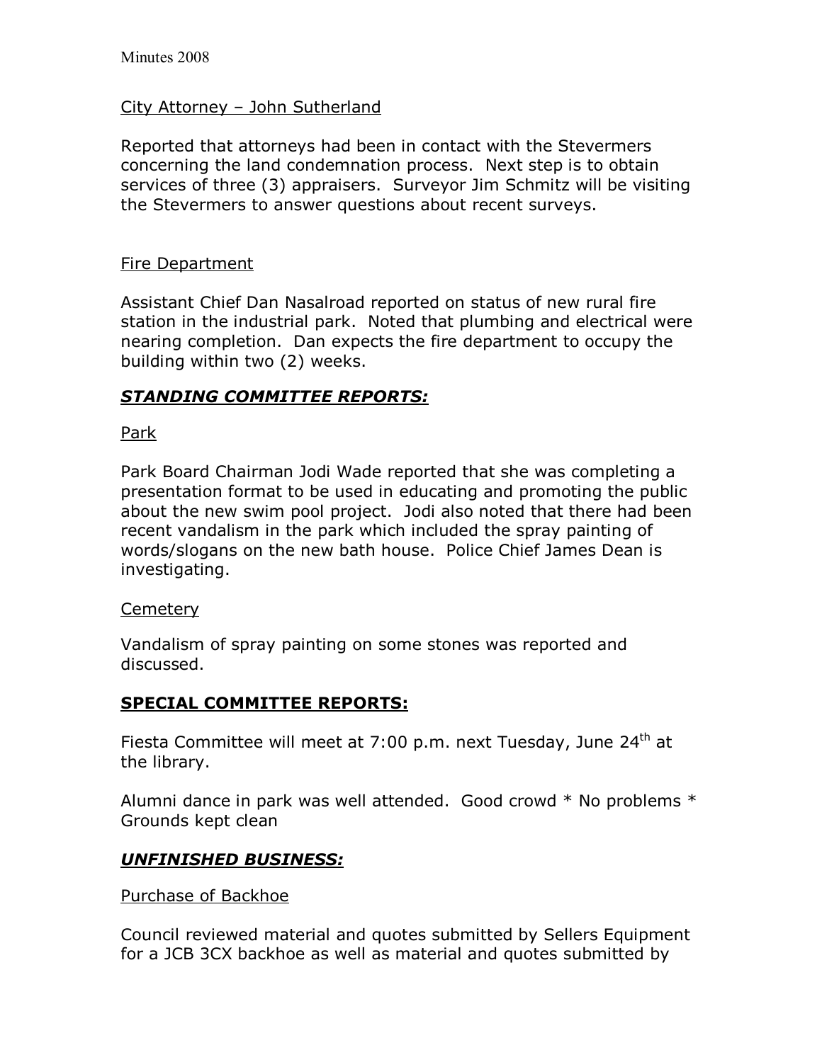City Attorney – John Sutherland

Reported that attorneys had been in contact with the Stevermers concerning the land condemnation process. Next step is to obtain services of three (3) appraisers. Surveyor Jim Schmitz will be visiting the Stevermers to answer questions about recent surveys.

Fire Department

Assistant Chief Dan Nasalroad reported on status of new rural fire station in the industrial park. Noted that plumbing and electrical were nearing completion. Dan expects the fire department to occupy the building within two (2) weeks.

***STANDING COMMITTEE REPORTS:***

Park

Park Board Chairman Jodi Wade reported that she was completing a presentation format to be used in educating and promoting the public about the new swim pool project. Jodi also noted that there had been recent vandalism in the park which included the spray painting of words/slogans on the new bath house. Police Chief James Dean is investigating.

Cemetery

Vandalism of spray painting on some stones was reported and discussed.

**SPECIAL COMMITTEE REPORTS:**

Fiesta Committee will meet at 7:00 p.m. next Tuesday, June 24th at the library.

Alumni dance in park was well attended. Good crowd * No problems * Grounds kept clean

***UNFINISHED BUSINESS:***

Purchase of Backhoe

Council reviewed material and quotes submitted by Sellers Equipment for a JCB 3CX backhoe as well as material and quotes submitted by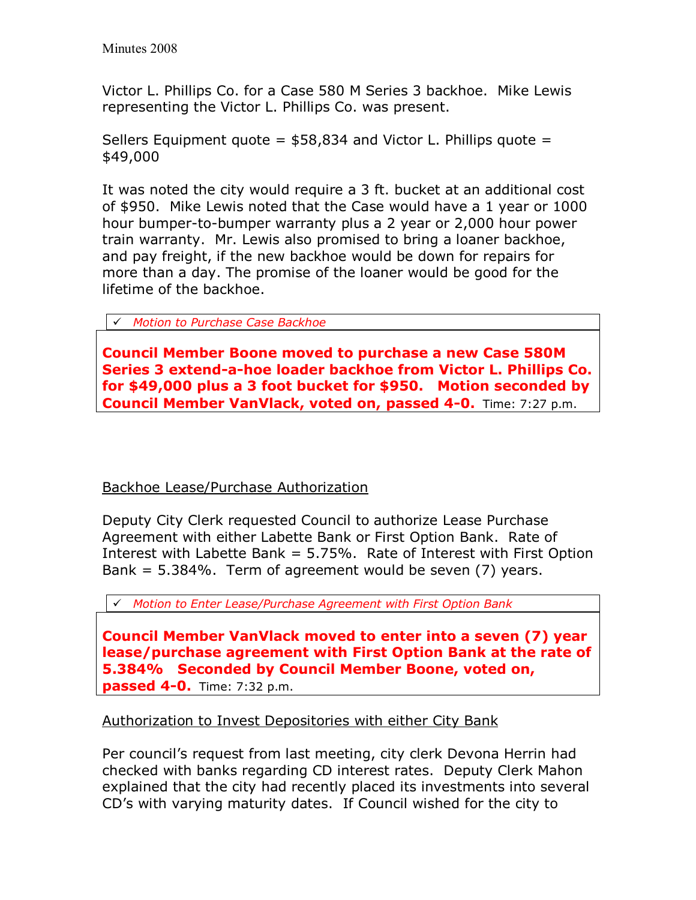Victor L. Phillips Co. for a Case 580 M Series 3 backhoe. Mike Lewis representing the Victor L. Phillips Co. was present.

Sellers Equipment quote = $58,834 and Victor L. Phillips quote = $49,000

It was noted the city would require a 3 ft. bucket at an additional cost of $950. Mike Lewis noted that the Case would have a 1 year or 1000 hour bumper-to-bumper warranty plus a 2 year or 2,000 hour power train warranty. Mr. Lewis also promised to bring a loaner backhoe, and pay freight, if the new backhoe would be down for repairs for more than a day. The promise of the loaner would be good for the lifetime of the backhoe.

- ✓ *Motion to Purchase Case Backhoe*

**Council Member Boone moved to purchase a new Case 580M Series 3 extend-a-hoe loader backhoe from Victor L. Phillips Co. for $49,000 plus a 3 foot bucket for $950. Motion seconded by Council Member VanVlack, voted on, passed 4-0.** Time: 7:27 p.m.

Backhoe Lease/Purchase Authorization

Deputy City Clerk requested Council to authorize Lease Purchase Agreement with either Labette Bank or First Option Bank. Rate of Interest with Labette Bank = 5.75%. Rate of Interest with First Option Bank = 5.384%. Term of agreement would be seven (7) years.

- ✓ *Motion to Enter Lease/Purchase Agreement with First Option Bank*

**Council Member VanVlack moved to enter into a seven (7) year lease/purchase agreement with First Option Bank at the rate of 5.384% Seconded by Council Member Boone, voted on, passed 4-0.** Time: 7:32 p.m.

Authorization to Invest Depositories with either City Bank

Per council's request from last meeting, city clerk Devona Herrin had checked with banks regarding CD interest rates. Deputy Clerk Mahon explained that the city had recently placed its investments into several CD's with varying maturity dates. If Council wished for the city to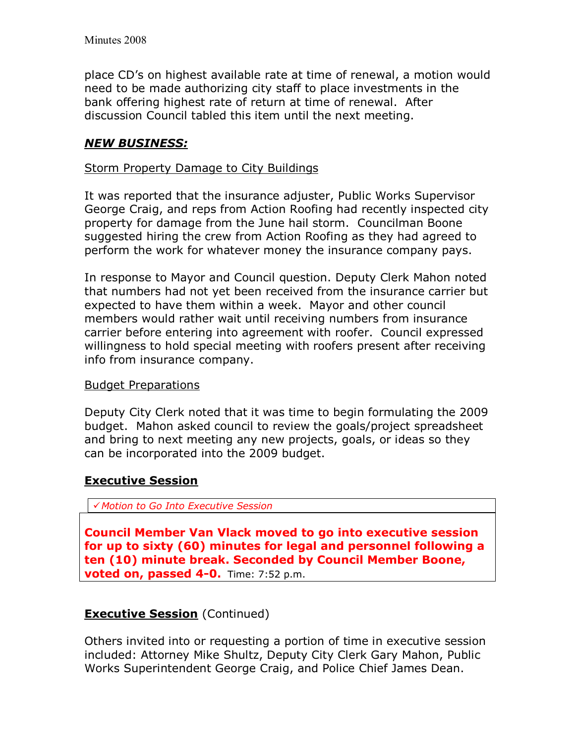place CD's on highest available rate at time of renewal, a motion would need to be made authorizing city staff to place investments in the bank offering highest rate of return at time of renewal. After discussion Council tabled this item until the next meeting.

***NEW BUSINESS:***

Storm Property Damage to City Buildings

It was reported that the insurance adjuster, Public Works Supervisor George Craig, and reps from Action Roofing had recently inspected city property for damage from the June hail storm. Councilman Boone suggested hiring the crew from Action Roofing as they had agreed to perform the work for whatever money the insurance company pays.

In response to Mayor and Council question. Deputy Clerk Mahon noted that numbers had not yet been received from the insurance carrier but expected to have them within a week. Mayor and other council members would rather wait until receiving numbers from insurance carrier before entering into agreement with roofer. Council expressed willingness to hold special meeting with roofers present after receiving info from insurance company.

Budget Preparations

Deputy City Clerk noted that it was time to begin formulating the 2009 budget. Mahon asked council to review the goals/project spreadsheet and bring to next meeting any new projects, goals, or ideas so they can be incorporated into the 2009 budget.

**Executive Session**

✓*Motion to Go Into Executive Session*

**Council Member Van Vlack moved to go into executive session for up to sixty (60) minutes for legal and personnel following a ten (10) minute break. Seconded by Council Member Boone, voted on, passed 4-0.** Time: 7:52 p.m.

**Executive Session** (Continued)

Others invited into or requesting a portion of time in executive session included: Attorney Mike Shultz, Deputy City Clerk Gary Mahon, Public Works Superintendent George Craig, and Police Chief James Dean.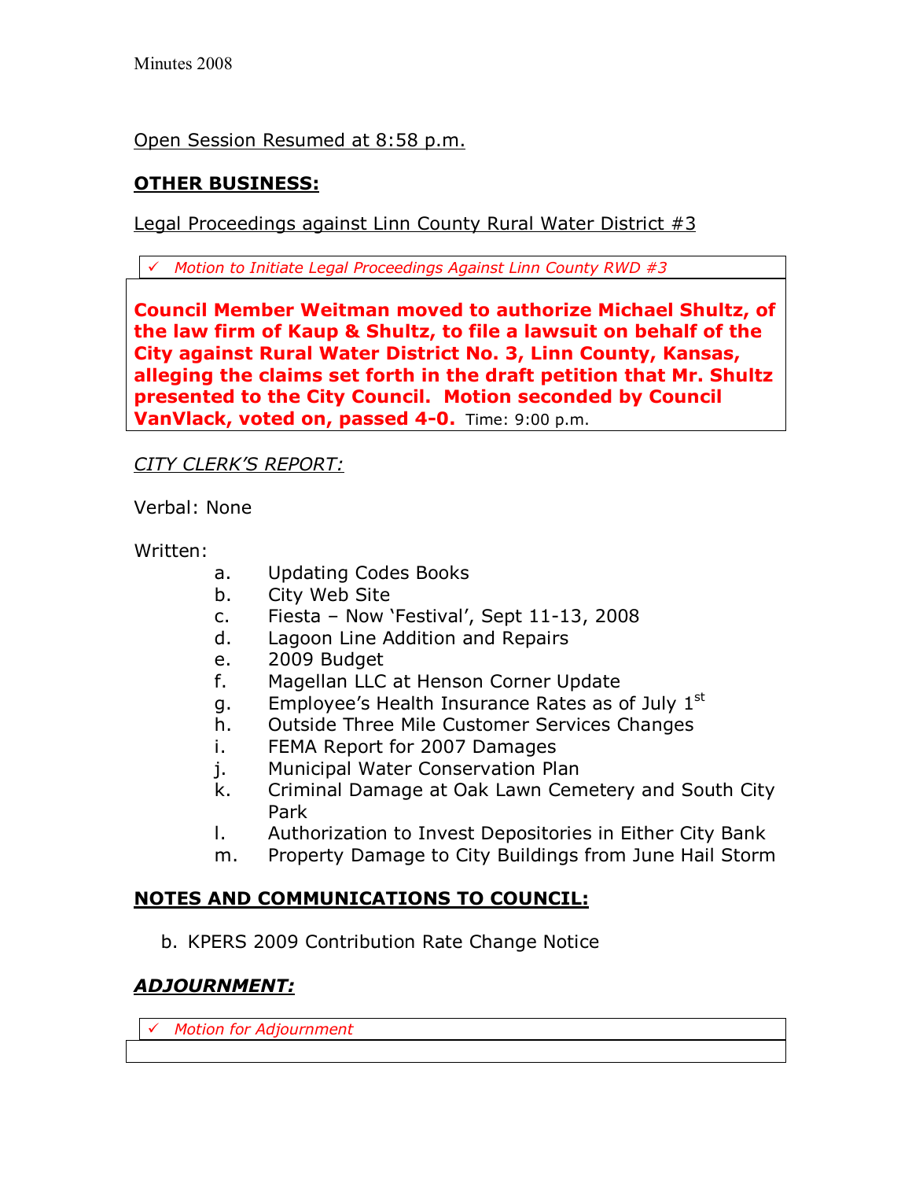Open Session Resumed at 8:58 p.m.

## OTHER BUSINESS:

Legal Proceedings against Linn County Rural Water District #3

✓ *Motion to Initiate Legal Proceedings Against Linn County RWD #3*

**Council Member Weitman moved to authorize Michael Shultz, of the law firm of Kaup & Shultz, to file a lawsuit on behalf of the City against Rural Water District No. 3, Linn County, Kansas, alleging the claims set forth in the draft petition that Mr. Shultz presented to the City Council. Motion seconded by Council VanVlack, voted on, passed 4-0.** Time: 9:00 p.m.

*CITY CLERK'S REPORT:*

Verbal: None

Written:

a. Updating Codes Books
b. City Web Site
c. Fiesta – Now 'Festival', Sept 11-13, 2008
d. Lagoon Line Addition and Repairs
e. 2009 Budget
f. Magellan LLC at Henson Corner Update
g. Employee's Health Insurance Rates as of July 1st
h. Outside Three Mile Customer Services Changes
i. FEMA Report for 2007 Damages
j. Municipal Water Conservation Plan
k. Criminal Damage at Oak Lawn Cemetery and South City Park
l. Authorization to Invest Depositories in Either City Bank
m. Property Damage to City Buildings from June Hail Storm

## NOTES AND COMMUNICATIONS TO COUNCIL:

b. KPERS 2009 Contribution Rate Change Notice

## *ADJOURNMENT:*

✓ *Motion for Adjournment*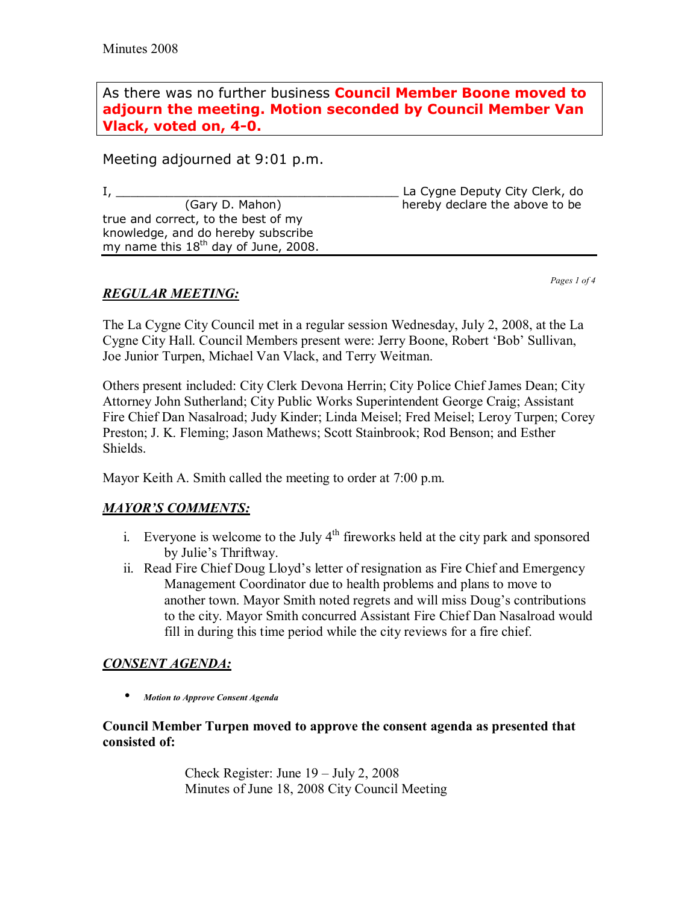As there was no further business **Council Member Boone moved to adjourn the meeting. Motion seconded by Council Member Van Vlack, voted on, 4-0.**

Meeting adjourned at 9:01 p.m.

I, ________________________________________ La Cygne Deputy City Clerk, do hereby declare the above to be
(Gary D. Mahon)
true and correct, to the best of my knowledge, and do hereby subscribe my name this 18th day of June, 2008.

---

## *REGULAR MEETING:*

The La Cygne City Council met in a regular session Wednesday, July 2, 2008, at the La Cygne City Hall. Council Members present were: Jerry Boone, Robert 'Bob' Sullivan, Joe Junior Turpen, Michael Van Vlack, and Terry Weitman.

Others present included: City Clerk Devona Herrin; City Police Chief James Dean; City Attorney John Sutherland; City Public Works Superintendent George Craig; Assistant Fire Chief Dan Nasalroad; Judy Kinder; Linda Meisel; Fred Meisel; Leroy Turpen; Corey Preston; J. K. Fleming; Jason Mathews; Scott Stainbrook; Rod Benson; and Esther Shields.

Mayor Keith A. Smith called the meeting to order at 7:00 p.m.

## *MAYOR'S COMMENTS:*

i. Everyone is welcome to the July 4th fireworks held at the city park and sponsored by Julie's Thriftway.
ii. Read Fire Chief Doug Lloyd's letter of resignation as Fire Chief and Emergency Management Coordinator due to health problems and plans to move to another town. Mayor Smith noted regrets and will miss Doug's contributions to the city. Mayor Smith concurred Assistant Fire Chief Dan Nasalroad would fill in during this time period while the city reviews for a fire chief.

## *CONSENT AGENDA:*

- ***Motion to Approve Consent Agenda***

**Council Member Turpen moved to approve the consent agenda as presented that consisted of:**

Check Register: June 19 – July 2, 2008
Minutes of June 18, 2008 City Council Meeting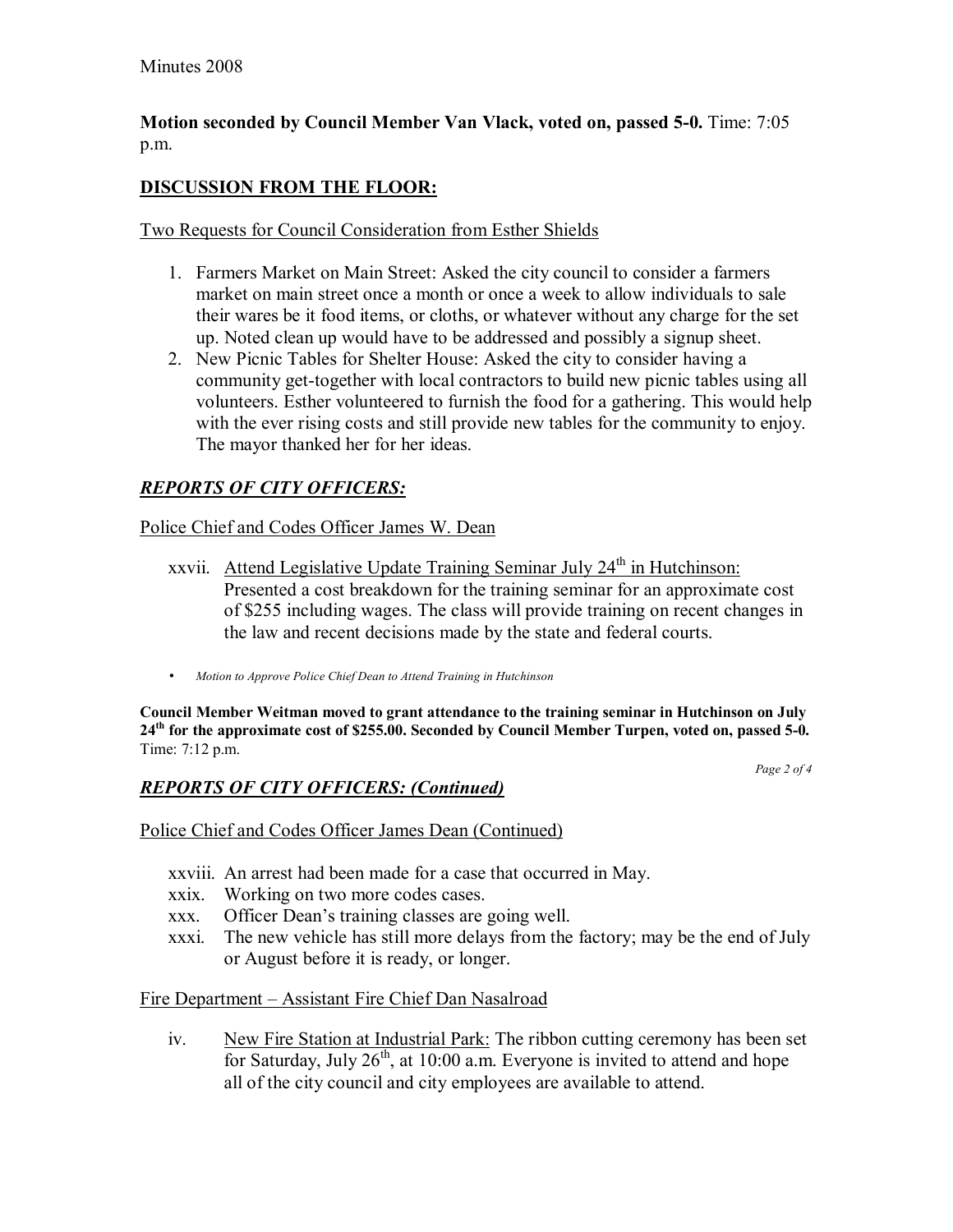**Motion seconded by Council Member Van Vlack, voted on, passed 5-0.** Time: 7:05 p.m.

## DISCUSSION FROM THE FLOOR:

Two Requests for Council Consideration from Esther Shields

1. Farmers Market on Main Street: Asked the city council to consider a farmers market on main street once a month or once a week to allow individuals to sale their wares be it food items, or cloths, or whatever without any charge for the set up. Noted clean up would have to be addressed and possibly a signup sheet.
2. New Picnic Tables for Shelter House: Asked the city to consider having a community get-together with local contractors to build new picnic tables using all volunteers. Esther volunteered to furnish the food for a gathering. This would help with the ever rising costs and still provide new tables for the community to enjoy. The mayor thanked her for her ideas.

## ***REPORTS OF CITY OFFICERS:***

Police Chief and Codes Officer James W. Dean

xxvii. Attend Legislative Update Training Seminar July 24th in Hutchinson: Presented a cost breakdown for the training seminar for an approximate cost of $255 including wages. The class will provide training on recent changes in the law and recent decisions made by the state and federal courts.

- *Motion to Approve Police Chief Dean to Attend Training in Hutchinson*

**Council Member Weitman moved to grant attendance to the training seminar in Hutchinson on July 24th for the approximate cost of $255.00. Seconded by Council Member Turpen, voted on, passed 5-0.** Time: 7:12 p.m.

## ***REPORTS OF CITY OFFICERS: (Continued)***

Police Chief and Codes Officer James Dean (Continued)

xxviii. An arrest had been made for a case that occurred in May.
xxix. Working on two more codes cases.
xxx. Officer Dean's training classes are going well.
xxxi. The new vehicle has still more delays from the factory; may be the end of July or August before it is ready, or longer.

Fire Department – Assistant Fire Chief Dan Nasalroad

iv. New Fire Station at Industrial Park: The ribbon cutting ceremony has been set for Saturday, July 26th, at 10:00 a.m. Everyone is invited to attend and hope all of the city council and city employees are available to attend.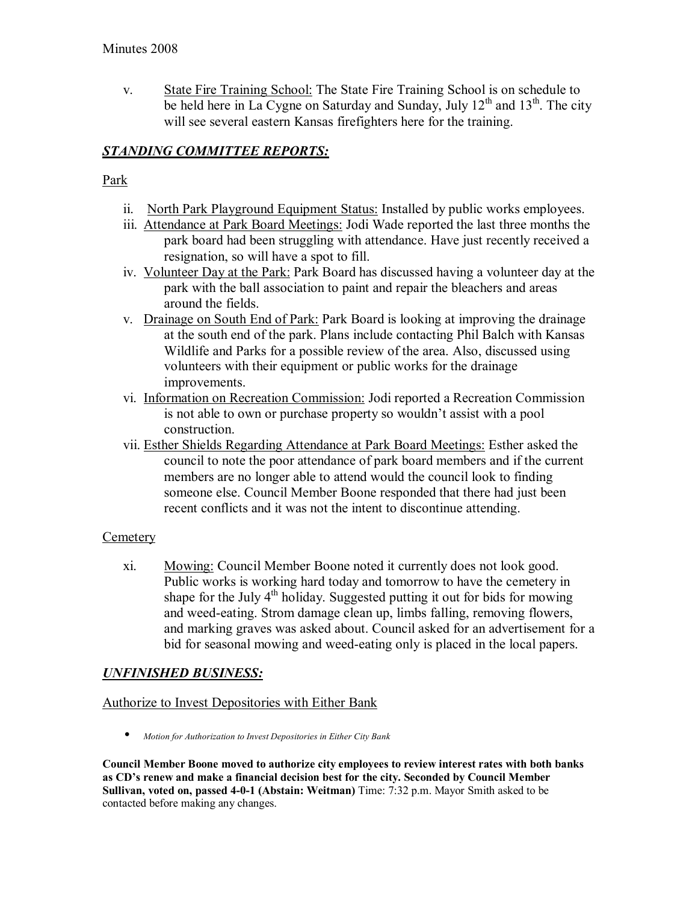v. <u>State Fire Training School:</u> The State Fire Training School is on schedule to be held here in La Cygne on Saturday and Sunday, July 12th and 13th. The city will see several eastern Kansas firefighters here for the training.

## ***STANDING COMMITTEE REPORTS:***

<u>Park</u>

ii. <u>North Park Playground Equipment Status:</u> Installed by public works employees.

iii. <u>Attendance at Park Board Meetings:</u> Jodi Wade reported the last three months the park board had been struggling with attendance. Have just recently received a resignation, so will have a spot to fill.

iv. <u>Volunteer Day at the Park:</u> Park Board has discussed having a volunteer day at the park with the ball association to paint and repair the bleachers and areas around the fields.

v. <u>Drainage on South End of Park:</u> Park Board is looking at improving the drainage at the south end of the park. Plans include contacting Phil Balch with Kansas Wildlife and Parks for a possible review of the area. Also, discussed using volunteers with their equipment or public works for the drainage improvements.

vi. <u>Information on Recreation Commission:</u> Jodi reported a Recreation Commission is not able to own or purchase property so wouldn't assist with a pool construction.

vii. <u>Esther Shields Regarding Attendance at Park Board Meetings:</u> Esther asked the council to note the poor attendance of park board members and if the current members are no longer able to attend would the council look to finding someone else. Council Member Boone responded that there had just been recent conflicts and it was not the intent to discontinue attending.

<u>Cemetery</u>

xi. <u>Mowing:</u> Council Member Boone noted it currently does not look good. Public works is working hard today and tomorrow to have the cemetery in shape for the July 4th holiday. Suggested putting it out for bids for mowing and weed-eating. Strom damage clean up, limbs falling, removing flowers, and marking graves was asked about. Council asked for an advertisement for a bid for seasonal mowing and weed-eating only is placed in the local papers.

## ***UNFINISHED BUSINESS:***

<u>Authorize to Invest Depositories with Either Bank</u>

- *Motion for Authorization to Invest Depositories in Either City Bank*

**Council Member Boone moved to authorize city employees to review interest rates with both banks as CD's renew and make a financial decision best for the city. Seconded by Council Member Sullivan, voted on, passed 4-0-1 (Abstain: Weitman)** Time: 7:32 p.m. Mayor Smith asked to be contacted before making any changes.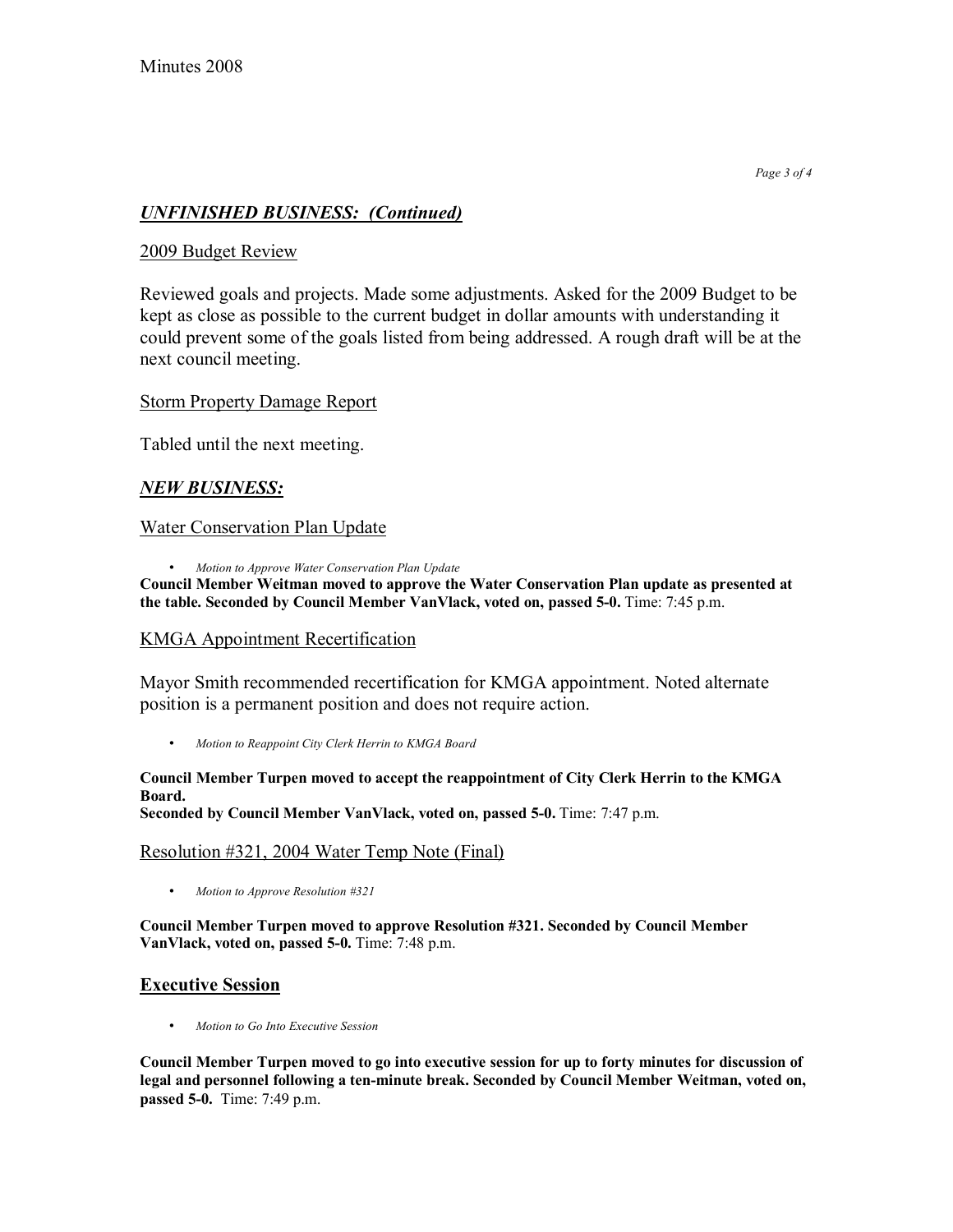## ***UNFINISHED BUSINESS: (Continued)***

2009 Budget Review

Reviewed goals and projects. Made some adjustments. Asked for the 2009 Budget to be kept as close as possible to the current budget in dollar amounts with understanding it could prevent some of the goals listed from being addressed. A rough draft will be at the next council meeting.

Storm Property Damage Report

Tabled until the next meeting.

## ***NEW BUSINESS:***

Water Conservation Plan Update

- *Motion to Approve Water Conservation Plan Update*

**Council Member Weitman moved to approve the Water Conservation Plan update as presented at the table. Seconded by Council Member VanVlack, voted on, passed 5-0.** Time: 7:45 p.m.

KMGA Appointment Recertification

Mayor Smith recommended recertification for KMGA appointment. Noted alternate position is a permanent position and does not require action.

- *Motion to Reappoint City Clerk Herrin to KMGA Board*

**Council Member Turpen moved to accept the reappointment of City Clerk Herrin to the KMGA Board.**
**Seconded by Council Member VanVlack, voted on, passed 5-0.** Time: 7:47 p.m.

Resolution #321, 2004 Water Temp Note (Final)

- *Motion to Approve Resolution #321*

**Council Member Turpen moved to approve Resolution #321. Seconded by Council Member VanVlack, voted on, passed 5-0.** Time: 7:48 p.m.

## Executive Session

- *Motion to Go Into Executive Session*

**Council Member Turpen moved to go into executive session for up to forty minutes for discussion of legal and personnel following a ten-minute break. Seconded by Council Member Weitman, voted on, passed 5-0.** Time: 7:49 p.m.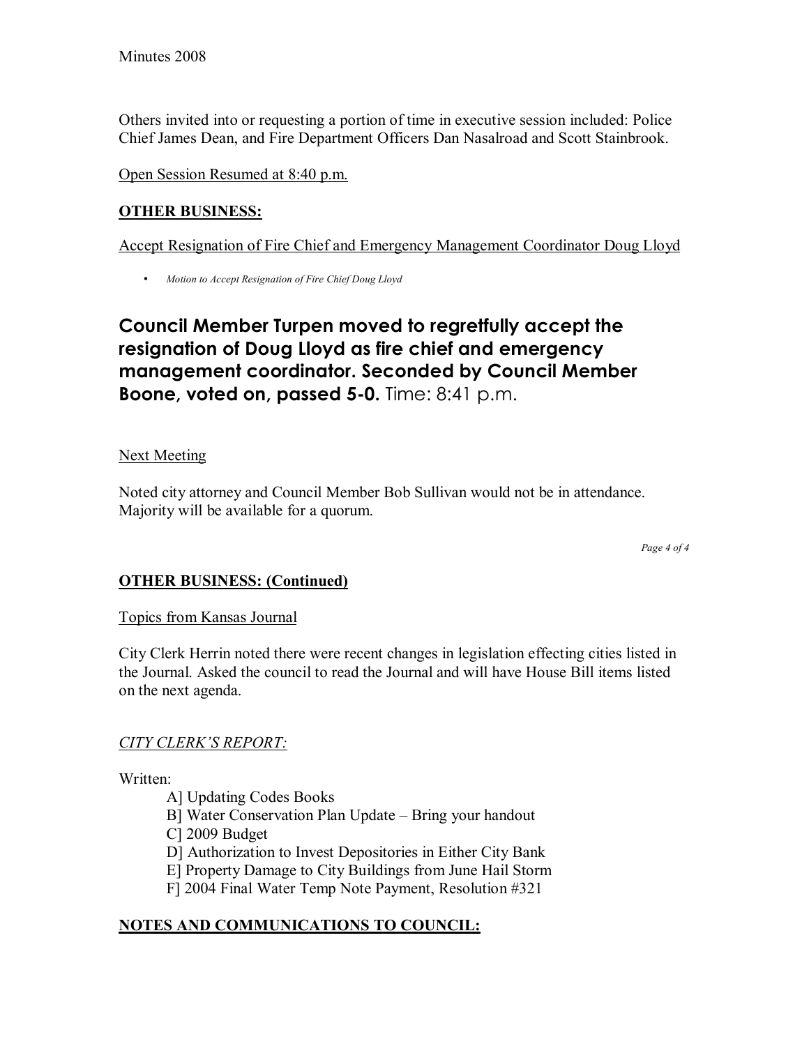Others invited into or requesting a portion of time in executive session included: Police Chief James Dean, and Fire Department Officers Dan Nasalroad and Scott Stainbrook.

Open Session Resumed at 8:40 p.m.

**OTHER BUSINESS:**

Accept Resignation of Fire Chief and Emergency Management Coordinator Doug Lloyd

- *Motion to Accept Resignation of Fire Chief Doug Lloyd*

**Council Member Turpen moved to regretfully accept the resignation of Doug Lloyd as fire chief and emergency management coordinator. Seconded by Council Member Boone, voted on, passed 5-0.** Time: 8:41 p.m.

Next Meeting

Noted city attorney and Council Member Bob Sullivan would not be in attendance. Majority will be available for a quorum.

**OTHER BUSINESS: (Continued)**

Topics from Kansas Journal

City Clerk Herrin noted there were recent changes in legislation effecting cities listed in the Journal. Asked the council to read the Journal and will have House Bill items listed on the next agenda.

*CITY CLERK'S REPORT:*

Written:

A] Updating Codes Books
B] Water Conservation Plan Update – Bring your handout
C] 2009 Budget
D] Authorization to Invest Depositories in Either City Bank
E] Property Damage to City Buildings from June Hail Storm
F] 2004 Final Water Temp Note Payment, Resolution #321

**NOTES AND COMMUNICATIONS TO COUNCIL:**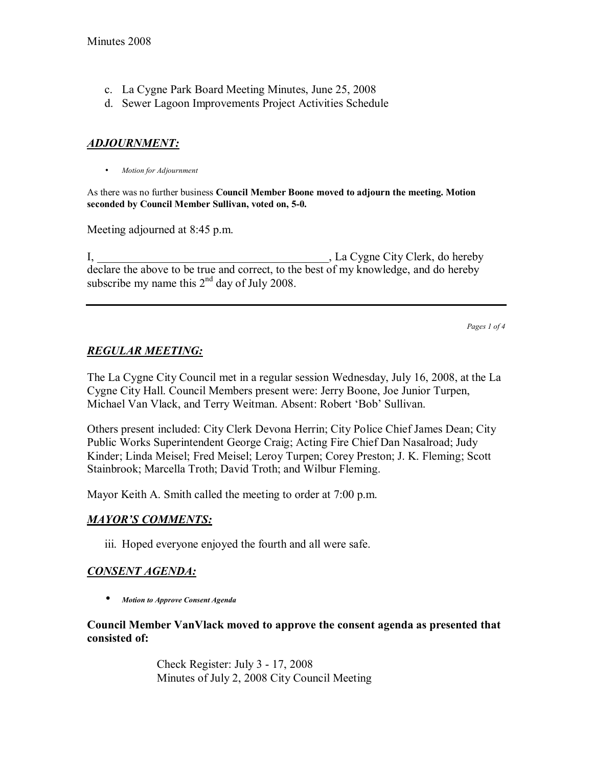c. La Cygne Park Board Meeting Minutes, June 25, 2008
d. Sewer Lagoon Improvements Project Activities Schedule

## *ADJOURNMENT:*

- *Motion for Adjournment*

As there was no further business **Council Member Boone moved to adjourn the meeting. Motion seconded by Council Member Sullivan, voted on, 5-0.**

Meeting adjourned at 8:45 p.m.

I, ________________________________________, La Cygne City Clerk, do hereby declare the above to be true and correct, to the best of my knowledge, and do hereby subscribe my name this 2nd day of July 2008.

---

## *REGULAR MEETING:*

The La Cygne City Council met in a regular session Wednesday, July 16, 2008, at the La Cygne City Hall. Council Members present were: Jerry Boone, Joe Junior Turpen, Michael Van Vlack, and Terry Weitman. Absent: Robert 'Bob' Sullivan.

Others present included: City Clerk Devona Herrin; City Police Chief James Dean; City Public Works Superintendent George Craig; Acting Fire Chief Dan Nasalroad; Judy Kinder; Linda Meisel; Fred Meisel; Leroy Turpen; Corey Preston; J. K. Fleming; Scott Stainbrook; Marcella Troth; David Troth; and Wilbur Fleming.

Mayor Keith A. Smith called the meeting to order at 7:00 p.m.

## *MAYOR'S COMMENTS:*

iii. Hoped everyone enjoyed the fourth and all were safe.

## *CONSENT AGENDA:*

- ***Motion to Approve Consent Agenda***

**Council Member VanVlack moved to approve the consent agenda as presented that consisted of:**

Check Register: July 3 - 17, 2008
Minutes of July 2, 2008 City Council Meeting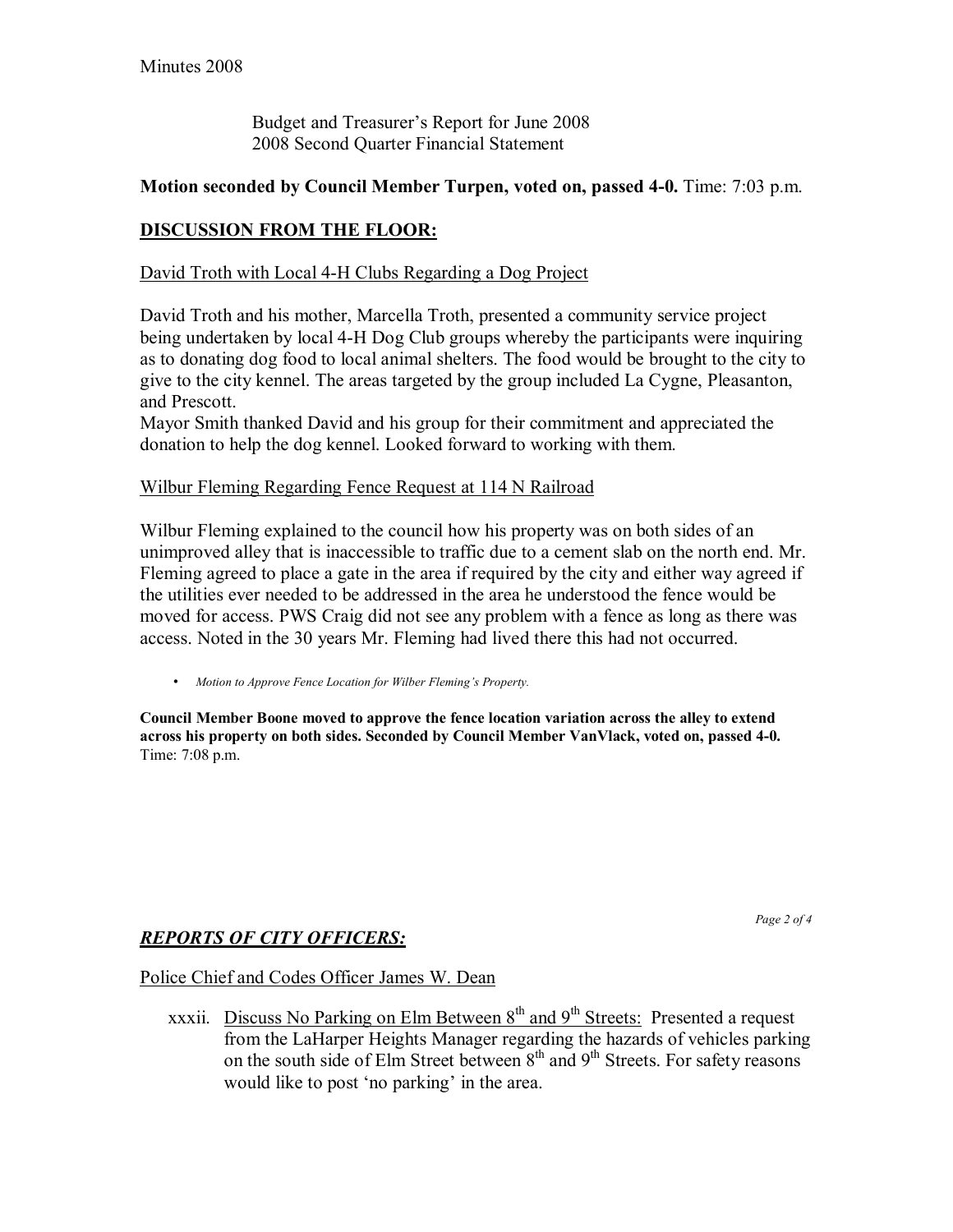Budget and Treasurer's Report for June 2008
2008 Second Quarter Financial Statement

**Motion seconded by Council Member Turpen, voted on, passed 4-0.** Time: 7:03 p.m.

## DISCUSSION FROM THE FLOOR:

David Troth with Local 4-H Clubs Regarding a Dog Project

David Troth and his mother, Marcella Troth, presented a community service project being undertaken by local 4-H Dog Club groups whereby the participants were inquiring as to donating dog food to local animal shelters. The food would be brought to the city to give to the city kennel. The areas targeted by the group included La Cygne, Pleasanton, and Prescott.
Mayor Smith thanked David and his group for their commitment and appreciated the donation to help the dog kennel. Looked forward to working with them.

Wilbur Fleming Regarding Fence Request at 114 N Railroad

Wilbur Fleming explained to the council how his property was on both sides of an unimproved alley that is inaccessible to traffic due to a cement slab on the north end. Mr. Fleming agreed to place a gate in the area if required by the city and either way agreed if the utilities ever needed to be addressed in the area he understood the fence would be moved for access. PWS Craig did not see any problem with a fence as long as there was access. Noted in the 30 years Mr. Fleming had lived there this had not occurred.

- *Motion to Approve Fence Location for Wilber Fleming's Property.*

**Council Member Boone moved to approve the fence location variation across the alley to extend across his property on both sides. Seconded by Council Member VanVlack, voted on, passed 4-0.** Time: 7:08 p.m.

## *REPORTS OF CITY OFFICERS:*

Police Chief and Codes Officer James W. Dean

xxxii. Discuss No Parking on Elm Between 8th and 9th Streets: Presented a request from the LaHarper Heights Manager regarding the hazards of vehicles parking on the south side of Elm Street between 8th and 9th Streets. For safety reasons would like to post 'no parking' in the area.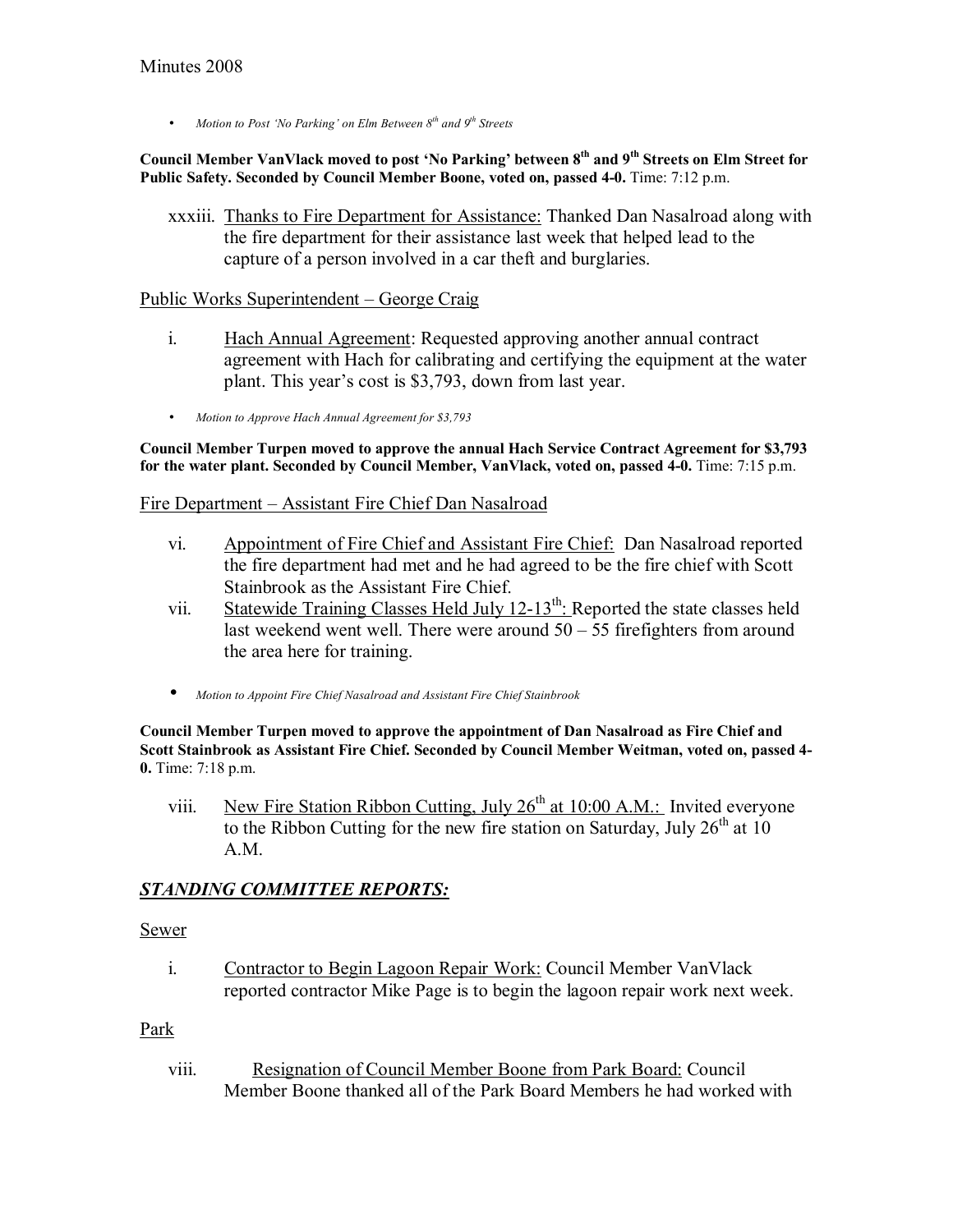- *Motion to Post 'No Parking' on Elm Between 8th and 9th Streets*

**Council Member VanVlack moved to post 'No Parking' between 8th and 9th Streets on Elm Street for Public Safety. Seconded by Council Member Boone, voted on, passed 4-0.** Time: 7:12 p.m.

xxxiii. <u>Thanks to Fire Department for Assistance:</u> Thanked Dan Nasalroad along with the fire department for their assistance last week that helped lead to the capture of a person involved in a car theft and burglaries.

<u>Public Works Superintendent – George Craig</u>

i. <u>Hach Annual Agreement</u>: Requested approving another annual contract agreement with Hach for calibrating and certifying the equipment at the water plant. This year's cost is $3,793, down from last year.

- *Motion to Approve Hach Annual Agreement for $3,793*

**Council Member Turpen moved to approve the annual Hach Service Contract Agreement for $3,793 for the water plant. Seconded by Council Member, VanVlack, voted on, passed 4-0.** Time: 7:15 p.m.

<u>Fire Department – Assistant Fire Chief Dan Nasalroad</u>

vi. <u>Appointment of Fire Chief and Assistant Fire Chief:</u> Dan Nasalroad reported the fire department had met and he had agreed to be the fire chief with Scott Stainbrook as the Assistant Fire Chief.

vii. <u>Statewide Training Classes Held July 12-13th:</u> Reported the state classes held last weekend went well. There were around 50 – 55 firefighters from around the area here for training.

- *Motion to Appoint Fire Chief Nasalroad and Assistant Fire Chief Stainbrook*

**Council Member Turpen moved to approve the appointment of Dan Nasalroad as Fire Chief and Scott Stainbrook as Assistant Fire Chief. Seconded by Council Member Weitman, voted on, passed 4-0.** Time: 7:18 p.m.

viii. <u>New Fire Station Ribbon Cutting, July 26th at 10:00 A.M.:</u> Invited everyone to the Ribbon Cutting for the new fire station on Saturday, July 26th at 10 A.M.

## ***STANDING COMMITTEE REPORTS:***

<u>Sewer</u>

i. <u>Contractor to Begin Lagoon Repair Work:</u> Council Member VanVlack reported contractor Mike Page is to begin the lagoon repair work next week.

<u>Park</u>

viii. <u>Resignation of Council Member Boone from Park Board:</u> Council Member Boone thanked all of the Park Board Members he had worked with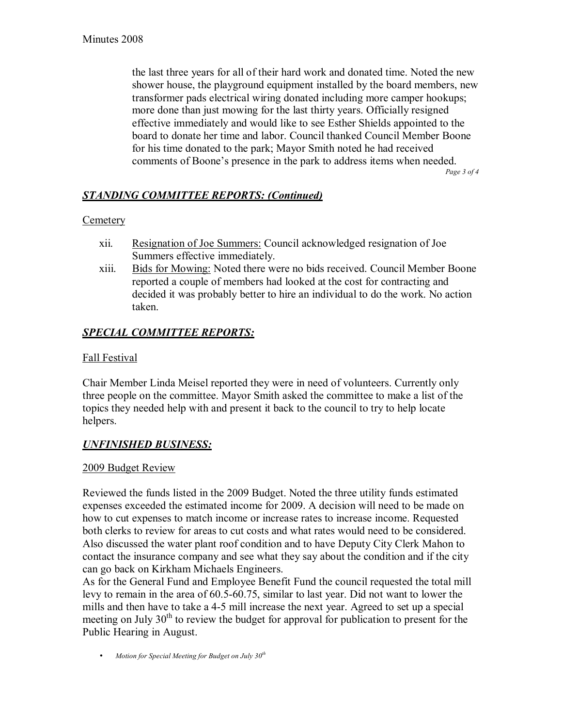the last three years for all of their hard work and donated time. Noted the new shower house, the playground equipment installed by the board members, new transformer pads electrical wiring donated including more camper hookups; more done than just mowing for the last thirty years. Officially resigned effective immediately and would like to see Esther Shields appointed to the board to donate her time and labor. Council thanked Council Member Boone for his time donated to the park; Mayor Smith noted he had received comments of Boone's presence in the park to address items when needed.

## ***STANDING COMMITTEE REPORTS: (Continued)***

Cemetery

xii. Resignation of Joe Summers: Council acknowledged resignation of Joe Summers effective immediately.

xiii. Bids for Mowing: Noted there were no bids received. Council Member Boone reported a couple of members had looked at the cost for contracting and decided it was probably better to hire an individual to do the work. No action taken.

## ***SPECIAL COMMITTEE REPORTS:***

Fall Festival

Chair Member Linda Meisel reported they were in need of volunteers. Currently only three people on the committee. Mayor Smith asked the committee to make a list of the topics they needed help with and present it back to the council to try to help locate helpers.

## ***UNFINISHED BUSINESS:***

2009 Budget Review

Reviewed the funds listed in the 2009 Budget. Noted the three utility funds estimated expenses exceeded the estimated income for 2009. A decision will need to be made on how to cut expenses to match income or increase rates to increase income. Requested both clerks to review for areas to cut costs and what rates would need to be considered. Also discussed the water plant roof condition and to have Deputy City Clerk Mahon to contact the insurance company and see what they say about the condition and if the city can go back on Kirkham Michaels Engineers.

As for the General Fund and Employee Benefit Fund the council requested the total mill levy to remain in the area of 60.5-60.75, similar to last year. Did not want to lower the mills and then have to take a 4-5 mill increase the next year. Agreed to set up a special meeting on July 30th to review the budget for approval for publication to present for the Public Hearing in August.

- *Motion for Special Meeting for Budget on July 30th*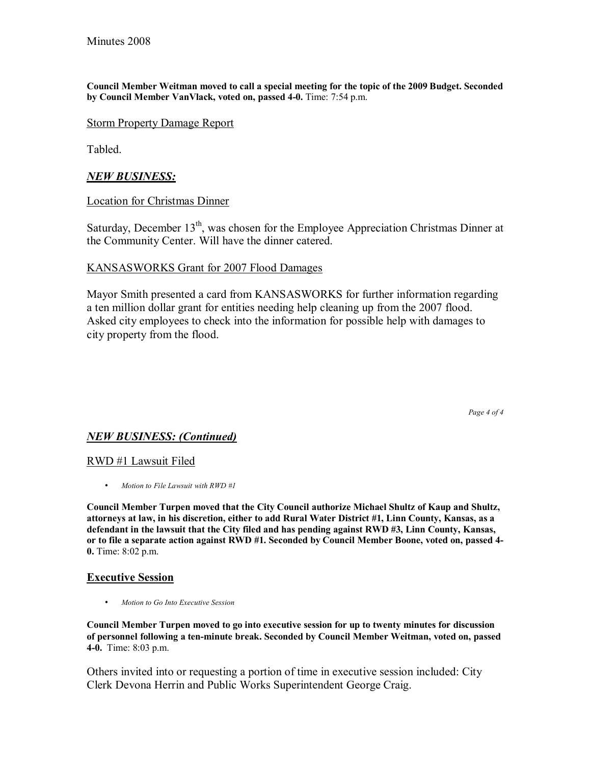**Council Member Weitman moved to call a special meeting for the topic of the 2009 Budget. Seconded by Council Member VanVlack, voted on, passed 4-0.** Time: 7:54 p.m.

Storm Property Damage Report

Tabled.

## ***NEW BUSINESS:***

Location for Christmas Dinner

Saturday, December 13th, was chosen for the Employee Appreciation Christmas Dinner at the Community Center. Will have the dinner catered.

KANSASWORKS Grant for 2007 Flood Damages

Mayor Smith presented a card from KANSASWORKS for further information regarding a ten million dollar grant for entities needing help cleaning up from the 2007 flood. Asked city employees to check into the information for possible help with damages to city property from the flood.

## ***NEW BUSINESS: (Continued)***

RWD #1 Lawsuit Filed

- *Motion to File Lawsuit with RWD #1*

**Council Member Turpen moved that the City Council authorize Michael Shultz of Kaup and Shultz, attorneys at law, in his discretion, either to add Rural Water District #1, Linn County, Kansas, as a defendant in the lawsuit that the City filed and has pending against RWD #3, Linn County, Kansas, or to file a separate action against RWD #1. Seconded by Council Member Boone, voted on, passed 4-0.** Time: 8:02 p.m.

## **Executive Session**

- *Motion to Go Into Executive Session*

**Council Member Turpen moved to go into executive session for up to twenty minutes for discussion of personnel following a ten-minute break. Seconded by Council Member Weitman, voted on, passed 4-0.** Time: 8:03 p.m.

Others invited into or requesting a portion of time in executive session included: City Clerk Devona Herrin and Public Works Superintendent George Craig.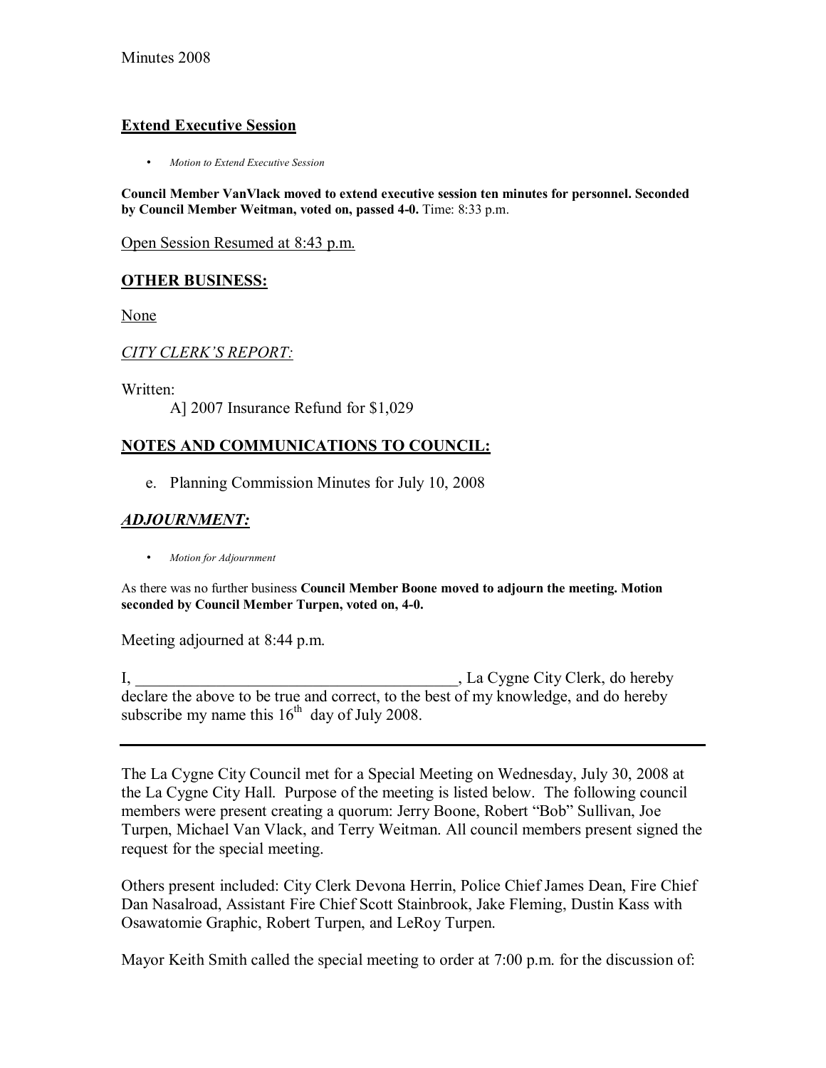## Extend Executive Session

- *Motion to Extend Executive Session*

**Council Member VanVlack moved to extend executive session ten minutes for personnel. Seconded by Council Member Weitman, voted on, passed 4-0.** Time: 8:33 p.m.

Open Session Resumed at 8:43 p.m.

## OTHER BUSINESS:

None

*CITY CLERK'S REPORT:*

Written:

A] 2007 Insurance Refund for $1,029

## NOTES AND COMMUNICATIONS TO COUNCIL:

e. Planning Commission Minutes for July 10, 2008

## *ADJOURNMENT:*

- *Motion for Adjournment*

As there was no further business **Council Member Boone moved to adjourn the meeting. Motion seconded by Council Member Turpen, voted on, 4-0.**

Meeting adjourned at 8:44 p.m.

I, ________________________________________, La Cygne City Clerk, do hereby declare the above to be true and correct, to the best of my knowledge, and do hereby subscribe my name this 16th day of July 2008.

---

The La Cygne City Council met for a Special Meeting on Wednesday, July 30, 2008 at the La Cygne City Hall. Purpose of the meeting is listed below. The following council members were present creating a quorum: Jerry Boone, Robert "Bob" Sullivan, Joe Turpen, Michael Van Vlack, and Terry Weitman. All council members present signed the request for the special meeting.

Others present included: City Clerk Devona Herrin, Police Chief James Dean, Fire Chief Dan Nasalroad, Assistant Fire Chief Scott Stainbrook, Jake Fleming, Dustin Kass with Osawatomie Graphic, Robert Turpen, and LeRoy Turpen.

Mayor Keith Smith called the special meeting to order at 7:00 p.m. for the discussion of: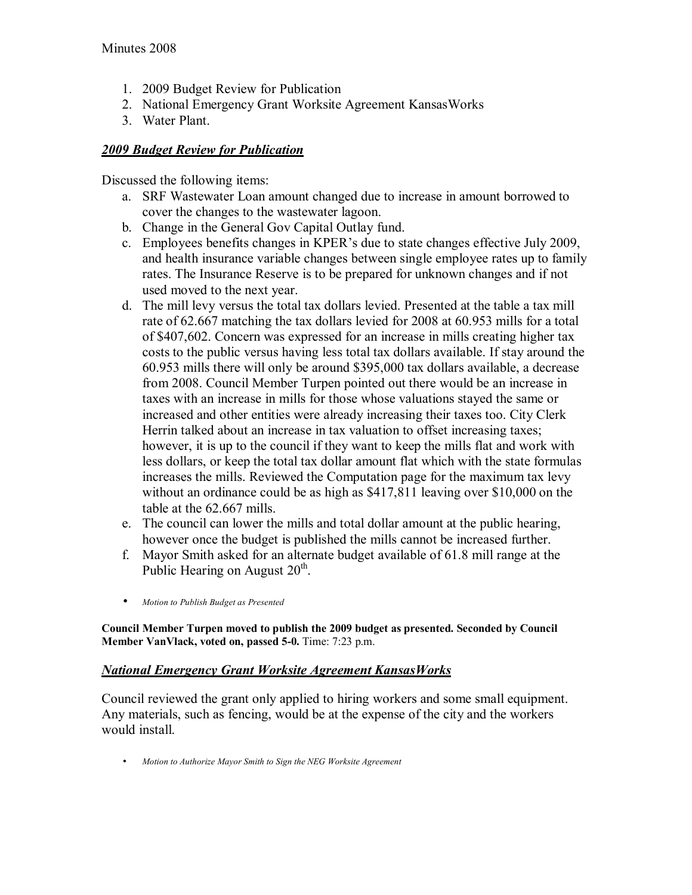1. 2009 Budget Review for Publication
2. National Emergency Grant Worksite Agreement KansasWorks
3. Water Plant.

***<u>2009 Budget Review for Publication</u>***

Discussed the following items:

a. SRF Wastewater Loan amount changed due to increase in amount borrowed to cover the changes to the wastewater lagoon.
b. Change in the General Gov Capital Outlay fund.
c. Employees benefits changes in KPER's due to state changes effective July 2009, and health insurance variable changes between single employee rates up to family rates. The Insurance Reserve is to be prepared for unknown changes and if not used moved to the next year.
d. The mill levy versus the total tax dollars levied. Presented at the table a tax mill rate of 62.667 matching the tax dollars levied for 2008 at 60.953 mills for a total of $407,602. Concern was expressed for an increase in mills creating higher tax costs to the public versus having less total tax dollars available. If stay around the 60.953 mills there will only be around $395,000 tax dollars available, a decrease from 2008. Council Member Turpen pointed out there would be an increase in taxes with an increase in mills for those whose valuations stayed the same or increased and other entities were already increasing their taxes too. City Clerk Herrin talked about an increase in tax valuation to offset increasing taxes; however, it is up to the council if they want to keep the mills flat and work with less dollars, or keep the total tax dollar amount flat which with the state formulas increases the mills. Reviewed the Computation page for the maximum tax levy without an ordinance could be as high as $417,811 leaving over $10,000 on the table at the 62.667 mills.
e. The council can lower the mills and total dollar amount at the public hearing, however once the budget is published the mills cannot be increased further.
f. Mayor Smith asked for an alternate budget available of 61.8 mill range at the Public Hearing on August 20th.

- *Motion to Publish Budget as Presented*

**Council Member Turpen moved to publish the 2009 budget as presented. Seconded by Council Member VanVlack, voted on, passed 5-0.** Time: 7:23 p.m.

***<u>National Emergency Grant Worksite Agreement KansasWorks</u>***

Council reviewed the grant only applied to hiring workers and some small equipment. Any materials, such as fencing, would be at the expense of the city and the workers would install.

- *Motion to Authorize Mayor Smith to Sign the NEG Worksite Agreement*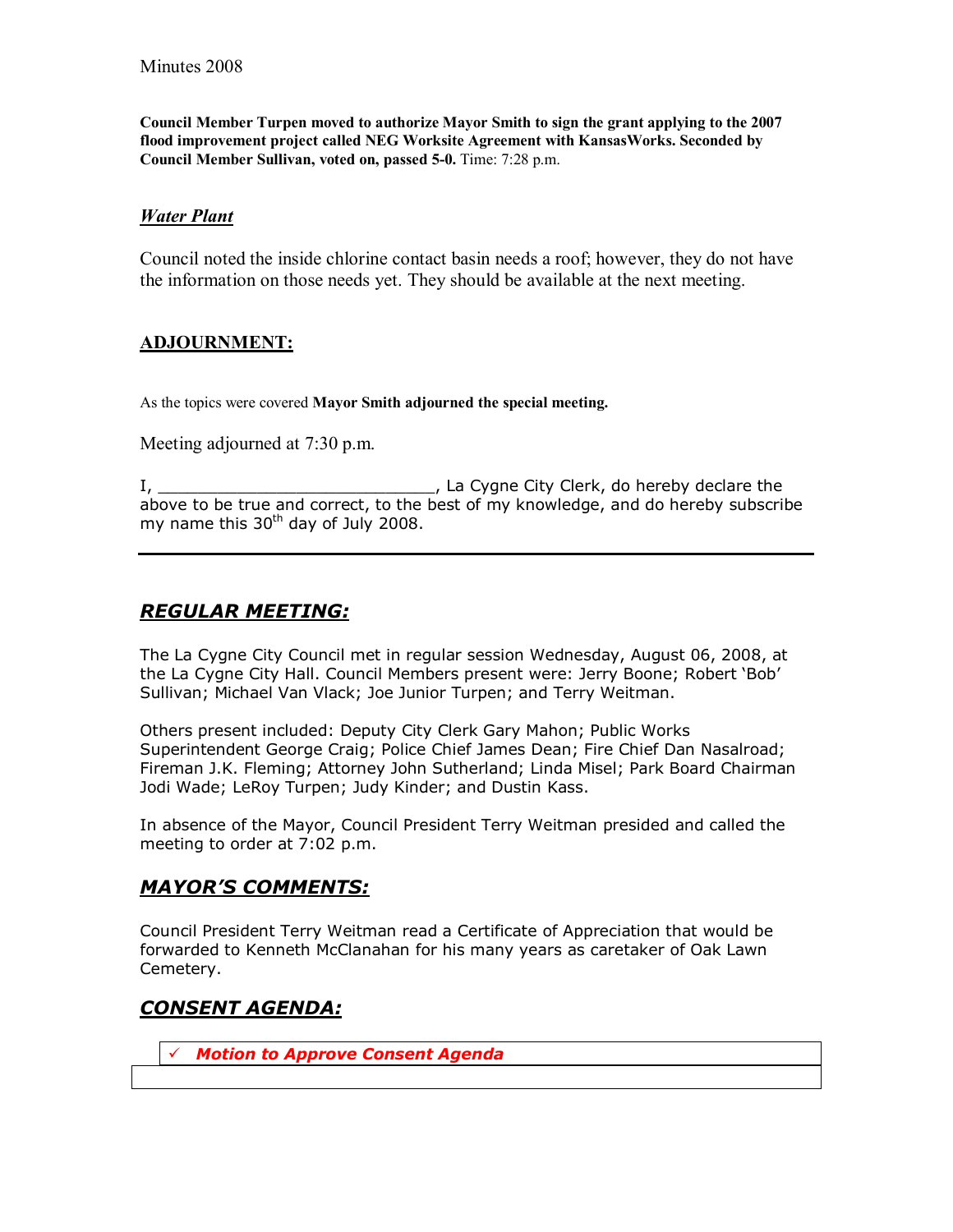**Council Member Turpen moved to authorize Mayor Smith to sign the grant applying to the 2007 flood improvement project called NEG Worksite Agreement with KansasWorks. Seconded by Council Member Sullivan, voted on, passed 5-0.** Time: 7:28 p.m.

***Water Plant***

Council noted the inside chlorine contact basin needs a roof; however, they do not have the information on those needs yet. They should be available at the next meeting.

**ADJOURNMENT:**

As the topics were covered **Mayor Smith adjourned the special meeting.**

Meeting adjourned at 7:30 p.m.

I, _____________________________, La Cygne City Clerk, do hereby declare the above to be true and correct, to the best of my knowledge, and do hereby subscribe my name this 30th day of July 2008.

---

## *REGULAR MEETING:*

The La Cygne City Council met in regular session Wednesday, August 06, 2008, at the La Cygne City Hall. Council Members present were: Jerry Boone; Robert 'Bob' Sullivan; Michael Van Vlack; Joe Junior Turpen; and Terry Weitman.

Others present included: Deputy City Clerk Gary Mahon; Public Works Superintendent George Craig; Police Chief James Dean; Fire Chief Dan Nasalroad; Fireman J.K. Fleming; Attorney John Sutherland; Linda Misel; Park Board Chairman Jodi Wade; LeRoy Turpen; Judy Kinder; and Dustin Kass.

In absence of the Mayor, Council President Terry Weitman presided and called the meeting to order at 7:02 p.m.

## *MAYOR'S COMMENTS:*

Council President Terry Weitman read a Certificate of Appreciation that would be forwarded to Kenneth McClanahan for his many years as caretaker of Oak Lawn Cemetery.

## *CONSENT AGENDA:*

- ✓ ***Motion to Approve Consent Agenda***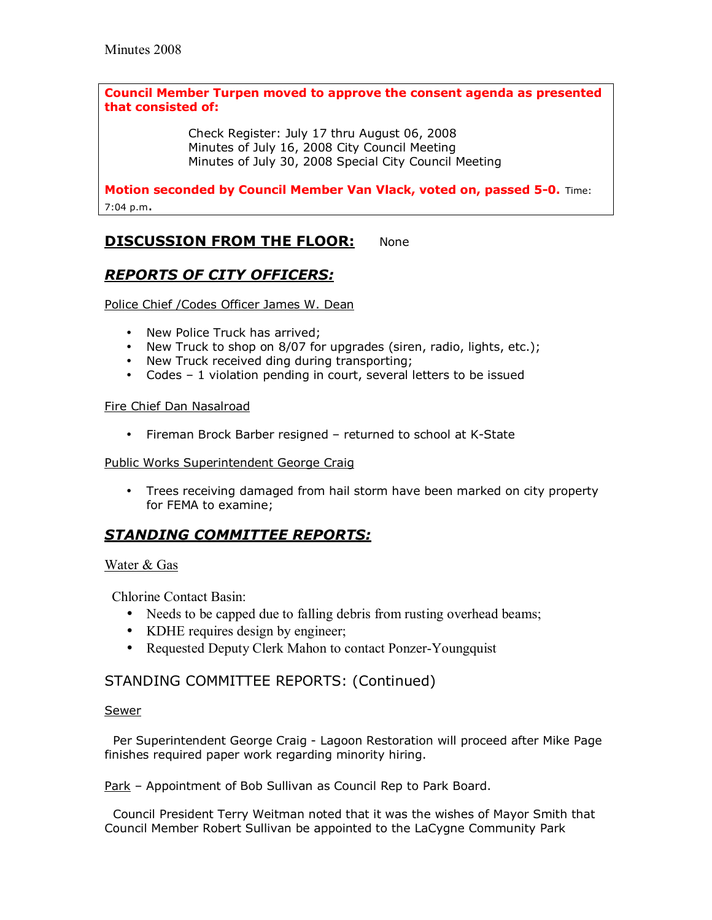**Council Member Turpen moved to approve the consent agenda as presented that consisted of:**

Check Register: July 17 thru August 06, 2008
Minutes of July 16, 2008 City Council Meeting
Minutes of July 30, 2008 Special City Council Meeting

**Motion seconded by Council Member Van Vlack, voted on, passed 5-0.** Time: 7:04 p.m.

## DISCUSSION FROM THE FLOOR: None

## *REPORTS OF CITY OFFICERS:*

Police Chief /Codes Officer James W. Dean

- New Police Truck has arrived;
- New Truck to shop on 8/07 for upgrades (siren, radio, lights, etc.);
- New Truck received ding during transporting;
- Codes – 1 violation pending in court, several letters to be issued

Fire Chief Dan Nasalroad

- Fireman Brock Barber resigned – returned to school at K-State

Public Works Superintendent George Craig

- Trees receiving damaged from hail storm have been marked on city property for FEMA to examine;

## *STANDING COMMITTEE REPORTS:*

Water & Gas

Chlorine Contact Basin:

- Needs to be capped due to falling debris from rusting overhead beams;
- KDHE requires design by engineer;
- Requested Deputy Clerk Mahon to contact Ponzer-Youngquist

## STANDING COMMITTEE REPORTS: (Continued)

Sewer

Per Superintendent George Craig - Lagoon Restoration will proceed after Mike Page finishes required paper work regarding minority hiring.

Park – Appointment of Bob Sullivan as Council Rep to Park Board.

Council President Terry Weitman noted that it was the wishes of Mayor Smith that Council Member Robert Sullivan be appointed to the LaCygne Community Park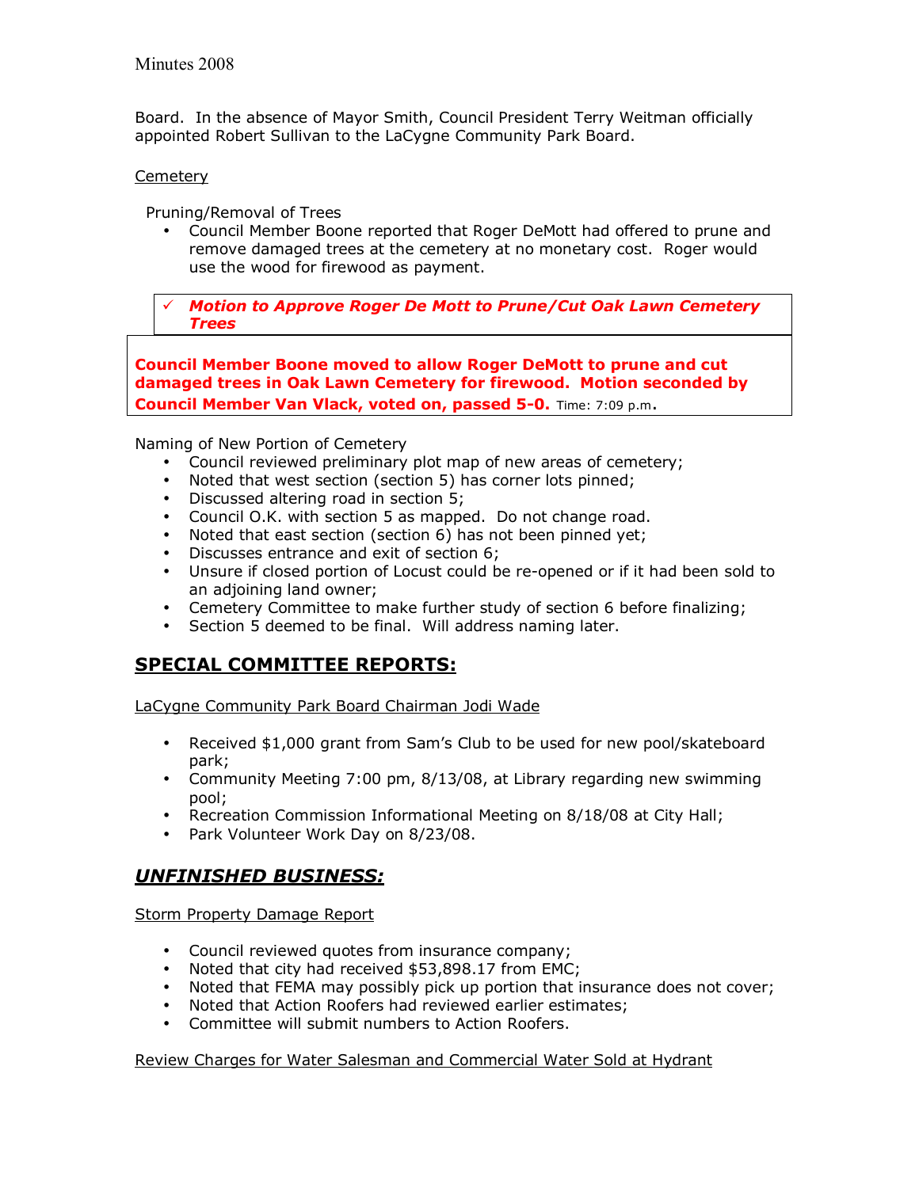Board. In the absence of Mayor Smith, Council President Terry Weitman officially appointed Robert Sullivan to the LaCygne Community Park Board.

Cemetery

Pruning/Removal of Trees

- Council Member Boone reported that Roger DeMott had offered to prune and remove damaged trees at the cemetery at no monetary cost. Roger would use the wood for firewood as payment.

✓ ***Motion to Approve Roger De Mott to Prune/Cut Oak Lawn Cemetery Trees***

**Council Member Boone moved to allow Roger DeMott to prune and cut damaged trees in Oak Lawn Cemetery for firewood. Motion seconded by Council Member Van Vlack, voted on, passed 5-0.** Time: 7:09 p.m.

Naming of New Portion of Cemetery

- Council reviewed preliminary plot map of new areas of cemetery;
- Noted that west section (section 5) has corner lots pinned;
- Discussed altering road in section 5;
- Council O.K. with section 5 as mapped. Do not change road.
- Noted that east section (section 6) has not been pinned yet;
- Discusses entrance and exit of section 6;
- Unsure if closed portion of Locust could be re-opened or if it had been sold to an adjoining land owner;
- Cemetery Committee to make further study of section 6 before finalizing;
- Section 5 deemed to be final. Will address naming later.

## SPECIAL COMMITTEE REPORTS:

LaCygne Community Park Board Chairman Jodi Wade

- Received $1,000 grant from Sam's Club to be used for new pool/skateboard park;
- Community Meeting 7:00 pm, 8/13/08, at Library regarding new swimming pool;
- Recreation Commission Informational Meeting on 8/18/08 at City Hall;
- Park Volunteer Work Day on 8/23/08.

## *UNFINISHED BUSINESS:*

Storm Property Damage Report

- Council reviewed quotes from insurance company;
- Noted that city had received $53,898.17 from EMC;
- Noted that FEMA may possibly pick up portion that insurance does not cover;
- Noted that Action Roofers had reviewed earlier estimates;
- Committee will submit numbers to Action Roofers.

Review Charges for Water Salesman and Commercial Water Sold at Hydrant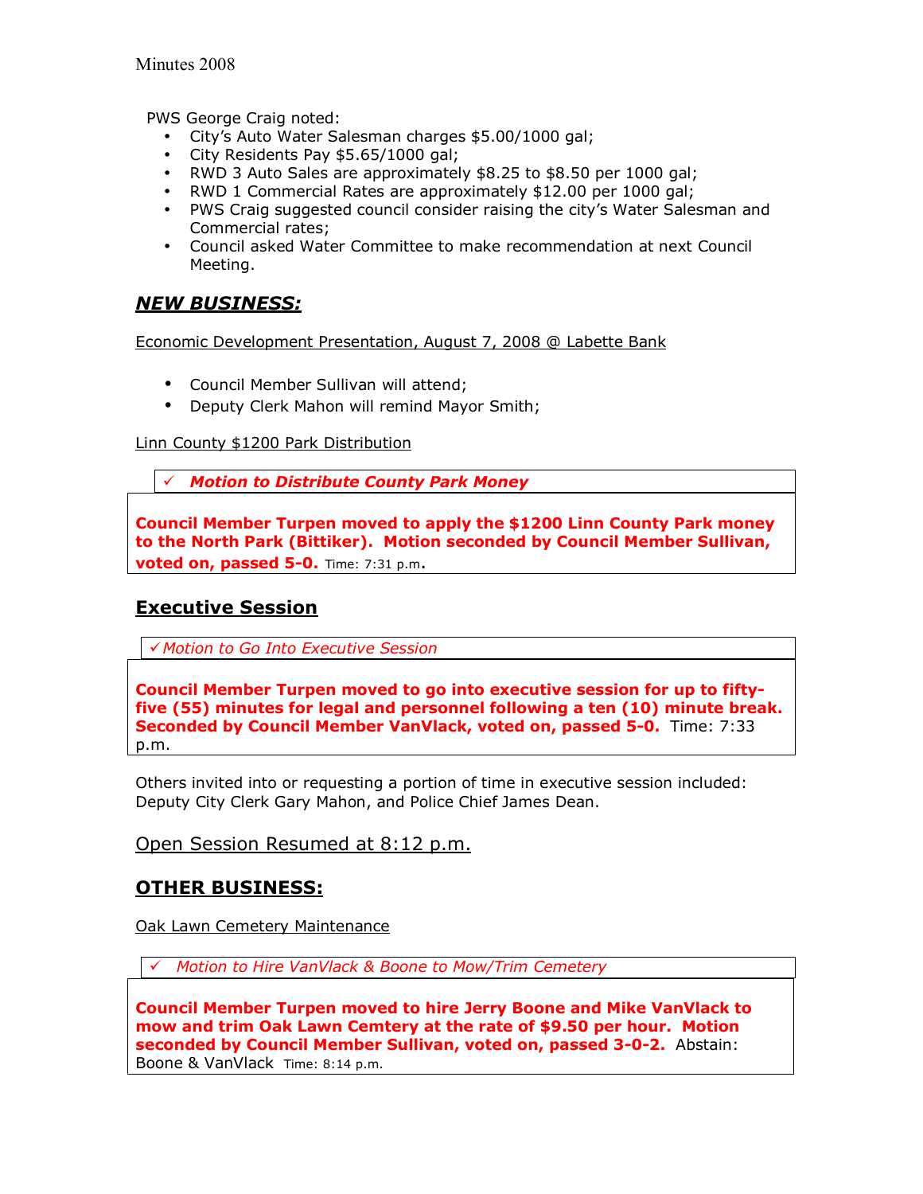PWS George Craig noted:

- City's Auto Water Salesman charges $5.00/1000 gal;
- City Residents Pay $5.65/1000 gal;
- RWD 3 Auto Sales are approximately $8.25 to $8.50 per 1000 gal;
- RWD 1 Commercial Rates are approximately $12.00 per 1000 gal;
- PWS Craig suggested council consider raising the city's Water Salesman and Commercial rates;
- Council asked Water Committee to make recommendation at next Council Meeting.

## ***NEW BUSINESS:***

Economic Development Presentation, August 7, 2008 @ Labette Bank

- Council Member Sullivan will attend;
- Deputy Clerk Mahon will remind Mayor Smith;

Linn County $1200 Park Distribution

✓ ***Motion to Distribute County Park Money***

**Council Member Turpen moved to apply the $1200 Linn County Park money to the North Park (Bittiker). Motion seconded by Council Member Sullivan, voted on, passed 5-0.** Time: 7:31 p.m.

## Executive Session

✓ *Motion to Go Into Executive Session*

**Council Member Turpen moved to go into executive session for up to fifty-five (55) minutes for legal and personnel following a ten (10) minute break. Seconded by Council Member VanVlack, voted on, passed 5-0.** Time: 7:33 p.m.

Others invited into or requesting a portion of time in executive session included: Deputy City Clerk Gary Mahon, and Police Chief James Dean.

Open Session Resumed at 8:12 p.m.

## OTHER BUSINESS:

Oak Lawn Cemetery Maintenance

✓ *Motion to Hire VanVlack & Boone to Mow/Trim Cemetery*

**Council Member Turpen moved to hire Jerry Boone and Mike VanVlack to mow and trim Oak Lawn Cemtery at the rate of $9.50 per hour. Motion seconded by Council Member Sullivan, voted on, passed 3-0-2.** Abstain: Boone & VanVlack Time: 8:14 p.m.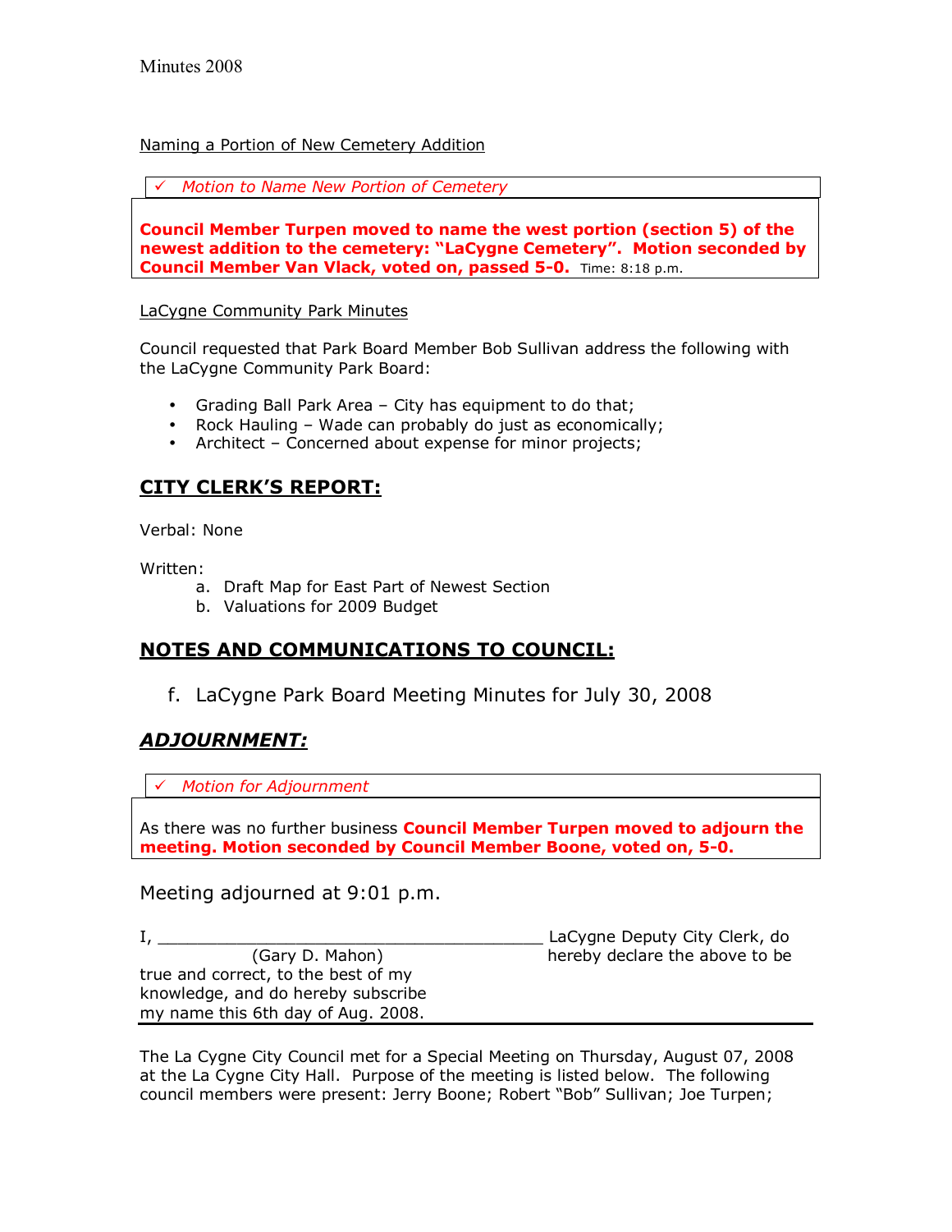Naming a Portion of New Cemetery Addition

✓ *Motion to Name New Portion of Cemetery*

**Council Member Turpen moved to name the west portion (section 5) of the newest addition to the cemetery: "LaCygne Cemetery". Motion seconded by Council Member Van Vlack, voted on, passed 5-0.** Time: 8:18 p.m.

LaCygne Community Park Minutes

Council requested that Park Board Member Bob Sullivan address the following with the LaCygne Community Park Board:

- Grading Ball Park Area – City has equipment to do that;
- Rock Hauling – Wade can probably do just as economically;
- Architect – Concerned about expense for minor projects;

## CITY CLERK'S REPORT:

Verbal: None

Written:

a. Draft Map for East Part of Newest Section
b. Valuations for 2009 Budget

## NOTES AND COMMUNICATIONS TO COUNCIL:

f. LaCygne Park Board Meeting Minutes for July 30, 2008

## *ADJOURNMENT:*

✓ *Motion for Adjournment*

As there was no further business **Council Member Turpen moved to adjourn the meeting. Motion seconded by Council Member Boone, voted on, 5-0.**

Meeting adjourned at 9:01 p.m.

I, ________________________________________ LaCygne Deputy City Clerk, do hereby declare the above to be true and correct, to the best of my knowledge, and do hereby subscribe my name this 6th day of Aug. 2008.
(Gary D. Mahon)

---

The La Cygne City Council met for a Special Meeting on Thursday, August 07, 2008 at the La Cygne City Hall. Purpose of the meeting is listed below. The following council members were present: Jerry Boone; Robert "Bob" Sullivan; Joe Turpen;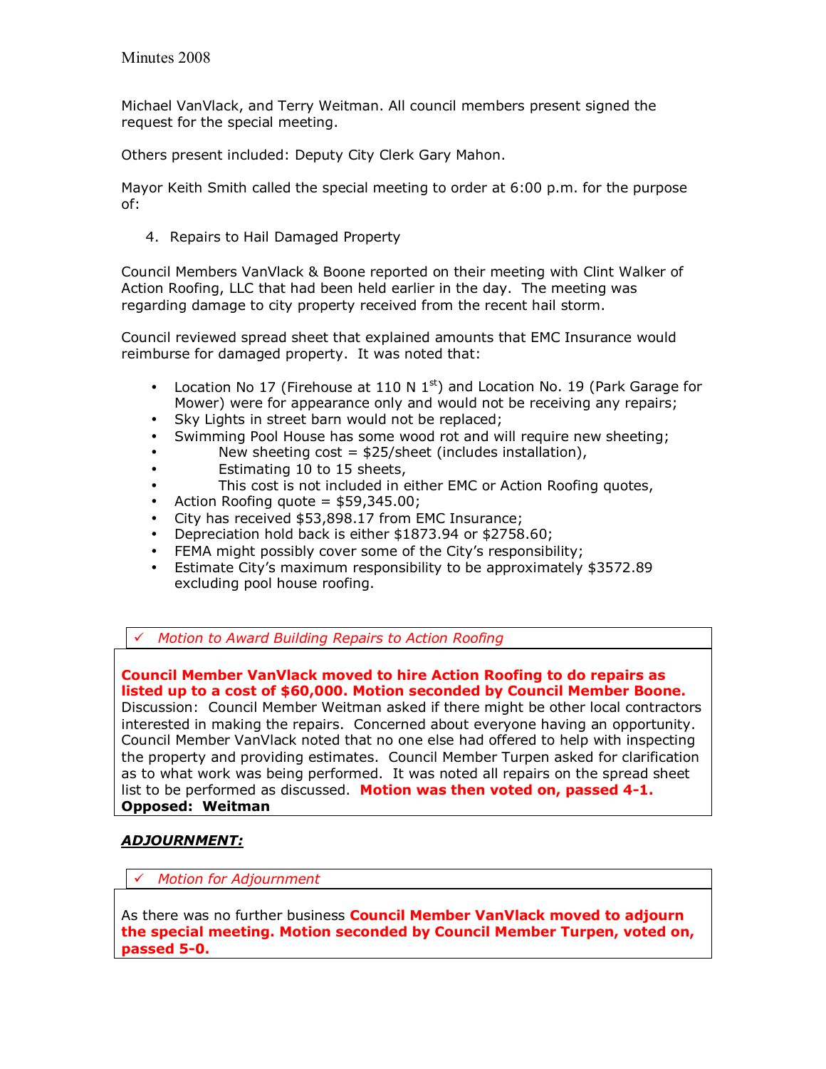Michael VanVlack, and Terry Weitman. All council members present signed the request for the special meeting.

Others present included: Deputy City Clerk Gary Mahon.

Mayor Keith Smith called the special meeting to order at 6:00 p.m. for the purpose of:

4. Repairs to Hail Damaged Property

Council Members VanVlack & Boone reported on their meeting with Clint Walker of Action Roofing, LLC that had been held earlier in the day. The meeting was regarding damage to city property received from the recent hail storm.

Council reviewed spread sheet that explained amounts that EMC Insurance would reimburse for damaged property. It was noted that:

- Location No 17 (Firehouse at 110 N 1st) and Location No. 19 (Park Garage for Mower) were for appearance only and would not be receiving any repairs;
- Sky Lights in street barn would not be replaced;
- Swimming Pool House has some wood rot and will require new sheeting;
- New sheeting cost = $25/sheet (includes installation),
- Estimating 10 to 15 sheets,
- This cost is not included in either EMC or Action Roofing quotes,
- Action Roofing quote = $59,345.00;
- City has received $53,898.17 from EMC Insurance;
- Depreciation hold back is either $1873.94 or $2758.60;
- FEMA might possibly cover some of the City's responsibility;
- Estimate City's maximum responsibility to be approximately $3572.89 excluding pool house roofing.

✓ *Motion to Award Building Repairs to Action Roofing*

**Council Member VanVlack moved to hire Action Roofing to do repairs as listed up to a cost of $60,000. Motion seconded by Council Member Boone.** Discussion: Council Member Weitman asked if there might be other local contractors interested in making the repairs. Concerned about everyone having an opportunity. Council Member VanVlack noted that no one else had offered to help with inspecting the property and providing estimates. Council Member Turpen asked for clarification as to what work was being performed. It was noted all repairs on the spread sheet list to be performed as discussed. **Motion was then voted on, passed 4-1.**
**Opposed: Weitman**

***ADJOURNMENT:***

✓ *Motion for Adjournment*

As there was no further business **Council Member VanVlack moved to adjourn the special meeting. Motion seconded by Council Member Turpen, voted on, passed 5-0.**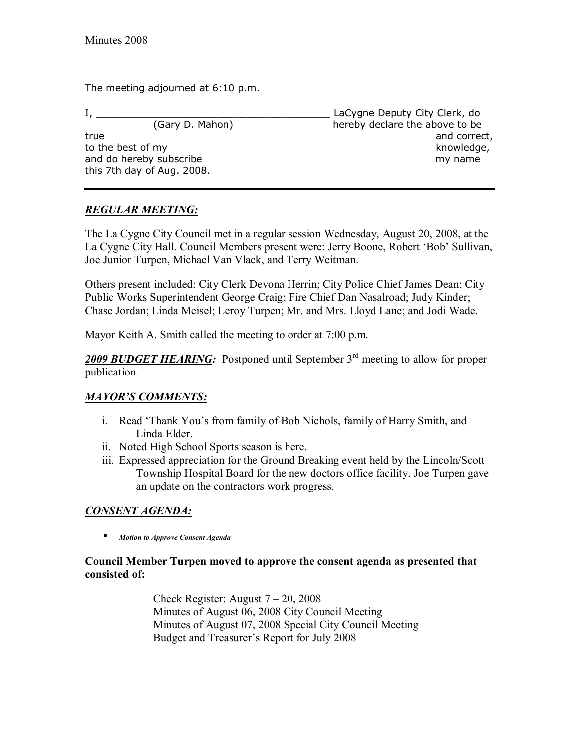The meeting adjourned at 6:10 p.m.

I, ________________________________________ LaCygne Deputy City Clerk, do
(Gary D. Mahon) hereby declare the above to be true and correct, to the best of my knowledge, and do hereby subscribe my name this 7th day of Aug. 2008.

---

***REGULAR MEETING:***

The La Cygne City Council met in a regular session Wednesday, August 20, 2008, at the La Cygne City Hall. Council Members present were: Jerry Boone, Robert 'Bob' Sullivan, Joe Junior Turpen, Michael Van Vlack, and Terry Weitman.

Others present included: City Clerk Devona Herrin; City Police Chief James Dean; City Public Works Superintendent George Craig; Fire Chief Dan Nasalroad; Judy Kinder; Chase Jordan; Linda Meisel; Leroy Turpen; Mr. and Mrs. Lloyd Lane; and Jodi Wade.

Mayor Keith A. Smith called the meeting to order at 7:00 p.m.

***2009 BUDGET HEARING:*** Postponed until September 3rd meeting to allow for proper publication.

***MAYOR'S COMMENTS:***

i. Read 'Thank You's from family of Bob Nichols, family of Harry Smith, and Linda Elder.
ii. Noted High School Sports season is here.
iii. Expressed appreciation for the Ground Breaking event held by the Lincoln/Scott Township Hospital Board for the new doctors office facility. Joe Turpen gave an update on the contractors work progress.

***CONSENT AGENDA:***

- ***Motion to Approve Consent Agenda***

**Council Member Turpen moved to approve the consent agenda as presented that consisted of:**

Check Register: August 7 – 20, 2008
Minutes of August 06, 2008 City Council Meeting
Minutes of August 07, 2008 Special City Council Meeting
Budget and Treasurer's Report for July 2008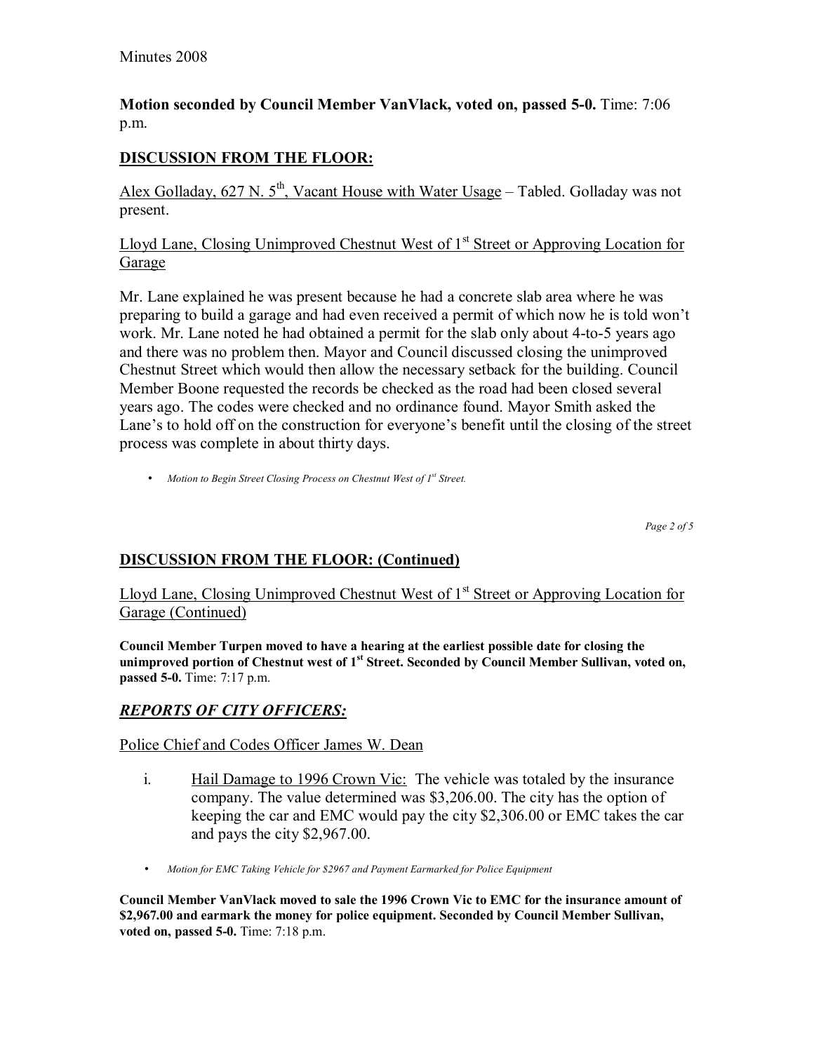**Motion seconded by Council Member VanVlack, voted on, passed 5-0.** Time: 7:06 p.m.

## DISCUSSION FROM THE FLOOR:

Alex Golladay, 627 N. 5th, Vacant House with Water Usage – Tabled. Golladay was not present.

Lloyd Lane, Closing Unimproved Chestnut West of 1st Street or Approving Location for Garage

Mr. Lane explained he was present because he had a concrete slab area where he was preparing to build a garage and had even received a permit of which now he is told won't work. Mr. Lane noted he had obtained a permit for the slab only about 4-to-5 years ago and there was no problem then. Mayor and Council discussed closing the unimproved Chestnut Street which would then allow the necessary setback for the building. Council Member Boone requested the records be checked as the road had been closed several years ago. The codes were checked and no ordinance found. Mayor Smith asked the Lane's to hold off on the construction for everyone's benefit until the closing of the street process was complete in about thirty days.

- *Motion to Begin Street Closing Process on Chestnut West of 1st Street.*

## DISCUSSION FROM THE FLOOR: (Continued)

Lloyd Lane, Closing Unimproved Chestnut West of 1st Street or Approving Location for Garage (Continued)

**Council Member Turpen moved to have a hearing at the earliest possible date for closing the unimproved portion of Chestnut west of 1st Street. Seconded by Council Member Sullivan, voted on, passed 5-0.** Time: 7:17 p.m.

## *REPORTS OF CITY OFFICERS:*

Police Chief and Codes Officer James W. Dean

i. Hail Damage to 1996 Crown Vic: The vehicle was totaled by the insurance company. The value determined was $3,206.00. The city has the option of keeping the car and EMC would pay the city $2,306.00 or EMC takes the car and pays the city $2,967.00.

- *Motion for EMC Taking Vehicle for $2967 and Payment Earmarked for Police Equipment*

**Council Member VanVlack moved to sale the 1996 Crown Vic to EMC for the insurance amount of $2,967.00 and earmark the money for police equipment. Seconded by Council Member Sullivan, voted on, passed 5-0.** Time: 7:18 p.m.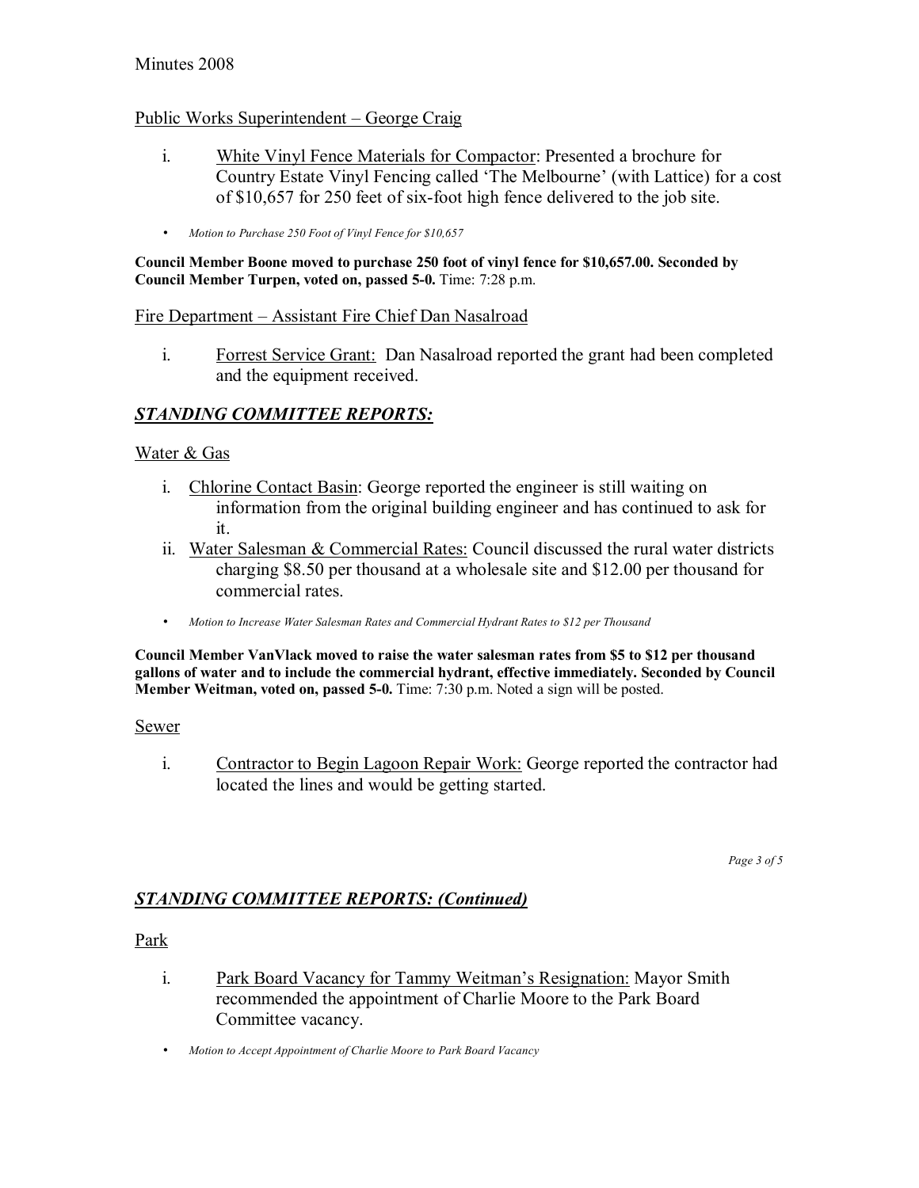Public Works Superintendent – George Craig

i. White Vinyl Fence Materials for Compactor: Presented a brochure for Country Estate Vinyl Fencing called 'The Melbourne' (with Lattice) for a cost of $10,657 for 250 feet of six-foot high fence delivered to the job site.

- *Motion to Purchase 250 Foot of Vinyl Fence for $10,657*

**Council Member Boone moved to purchase 250 foot of vinyl fence for $10,657.00. Seconded by Council Member Turpen, voted on, passed 5-0.** Time: 7:28 p.m.

Fire Department – Assistant Fire Chief Dan Nasalroad

i. Forrest Service Grant: Dan Nasalroad reported the grant had been completed and the equipment received.

## *STANDING COMMITTEE REPORTS:*

Water & Gas

i. Chlorine Contact Basin: George reported the engineer is still waiting on information from the original building engineer and has continued to ask for it.
ii. Water Salesman & Commercial Rates: Council discussed the rural water districts charging $8.50 per thousand at a wholesale site and $12.00 per thousand for commercial rates.

- *Motion to Increase Water Salesman Rates and Commercial Hydrant Rates to $12 per Thousand*

**Council Member VanVlack moved to raise the water salesman rates from $5 to $12 per thousand gallons of water and to include the commercial hydrant, effective immediately. Seconded by Council Member Weitman, voted on, passed 5-0.** Time: 7:30 p.m. Noted a sign will be posted.

Sewer

i. Contractor to Begin Lagoon Repair Work: George reported the contractor had located the lines and would be getting started.

## *STANDING COMMITTEE REPORTS: (Continued)*

Park

i. Park Board Vacancy for Tammy Weitman's Resignation: Mayor Smith recommended the appointment of Charlie Moore to the Park Board Committee vacancy.

- *Motion to Accept Appointment of Charlie Moore to Park Board Vacancy*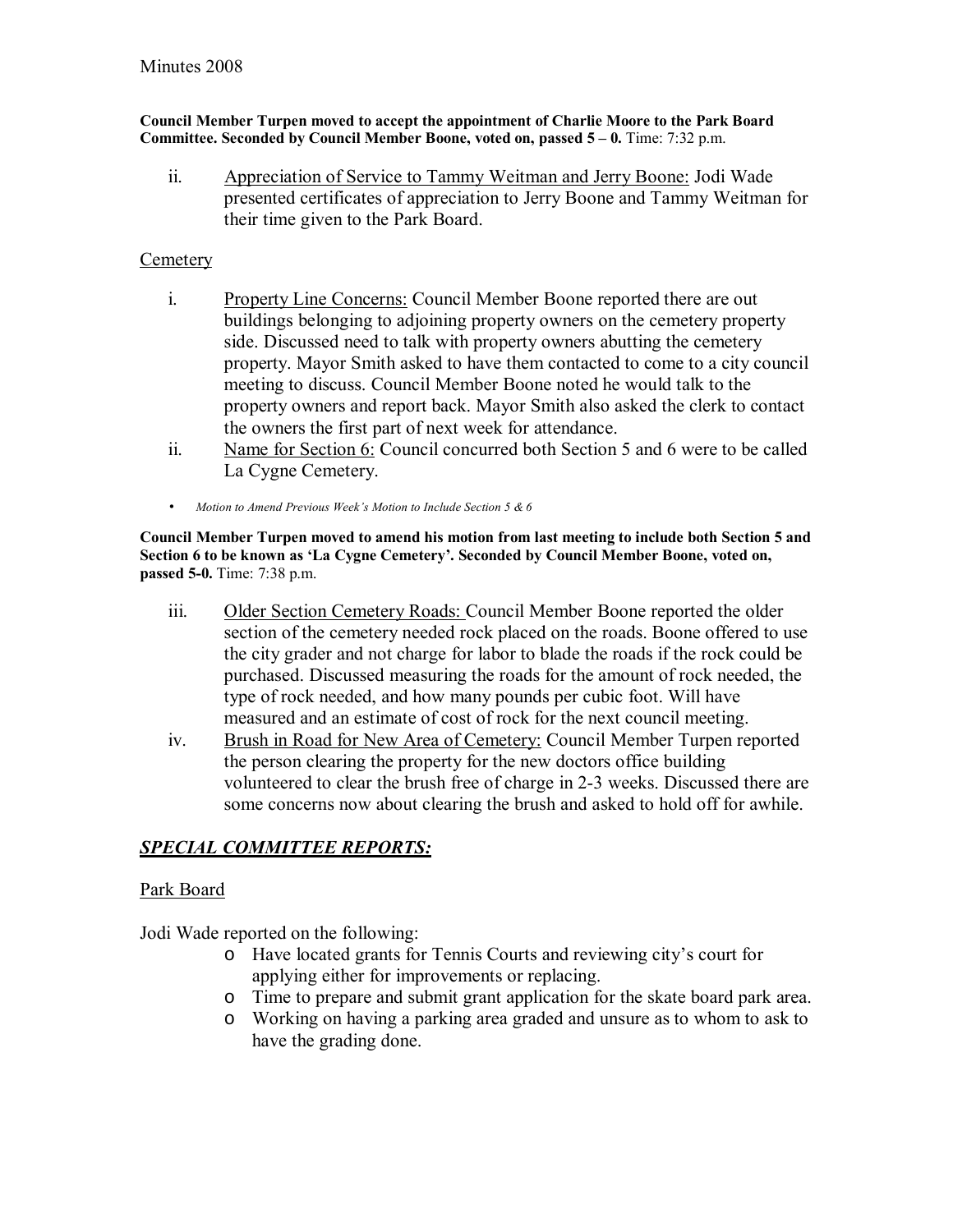**Council Member Turpen moved to accept the appointment of Charlie Moore to the Park Board Committee. Seconded by Council Member Boone, voted on, passed 5 – 0.** Time: 7:32 p.m.

ii. Appreciation of Service to Tammy Weitman and Jerry Boone: Jodi Wade presented certificates of appreciation to Jerry Boone and Tammy Weitman for their time given to the Park Board.

Cemetery

i. Property Line Concerns: Council Member Boone reported there are out buildings belonging to adjoining property owners on the cemetery property side. Discussed need to talk with property owners abutting the cemetery property. Mayor Smith asked to have them contacted to come to a city council meeting to discuss. Council Member Boone noted he would talk to the property owners and report back. Mayor Smith also asked the clerk to contact the owners the first part of next week for attendance.

ii. Name for Section 6: Council concurred both Section 5 and 6 were to be called La Cygne Cemetery.

- *Motion to Amend Previous Week's Motion to Include Section 5 & 6*

**Council Member Turpen moved to amend his motion from last meeting to include both Section 5 and Section 6 to be known as 'La Cygne Cemetery'. Seconded by Council Member Boone, voted on, passed 5-0.** Time: 7:38 p.m.

iii. Older Section Cemetery Roads: Council Member Boone reported the older section of the cemetery needed rock placed on the roads. Boone offered to use the city grader and not charge for labor to blade the roads if the rock could be purchased. Discussed measuring the roads for the amount of rock needed, the type of rock needed, and how many pounds per cubic foot. Will have measured and an estimate of cost of rock for the next council meeting.

iv. Brush in Road for New Area of Cemetery: Council Member Turpen reported the person clearing the property for the new doctors office building volunteered to clear the brush free of charge in 2-3 weeks. Discussed there are some concerns now about clearing the brush and asked to hold off for awhile.

## ***SPECIAL COMMITTEE REPORTS:***

Park Board

Jodi Wade reported on the following:

- Have located grants for Tennis Courts and reviewing city's court for applying either for improvements or replacing.
- Time to prepare and submit grant application for the skate board park area.
- Working on having a parking area graded and unsure as to whom to ask to have the grading done.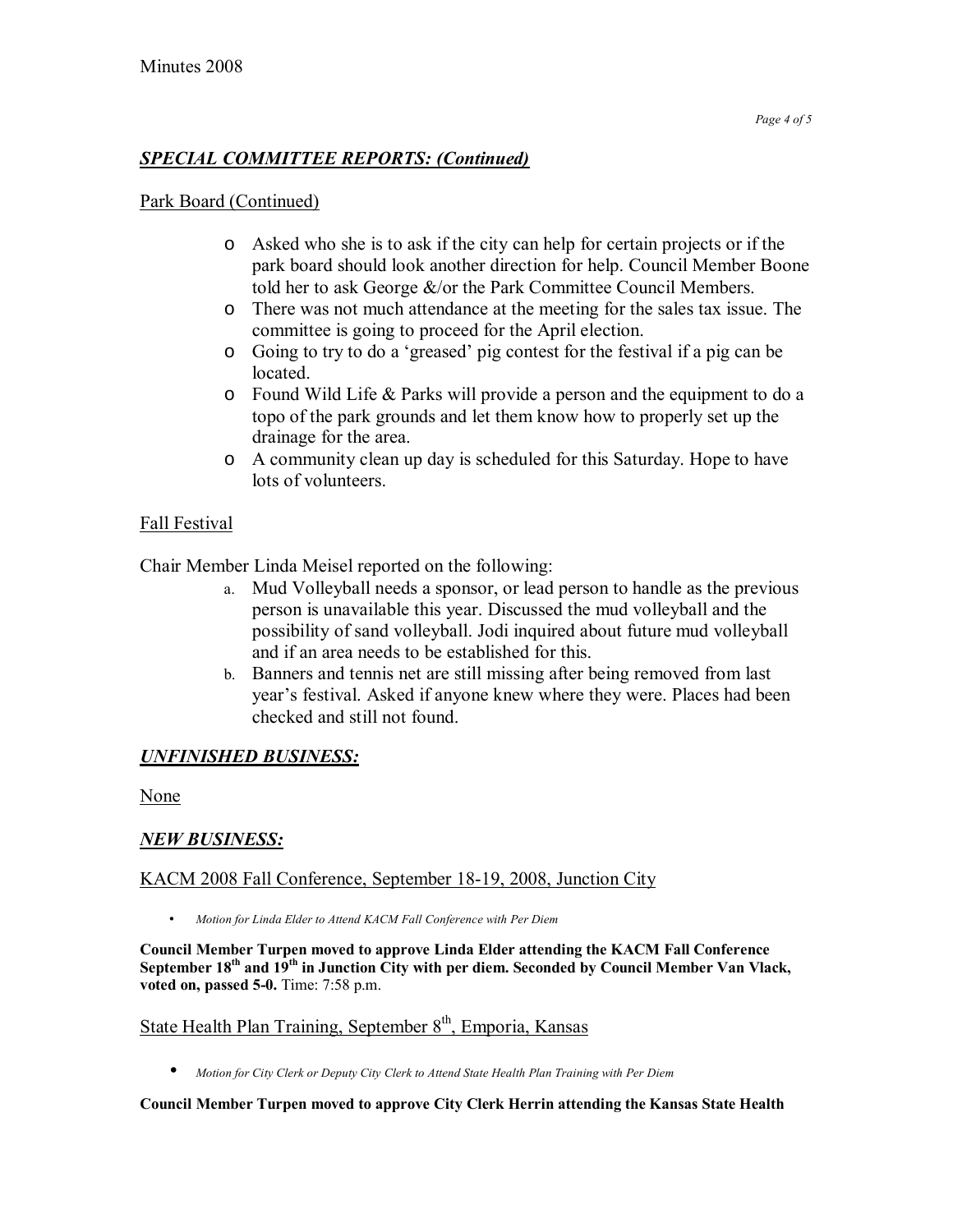## *SPECIAL COMMITTEE REPORTS: (Continued)*

Park Board (Continued)

- Asked who she is to ask if the city can help for certain projects or if the park board should look another direction for help. Council Member Boone told her to ask George &/or the Park Committee Council Members.
- There was not much attendance at the meeting for the sales tax issue. The committee is going to proceed for the April election.
- Going to try to do a 'greased' pig contest for the festival if a pig can be located.
- Found Wild Life & Parks will provide a person and the equipment to do a topo of the park grounds and let them know how to properly set up the drainage for the area.
- A community clean up day is scheduled for this Saturday. Hope to have lots of volunteers.

Fall Festival

Chair Member Linda Meisel reported on the following:

a. Mud Volleyball needs a sponsor, or lead person to handle as the previous person is unavailable this year. Discussed the mud volleyball and the possibility of sand volleyball. Jodi inquired about future mud volleyball and if an area needs to be established for this.
b. Banners and tennis net are still missing after being removed from last year's festival. Asked if anyone knew where they were. Places had been checked and still not found.

## *UNFINISHED BUSINESS:*

None

## *NEW BUSINESS:*

KACM 2008 Fall Conference, September 18-19, 2008, Junction City

- *Motion for Linda Elder to Attend KACM Fall Conference with Per Diem*

**Council Member Turpen moved to approve Linda Elder attending the KACM Fall Conference September 18th and 19th in Junction City with per diem. Seconded by Council Member Van Vlack, voted on, passed 5-0.** Time: 7:58 p.m.

State Health Plan Training, September 8th, Emporia, Kansas

- *Motion for City Clerk or Deputy City Clerk to Attend State Health Plan Training with Per Diem*

**Council Member Turpen moved to approve City Clerk Herrin attending the Kansas State Health**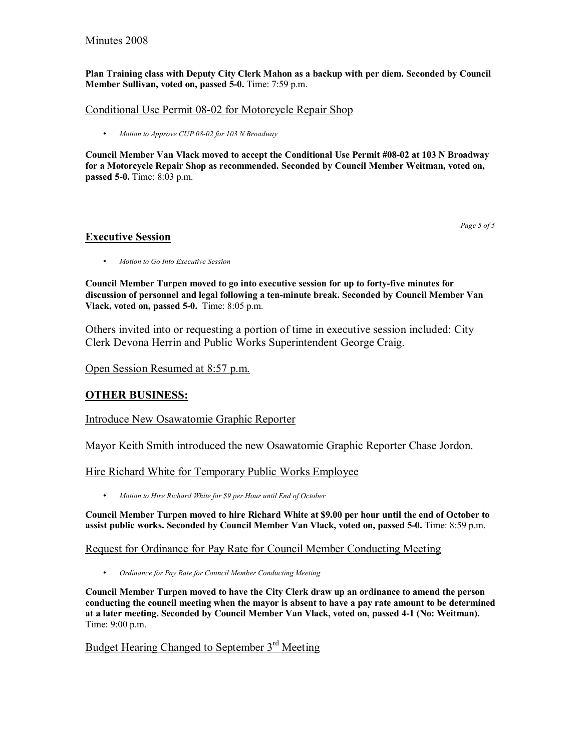**Plan Training class with Deputy City Clerk Mahon as a backup with per diem. Seconded by Council Member Sullivan, voted on, passed 5-0.** Time: 7:59 p.m.

Conditional Use Permit 08-02 for Motorcycle Repair Shop

- *Motion to Approve CUP 08-02 for 103 N Broadway*

**Council Member Van Vlack moved to accept the Conditional Use Permit #08-02 at 103 N Broadway for a Motorcycle Repair Shop as recommended. Seconded by Council Member Weitman, voted on, passed 5-0.** Time: 8:03 p.m.

## Executive Session

- *Motion to Go Into Executive Session*

**Council Member Turpen moved to go into executive session for up to forty-five minutes for discussion of personnel and legal following a ten-minute break. Seconded by Council Member Van Vlack, voted on, passed 5-0.** Time: 8:05 p.m.

Others invited into or requesting a portion of time in executive session included: City Clerk Devona Herrin and Public Works Superintendent George Craig.

Open Session Resumed at 8:57 p.m.

## OTHER BUSINESS:

Introduce New Osawatomie Graphic Reporter

Mayor Keith Smith introduced the new Osawatomie Graphic Reporter Chase Jordon.

Hire Richard White for Temporary Public Works Employee

- *Motion to Hire Richard White for $9 per Hour until End of October*

**Council Member Turpen moved to hire Richard White at $9.00 per hour until the end of October to assist public works. Seconded by Council Member Van Vlack, voted on, passed 5-0.** Time: 8:59 p.m.

Request for Ordinance for Pay Rate for Council Member Conducting Meeting

- *Ordinance for Pay Rate for Council Member Conducting Meeting*

**Council Member Turpen moved to have the City Clerk draw up an ordinance to amend the person conducting the council meeting when the mayor is absent to have a pay rate amount to be determined at a later meeting. Seconded by Council Member Van Vlack, voted on, passed 4-1 (No: Weitman).** Time: 9:00 p.m.

Budget Hearing Changed to September 3rd Meeting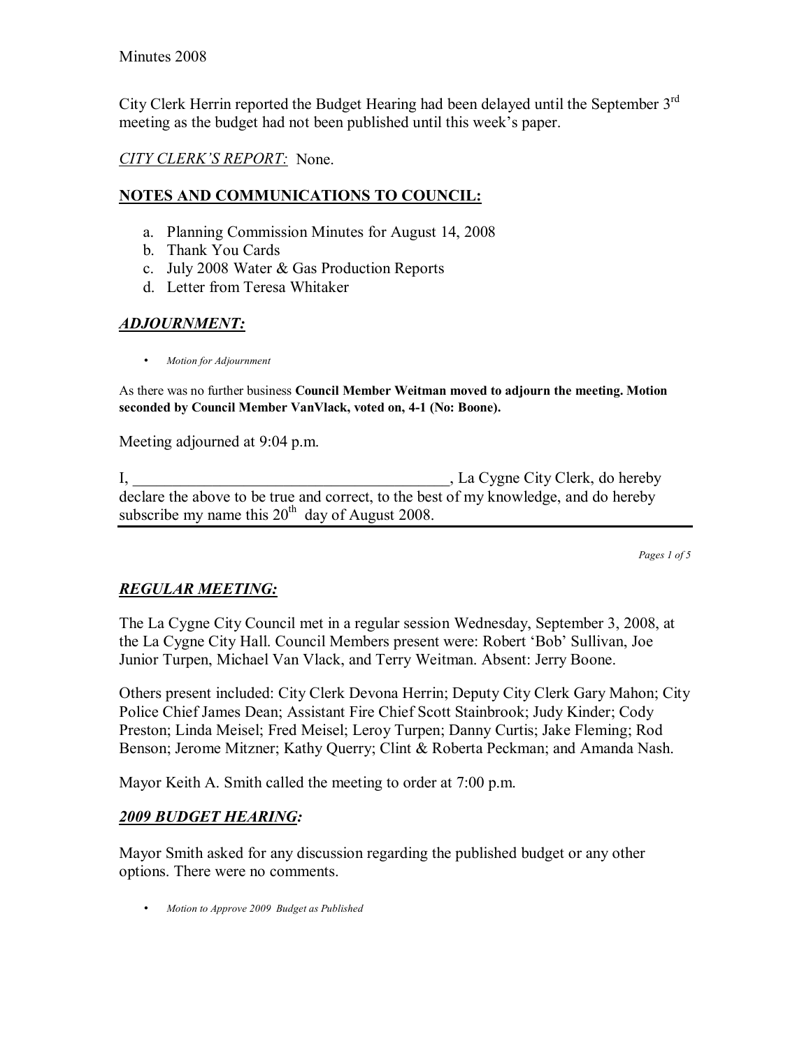City Clerk Herrin reported the Budget Hearing had been delayed until the September 3rd meeting as the budget had not been published until this week's paper.

*CITY CLERK'S REPORT:* None.

## NOTES AND COMMUNICATIONS TO COUNCIL:

a. Planning Commission Minutes for August 14, 2008
b. Thank You Cards
c. July 2008 Water & Gas Production Reports
d. Letter from Teresa Whitaker

## *ADJOURNMENT:*

- *Motion for Adjournment*

As there was no further business **Council Member Weitman moved to adjourn the meeting. Motion seconded by Council Member VanVlack, voted on, 4-1 (No: Boone).**

Meeting adjourned at 9:04 p.m.

I, ________________________________________, La Cygne City Clerk, do hereby declare the above to be true and correct, to the best of my knowledge, and do hereby subscribe my name this 20th day of August 2008.

*Pages 1 of 5*

---

## *REGULAR MEETING:*

The La Cygne City Council met in a regular session Wednesday, September 3, 2008, at the La Cygne City Hall. Council Members present were: Robert 'Bob' Sullivan, Joe Junior Turpen, Michael Van Vlack, and Terry Weitman. Absent: Jerry Boone.

Others present included: City Clerk Devona Herrin; Deputy City Clerk Gary Mahon; City Police Chief James Dean; Assistant Fire Chief Scott Stainbrook; Judy Kinder; Cody Preston; Linda Meisel; Fred Meisel; Leroy Turpen; Danny Curtis; Jake Fleming; Rod Benson; Jerome Mitzner; Kathy Querry; Clint & Roberta Peckman; and Amanda Nash.

Mayor Keith A. Smith called the meeting to order at 7:00 p.m.

## *2009 BUDGET HEARING:*

Mayor Smith asked for any discussion regarding the published budget or any other options. There were no comments.

- *Motion to Approve 2009 Budget as Published*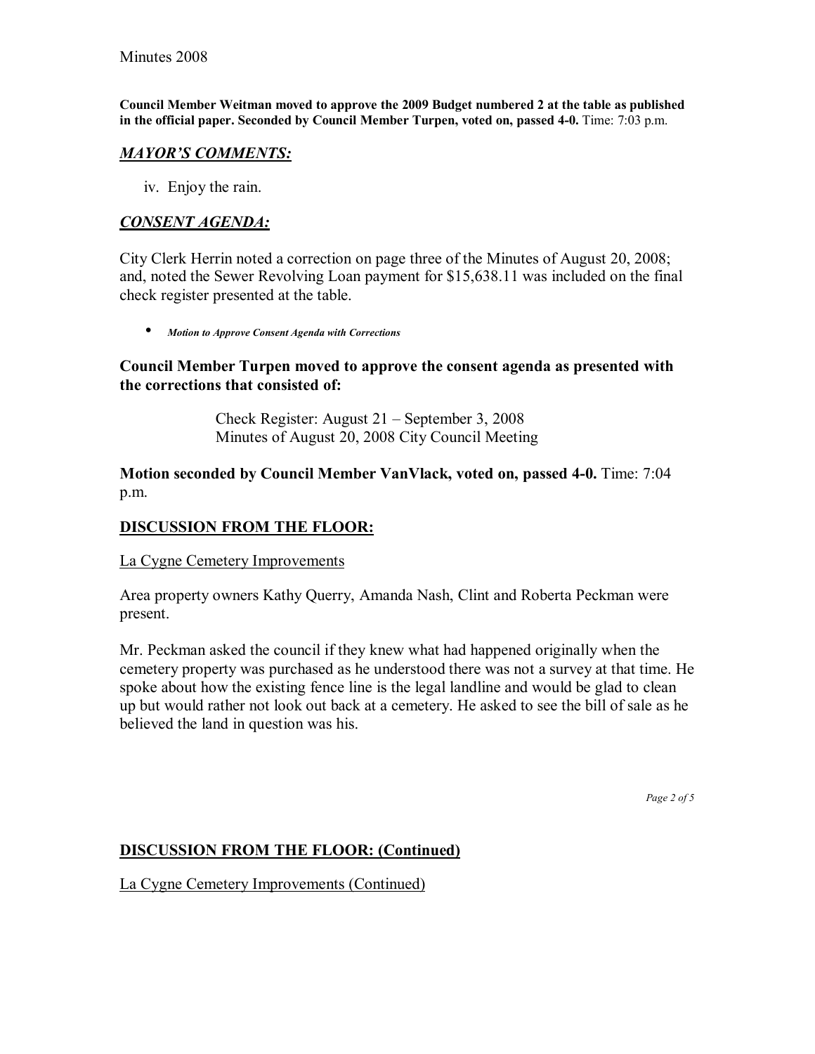**Council Member Weitman moved to approve the 2009 Budget numbered 2 at the table as published in the official paper. Seconded by Council Member Turpen, voted on, passed 4-0.** Time: 7:03 p.m.

## ***MAYOR'S COMMENTS:***

iv. Enjoy the rain.

## ***CONSENT AGENDA:***

City Clerk Herrin noted a correction on page three of the Minutes of August 20, 2008; and, noted the Sewer Revolving Loan payment for $15,638.11 was included on the final check register presented at the table.

- ***Motion to Approve Consent Agenda with Corrections***

**Council Member Turpen moved to approve the consent agenda as presented with the corrections that consisted of:**

> Check Register: August 21 – September 3, 2008
> Minutes of August 20, 2008 City Council Meeting

**Motion seconded by Council Member VanVlack, voted on, passed 4-0.** Time: 7:04 p.m.

## **DISCUSSION FROM THE FLOOR:**

La Cygne Cemetery Improvements

Area property owners Kathy Querry, Amanda Nash, Clint and Roberta Peckman were present.

Mr. Peckman asked the council if they knew what had happened originally when the cemetery property was purchased as he understood there was not a survey at that time. He spoke about how the existing fence line is the legal landline and would be glad to clean up but would rather not look out back at a cemetery. He asked to see the bill of sale as he believed the land in question was his.

## **DISCUSSION FROM THE FLOOR: (Continued)**

La Cygne Cemetery Improvements (Continued)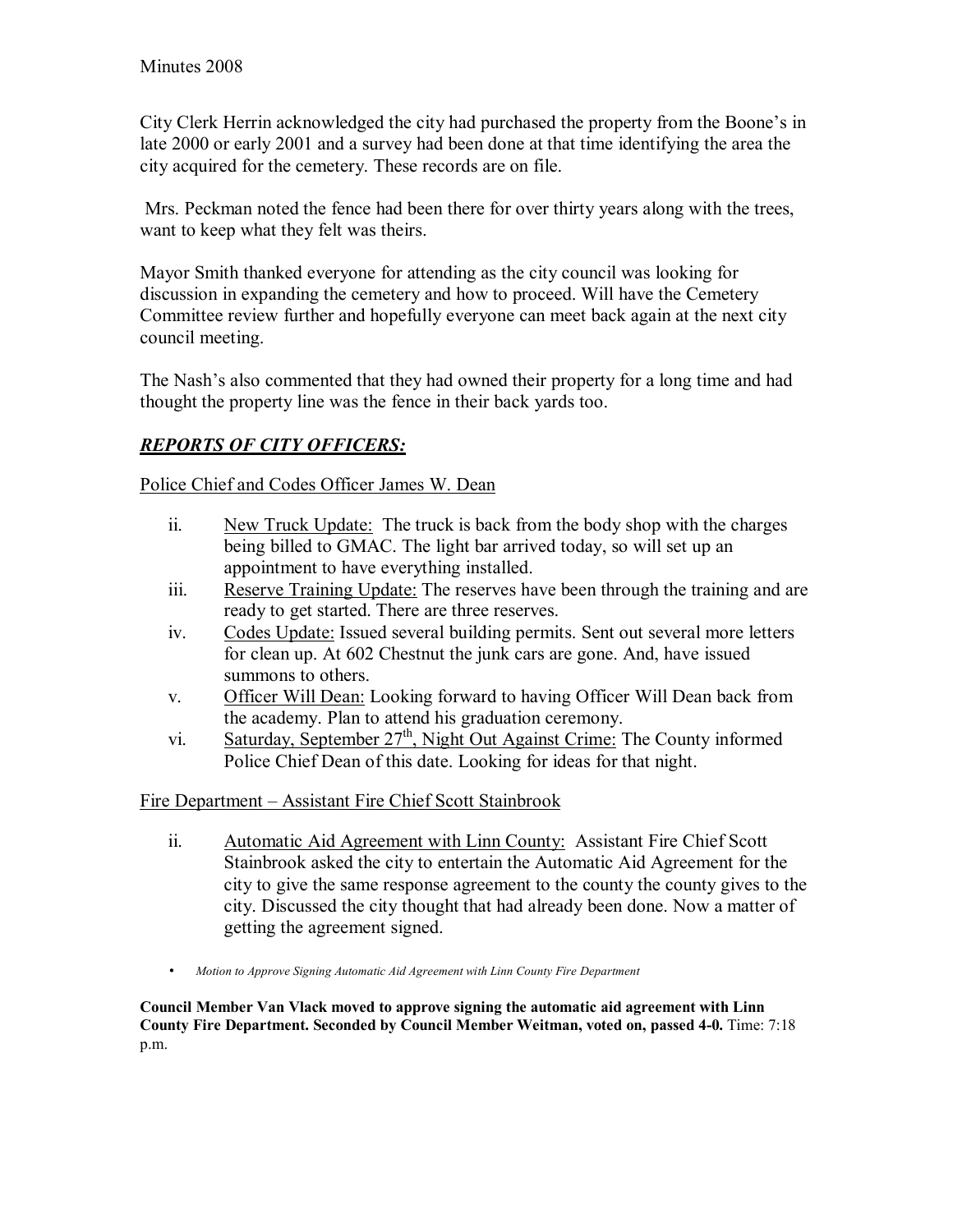City Clerk Herrin acknowledged the city had purchased the property from the Boone's in late 2000 or early 2001 and a survey had been done at that time identifying the area the city acquired for the cemetery. These records are on file.

Mrs. Peckman noted the fence had been there for over thirty years along with the trees, want to keep what they felt was theirs.

Mayor Smith thanked everyone for attending as the city council was looking for discussion in expanding the cemetery and how to proceed. Will have the Cemetery Committee review further and hopefully everyone can meet back again at the next city council meeting.

The Nash's also commented that they had owned their property for a long time and had thought the property line was the fence in their back yards too.

## ***REPORTS OF CITY OFFICERS:***

Police Chief and Codes Officer James W. Dean

- ii. New Truck Update: The truck is back from the body shop with the charges being billed to GMAC. The light bar arrived today, so will set up an appointment to have everything installed.
- iii. Reserve Training Update: The reserves have been through the training and are ready to get started. There are three reserves.
- iv. Codes Update: Issued several building permits. Sent out several more letters for clean up. At 602 Chestnut the junk cars are gone. And, have issued summons to others.
- v. Officer Will Dean: Looking forward to having Officer Will Dean back from the academy. Plan to attend his graduation ceremony.
- vi. Saturday, September 27th, Night Out Against Crime: The County informed Police Chief Dean of this date. Looking for ideas for that night.

Fire Department – Assistant Fire Chief Scott Stainbrook

- ii. Automatic Aid Agreement with Linn County: Assistant Fire Chief Scott Stainbrook asked the city to entertain the Automatic Aid Agreement for the city to give the same response agreement to the county the county gives to the city. Discussed the city thought that had already been done. Now a matter of getting the agreement signed.

- *Motion to Approve Signing Automatic Aid Agreement with Linn County Fire Department*

**Council Member Van Vlack moved to approve signing the automatic aid agreement with Linn County Fire Department. Seconded by Council Member Weitman, voted on, passed 4-0.** Time: 7:18 p.m.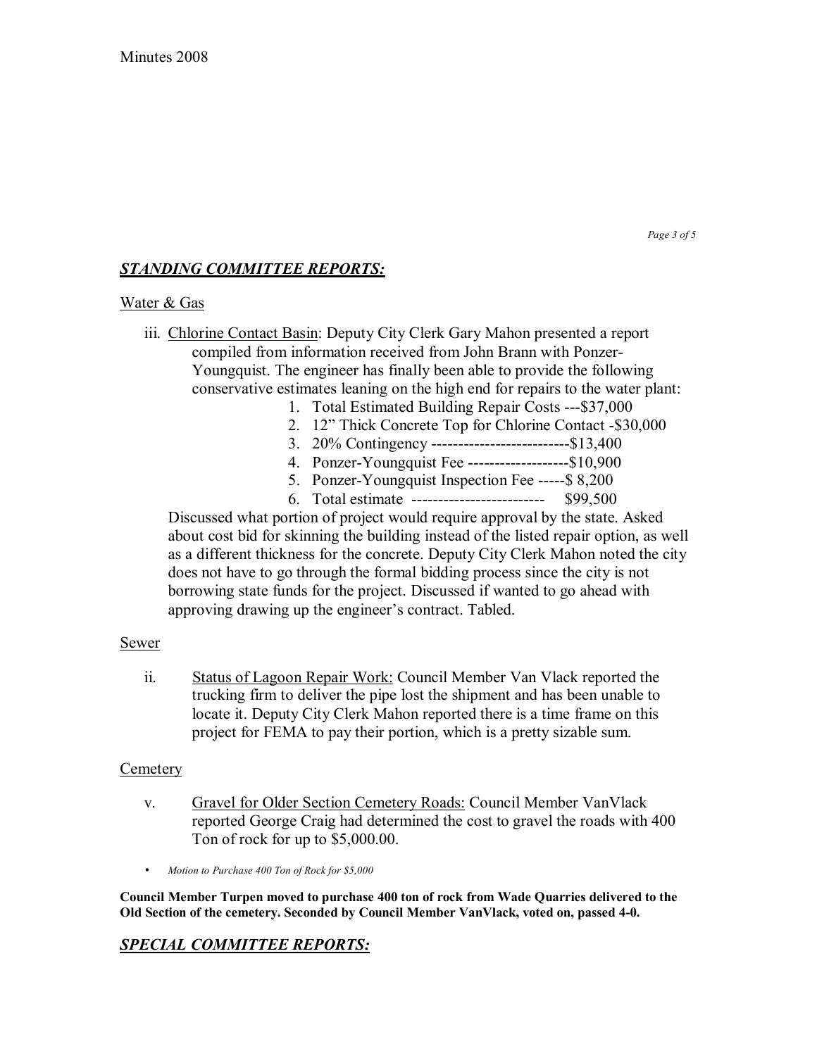## ***STANDING COMMITTEE REPORTS:***

Water & Gas

iii. Chlorine Contact Basin: Deputy City Clerk Gary Mahon presented a report compiled from information received from John Brann with Ponzer-Youngquist. The engineer has finally been able to provide the following conservative estimates leaning on the high end for repairs to the water plant:

1. Total Estimated Building Repair Costs ---$37,000
2. 12" Thick Concrete Top for Chlorine Contact -$30,000
3. 20% Contingency --------------------------$13,400
4. Ponzer-Youngquist Fee -------------------$10,900
5. Ponzer-Youngquist Inspection Fee -----$ 8,200
6. Total estimate ------------------------- $99,500

Discussed what portion of project would require approval by the state. Asked about cost bid for skinning the building instead of the listed repair option, as well as a different thickness for the concrete. Deputy City Clerk Mahon noted the city does not have to go through the formal bidding process since the city is not borrowing state funds for the project. Discussed if wanted to go ahead with approving drawing up the engineer's contract. Tabled.

Sewer

ii. Status of Lagoon Repair Work: Council Member Van Vlack reported the trucking firm to deliver the pipe lost the shipment and has been unable to locate it. Deputy City Clerk Mahon reported there is a time frame on this project for FEMA to pay their portion, which is a pretty sizable sum.

Cemetery

v. Gravel for Older Section Cemetery Roads: Council Member VanVlack reported George Craig had determined the cost to gravel the roads with 400 Ton of rock for up to $5,000.00.

- *Motion to Purchase 400 Ton of Rock for $5,000*

**Council Member Turpen moved to purchase 400 ton of rock from Wade Quarries delivered to the Old Section of the cemetery. Seconded by Council Member VanVlack, voted on, passed 4-0.**

## ***SPECIAL COMMITTEE REPORTS:***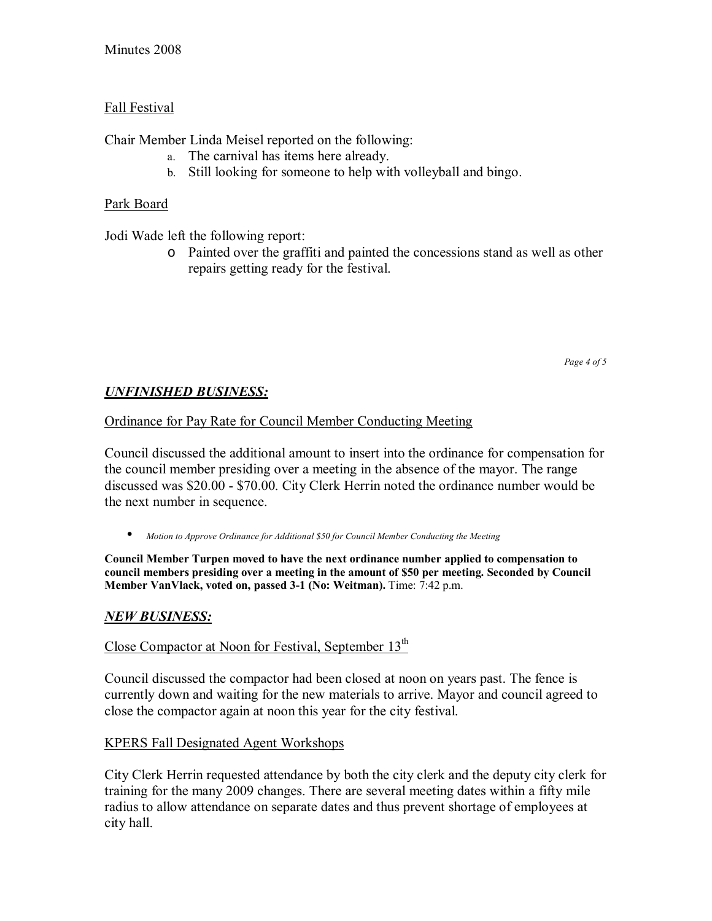Fall Festival

Chair Member Linda Meisel reported on the following:

a. The carnival has items here already.
b. Still looking for someone to help with volleyball and bingo.

Park Board

Jodi Wade left the following report:

- Painted over the graffiti and painted the concessions stand as well as other repairs getting ready for the festival.

## *UNFINISHED BUSINESS:*

Ordinance for Pay Rate for Council Member Conducting Meeting

Council discussed the additional amount to insert into the ordinance for compensation for the council member presiding over a meeting in the absence of the mayor. The range discussed was $20.00 - $70.00. City Clerk Herrin noted the ordinance number would be the next number in sequence.

- *Motion to Approve Ordinance for Additional $50 for Council Member Conducting the Meeting*

**Council Member Turpen moved to have the next ordinance number applied to compensation to council members presiding over a meeting in the amount of $50 per meeting. Seconded by Council Member VanVlack, voted on, passed 3-1 (No: Weitman).** Time: 7:42 p.m.

## *NEW BUSINESS:*

Close Compactor at Noon for Festival, September 13th

Council discussed the compactor had been closed at noon on years past. The fence is currently down and waiting for the new materials to arrive. Mayor and council agreed to close the compactor again at noon this year for the city festival.

KPERS Fall Designated Agent Workshops

City Clerk Herrin requested attendance by both the city clerk and the deputy city clerk for training for the many 2009 changes. There are several meeting dates within a fifty mile radius to allow attendance on separate dates and thus prevent shortage of employees at city hall.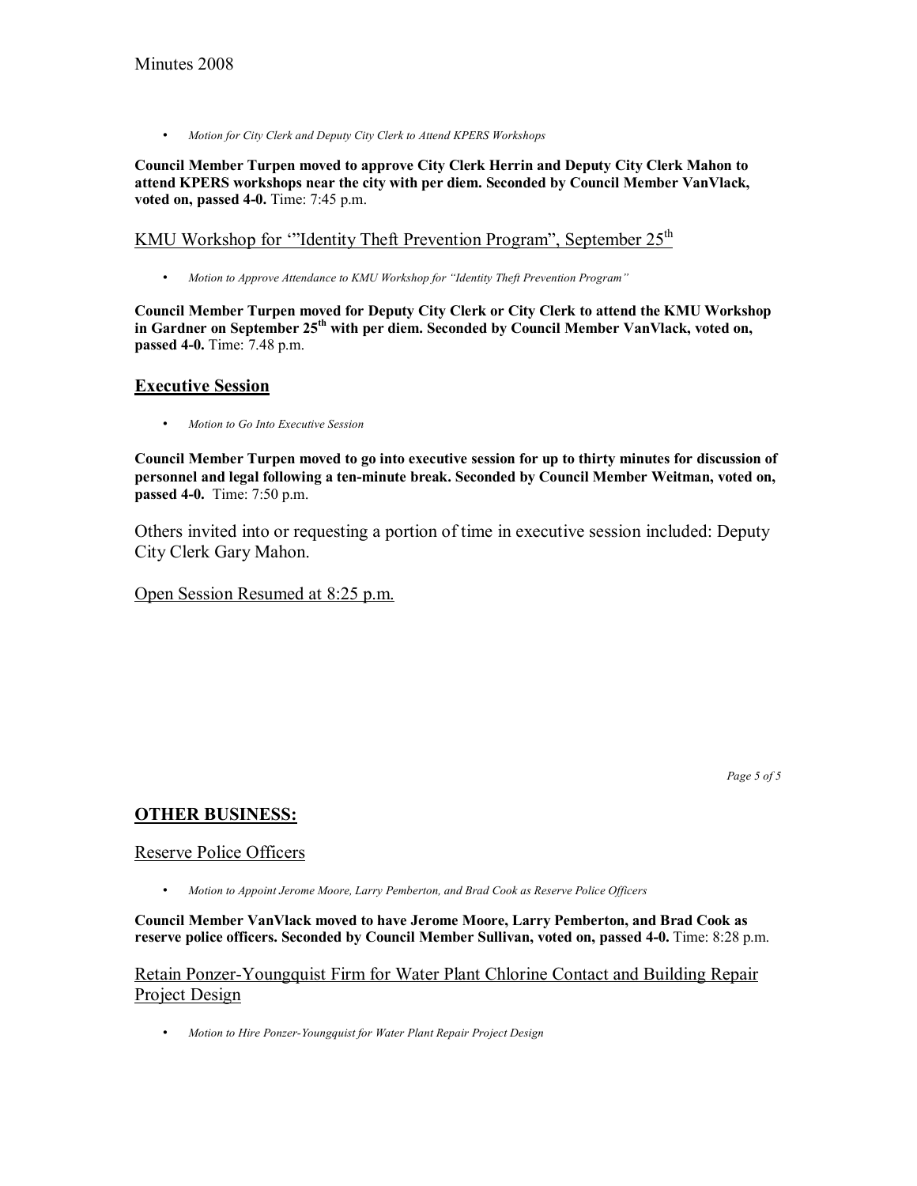- *Motion for City Clerk and Deputy City Clerk to Attend KPERS Workshops*

**Council Member Turpen moved to approve City Clerk Herrin and Deputy City Clerk Mahon to attend KPERS workshops near the city with per diem. Seconded by Council Member VanVlack, voted on, passed 4-0.** Time: 7:45 p.m.

KMU Workshop for '"Identity Theft Prevention Program", September 25th

- *Motion to Approve Attendance to KMU Workshop for "Identity Theft Prevention Program"*

**Council Member Turpen moved for Deputy City Clerk or City Clerk to attend the KMU Workshop in Gardner on September 25th with per diem. Seconded by Council Member VanVlack, voted on, passed 4-0.** Time: 7.48 p.m.

## Executive Session

- *Motion to Go Into Executive Session*

**Council Member Turpen moved to go into executive session for up to thirty minutes for discussion of personnel and legal following a ten-minute break. Seconded by Council Member Weitman, voted on, passed 4-0.** Time: 7:50 p.m.

Others invited into or requesting a portion of time in executive session included: Deputy City Clerk Gary Mahon.

Open Session Resumed at 8:25 p.m.

## OTHER BUSINESS:

Reserve Police Officers

- *Motion to Appoint Jerome Moore, Larry Pemberton, and Brad Cook as Reserve Police Officers*

**Council Member VanVlack moved to have Jerome Moore, Larry Pemberton, and Brad Cook as reserve police officers. Seconded by Council Member Sullivan, voted on, passed 4-0.** Time: 8:28 p.m.

Retain Ponzer-Youngquist Firm for Water Plant Chlorine Contact and Building Repair Project Design

- *Motion to Hire Ponzer-Youngquist for Water Plant Repair Project Design*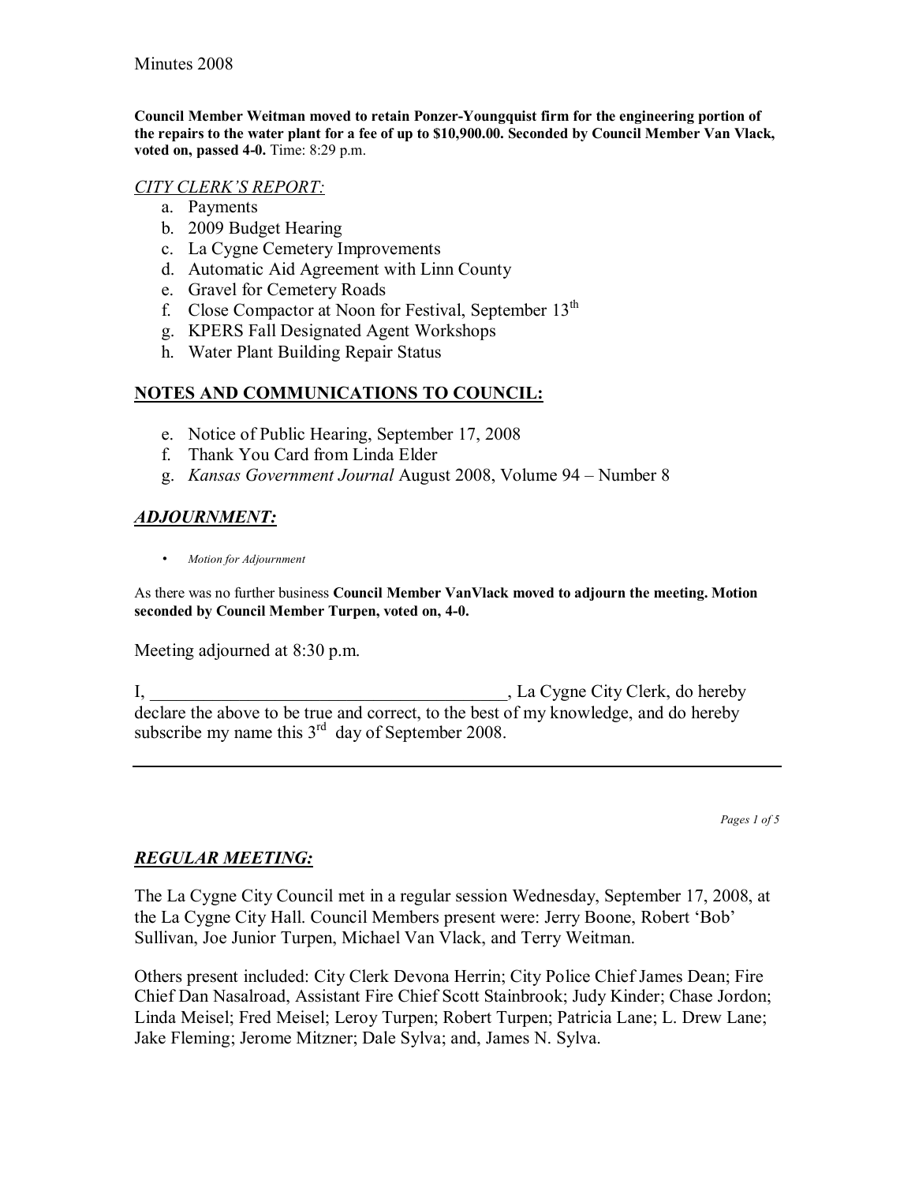**Council Member Weitman moved to retain Ponzer-Youngquist firm for the engineering portion of the repairs to the water plant for a fee of up to $10,900.00. Seconded by Council Member Van Vlack, voted on, passed 4-0.** Time: 8:29 p.m.

*CITY CLERK'S REPORT:*

a. Payments
b. 2009 Budget Hearing
c. La Cygne Cemetery Improvements
d. Automatic Aid Agreement with Linn County
e. Gravel for Cemetery Roads
f. Close Compactor at Noon for Festival, September 13th
g. KPERS Fall Designated Agent Workshops
h. Water Plant Building Repair Status

## NOTES AND COMMUNICATIONS TO COUNCIL:

e. Notice of Public Hearing, September 17, 2008
f. Thank You Card from Linda Elder
g. *Kansas Government Journal* August 2008, Volume 94 – Number 8

## *ADJOURNMENT:*

- *Motion for Adjournment*

As there was no further business **Council Member VanVlack moved to adjourn the meeting. Motion seconded by Council Member Turpen, voted on, 4-0.**

Meeting adjourned at 8:30 p.m.

I, ________________________________________, La Cygne City Clerk, do hereby declare the above to be true and correct, to the best of my knowledge, and do hereby subscribe my name this 3rd day of September 2008.

---

*Pages 1 of 5*

## *REGULAR MEETING:*

The La Cygne City Council met in a regular session Wednesday, September 17, 2008, at the La Cygne City Hall. Council Members present were: Jerry Boone, Robert 'Bob' Sullivan, Joe Junior Turpen, Michael Van Vlack, and Terry Weitman.

Others present included: City Clerk Devona Herrin; City Police Chief James Dean; Fire Chief Dan Nasalroad, Assistant Fire Chief Scott Stainbrook; Judy Kinder; Chase Jordon; Linda Meisel; Fred Meisel; Leroy Turpen; Robert Turpen; Patricia Lane; L. Drew Lane; Jake Fleming; Jerome Mitzner; Dale Sylva; and, James N. Sylva.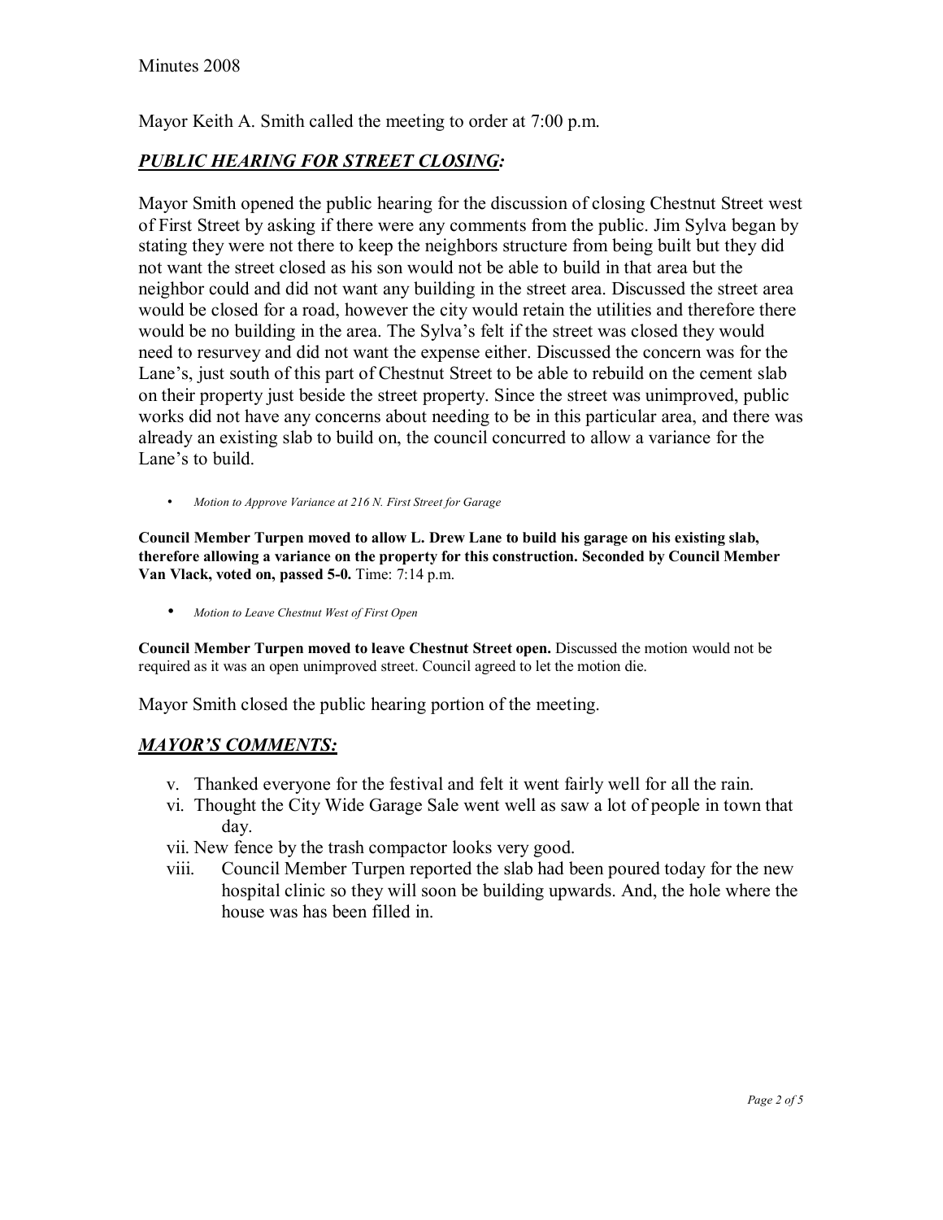Mayor Keith A. Smith called the meeting to order at 7:00 p.m.

## ***PUBLIC HEARING FOR STREET CLOSING:***

Mayor Smith opened the public hearing for the discussion of closing Chestnut Street west of First Street by asking if there were any comments from the public. Jim Sylva began by stating they were not there to keep the neighbors structure from being built but they did not want the street closed as his son would not be able to build in that area but the neighbor could and did not want any building in the street area. Discussed the street area would be closed for a road, however the city would retain the utilities and therefore there would be no building in the area. The Sylva's felt if the street was closed they would need to resurvey and did not want the expense either. Discussed the concern was for the Lane's, just south of this part of Chestnut Street to be able to rebuild on the cement slab on their property just beside the street property. Since the street was unimproved, public works did not have any concerns about needing to be in this particular area, and there was already an existing slab to build on, the council concurred to allow a variance for the Lane's to build.

- *Motion to Approve Variance at 216 N. First Street for Garage*

**Council Member Turpen moved to allow L. Drew Lane to build his garage on his existing slab, therefore allowing a variance on the property for this construction. Seconded by Council Member Van Vlack, voted on, passed 5-0.** Time: 7:14 p.m.

- *Motion to Leave Chestnut West of First Open*

**Council Member Turpen moved to leave Chestnut Street open.** Discussed the motion would not be required as it was an open unimproved street. Council agreed to let the motion die.

Mayor Smith closed the public hearing portion of the meeting.

## ***MAYOR'S COMMENTS:***

v. Thanked everyone for the festival and felt it went fairly well for all the rain.
vi. Thought the City Wide Garage Sale went well as saw a lot of people in town that day.
vii. New fence by the trash compactor looks very good.
viii. Council Member Turpen reported the slab had been poured today for the new hospital clinic so they will soon be building upwards. And, the hole where the house was has been filled in.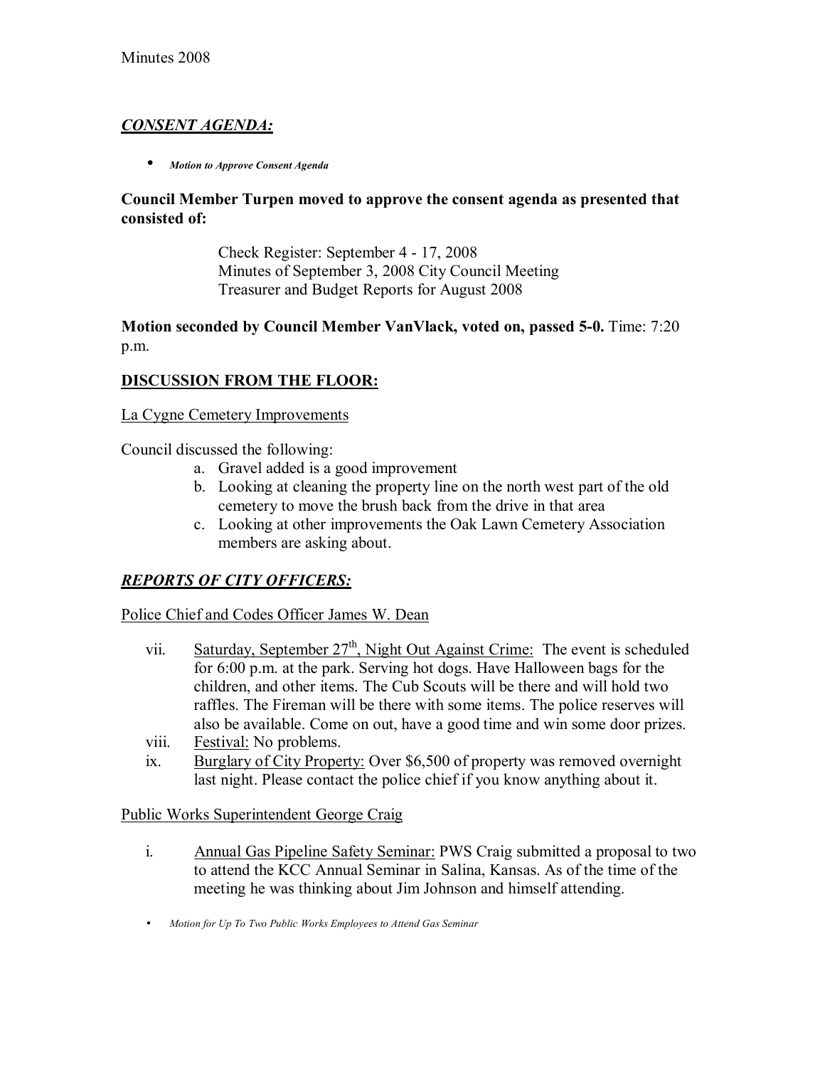## ***CONSENT AGENDA:***

- ***Motion to Approve Consent Agenda***

**Council Member Turpen moved to approve the consent agenda as presented that consisted of:**

Check Register: September 4 - 17, 2008
Minutes of September 3, 2008 City Council Meeting
Treasurer and Budget Reports for August 2008

**Motion seconded by Council Member VanVlack, voted on, passed 5-0.** Time: 7:20 p.m.

## **DISCUSSION FROM THE FLOOR:**

La Cygne Cemetery Improvements

Council discussed the following:

a. Gravel added is a good improvement
b. Looking at cleaning the property line on the north west part of the old cemetery to move the brush back from the drive in that area
c. Looking at other improvements the Oak Lawn Cemetery Association members are asking about.

## ***REPORTS OF CITY OFFICERS:***

Police Chief and Codes Officer James W. Dean

vii. Saturday, September 27th, Night Out Against Crime: The event is scheduled for 6:00 p.m. at the park. Serving hot dogs. Have Halloween bags for the children, and other items. The Cub Scouts will be there and will hold two raffles. The Fireman will be there with some items. The police reserves will also be available. Come on out, have a good time and win some door prizes.

viii. Festival: No problems.

ix. Burglary of City Property: Over $6,500 of property was removed overnight last night. Please contact the police chief if you know anything about it.

Public Works Superintendent George Craig

i. Annual Gas Pipeline Safety Seminar: PWS Craig submitted a proposal to two to attend the KCC Annual Seminar in Salina, Kansas. As of the time of the meeting he was thinking about Jim Johnson and himself attending.

- *Motion for Up To Two Public Works Employees to Attend Gas Seminar*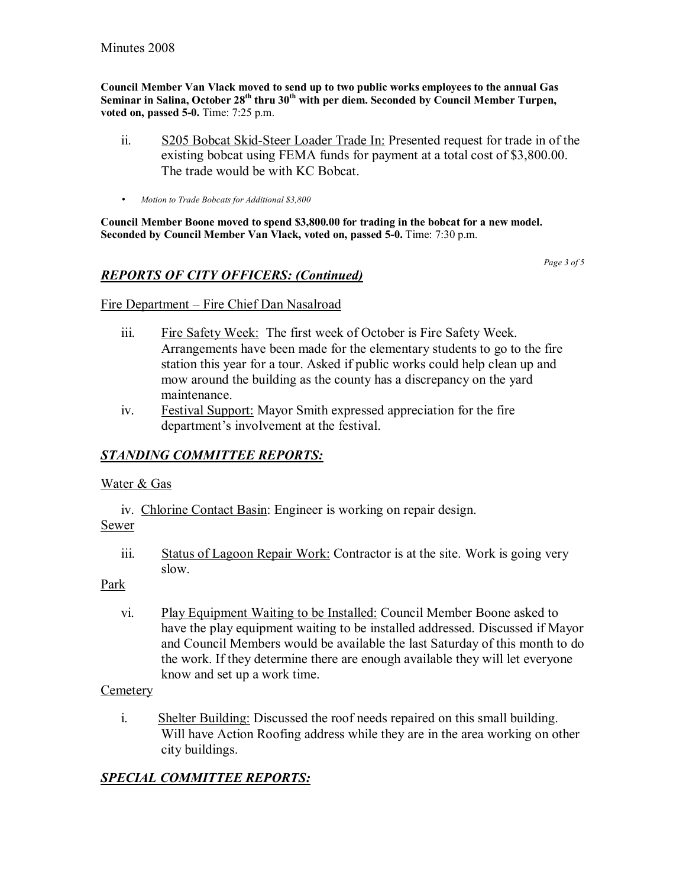**Council Member Van Vlack moved to send up to two public works employees to the annual Gas Seminar in Salina, October 28th thru 30th with per diem. Seconded by Council Member Turpen, voted on, passed 5-0.** Time: 7:25 p.m.

ii. S205 Bobcat Skid-Steer Loader Trade In: Presented request for trade in of the existing bobcat using FEMA funds for payment at a total cost of $3,800.00. The trade would be with KC Bobcat.

- *Motion to Trade Bobcats for Additional $3,800*

**Council Member Boone moved to spend $3,800.00 for trading in the bobcat for a new model. Seconded by Council Member Van Vlack, voted on, passed 5-0.** Time: 7:30 p.m.

## ***REPORTS OF CITY OFFICERS: (Continued)***

Fire Department – Fire Chief Dan Nasalroad

iii. Fire Safety Week: The first week of October is Fire Safety Week. Arrangements have been made for the elementary students to go to the fire station this year for a tour. Asked if public works could help clean up and mow around the building as the county has a discrepancy on the yard maintenance.

iv. Festival Support: Mayor Smith expressed appreciation for the fire department's involvement at the festival.

## ***STANDING COMMITTEE REPORTS:***

Water & Gas

iv. Chlorine Contact Basin: Engineer is working on repair design.

Sewer

iii. Status of Lagoon Repair Work: Contractor is at the site. Work is going very slow.

Park

vi. Play Equipment Waiting to be Installed: Council Member Boone asked to have the play equipment waiting to be installed addressed. Discussed if Mayor and Council Members would be available the last Saturday of this month to do the work. If they determine there are enough available they will let everyone know and set up a work time.

Cemetery

i. Shelter Building: Discussed the roof needs repaired on this small building. Will have Action Roofing address while they are in the area working on other city buildings.

## ***SPECIAL COMMITTEE REPORTS:***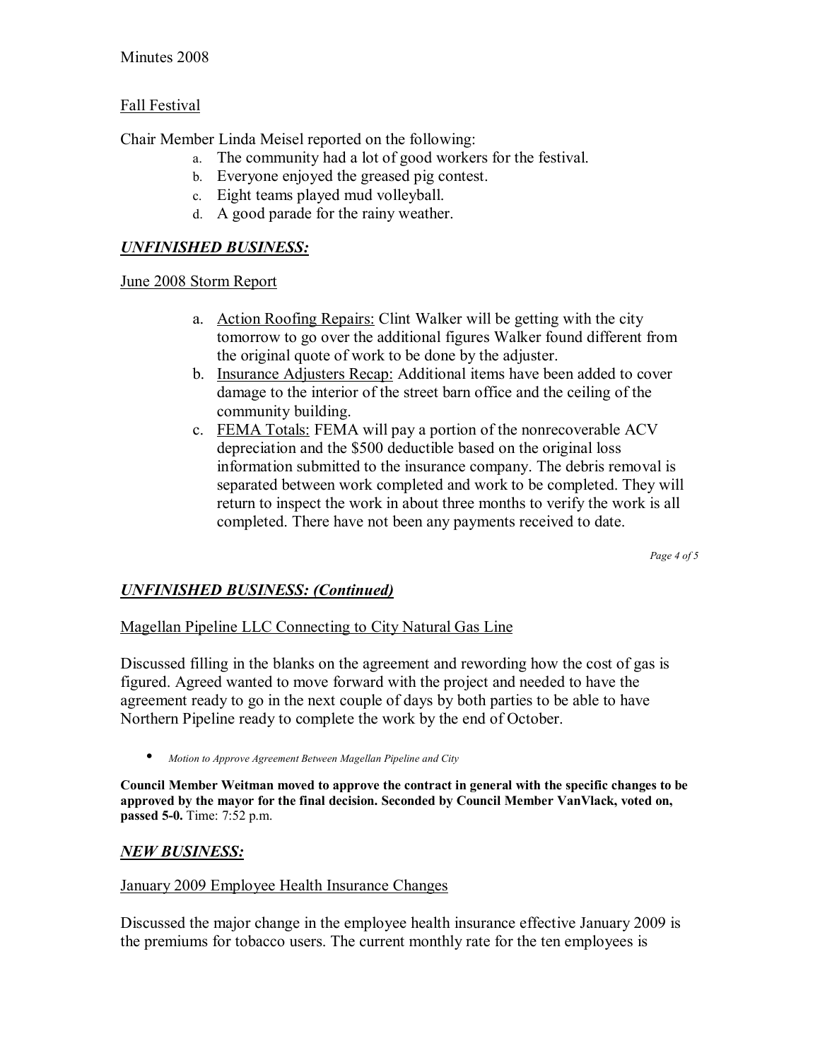Fall Festival

Chair Member Linda Meisel reported on the following:

a. The community had a lot of good workers for the festival.
b. Everyone enjoyed the greased pig contest.
c. Eight teams played mud volleyball.
d. A good parade for the rainy weather.

## *UNFINISHED BUSINESS:*

June 2008 Storm Report

a. Action Roofing Repairs: Clint Walker will be getting with the city tomorrow to go over the additional figures Walker found different from the original quote of work to be done by the adjuster.
b. Insurance Adjusters Recap: Additional items have been added to cover damage to the interior of the street barn office and the ceiling of the community building.
c. FEMA Totals: FEMA will pay a portion of the nonrecoverable ACV depreciation and the $500 deductible based on the original loss information submitted to the insurance company. The debris removal is separated between work completed and work to be completed. They will return to inspect the work in about three months to verify the work is all completed. There have not been any payments received to date.

## *UNFINISHED BUSINESS: (Continued)*

Magellan Pipeline LLC Connecting to City Natural Gas Line

Discussed filling in the blanks on the agreement and rewording how the cost of gas is figured. Agreed wanted to move forward with the project and needed to have the agreement ready to go in the next couple of days by both parties to be able to have Northern Pipeline ready to complete the work by the end of October.

- *Motion to Approve Agreement Between Magellan Pipeline and City*

**Council Member Weitman moved to approve the contract in general with the specific changes to be approved by the mayor for the final decision. Seconded by Council Member VanVlack, voted on, passed 5-0.** Time: 7:52 p.m.

## *NEW BUSINESS:*

January 2009 Employee Health Insurance Changes

Discussed the major change in the employee health insurance effective January 2009 is the premiums for tobacco users. The current monthly rate for the ten employees is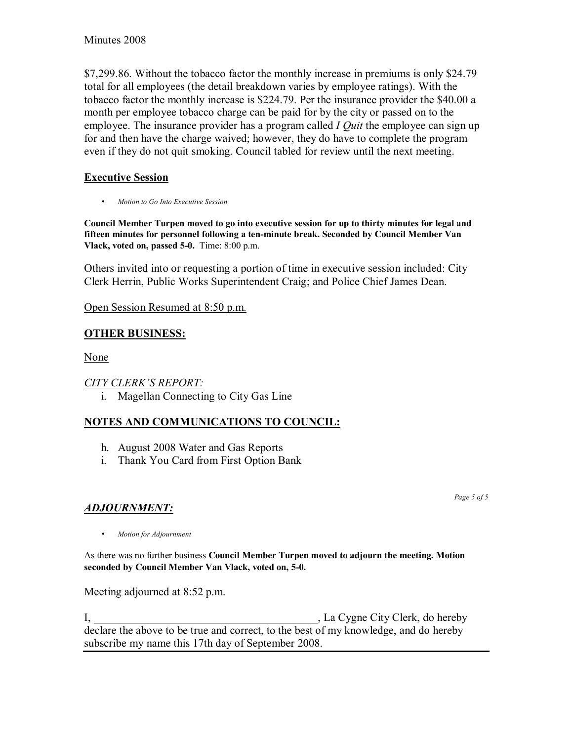$7,299.86. Without the tobacco factor the monthly increase in premiums is only $24.79 total for all employees (the detail breakdown varies by employee ratings). With the tobacco factor the monthly increase is $224.79. Per the insurance provider the $40.00 a month per employee tobacco charge can be paid for by the city or passed on to the employee. The insurance provider has a program called *I Quit* the employee can sign up for and then have the charge waived; however, they do have to complete the program even if they do not quit smoking. Council tabled for review until the next meeting.

## Executive Session

- *Motion to Go Into Executive Session*

**Council Member Turpen moved to go into executive session for up to thirty minutes for legal and fifteen minutes for personnel following a ten-minute break. Seconded by Council Member Van Vlack, voted on, passed 5-0.** Time: 8:00 p.m.

Others invited into or requesting a portion of time in executive session included: City Clerk Herrin, Public Works Superintendent Craig; and Police Chief James Dean.

Open Session Resumed at 8:50 p.m.

## OTHER BUSINESS:

None

*CITY CLERK'S REPORT:*

i. Magellan Connecting to City Gas Line

## NOTES AND COMMUNICATIONS TO COUNCIL:

h. August 2008 Water and Gas Reports
i. Thank You Card from First Option Bank

## *ADJOURNMENT:*

- *Motion for Adjournment*

As there was no further business **Council Member Turpen moved to adjourn the meeting. Motion seconded by Council Member Van Vlack, voted on, 5-0.**

Meeting adjourned at 8:52 p.m.

I, ________________________________________, La Cygne City Clerk, do hereby declare the above to be true and correct, to the best of my knowledge, and do hereby subscribe my name this 17th day of September 2008.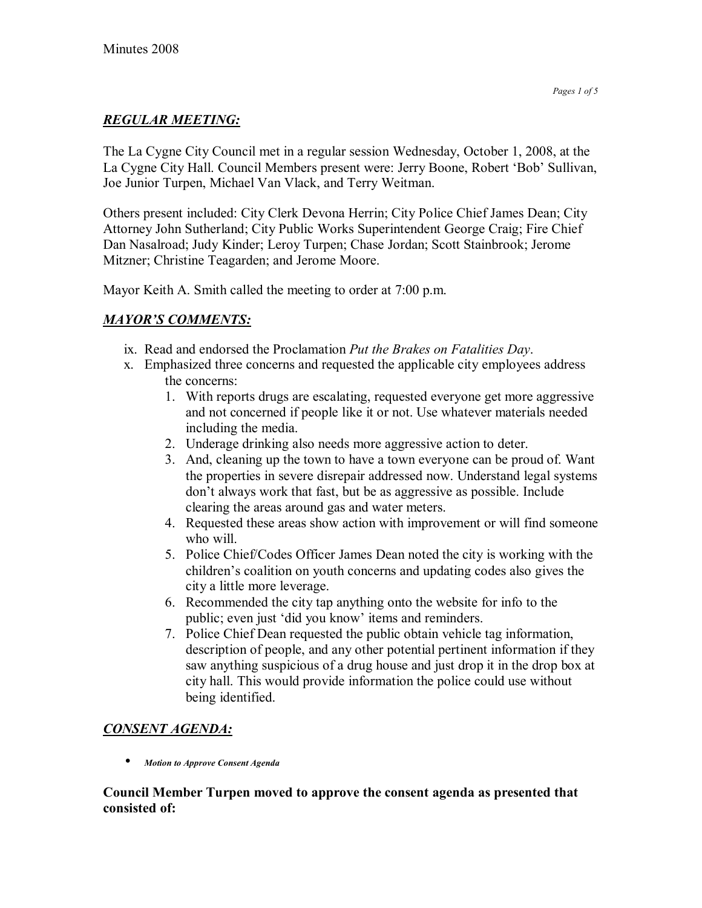## *REGULAR MEETING:*

The La Cygne City Council met in a regular session Wednesday, October 1, 2008, at the La Cygne City Hall. Council Members present were: Jerry Boone, Robert 'Bob' Sullivan, Joe Junior Turpen, Michael Van Vlack, and Terry Weitman.

Others present included: City Clerk Devona Herrin; City Police Chief James Dean; City Attorney John Sutherland; City Public Works Superintendent George Craig; Fire Chief Dan Nasalroad; Judy Kinder; Leroy Turpen; Chase Jordan; Scott Stainbrook; Jerome Mitzner; Christine Teagarden; and Jerome Moore.

Mayor Keith A. Smith called the meeting to order at 7:00 p.m.

## *MAYOR'S COMMENTS:*

ix. Read and endorsed the Proclamation *Put the Brakes on Fatalities Day*.

x. Emphasized three concerns and requested the applicable city employees address the concerns:

1. With reports drugs are escalating, requested everyone get more aggressive and not concerned if people like it or not. Use whatever materials needed including the media.
2. Underage drinking also needs more aggressive action to deter.
3. And, cleaning up the town to have a town everyone can be proud of. Want the properties in severe disrepair addressed now. Understand legal systems don't always work that fast, but be as aggressive as possible. Include clearing the areas around gas and water meters.
4. Requested these areas show action with improvement or will find someone who will.
5. Police Chief/Codes Officer James Dean noted the city is working with the children's coalition on youth concerns and updating codes also gives the city a little more leverage.
6. Recommended the city tap anything onto the website for info to the public; even just 'did you know' items and reminders.
7. Police Chief Dean requested the public obtain vehicle tag information, description of people, and any other potential pertinent information if they saw anything suspicious of a drug house and just drop it in the drop box at city hall. This would provide information the police could use without being identified.

## *CONSENT AGENDA:*

- ***Motion to Approve Consent Agenda***

**Council Member Turpen moved to approve the consent agenda as presented that consisted of:**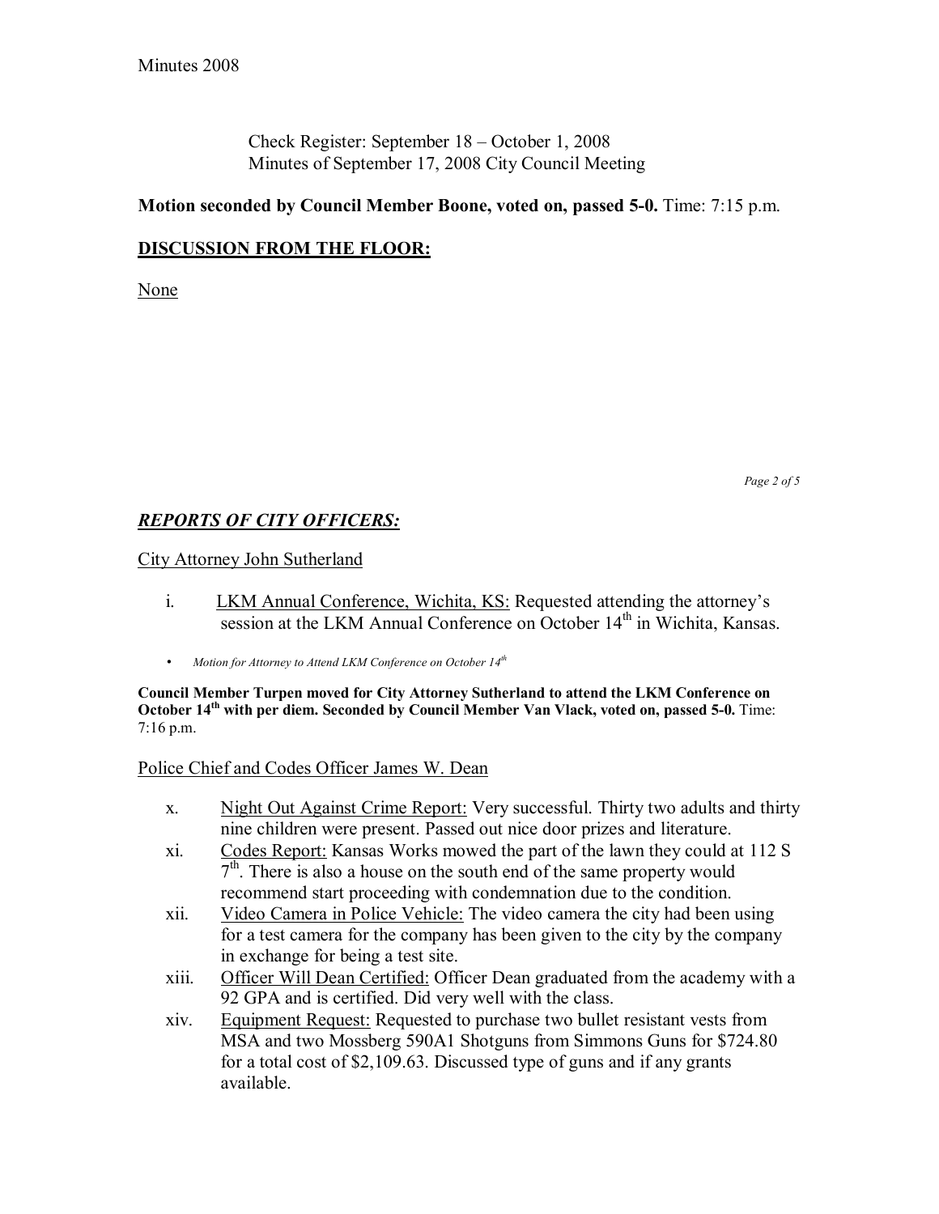Check Register: September 18 – October 1, 2008
Minutes of September 17, 2008 City Council Meeting

**Motion seconded by Council Member Boone, voted on, passed 5-0.** Time: 7:15 p.m.

## DISCUSSION FROM THE FLOOR:

None

## *REPORTS OF CITY OFFICERS:*

City Attorney John Sutherland

i. LKM Annual Conference, Wichita, KS: Requested attending the attorney's session at the LKM Annual Conference on October 14th in Wichita, Kansas.

- *Motion for Attorney to Attend LKM Conference on October 14th*

**Council Member Turpen moved for City Attorney Sutherland to attend the LKM Conference on October 14th with per diem. Seconded by Council Member Van Vlack, voted on, passed 5-0.** Time: 7:16 p.m.

Police Chief and Codes Officer James W. Dean

x. Night Out Against Crime Report: Very successful. Thirty two adults and thirty nine children were present. Passed out nice door prizes and literature.

xi. Codes Report: Kansas Works mowed the part of the lawn they could at 112 S 7th. There is also a house on the south end of the same property would recommend start proceeding with condemnation due to the condition.

xii. Video Camera in Police Vehicle: The video camera the city had been using for a test camera for the company has been given to the city by the company in exchange for being a test site.

xiii. Officer Will Dean Certified: Officer Dean graduated from the academy with a 92 GPA and is certified. Did very well with the class.

xiv. Equipment Request: Requested to purchase two bullet resistant vests from MSA and two Mossberg 590A1 Shotguns from Simmons Guns for $724.80 for a total cost of $2,109.63. Discussed type of guns and if any grants available.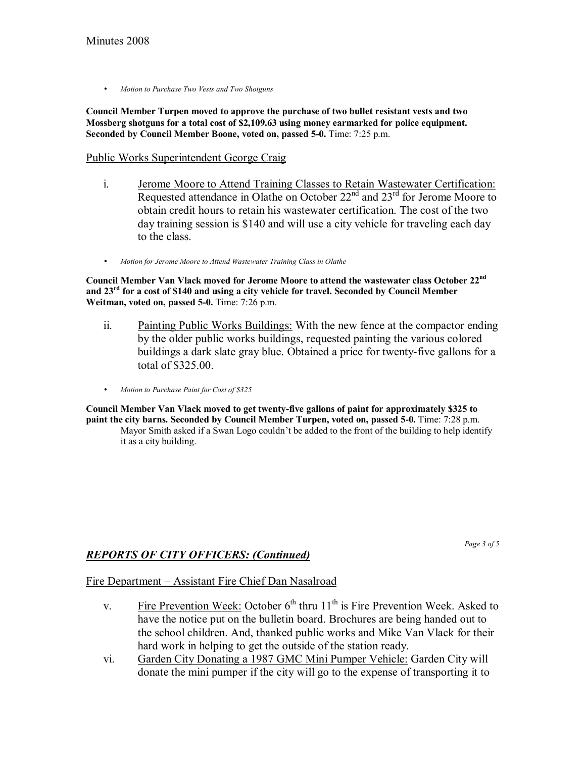- *Motion to Purchase Two Vests and Two Shotguns*

**Council Member Turpen moved to approve the purchase of two bullet resistant vests and two Mossberg shotguns for a total cost of $2,109.63 using money earmarked for police equipment. Seconded by Council Member Boone, voted on, passed 5-0.** Time: 7:25 p.m.

Public Works Superintendent George Craig

i. Jerome Moore to Attend Training Classes to Retain Wastewater Certification: Requested attendance in Olathe on October 22nd and 23rd for Jerome Moore to obtain credit hours to retain his wastewater certification. The cost of the two day training session is $140 and will use a city vehicle for traveling each day to the class.

- *Motion for Jerome Moore to Attend Wastewater Training Class in Olathe*

**Council Member Van Vlack moved for Jerome Moore to attend the wastewater class October 22nd and 23rd for a cost of $140 and using a city vehicle for travel. Seconded by Council Member Weitman, voted on, passed 5-0.** Time: 7:26 p.m.

ii. Painting Public Works Buildings: With the new fence at the compactor ending by the older public works buildings, requested painting the various colored buildings a dark slate gray blue. Obtained a price for twenty-five gallons for a total of $325.00.

- *Motion to Purchase Paint for Cost of $325*

**Council Member Van Vlack moved to get twenty-five gallons of paint for approximately $325 to paint the city barns. Seconded by Council Member Turpen, voted on, passed 5-0.** Time: 7:28 p.m.
Mayor Smith asked if a Swan Logo couldn't be added to the front of the building to help identify it as a city building.

## *REPORTS OF CITY OFFICERS: (Continued)*

Fire Department – Assistant Fire Chief Dan Nasalroad

v. Fire Prevention Week: October 6th thru 11th is Fire Prevention Week. Asked to have the notice put on the bulletin board. Brochures are being handed out to the school children. And, thanked public works and Mike Van Vlack for their hard work in helping to get the outside of the station ready.

vi. Garden City Donating a 1987 GMC Mini Pumper Vehicle: Garden City will donate the mini pumper if the city will go to the expense of transporting it to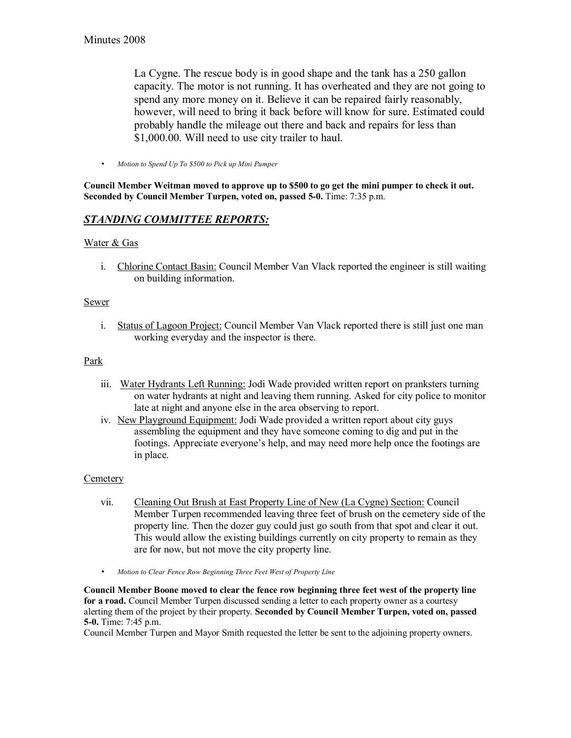La Cygne. The rescue body is in good shape and the tank has a 250 gallon capacity. The motor is not running. It has overheated and they are not going to spend any more money on it. Believe it can be repaired fairly reasonably, however, will need to bring it back before will know for sure. Estimated could probably handle the mileage out there and back and repairs for less than $1,000.00. Will need to use city trailer to haul.

- *Motion to Spend Up To $500 to Pick up Mini Pumper*

**Council Member Weitman moved to approve up to $500 to go get the mini pumper to check it out. Seconded by Council Member Turpen, voted on, passed 5-0.** Time: 7:35 p.m.

## ***STANDING COMMITTEE REPORTS:***

Water & Gas

i. Chlorine Contact Basin: Council Member Van Vlack reported the engineer is still waiting on building information.

Sewer

i. Status of Lagoon Project: Council Member Van Vlack reported there is still just one man working everyday and the inspector is there.

Park

iii. Water Hydrants Left Running: Jodi Wade provided written report on pranksters turning on water hydrants at night and leaving them running. Asked for city police to monitor late at night and anyone else in the area observing to report.

iv. New Playground Equipment: Jodi Wade provided a written report about city guys assembling the equipment and they have someone coming to dig and put in the footings. Appreciate everyone's help, and may need more help once the footings are in place.

Cemetery

vii. Cleaning Out Brush at East Property Line of New (La Cygne) Section: Council Member Turpen recommended leaving three feet of brush on the cemetery side of the property line. Then the dozer guy could just go south from that spot and clear it out. This would allow the existing buildings currently on city property to remain as they are for now, but not move the city property line.

- *Motion to Clear Fence Row Beginning Three Feet West of Property Line*

**Council Member Boone moved to clear the fence row beginning three feet west of the property line for a road.** Council Member Turpen discussed sending a letter to each property owner as a courtesy alerting them of the project by their property. **Seconded by Council Member Turpen, voted on, passed 5-0.** Time: 7:45 p.m.

Council Member Turpen and Mayor Smith requested the letter be sent to the adjoining property owners.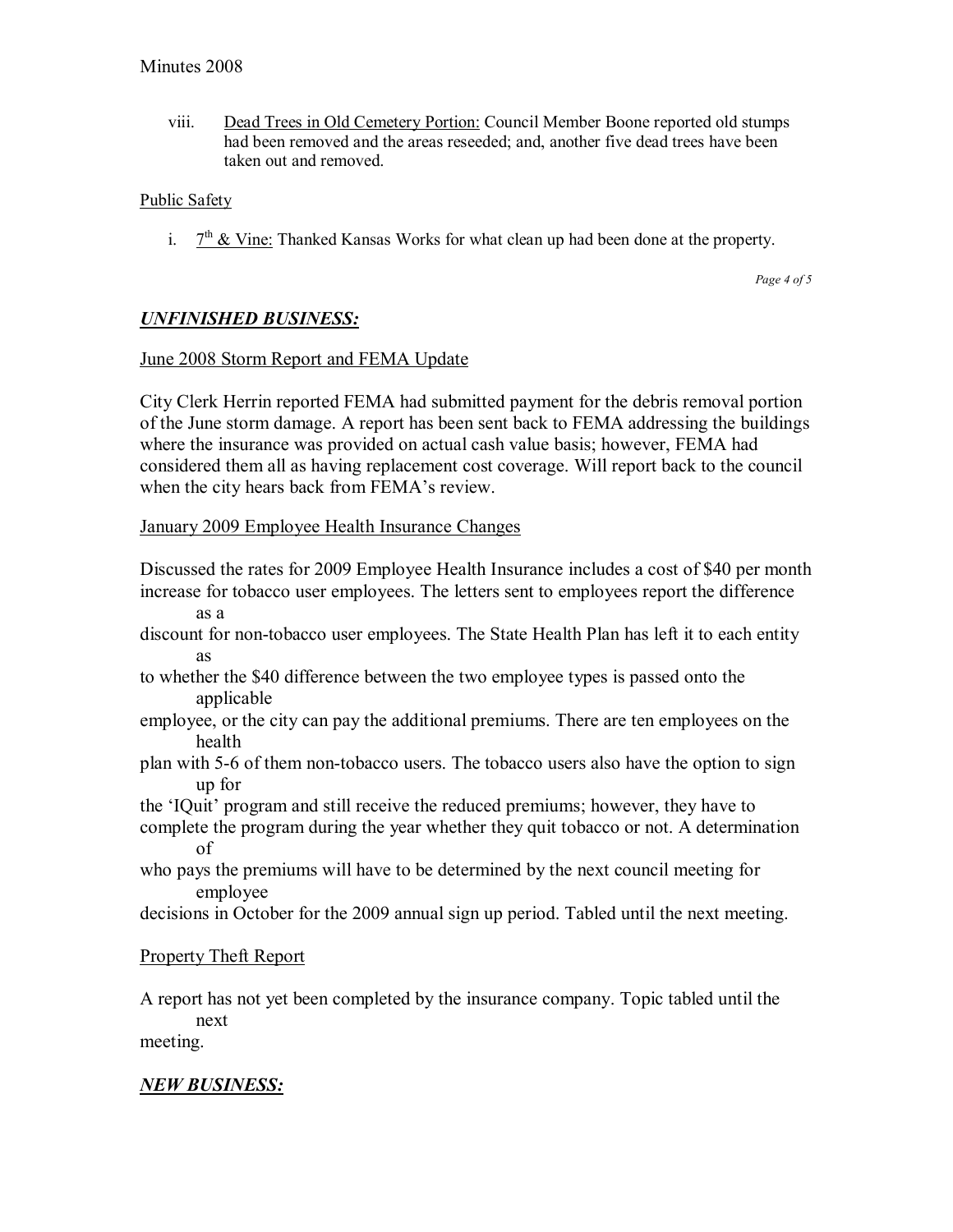viii. Dead Trees in Old Cemetery Portion: Council Member Boone reported old stumps had been removed and the areas reseeded; and, another five dead trees have been taken out and removed.

Public Safety

i. 7th & Vine: Thanked Kansas Works for what clean up had been done at the property.

## ***UNFINISHED BUSINESS:***

June 2008 Storm Report and FEMA Update

City Clerk Herrin reported FEMA had submitted payment for the debris removal portion of the June storm damage. A report has been sent back to FEMA addressing the buildings where the insurance was provided on actual cash value basis; however, FEMA had considered them all as having replacement cost coverage. Will report back to the council when the city hears back from FEMA's review.

January 2009 Employee Health Insurance Changes

Discussed the rates for 2009 Employee Health Insurance includes a cost of $40 per month increase for tobacco user employees. The letters sent to employees report the difference as a discount for non-tobacco user employees. The State Health Plan has left it to each entity as to whether the $40 difference between the two employee types is passed onto the applicable employee, or the city can pay the additional premiums. There are ten employees on the health plan with 5-6 of them non-tobacco users. The tobacco users also have the option to sign up for the 'IQuit' program and still receive the reduced premiums; however, they have to complete the program during the year whether they quit tobacco or not. A determination of who pays the premiums will have to be determined by the next council meeting for employee decisions in October for the 2009 annual sign up period. Tabled until the next meeting.

Property Theft Report

A report has not yet been completed by the insurance company. Topic tabled until the next meeting.

## ***NEW BUSINESS:***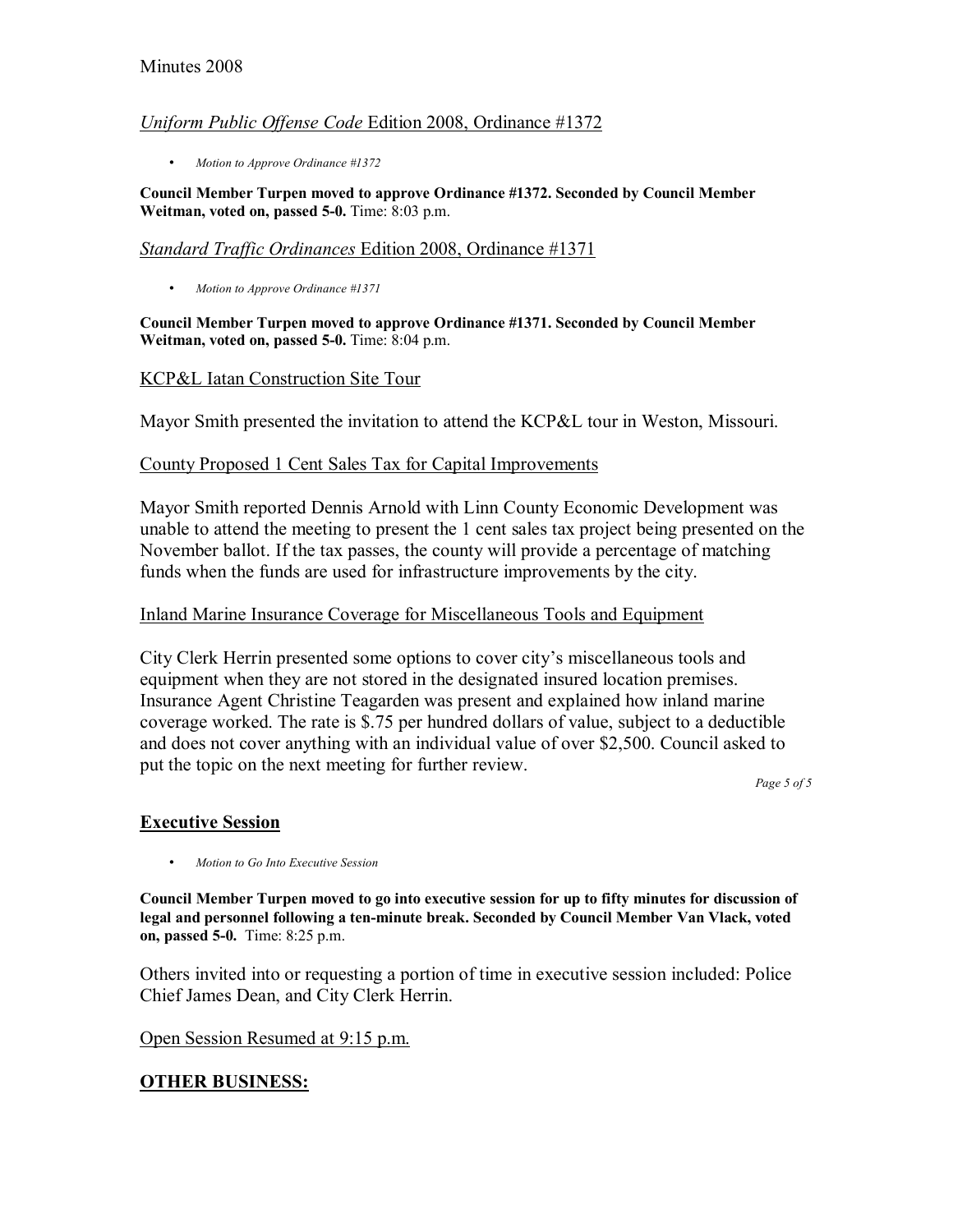*Uniform Public Offense Code* Edition 2008, Ordinance #1372

- *Motion to Approve Ordinance #1372*

**Council Member Turpen moved to approve Ordinance #1372. Seconded by Council Member Weitman, voted on, passed 5-0.** Time: 8:03 p.m.

*Standard Traffic Ordinances* Edition 2008, Ordinance #1371

- *Motion to Approve Ordinance #1371*

**Council Member Turpen moved to approve Ordinance #1371. Seconded by Council Member Weitman, voted on, passed 5-0.** Time: 8:04 p.m.

KCP&L Iatan Construction Site Tour

Mayor Smith presented the invitation to attend the KCP&L tour in Weston, Missouri.

County Proposed 1 Cent Sales Tax for Capital Improvements

Mayor Smith reported Dennis Arnold with Linn County Economic Development was unable to attend the meeting to present the 1 cent sales tax project being presented on the November ballot. If the tax passes, the county will provide a percentage of matching funds when the funds are used for infrastructure improvements by the city.

Inland Marine Insurance Coverage for Miscellaneous Tools and Equipment

City Clerk Herrin presented some options to cover city's miscellaneous tools and equipment when they are not stored in the designated insured location premises. Insurance Agent Christine Teagarden was present and explained how inland marine coverage worked. The rate is $.75 per hundred dollars of value, subject to a deductible and does not cover anything with an individual value of over $2,500. Council asked to put the topic on the next meeting for further review.

## Executive Session

- *Motion to Go Into Executive Session*

**Council Member Turpen moved to go into executive session for up to fifty minutes for discussion of legal and personnel following a ten-minute break. Seconded by Council Member Van Vlack, voted on, passed 5-0.** Time: 8:25 p.m.

Others invited into or requesting a portion of time in executive session included: Police Chief James Dean, and City Clerk Herrin.

Open Session Resumed at 9:15 p.m.

## OTHER BUSINESS: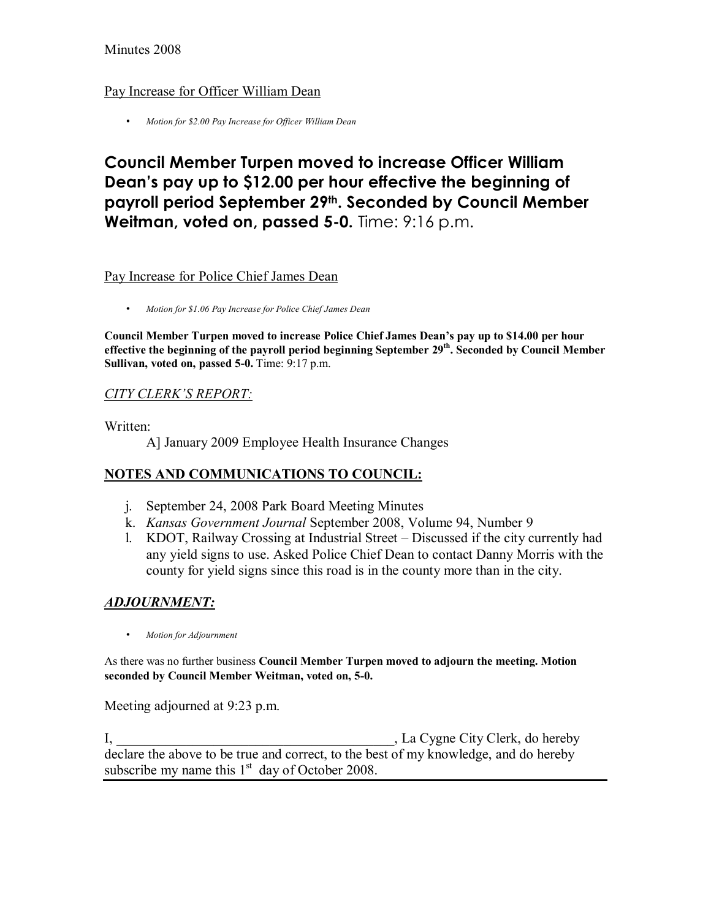Pay Increase for Officer William Dean

- *Motion for $2.00 Pay Increase for Officer William Dean*

**Council Member Turpen moved to increase Officer William Dean's pay up to $12.00 per hour effective the beginning of payroll period September 29th. Seconded by Council Member Weitman, voted on, passed 5-0.** Time: 9:16 p.m.

Pay Increase for Police Chief James Dean

- *Motion for $1.06 Pay Increase for Police Chief James Dean*

**Council Member Turpen moved to increase Police Chief James Dean's pay up to $14.00 per hour effective the beginning of the payroll period beginning September 29th. Seconded by Council Member Sullivan, voted on, passed 5-0.** Time: 9:17 p.m.

*CITY CLERK'S REPORT:*

Written:

A] January 2009 Employee Health Insurance Changes

**NOTES AND COMMUNICATIONS TO COUNCIL:**

j. September 24, 2008 Park Board Meeting Minutes
k. *Kansas Government Journal* September 2008, Volume 94, Number 9
l. KDOT, Railway Crossing at Industrial Street – Discussed if the city currently had any yield signs to use. Asked Police Chief Dean to contact Danny Morris with the county for yield signs since this road is in the county more than in the city.

***ADJOURNMENT:***

- *Motion for Adjournment*

As there was no further business **Council Member Turpen moved to adjourn the meeting. Motion seconded by Council Member Weitman, voted on, 5-0.**

Meeting adjourned at 9:23 p.m.

I, ________________________________________, La Cygne City Clerk, do hereby declare the above to be true and correct, to the best of my knowledge, and do hereby subscribe my name this 1st day of October 2008.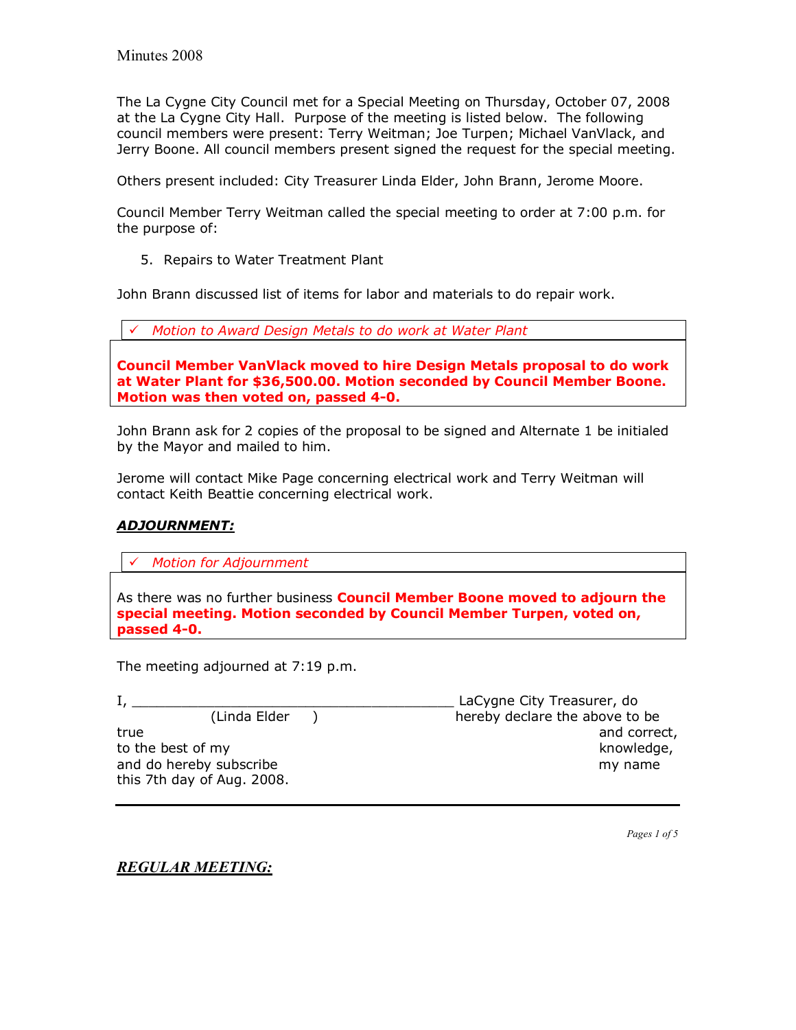The La Cygne City Council met for a Special Meeting on Thursday, October 07, 2008 at the La Cygne City Hall. Purpose of the meeting is listed below. The following council members were present: Terry Weitman; Joe Turpen; Michael VanVlack, and Jerry Boone. All council members present signed the request for the special meeting.

Others present included: City Treasurer Linda Elder, John Brann, Jerome Moore.

Council Member Terry Weitman called the special meeting to order at 7:00 p.m. for the purpose of:

5. Repairs to Water Treatment Plant

John Brann discussed list of items for labor and materials to do repair work.

✓ *Motion to Award Design Metals to do work at Water Plant*

**Council Member VanVlack moved to hire Design Metals proposal to do work at Water Plant for $36,500.00. Motion seconded by Council Member Boone. Motion was then voted on, passed 4-0.**

John Brann ask for 2 copies of the proposal to be signed and Alternate 1 be initialed by the Mayor and mailed to him.

Jerome will contact Mike Page concerning electrical work and Terry Weitman will contact Keith Beattie concerning electrical work.

***ADJOURNMENT:***

✓ *Motion for Adjournment*

As there was no further business **Council Member Boone moved to adjourn the special meeting. Motion seconded by Council Member Turpen, voted on, passed 4-0.**

The meeting adjourned at 7:19 p.m.

I, ________________________________________ LaCygne City Treasurer, do
(Linda Elder ) hereby declare the above to be true and correct, to the best of my knowledge, and do hereby subscribe my name this 7th day of Aug. 2008.

---

***REGULAR MEETING:***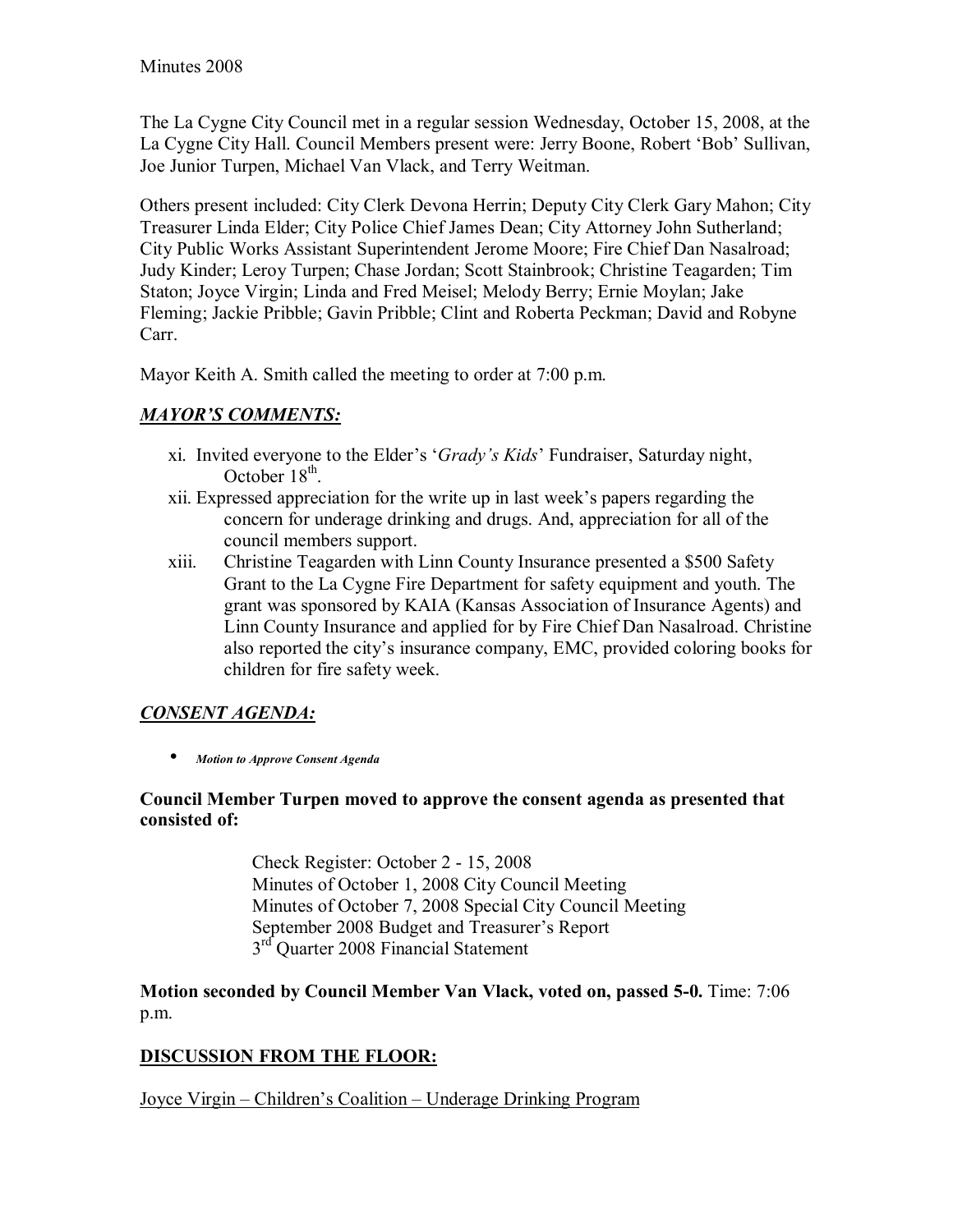Minutes 2008

The La Cygne City Council met in a regular session Wednesday, October 15, 2008, at the La Cygne City Hall. Council Members present were: Jerry Boone, Robert 'Bob' Sullivan, Joe Junior Turpen, Michael Van Vlack, and Terry Weitman.

Others present included: City Clerk Devona Herrin; Deputy City Clerk Gary Mahon; City Treasurer Linda Elder; City Police Chief James Dean; City Attorney John Sutherland; City Public Works Assistant Superintendent Jerome Moore; Fire Chief Dan Nasalroad; Judy Kinder; Leroy Turpen; Chase Jordan; Scott Stainbrook; Christine Teagarden; Tim Staton; Joyce Virgin; Linda and Fred Meisel; Melody Berry; Ernie Moylan; Jake Fleming; Jackie Pribble; Gavin Pribble; Clint and Roberta Peckman; David and Robyne Carr.

Mayor Keith A. Smith called the meeting to order at 7:00 p.m.

## ***MAYOR'S COMMENTS:***

xi. Invited everyone to the Elder's '*Grady's Kids*' Fundraiser, Saturday night, October 18th.

xii. Expressed appreciation for the write up in last week's papers regarding the concern for underage drinking and drugs. And, appreciation for all of the council members support.

xiii. Christine Teagarden with Linn County Insurance presented a $500 Safety Grant to the La Cygne Fire Department for safety equipment and youth. The grant was sponsored by KAIA (Kansas Association of Insurance Agents) and Linn County Insurance and applied for by Fire Chief Dan Nasalroad. Christine also reported the city's insurance company, EMC, provided coloring books for children for fire safety week.

## ***CONSENT AGENDA:***

- ***Motion to Approve Consent Agenda***

**Council Member Turpen moved to approve the consent agenda as presented that consisted of:**

Check Register: October 2 - 15, 2008
Minutes of October 1, 2008 City Council Meeting
Minutes of October 7, 2008 Special City Council Meeting
September 2008 Budget and Treasurer's Report
3rd Quarter 2008 Financial Statement

**Motion seconded by Council Member Van Vlack, voted on, passed 5-0.** Time: 7:06 p.m.

## **DISCUSSION FROM THE FLOOR:**

Joyce Virgin – Children's Coalition – Underage Drinking Program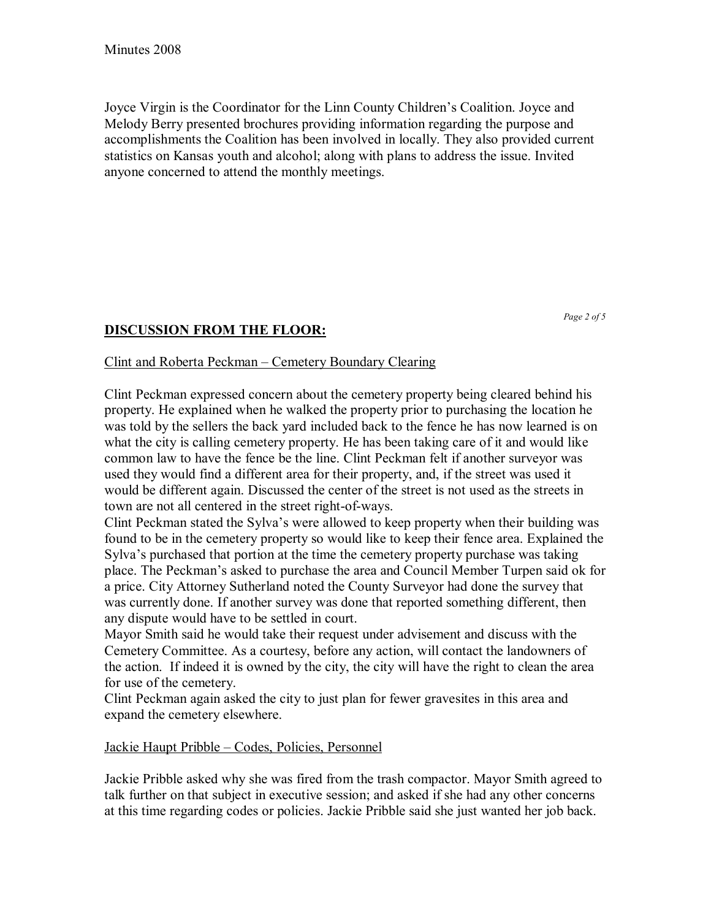Joyce Virgin is the Coordinator for the Linn County Children's Coalition. Joyce and Melody Berry presented brochures providing information regarding the purpose and accomplishments the Coalition has been involved in locally. They also provided current statistics on Kansas youth and alcohol; along with plans to address the issue. Invited anyone concerned to attend the monthly meetings.

## DISCUSSION FROM THE FLOOR:

Clint and Roberta Peckman – Cemetery Boundary Clearing

Clint Peckman expressed concern about the cemetery property being cleared behind his property. He explained when he walked the property prior to purchasing the location he was told by the sellers the back yard included back to the fence he has now learned is on what the city is calling cemetery property. He has been taking care of it and would like common law to have the fence be the line. Clint Peckman felt if another surveyor was used they would find a different area for their property, and, if the street was used it would be different again. Discussed the center of the street is not used as the streets in town are not all centered in the street right-of-ways.

Clint Peckman stated the Sylva's were allowed to keep property when their building was found to be in the cemetery property so would like to keep their fence area. Explained the Sylva's purchased that portion at the time the cemetery property purchase was taking place. The Peckman's asked to purchase the area and Council Member Turpen said ok for a price. City Attorney Sutherland noted the County Surveyor had done the survey that was currently done. If another survey was done that reported something different, then any dispute would have to be settled in court.

Mayor Smith said he would take their request under advisement and discuss with the Cemetery Committee. As a courtesy, before any action, will contact the landowners of the action. If indeed it is owned by the city, the city will have the right to clean the area for use of the cemetery.

Clint Peckman again asked the city to just plan for fewer gravesites in this area and expand the cemetery elsewhere.

Jackie Haupt Pribble – Codes, Policies, Personnel

Jackie Pribble asked why she was fired from the trash compactor. Mayor Smith agreed to talk further on that subject in executive session; and asked if she had any other concerns at this time regarding codes or policies. Jackie Pribble said she just wanted her job back.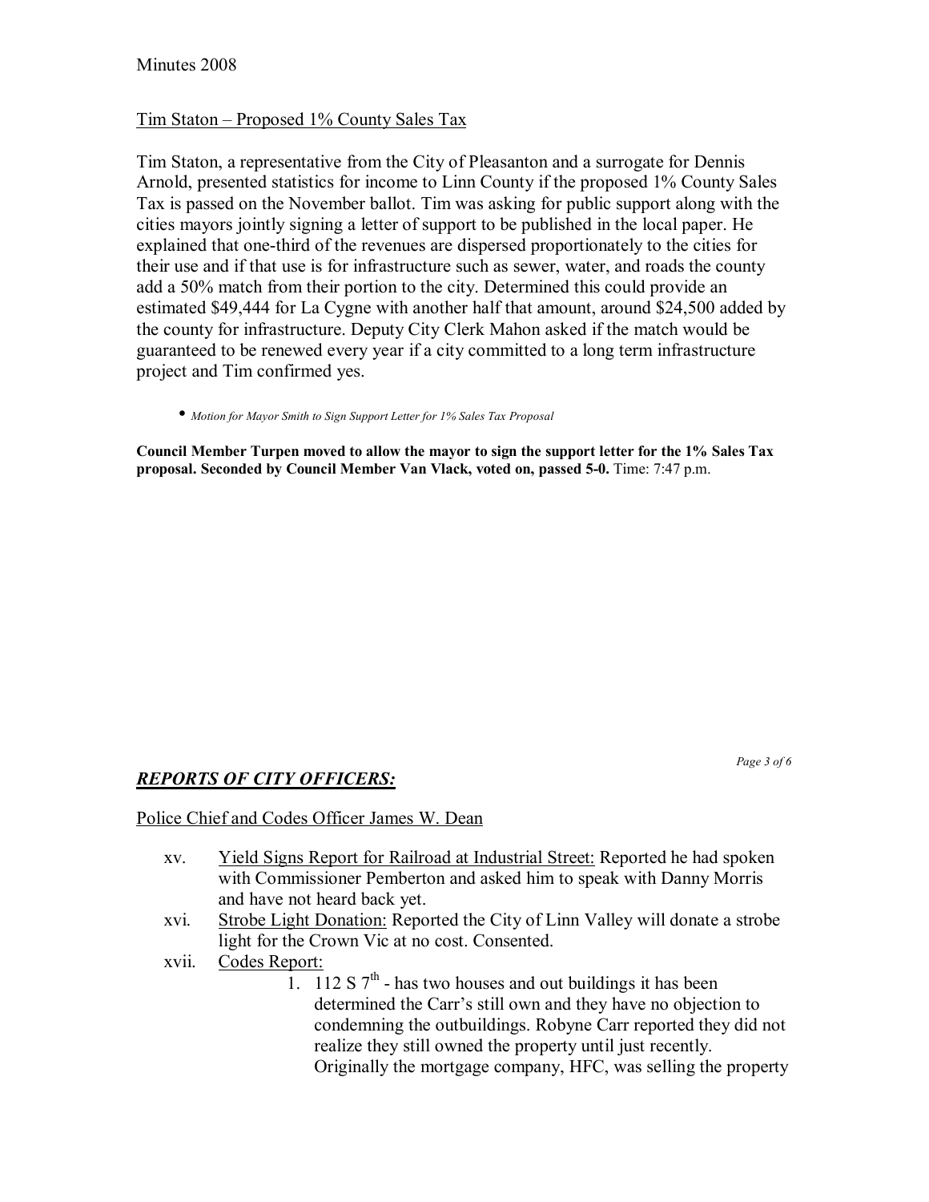Tim Staton – Proposed 1% County Sales Tax

Tim Staton, a representative from the City of Pleasanton and a surrogate for Dennis Arnold, presented statistics for income to Linn County if the proposed 1% County Sales Tax is passed on the November ballot. Tim was asking for public support along with the cities mayors jointly signing a letter of support to be published in the local paper. He explained that one-third of the revenues are dispersed proportionately to the cities for their use and if that use is for infrastructure such as sewer, water, and roads the county add a 50% match from their portion to the city. Determined this could provide an estimated $49,444 for La Cygne with another half that amount, around $24,500 added by the county for infrastructure. Deputy City Clerk Mahon asked if the match would be guaranteed to be renewed every year if a city committed to a long term infrastructure project and Tim confirmed yes.

- *Motion for Mayor Smith to Sign Support Letter for 1% Sales Tax Proposal*

**Council Member Turpen moved to allow the mayor to sign the support letter for the 1% Sales Tax proposal. Seconded by Council Member Van Vlack, voted on, passed 5-0.** Time: 7:47 p.m.

## ***REPORTS OF CITY OFFICERS:***

Police Chief and Codes Officer James W. Dean

xv. Yield Signs Report for Railroad at Industrial Street: Reported he had spoken with Commissioner Pemberton and asked him to speak with Danny Morris and have not heard back yet.

xvi. Strobe Light Donation: Reported the City of Linn Valley will donate a strobe light for the Crown Vic at no cost. Consented.

xvii. Codes Report:

1. 112 S 7th - has two houses and out buildings it has been determined the Carr's still own and they have no objection to condemning the outbuildings. Robyne Carr reported they did not realize they still owned the property until just recently. Originally the mortgage company, HFC, was selling the property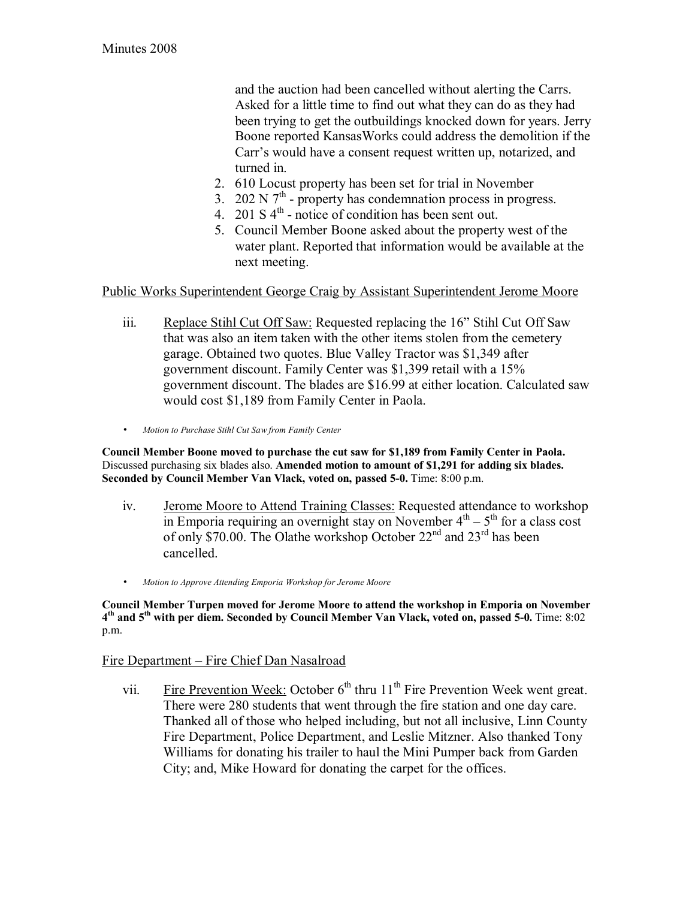and the auction had been cancelled without alerting the Carrs. Asked for a little time to find out what they can do as they had been trying to get the outbuildings knocked down for years. Jerry Boone reported KansasWorks could address the demolition if the Carr's would have a consent request written up, notarized, and turned in.

2. 610 Locust property has been set for trial in November
3. 202 N 7th - property has condemnation process in progress.
4. 201 S 4th - notice of condition has been sent out.
5. Council Member Boone asked about the property west of the water plant. Reported that information would be available at the next meeting.

Public Works Superintendent George Craig by Assistant Superintendent Jerome Moore

iii. Replace Stihl Cut Off Saw: Requested replacing the 16" Stihl Cut Off Saw that was also an item taken with the other items stolen from the cemetery garage. Obtained two quotes. Blue Valley Tractor was $1,349 after government discount. Family Center was $1,399 retail with a 15% government discount. The blades are $16.99 at either location. Calculated saw would cost $1,189 from Family Center in Paola.

- *Motion to Purchase Stihl Cut Saw from Family Center*

**Council Member Boone moved to purchase the cut saw for $1,189 from Family Center in Paola.** Discussed purchasing six blades also. **Amended motion to amount of $1,291 for adding six blades. Seconded by Council Member Van Vlack, voted on, passed 5-0.** Time: 8:00 p.m.

iv. Jerome Moore to Attend Training Classes: Requested attendance to workshop in Emporia requiring an overnight stay on November 4th – 5th for a class cost of only $70.00. The Olathe workshop October 22nd and 23rd has been cancelled.

- *Motion to Approve Attending Emporia Workshop for Jerome Moore*

**Council Member Turpen moved for Jerome Moore to attend the workshop in Emporia on November 4th and 5th with per diem. Seconded by Council Member Van Vlack, voted on, passed 5-0.** Time: 8:02 p.m.

Fire Department – Fire Chief Dan Nasalroad

vii. Fire Prevention Week: October 6th thru 11th Fire Prevention Week went great. There were 280 students that went through the fire station and one day care. Thanked all of those who helped including, but not all inclusive, Linn County Fire Department, Police Department, and Leslie Mitzner. Also thanked Tony Williams for donating his trailer to haul the Mini Pumper back from Garden City; and, Mike Howard for donating the carpet for the offices.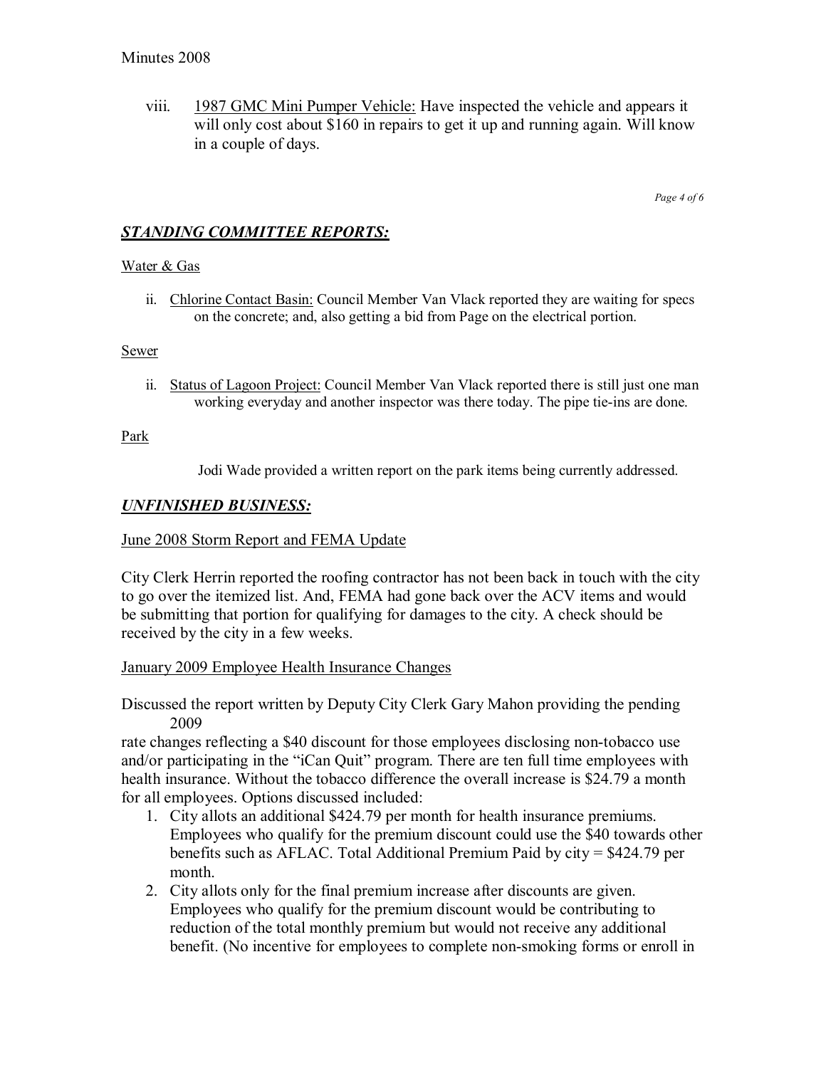viii. 1987 GMC Mini Pumper Vehicle: Have inspected the vehicle and appears it will only cost about $160 in repairs to get it up and running again. Will know in a couple of days.

## ***STANDING COMMITTEE REPORTS:***

Water & Gas

ii. Chlorine Contact Basin: Council Member Van Vlack reported they are waiting for specs on the concrete; and, also getting a bid from Page on the electrical portion.

Sewer

ii. Status of Lagoon Project: Council Member Van Vlack reported there is still just one man working everyday and another inspector was there today. The pipe tie-ins are done.

Park

Jodi Wade provided a written report on the park items being currently addressed.

## ***UNFINISHED BUSINESS:***

June 2008 Storm Report and FEMA Update

City Clerk Herrin reported the roofing contractor has not been back in touch with the city to go over the itemized list. And, FEMA had gone back over the ACV items and would be submitting that portion for qualifying for damages to the city. A check should be received by the city in a few weeks.

January 2009 Employee Health Insurance Changes

Discussed the report written by Deputy City Clerk Gary Mahon providing the pending 2009 rate changes reflecting a $40 discount for those employees disclosing non-tobacco use and/or participating in the "iCan Quit" program. There are ten full time employees with health insurance. Without the tobacco difference the overall increase is $24.79 a month for all employees. Options discussed included:

1. City allots an additional $424.79 per month for health insurance premiums. Employees who qualify for the premium discount could use the $40 towards other benefits such as AFLAC. Total Additional Premium Paid by city = $424.79 per month.
2. City allots only for the final premium increase after discounts are given. Employees who qualify for the premium discount would be contributing to reduction of the total monthly premium but would not receive any additional benefit. (No incentive for employees to complete non-smoking forms or enroll in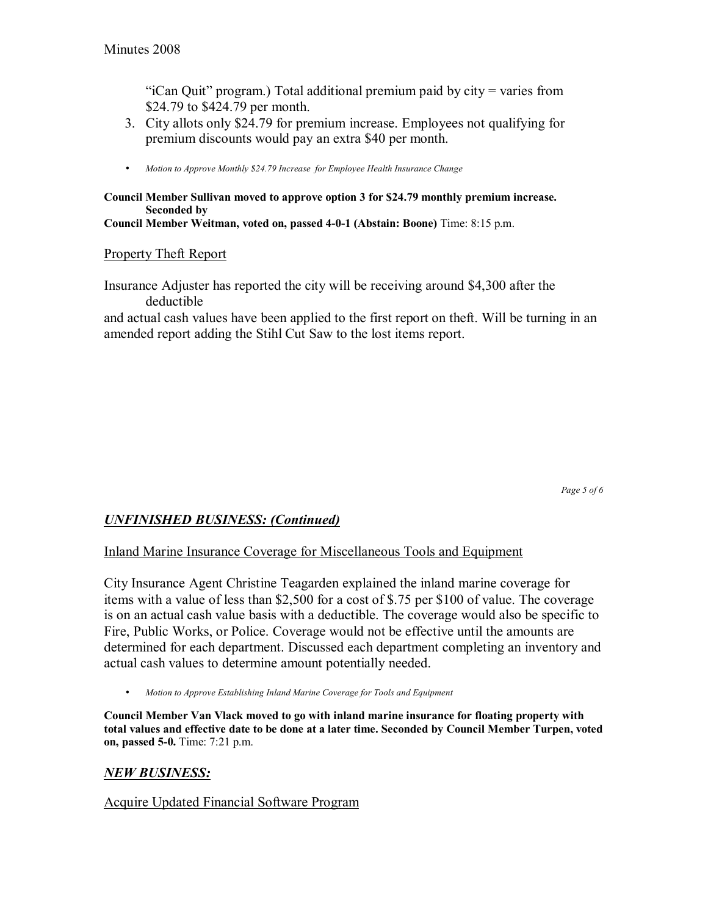"iCan Quit" program.) Total additional premium paid by city = varies from $24.79 to $424.79 per month.

3. City allots only $24.79 for premium increase. Employees not qualifying for premium discounts would pay an extra $40 per month.

- *Motion to Approve Monthly $24.79 Increase for Employee Health Insurance Change*

**Council Member Sullivan moved to approve option 3 for $24.79 monthly premium increase. Seconded by Council Member Weitman, voted on, passed 4-0-1 (Abstain: Boone)** Time: 8:15 p.m.

Property Theft Report

Insurance Adjuster has reported the city will be receiving around $4,300 after the deductible and actual cash values have been applied to the first report on theft. Will be turning in an amended report adding the Stihl Cut Saw to the lost items report.

## *UNFINISHED BUSINESS: (Continued)*

Inland Marine Insurance Coverage for Miscellaneous Tools and Equipment

City Insurance Agent Christine Teagarden explained the inland marine coverage for items with a value of less than $2,500 for a cost of $.75 per $100 of value. The coverage is on an actual cash value basis with a deductible. The coverage would also be specific to Fire, Public Works, or Police. Coverage would not be effective until the amounts are determined for each department. Discussed each department completing an inventory and actual cash values to determine amount potentially needed.

- *Motion to Approve Establishing Inland Marine Coverage for Tools and Equipment*

**Council Member Van Vlack moved to go with inland marine insurance for floating property with total values and effective date to be done at a later time. Seconded by Council Member Turpen, voted on, passed 5-0.** Time: 7:21 p.m.

## *NEW BUSINESS:*

Acquire Updated Financial Software Program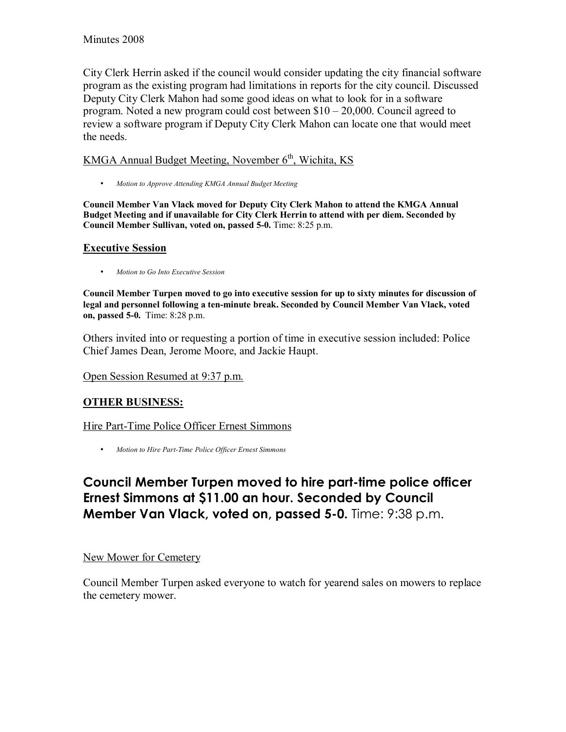City Clerk Herrin asked if the council would consider updating the city financial software program as the existing program had limitations in reports for the city council. Discussed Deputy City Clerk Mahon had some good ideas on what to look for in a software program. Noted a new program could cost between $10 – 20,000. Council agreed to review a software program if Deputy City Clerk Mahon can locate one that would meet the needs.

KMGA Annual Budget Meeting, November 6th, Wichita, KS

- *Motion to Approve Attending KMGA Annual Budget Meeting*

**Council Member Van Vlack moved for Deputy City Clerk Mahon to attend the KMGA Annual Budget Meeting and if unavailable for City Clerk Herrin to attend with per diem. Seconded by Council Member Sullivan, voted on, passed 5-0.** Time: 8:25 p.m.

## Executive Session

- *Motion to Go Into Executive Session*

**Council Member Turpen moved to go into executive session for up to sixty minutes for discussion of legal and personnel following a ten-minute break. Seconded by Council Member Van Vlack, voted on, passed 5-0.** Time: 8:28 p.m.

Others invited into or requesting a portion of time in executive session included: Police Chief James Dean, Jerome Moore, and Jackie Haupt.

Open Session Resumed at 9:37 p.m.

## OTHER BUSINESS:

Hire Part-Time Police Officer Ernest Simmons

- *Motion to Hire Part-Time Police Officer Ernest Simmons*

**Council Member Turpen moved to hire part-time police officer Ernest Simmons at $11.00 an hour. Seconded by Council Member Van Vlack, voted on, passed 5-0.** Time: 9:38 p.m.

New Mower for Cemetery

Council Member Turpen asked everyone to watch for yearend sales on mowers to replace the cemetery mower.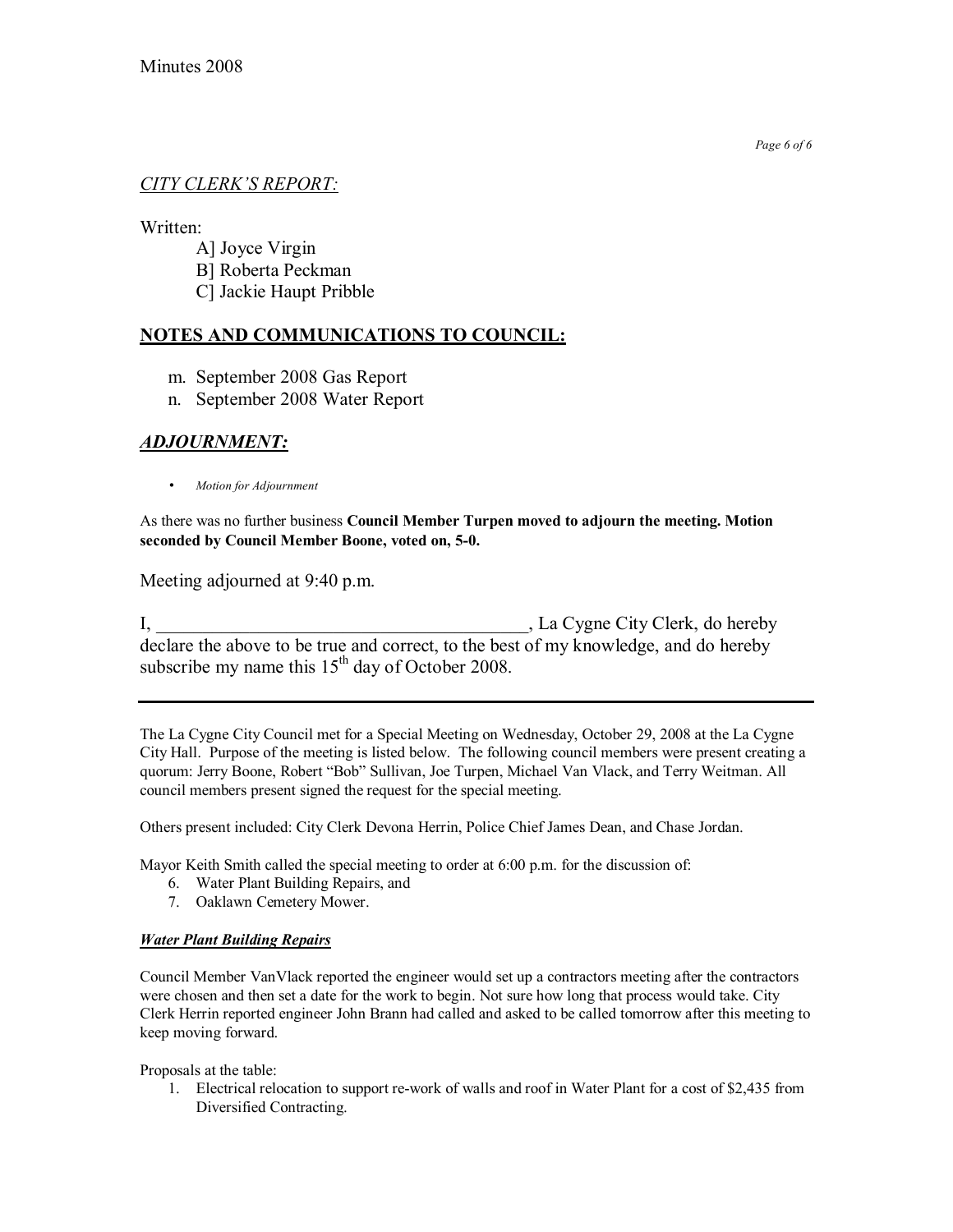## *CITY CLERK'S REPORT:*

Written:

A] Joyce Virgin
B] Roberta Peckman
C] Jackie Haupt Pribble

## NOTES AND COMMUNICATIONS TO COUNCIL:

m. September 2008 Gas Report
n. September 2008 Water Report

## *ADJOURNMENT:*

- *Motion for Adjournment*

As there was no further business **Council Member Turpen moved to adjourn the meeting. Motion seconded by Council Member Boone, voted on, 5-0.**

Meeting adjourned at 9:40 p.m.

I, ________________________________________, La Cygne City Clerk, do hereby declare the above to be true and correct, to the best of my knowledge, and do hereby subscribe my name this 15th day of October 2008.

---

The La Cygne City Council met for a Special Meeting on Wednesday, October 29, 2008 at the La Cygne City Hall. Purpose of the meeting is listed below. The following council members were present creating a quorum: Jerry Boone, Robert "Bob" Sullivan, Joe Turpen, Michael Van Vlack, and Terry Weitman. All council members present signed the request for the special meeting.

Others present included: City Clerk Devona Herrin, Police Chief James Dean, and Chase Jordan.

Mayor Keith Smith called the special meeting to order at 6:00 p.m. for the discussion of:

6. Water Plant Building Repairs, and
7. Oaklawn Cemetery Mower.

***Water Plant Building Repairs***

Council Member VanVlack reported the engineer would set up a contractors meeting after the contractors were chosen and then set a date for the work to begin. Not sure how long that process would take. City Clerk Herrin reported engineer John Brann had called and asked to be called tomorrow after this meeting to keep moving forward.

Proposals at the table:

1. Electrical relocation to support re-work of walls and roof in Water Plant for a cost of $2,435 from Diversified Contracting.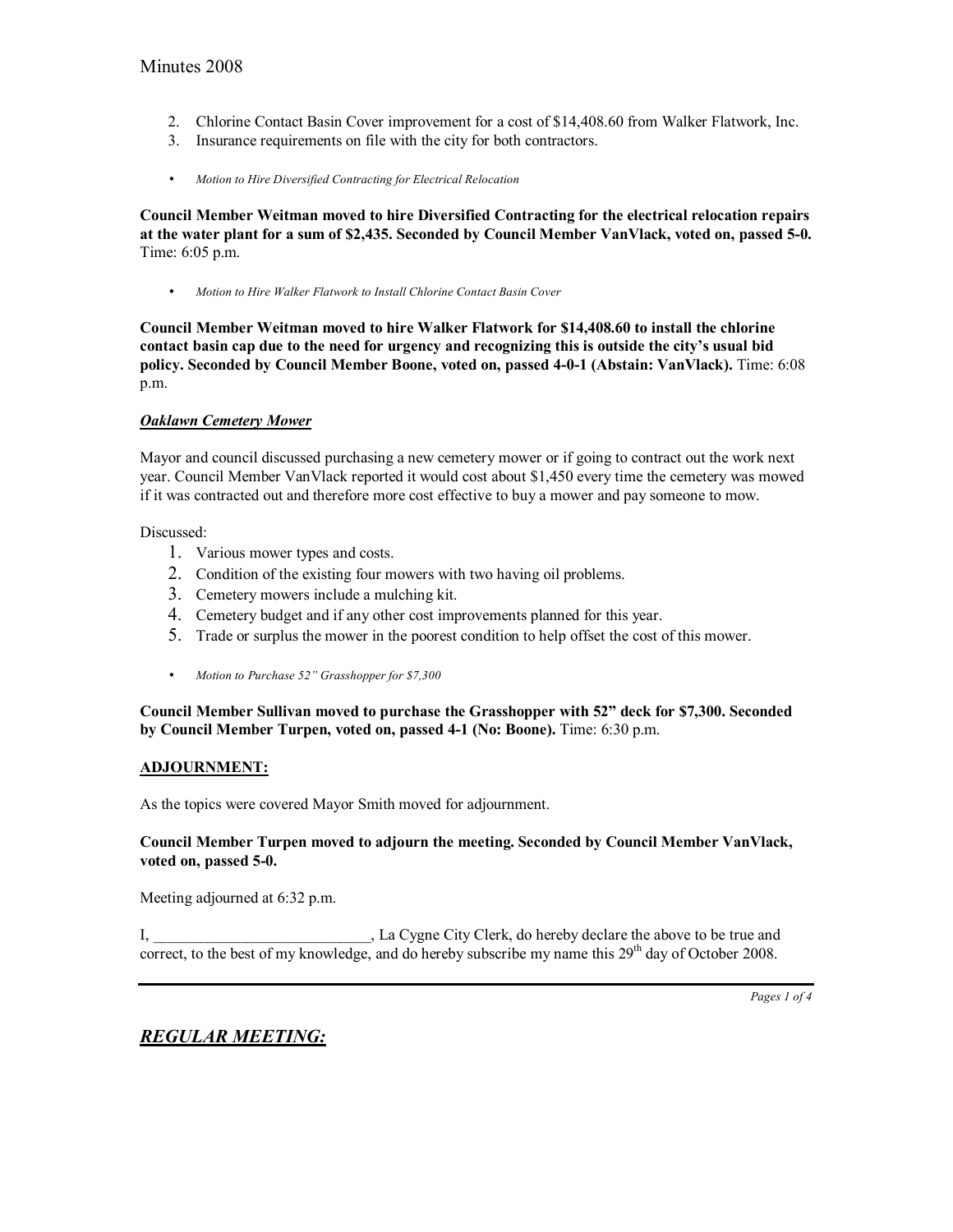2. Chlorine Contact Basin Cover improvement for a cost of $14,408.60 from Walker Flatwork, Inc.
3. Insurance requirements on file with the city for both contractors.

- *Motion to Hire Diversified Contracting for Electrical Relocation*

**Council Member Weitman moved to hire Diversified Contracting for the electrical relocation repairs at the water plant for a sum of $2,435. Seconded by Council Member VanVlack, voted on, passed 5-0.** Time: 6:05 p.m.

- *Motion to Hire Walker Flatwork to Install Chlorine Contact Basin Cover*

**Council Member Weitman moved to hire Walker Flatwork for $14,408.60 to install the chlorine contact basin cap due to the need for urgency and recognizing this is outside the city's usual bid policy. Seconded by Council Member Boone, voted on, passed 4-0-1 (Abstain: VanVlack).** Time: 6:08 p.m.

***Oaklawn Cemetery Mower***

Mayor and council discussed purchasing a new cemetery mower or if going to contract out the work next year. Council Member VanVlack reported it would cost about $1,450 every time the cemetery was mowed if it was contracted out and therefore more cost effective to buy a mower and pay someone to mow.

Discussed:

1. Various mower types and costs.
2. Condition of the existing four mowers with two having oil problems.
3. Cemetery mowers include a mulching kit.
4. Cemetery budget and if any other cost improvements planned for this year.
5. Trade or surplus the mower in the poorest condition to help offset the cost of this mower.

- *Motion to Purchase 52" Grasshopper for $7,300*

**Council Member Sullivan moved to purchase the Grasshopper with 52" deck for $7,300. Seconded by Council Member Turpen, voted on, passed 4-1 (No: Boone).** Time: 6:30 p.m.

**ADJOURNMENT:**

As the topics were covered Mayor Smith moved for adjournment.

**Council Member Turpen moved to adjourn the meeting. Seconded by Council Member VanVlack, voted on, passed 5-0.**

Meeting adjourned at 6:32 p.m.

I, ___________________________, La Cygne City Clerk, do hereby declare the above to be true and correct, to the best of my knowledge, and do hereby subscribe my name this 29th day of October 2008.

---

## ***REGULAR MEETING:***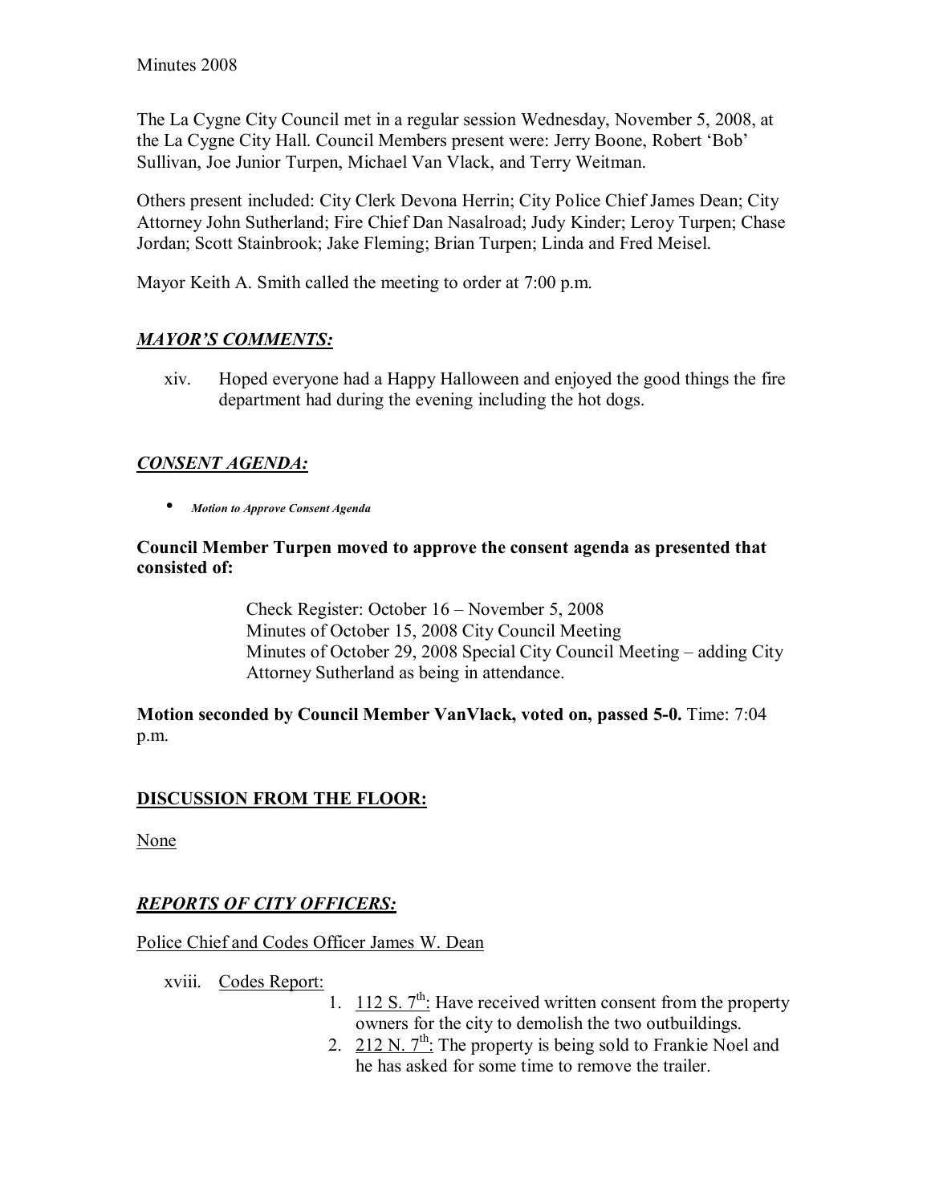Minutes 2008

The La Cygne City Council met in a regular session Wednesday, November 5, 2008, at the La Cygne City Hall. Council Members present were: Jerry Boone, Robert 'Bob' Sullivan, Joe Junior Turpen, Michael Van Vlack, and Terry Weitman.

Others present included: City Clerk Devona Herrin; City Police Chief James Dean; City Attorney John Sutherland; Fire Chief Dan Nasalroad; Judy Kinder; Leroy Turpen; Chase Jordan; Scott Stainbrook; Jake Fleming; Brian Turpen; Linda and Fred Meisel.

Mayor Keith A. Smith called the meeting to order at 7:00 p.m.

## ***MAYOR'S COMMENTS:***

xiv. Hoped everyone had a Happy Halloween and enjoyed the good things the fire department had during the evening including the hot dogs.

## ***CONSENT AGENDA:***

- ***Motion to Approve Consent Agenda***

**Council Member Turpen moved to approve the consent agenda as presented that consisted of:**

Check Register: October 16 – November 5, 2008
Minutes of October 15, 2008 City Council Meeting
Minutes of October 29, 2008 Special City Council Meeting – adding City Attorney Sutherland as being in attendance.

**Motion seconded by Council Member VanVlack, voted on, passed 5-0.** Time: 7:04 p.m.

## **DISCUSSION FROM THE FLOOR:**

None

## ***REPORTS OF CITY OFFICERS:***

Police Chief and Codes Officer James W. Dean

xviii. Codes Report:

1. 112 S. 7th: Have received written consent from the property owners for the city to demolish the two outbuildings.
2. 212 N. 7th: The property is being sold to Frankie Noel and he has asked for some time to remove the trailer.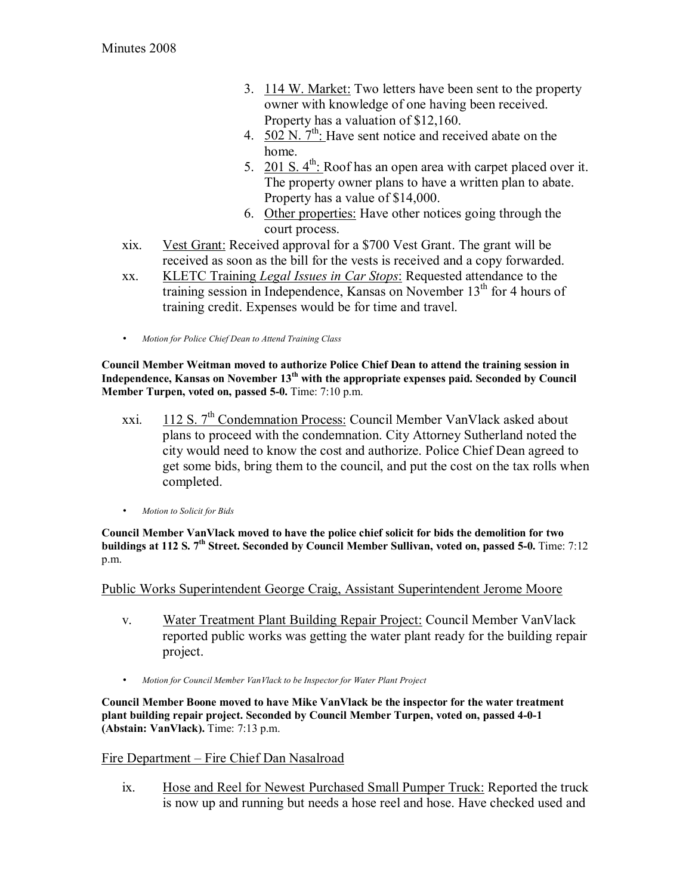3. 114 W. Market: Two letters have been sent to the property owner with knowledge of one having been received. Property has a valuation of $12,160.
4. 502 N. 7th: Have sent notice and received abate on the home.
5. 201 S. 4th: Roof has an open area with carpet placed over it. The property owner plans to have a written plan to abate. Property has a value of $14,000.
6. Other properties: Have other notices going through the court process.

xix. Vest Grant: Received approval for a $700 Vest Grant. The grant will be received as soon as the bill for the vests is received and a copy forwarded.

xx. KLETC Training *Legal Issues in Car Stops*: Requested attendance to the training session in Independence, Kansas on November 13th for 4 hours of training credit. Expenses would be for time and travel.

- *Motion for Police Chief Dean to Attend Training Class*

**Council Member Weitman moved to authorize Police Chief Dean to attend the training session in Independence, Kansas on November 13th with the appropriate expenses paid. Seconded by Council Member Turpen, voted on, passed 5-0.** Time: 7:10 p.m.

xxi. 112 S. 7th Condemnation Process: Council Member VanVlack asked about plans to proceed with the condemnation. City Attorney Sutherland noted the city would need to know the cost and authorize. Police Chief Dean agreed to get some bids, bring them to the council, and put the cost on the tax rolls when completed.

- *Motion to Solicit for Bids*

**Council Member VanVlack moved to have the police chief solicit for bids the demolition for two buildings at 112 S. 7th Street. Seconded by Council Member Sullivan, voted on, passed 5-0.** Time: 7:12 p.m.

Public Works Superintendent George Craig, Assistant Superintendent Jerome Moore

v. Water Treatment Plant Building Repair Project: Council Member VanVlack reported public works was getting the water plant ready for the building repair project.

- *Motion for Council Member VanVlack to be Inspector for Water Plant Project*

**Council Member Boone moved to have Mike VanVlack be the inspector for the water treatment plant building repair project. Seconded by Council Member Turpen, voted on, passed 4-0-1 (Abstain: VanVlack).** Time: 7:13 p.m.

Fire Department – Fire Chief Dan Nasalroad

ix. Hose and Reel for Newest Purchased Small Pumper Truck: Reported the truck is now up and running but needs a hose reel and hose. Have checked used and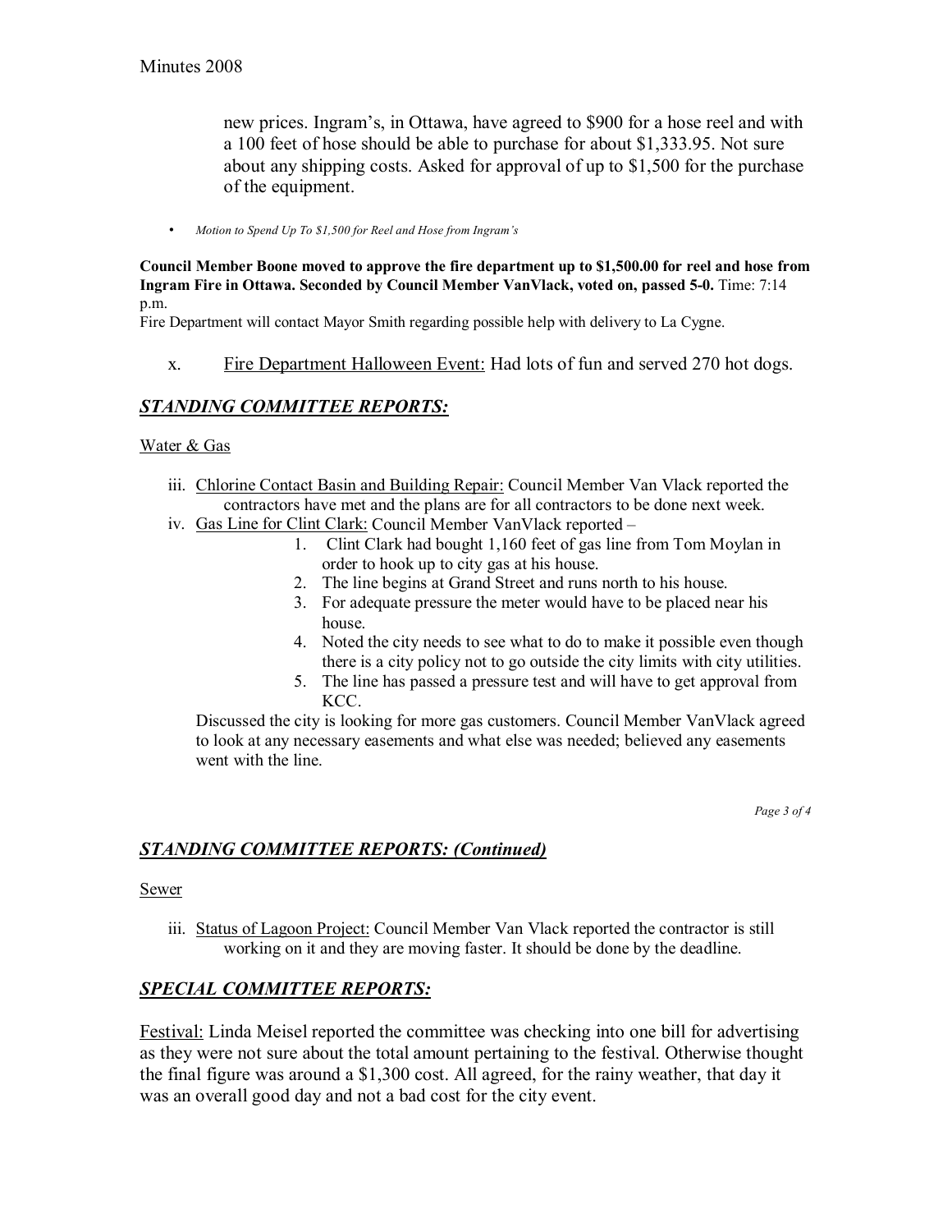new prices. Ingram's, in Ottawa, have agreed to $900 for a hose reel and with a 100 feet of hose should be able to purchase for about $1,333.95. Not sure about any shipping costs. Asked for approval of up to $1,500 for the purchase of the equipment.

- *Motion to Spend Up To $1,500 for Reel and Hose from Ingram's*

**Council Member Boone moved to approve the fire department up to $1,500.00 for reel and hose from Ingram Fire in Ottawa. Seconded by Council Member VanVlack, voted on, passed 5-0.** Time: 7:14 p.m.

Fire Department will contact Mayor Smith regarding possible help with delivery to La Cygne.

x. Fire Department Halloween Event: Had lots of fun and served 270 hot dogs.

## *STANDING COMMITTEE REPORTS:*

Water & Gas

iii. Chlorine Contact Basin and Building Repair: Council Member Van Vlack reported the contractors have met and the plans are for all contractors to be done next week.

iv. Gas Line for Clint Clark: Council Member VanVlack reported –

1. Clint Clark had bought 1,160 feet of gas line from Tom Moylan in order to hook up to city gas at his house.
2. The line begins at Grand Street and runs north to his house.
3. For adequate pressure the meter would have to be placed near his house.
4. Noted the city needs to see what to do to make it possible even though there is a city policy not to go outside the city limits with city utilities.
5. The line has passed a pressure test and will have to get approval from KCC.

Discussed the city is looking for more gas customers. Council Member VanVlack agreed to look at any necessary easements and what else was needed; believed any easements went with the line.

## *STANDING COMMITTEE REPORTS: (Continued)*

Sewer

iii. Status of Lagoon Project: Council Member Van Vlack reported the contractor is still working on it and they are moving faster. It should be done by the deadline.

## *SPECIAL COMMITTEE REPORTS:*

Festival: Linda Meisel reported the committee was checking into one bill for advertising as they were not sure about the total amount pertaining to the festival. Otherwise thought the final figure was around a $1,300 cost. All agreed, for the rainy weather, that day it was an overall good day and not a bad cost for the city event.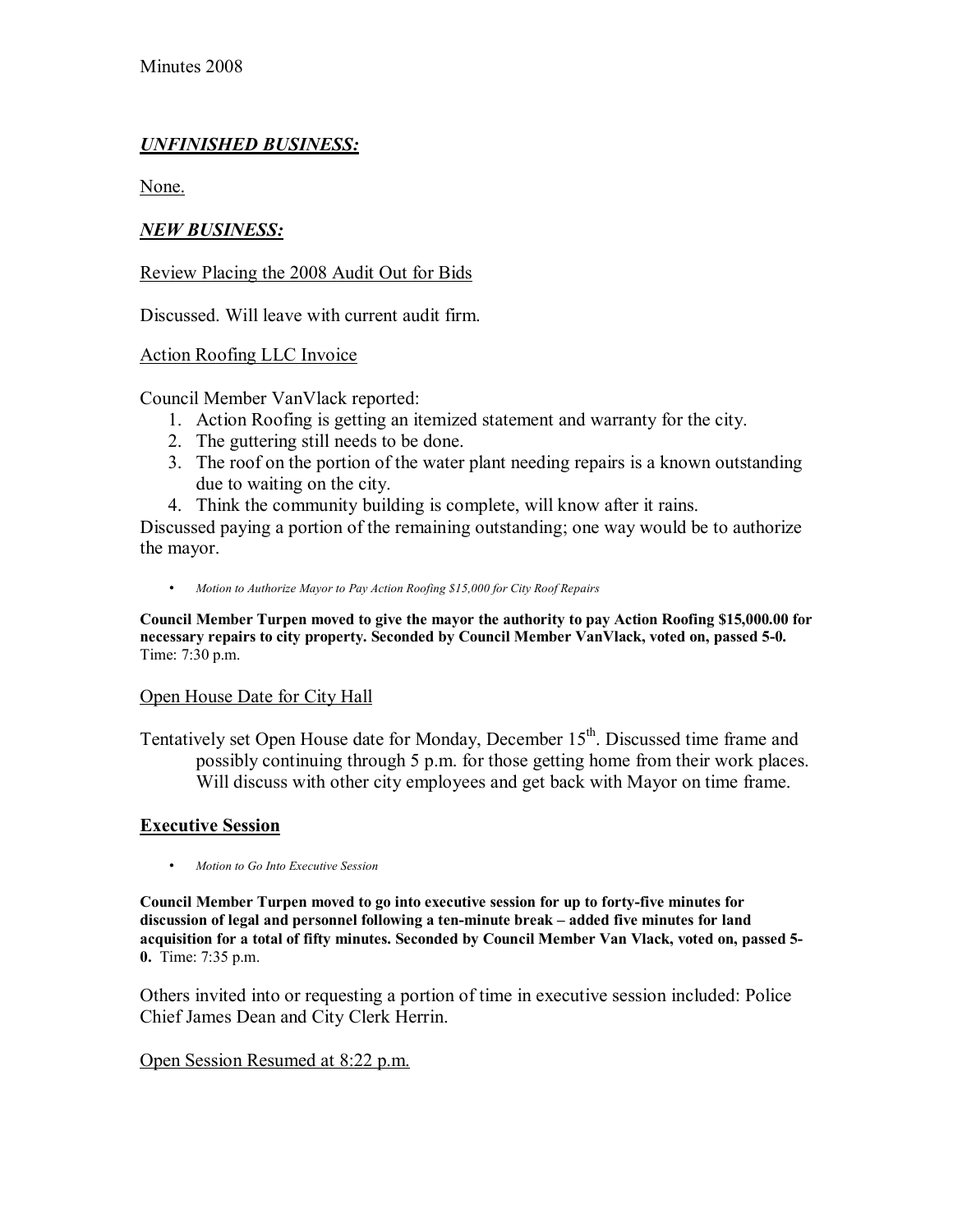***UNFINISHED BUSINESS:***

None.

***NEW BUSINESS:***

Review Placing the 2008 Audit Out for Bids

Discussed. Will leave with current audit firm.

Action Roofing LLC Invoice

Council Member VanVlack reported:

1. Action Roofing is getting an itemized statement and warranty for the city.
2. The guttering still needs to be done.
3. The roof on the portion of the water plant needing repairs is a known outstanding due to waiting on the city.
4. Think the community building is complete, will know after it rains.

Discussed paying a portion of the remaining outstanding; one way would be to authorize the mayor.

- *Motion to Authorize Mayor to Pay Action Roofing $15,000 for City Roof Repairs*

**Council Member Turpen moved to give the mayor the authority to pay Action Roofing $15,000.00 for necessary repairs to city property. Seconded by Council Member VanVlack, voted on, passed 5-0.** Time: 7:30 p.m.

Open House Date for City Hall

Tentatively set Open House date for Monday, December 15th. Discussed time frame and possibly continuing through 5 p.m. for those getting home from their work places. Will discuss with other city employees and get back with Mayor on time frame.

## Executive Session

- *Motion to Go Into Executive Session*

**Council Member Turpen moved to go into executive session for up to forty-five minutes for discussion of legal and personnel following a ten-minute break – added five minutes for land acquisition for a total of fifty minutes. Seconded by Council Member Van Vlack, voted on, passed 5-0.** Time: 7:35 p.m.

Others invited into or requesting a portion of time in executive session included: Police Chief James Dean and City Clerk Herrin.

Open Session Resumed at 8:22 p.m.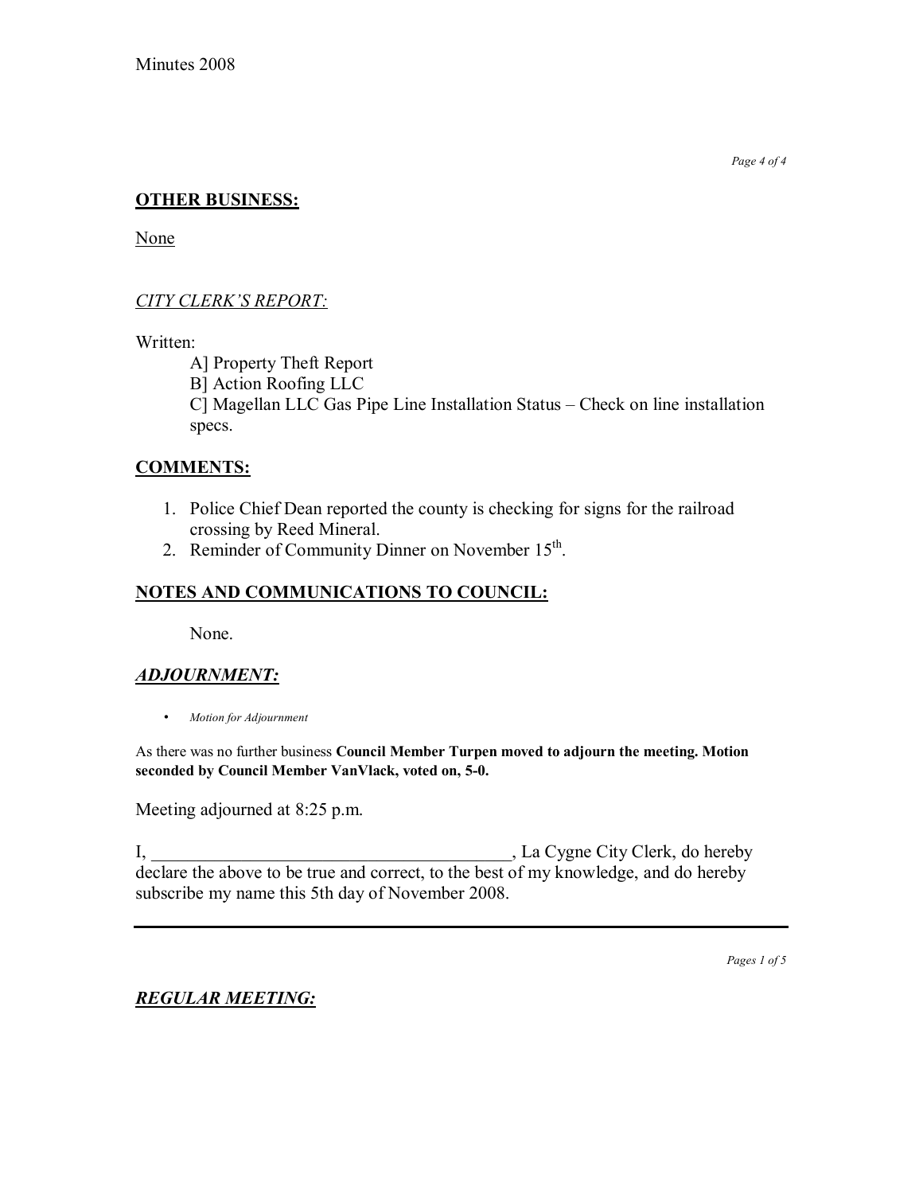## OTHER BUSINESS:

None

*CITY CLERK'S REPORT:*

Written:

A] Property Theft Report
B] Action Roofing LLC
C] Magellan LLC Gas Pipe Line Installation Status – Check on line installation specs.

## COMMENTS:

1. Police Chief Dean reported the county is checking for signs for the railroad crossing by Reed Mineral.
2. Reminder of Community Dinner on November 15th.

## NOTES AND COMMUNICATIONS TO COUNCIL:

None.

## *ADJOURNMENT:*

- *Motion for Adjournment*

As there was no further business **Council Member Turpen moved to adjourn the meeting. Motion seconded by Council Member VanVlack, voted on, 5-0.**

Meeting adjourned at 8:25 p.m.

I, ________________________________________, La Cygne City Clerk, do hereby declare the above to be true and correct, to the best of my knowledge, and do hereby subscribe my name this 5th day of November 2008.

---

## *REGULAR MEETING:*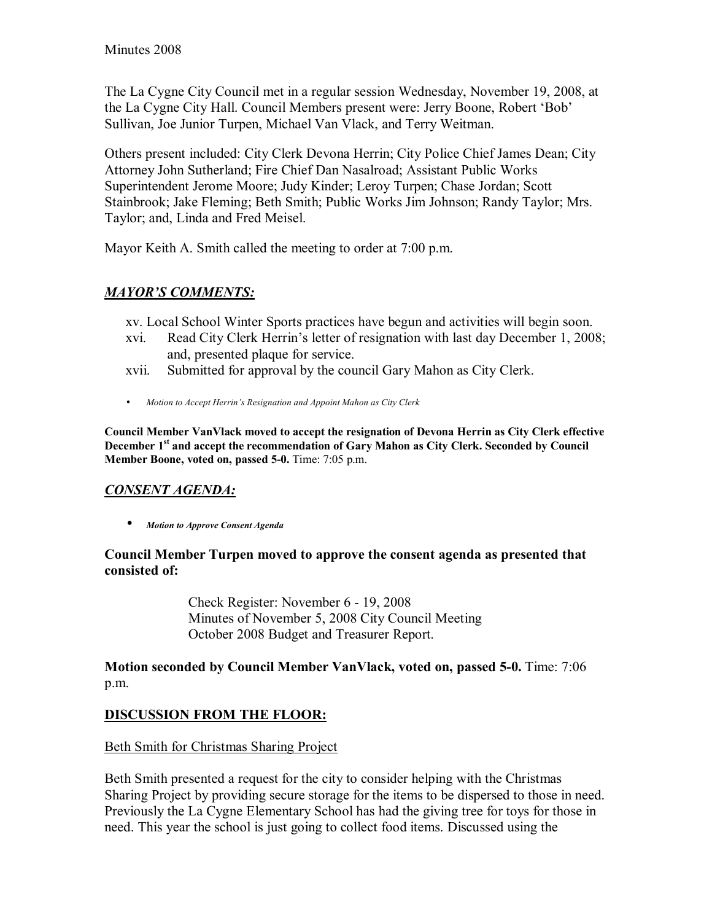The La Cygne City Council met in a regular session Wednesday, November 19, 2008, at the La Cygne City Hall. Council Members present were: Jerry Boone, Robert 'Bob' Sullivan, Joe Junior Turpen, Michael Van Vlack, and Terry Weitman.

Others present included: City Clerk Devona Herrin; City Police Chief James Dean; City Attorney John Sutherland; Fire Chief Dan Nasalroad; Assistant Public Works Superintendent Jerome Moore; Judy Kinder; Leroy Turpen; Chase Jordan; Scott Stainbrook; Jake Fleming; Beth Smith; Public Works Jim Johnson; Randy Taylor; Mrs. Taylor; and, Linda and Fred Meisel.

Mayor Keith A. Smith called the meeting to order at 7:00 p.m.

## ***MAYOR'S COMMENTS:***

xv. Local School Winter Sports practices have begun and activities will begin soon.

xvi. Read City Clerk Herrin's letter of resignation with last day December 1, 2008; and, presented plaque for service.

xvii. Submitted for approval by the council Gary Mahon as City Clerk.

- *Motion to Accept Herrin's Resignation and Appoint Mahon as City Clerk*

**Council Member VanVlack moved to accept the resignation of Devona Herrin as City Clerk effective December 1st and accept the recommendation of Gary Mahon as City Clerk. Seconded by Council Member Boone, voted on, passed 5-0.** Time: 7:05 p.m.

## ***CONSENT AGENDA:***

- ***Motion to Approve Consent Agenda***

**Council Member Turpen moved to approve the consent agenda as presented that consisted of:**

Check Register: November 6 - 19, 2008
Minutes of November 5, 2008 City Council Meeting
October 2008 Budget and Treasurer Report.

**Motion seconded by Council Member VanVlack, voted on, passed 5-0.** Time: 7:06 p.m.

## **DISCUSSION FROM THE FLOOR:**

Beth Smith for Christmas Sharing Project

Beth Smith presented a request for the city to consider helping with the Christmas Sharing Project by providing secure storage for the items to be dispersed to those in need. Previously the La Cygne Elementary School has had the giving tree for toys for those in need. This year the school is just going to collect food items. Discussed using the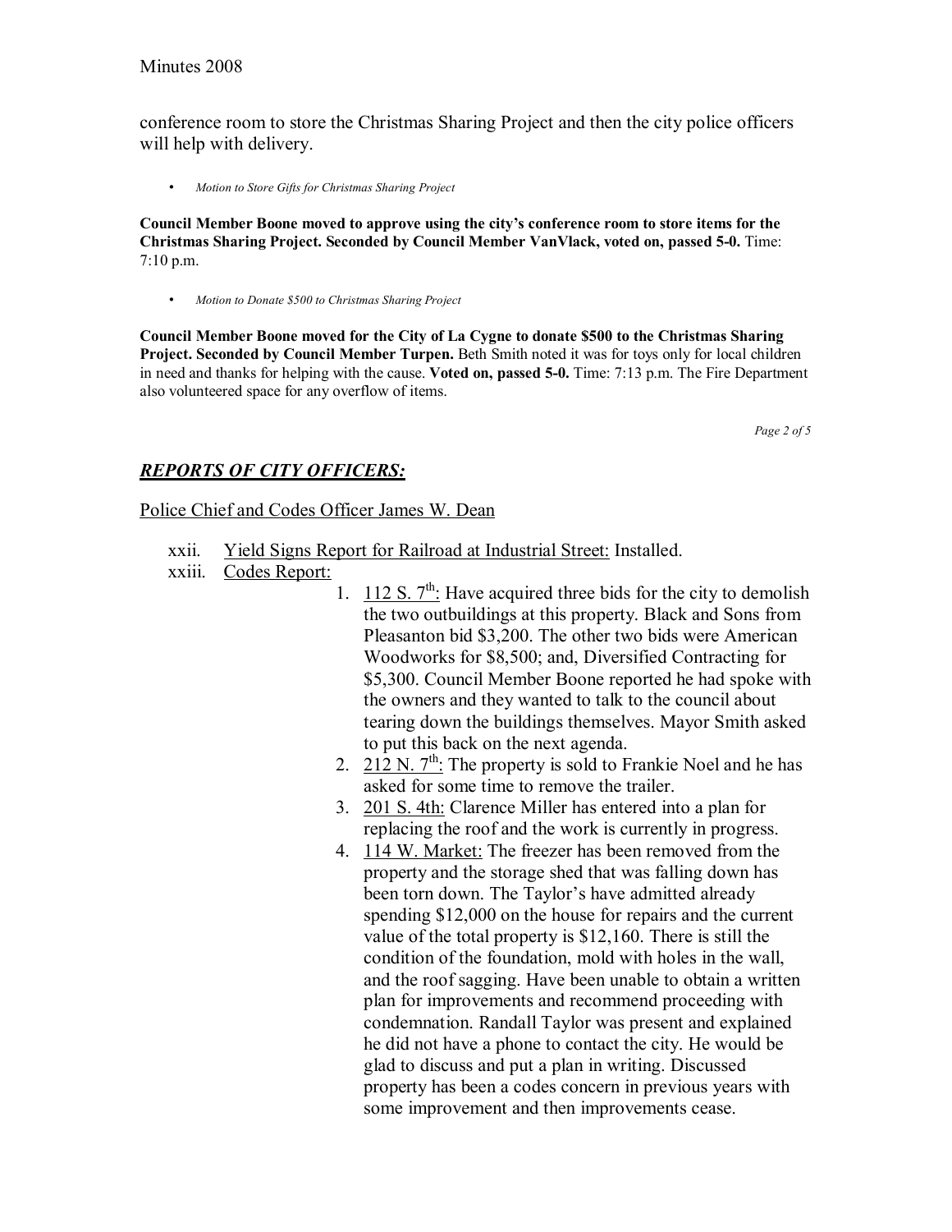conference room to store the Christmas Sharing Project and then the city police officers will help with delivery.

- *Motion to Store Gifts for Christmas Sharing Project*

**Council Member Boone moved to approve using the city's conference room to store items for the Christmas Sharing Project. Seconded by Council Member VanVlack, voted on, passed 5-0.** Time: 7:10 p.m.

- *Motion to Donate $500 to Christmas Sharing Project*

**Council Member Boone moved for the City of La Cygne to donate $500 to the Christmas Sharing Project. Seconded by Council Member Turpen.** Beth Smith noted it was for toys only for local children in need and thanks for helping with the cause. **Voted on, passed 5-0.** Time: 7:13 p.m. The Fire Department also volunteered space for any overflow of items.

## ***REPORTS OF CITY OFFICERS:***

Police Chief and Codes Officer James W. Dean

xxii. Yield Signs Report for Railroad at Industrial Street: Installed.

xxiii. Codes Report:

1. 112 S. 7th: Have acquired three bids for the city to demolish the two outbuildings at this property. Black and Sons from Pleasanton bid $3,200. The other two bids were American Woodworks for $8,500; and, Diversified Contracting for $5,300. Council Member Boone reported he had spoke with the owners and they wanted to talk to the council about tearing down the buildings themselves. Mayor Smith asked to put this back on the next agenda.
2. 212 N. 7th: The property is sold to Frankie Noel and he has asked for some time to remove the trailer.
3. 201 S. 4th: Clarence Miller has entered into a plan for replacing the roof and the work is currently in progress.
4. 114 W. Market: The freezer has been removed from the property and the storage shed that was falling down has been torn down. The Taylor's have admitted already spending $12,000 on the house for repairs and the current value of the total property is $12,160. There is still the condition of the foundation, mold with holes in the wall, and the roof sagging. Have been unable to obtain a written plan for improvements and recommend proceeding with condemnation. Randall Taylor was present and explained he did not have a phone to contact the city. He would be glad to discuss and put a plan in writing. Discussed property has been a codes concern in previous years with some improvement and then improvements cease.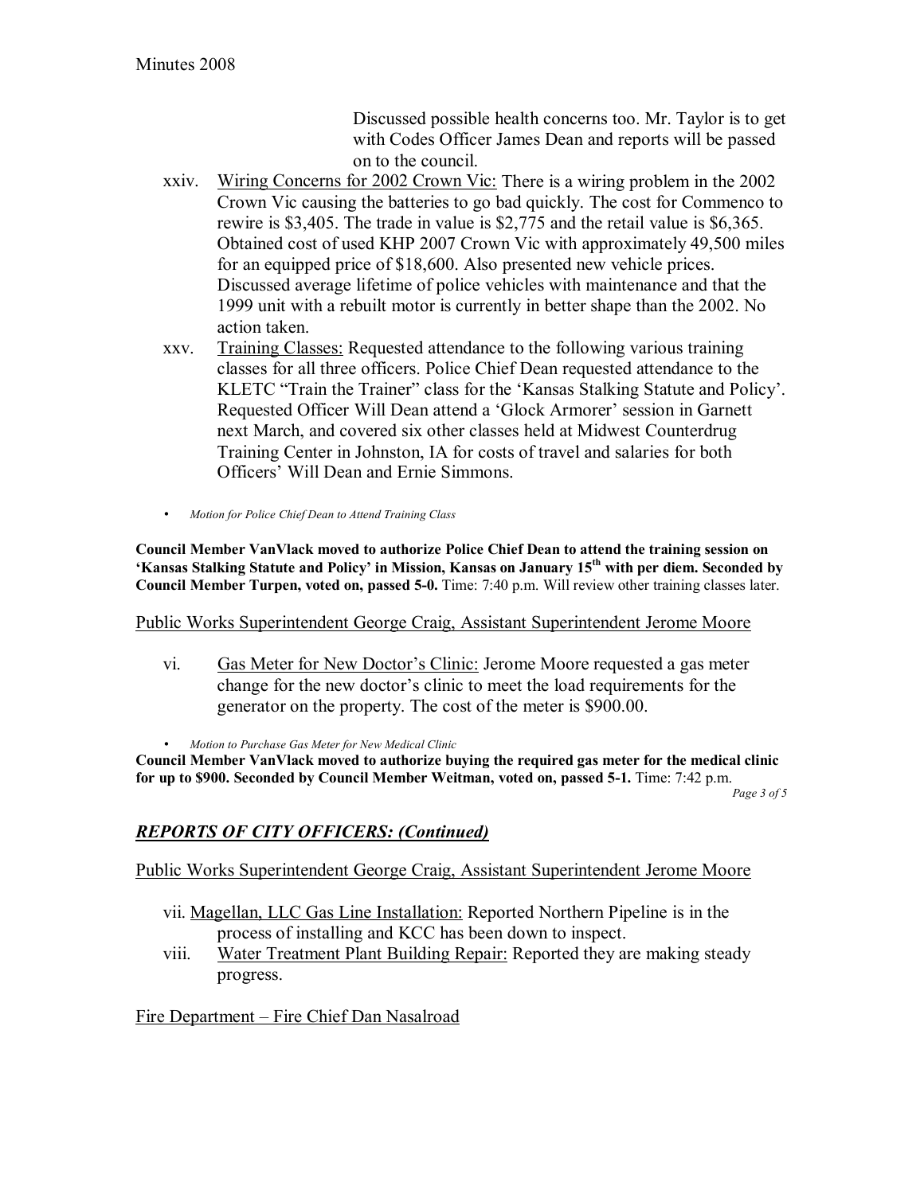Discussed possible health concerns too. Mr. Taylor is to get with Codes Officer James Dean and reports will be passed on to the council.

xxiv. Wiring Concerns for 2002 Crown Vic: There is a wiring problem in the 2002 Crown Vic causing the batteries to go bad quickly. The cost for Commenco to rewire is $3,405. The trade in value is $2,775 and the retail value is $6,365. Obtained cost of used KHP 2007 Crown Vic with approximately 49,500 miles for an equipped price of $18,600. Also presented new vehicle prices. Discussed average lifetime of police vehicles with maintenance and that the 1999 unit with a rebuilt motor is currently in better shape than the 2002. No action taken.

xxv. Training Classes: Requested attendance to the following various training classes for all three officers. Police Chief Dean requested attendance to the KLETC "Train the Trainer" class for the 'Kansas Stalking Statute and Policy'. Requested Officer Will Dean attend a 'Glock Armorer' session in Garnett next March, and covered six other classes held at Midwest Counterdrug Training Center in Johnston, IA for costs of travel and salaries for both Officers' Will Dean and Ernie Simmons.

- *Motion for Police Chief Dean to Attend Training Class*

**Council Member VanVlack moved to authorize Police Chief Dean to attend the training session on 'Kansas Stalking Statute and Policy' in Mission, Kansas on January 15th with per diem. Seconded by Council Member Turpen, voted on, passed 5-0.** Time: 7:40 p.m. Will review other training classes later.

Public Works Superintendent George Craig, Assistant Superintendent Jerome Moore

vi. Gas Meter for New Doctor's Clinic: Jerome Moore requested a gas meter change for the new doctor's clinic to meet the load requirements for the generator on the property. The cost of the meter is $900.00.

- *Motion to Purchase Gas Meter for New Medical Clinic*

**Council Member VanVlack moved to authorize buying the required gas meter for the medical clinic for up to $900. Seconded by Council Member Weitman, voted on, passed 5-1.** Time: 7:42 p.m.

## *REPORTS OF CITY OFFICERS: (Continued)*

Public Works Superintendent George Craig, Assistant Superintendent Jerome Moore

vii. Magellan, LLC Gas Line Installation: Reported Northern Pipeline is in the process of installing and KCC has been down to inspect.

viii. Water Treatment Plant Building Repair: Reported they are making steady progress.

Fire Department – Fire Chief Dan Nasalroad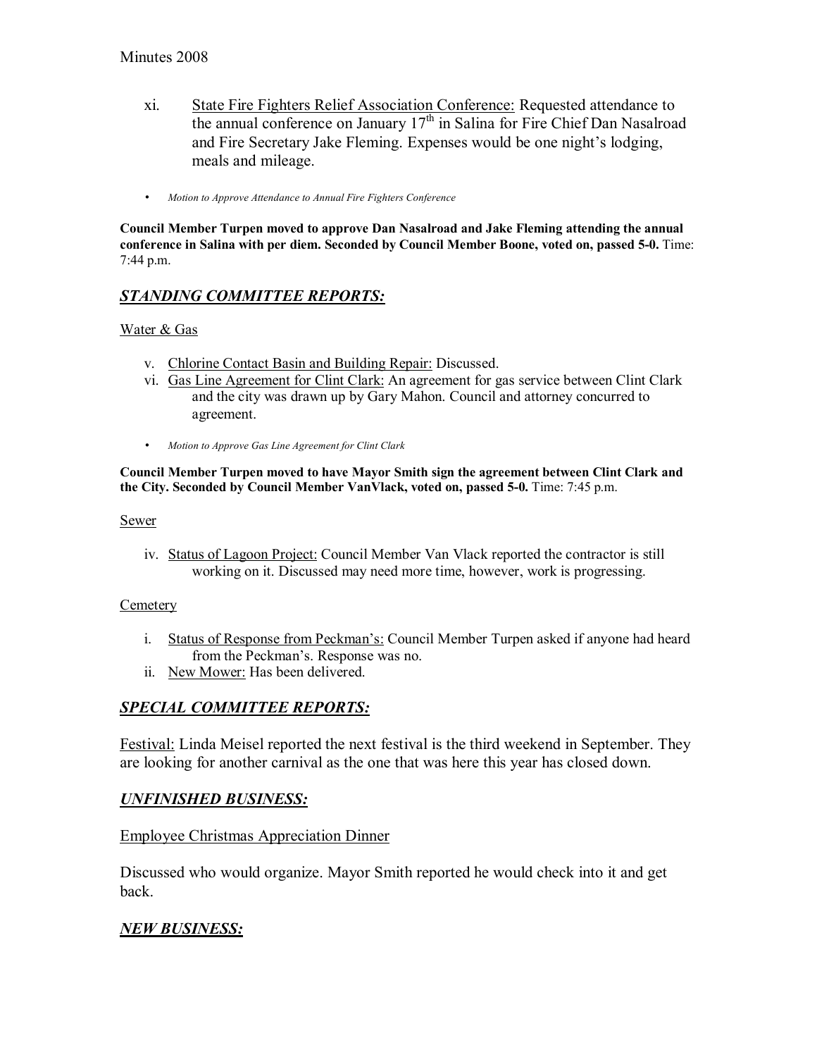xi. State Fire Fighters Relief Association Conference: Requested attendance to the annual conference on January 17th in Salina for Fire Chief Dan Nasalroad and Fire Secretary Jake Fleming. Expenses would be one night's lodging, meals and mileage.

- *Motion to Approve Attendance to Annual Fire Fighters Conference*

**Council Member Turpen moved to approve Dan Nasalroad and Jake Fleming attending the annual conference in Salina with per diem. Seconded by Council Member Boone, voted on, passed 5-0.** Time: 7:44 p.m.

## *STANDING COMMITTEE REPORTS:*

Water & Gas

v. Chlorine Contact Basin and Building Repair: Discussed.
vi. Gas Line Agreement for Clint Clark: An agreement for gas service between Clint Clark and the city was drawn up by Gary Mahon. Council and attorney concurred to agreement.

- *Motion to Approve Gas Line Agreement for Clint Clark*

**Council Member Turpen moved to have Mayor Smith sign the agreement between Clint Clark and the City. Seconded by Council Member VanVlack, voted on, passed 5-0.** Time: 7:45 p.m.

Sewer

iv. Status of Lagoon Project: Council Member Van Vlack reported the contractor is still working on it. Discussed may need more time, however, work is progressing.

Cemetery

i. Status of Response from Peckman's: Council Member Turpen asked if anyone had heard from the Peckman's. Response was no.
ii. New Mower: Has been delivered.

## *SPECIAL COMMITTEE REPORTS:*

Festival: Linda Meisel reported the next festival is the third weekend in September. They are looking for another carnival as the one that was here this year has closed down.

## *UNFINISHED BUSINESS:*

Employee Christmas Appreciation Dinner

Discussed who would organize. Mayor Smith reported he would check into it and get back.

## *NEW BUSINESS:*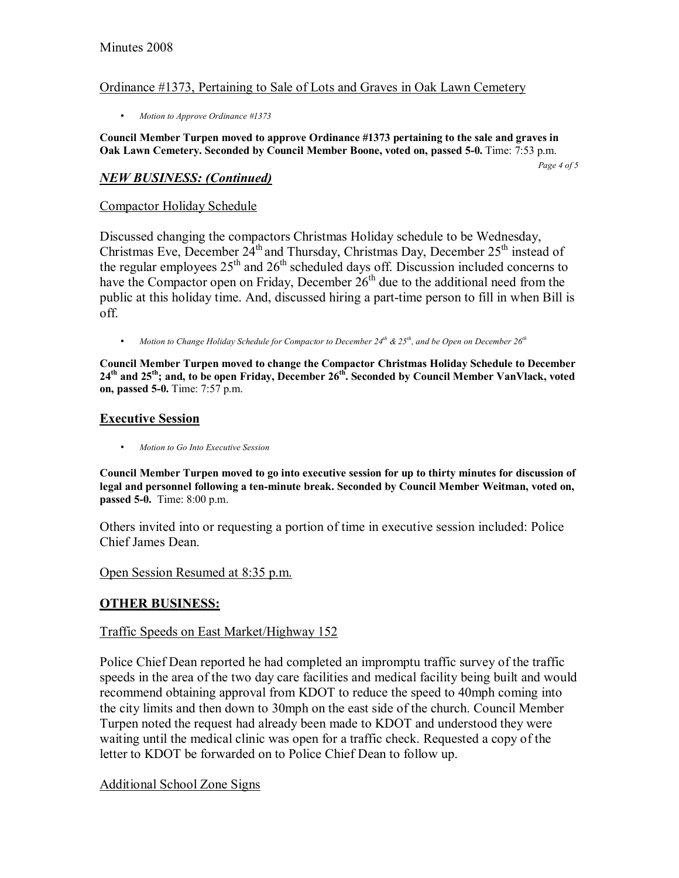Ordinance #1373, Pertaining to Sale of Lots and Graves in Oak Lawn Cemetery

- *Motion to Approve Ordinance #1373*

**Council Member Turpen moved to approve Ordinance #1373 pertaining to the sale and graves in Oak Lawn Cemetery. Seconded by Council Member Boone, voted on, passed 5-0.** Time: 7:53 p.m.

## *NEW BUSINESS: (Continued)*

Compactor Holiday Schedule

Discussed changing the compactors Christmas Holiday schedule to be Wednesday, Christmas Eve, December 24th and Thursday, Christmas Day, December 25th instead of the regular employees 25th and 26th scheduled days off. Discussion included concerns to have the Compactor open on Friday, December 26th due to the additional need from the public at this holiday time. And, discussed hiring a part-time person to fill in when Bill is off.

- *Motion to Change Holiday Schedule for Compactor to December 24th & 25th, and be Open on December 26th*

**Council Member Turpen moved to change the Compactor Christmas Holiday Schedule to December 24th and 25th; and, to be open Friday, December 26th. Seconded by Council Member VanVlack, voted on, passed 5-0.** Time: 7:57 p.m.

## Executive Session

- *Motion to Go Into Executive Session*

**Council Member Turpen moved to go into executive session for up to thirty minutes for discussion of legal and personnel following a ten-minute break. Seconded by Council Member Weitman, voted on, passed 5-0.** Time: 8:00 p.m.

Others invited into or requesting a portion of time in executive session included: Police Chief James Dean.

Open Session Resumed at 8:35 p.m.

## OTHER BUSINESS:

Traffic Speeds on East Market/Highway 152

Police Chief Dean reported he had completed an impromptu traffic survey of the traffic speeds in the area of the two day care facilities and medical facility being built and would recommend obtaining approval from KDOT to reduce the speed to 40mph coming into the city limits and then down to 30mph on the east side of the church. Council Member Turpen noted the request had already been made to KDOT and understood they were waiting until the medical clinic was open for a traffic check. Requested a copy of the letter to KDOT be forwarded on to Police Chief Dean to follow up.

Additional School Zone Signs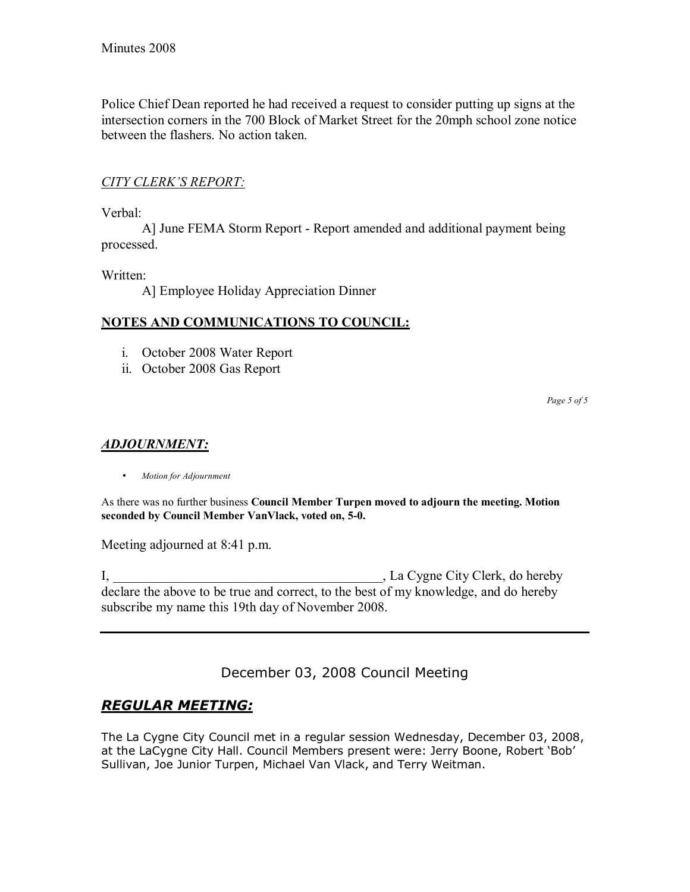Police Chief Dean reported he had received a request to consider putting up signs at the intersection corners in the 700 Block of Market Street for the 20mph school zone notice between the flashers. No action taken.

*CITY CLERK'S REPORT:*

Verbal:

A] June FEMA Storm Report - Report amended and additional payment being processed.

Written:

A] Employee Holiday Appreciation Dinner

**NOTES AND COMMUNICATIONS TO COUNCIL:**

i. October 2008 Water Report
ii. October 2008 Gas Report

## ***ADJOURNMENT:***

- *Motion for Adjournment*

As there was no further business **Council Member Turpen moved to adjourn the meeting. Motion seconded by Council Member VanVlack, voted on, 5-0.**

Meeting adjourned at 8:41 p.m.

I, ________________________________________, La Cygne City Clerk, do hereby declare the above to be true and correct, to the best of my knowledge, and do hereby subscribe my name this 19th day of November 2008.

---

# December 03, 2008 Council Meeting

## ***REGULAR MEETING:***

The La Cygne City Council met in a regular session Wednesday, December 03, 2008, at the LaCygne City Hall. Council Members present were: Jerry Boone, Robert 'Bob' Sullivan, Joe Junior Turpen, Michael Van Vlack, and Terry Weitman.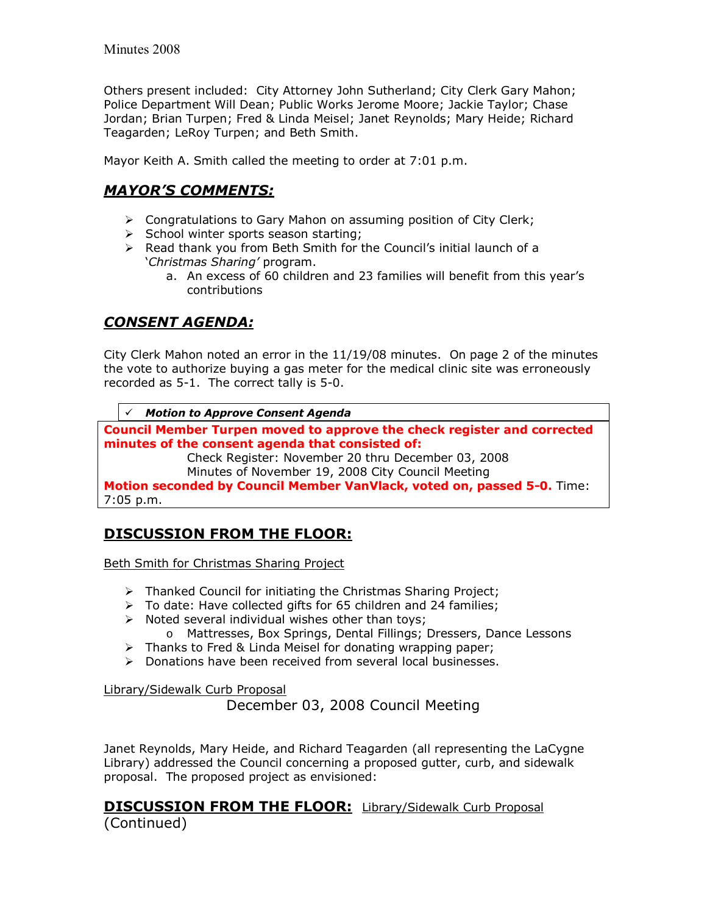Others present included: City Attorney John Sutherland; City Clerk Gary Mahon; Police Department Will Dean; Public Works Jerome Moore; Jackie Taylor; Chase Jordan; Brian Turpen; Fred & Linda Meisel; Janet Reynolds; Mary Heide; Richard Teagarden; LeRoy Turpen; and Beth Smith.

Mayor Keith A. Smith called the meeting to order at 7:01 p.m.

## ***MAYOR'S COMMENTS:***

- Congratulations to Gary Mahon on assuming position of City Clerk;
- School winter sports season starting;
- Read thank you from Beth Smith for the Council's initial launch of a '*Christmas Sharing'* program.
  a. An excess of 60 children and 23 families will benefit from this year's contributions

## ***CONSENT AGENDA:***

City Clerk Mahon noted an error in the 11/19/08 minutes. On page 2 of the minutes the vote to authorize buying a gas meter for the medical clinic site was erroneously recorded as 5-1. The correct tally is 5-0.

✓ ***Motion to Approve Consent Agenda***

**Council Member Turpen moved to approve the check register and corrected minutes of the consent agenda that consisted of:**

Check Register: November 20 thru December 03, 2008
Minutes of November 19, 2008 City Council Meeting

**Motion seconded by Council Member VanVlack, voted on, passed 5-0.** Time: 7:05 p.m.

## **DISCUSSION FROM THE FLOOR:**

Beth Smith for Christmas Sharing Project

- Thanked Council for initiating the Christmas Sharing Project;
- To date: Have collected gifts for 65 children and 24 families;
- Noted several individual wishes other than toys;
  - Mattresses, Box Springs, Dental Fillings; Dressers, Dance Lessons
- Thanks to Fred & Linda Meisel for donating wrapping paper;
- Donations have been received from several local businesses.

Library/Sidewalk Curb Proposal

December 03, 2008 Council Meeting

Janet Reynolds, Mary Heide, and Richard Teagarden (all representing the LaCygne Library) addressed the Council concerning a proposed gutter, curb, and sidewalk proposal. The proposed project as envisioned:

## **DISCUSSION FROM THE FLOOR:** Library/Sidewalk Curb Proposal (Continued)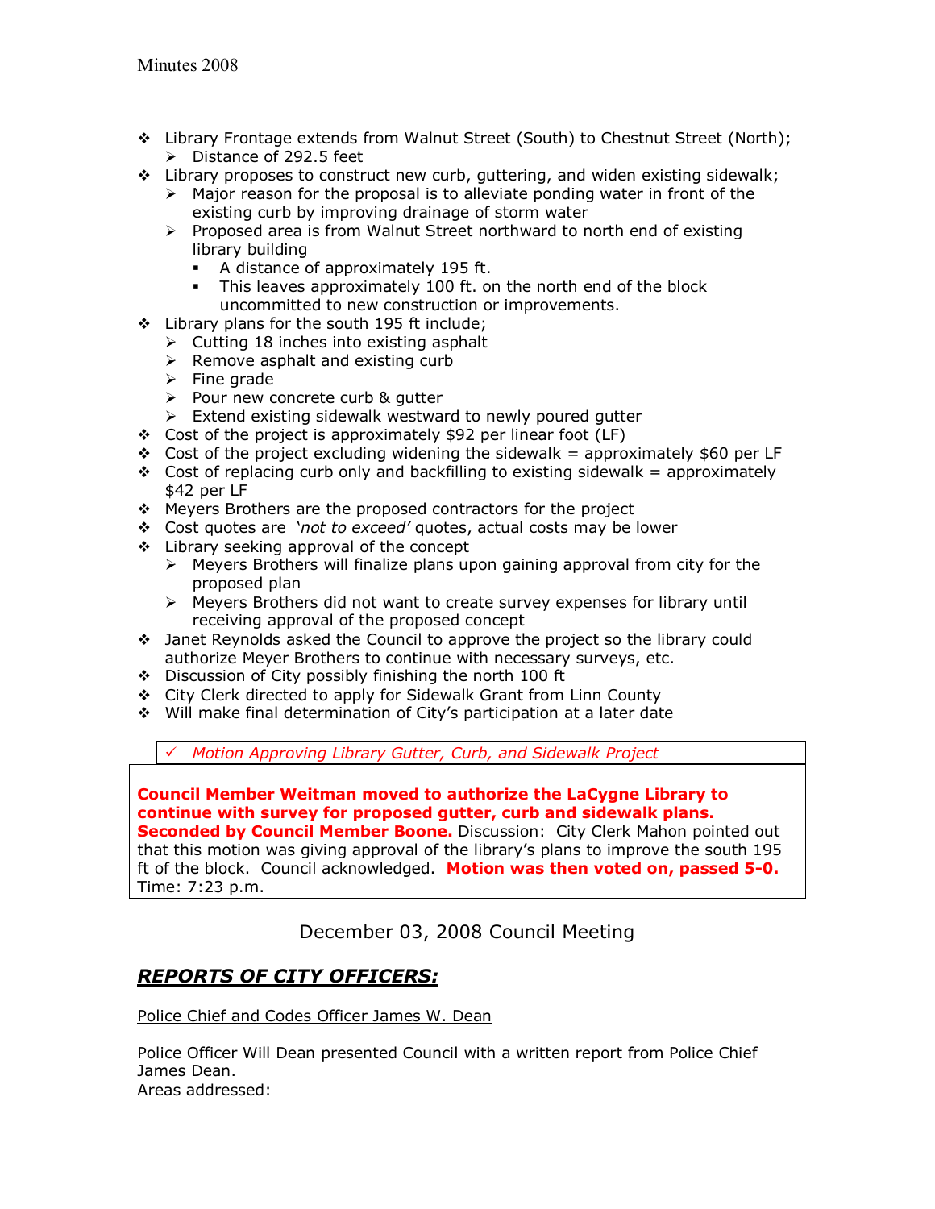- Library Frontage extends from Walnut Street (South) to Chestnut Street (North);
  - Distance of 292.5 feet
- Library proposes to construct new curb, guttering, and widen existing sidewalk;
  - Major reason for the proposal is to alleviate ponding water in front of the existing curb by improving drainage of storm water
  - Proposed area is from Walnut Street northward to north end of existing library building
    - A distance of approximately 195 ft.
    - This leaves approximately 100 ft. on the north end of the block uncommitted to new construction or improvements.
- Library plans for the south 195 ft include;
  - Cutting 18 inches into existing asphalt
  - Remove asphalt and existing curb
  - Fine grade
  - Pour new concrete curb & gutter
  - Extend existing sidewalk westward to newly poured gutter
- Cost of the project is approximately $92 per linear foot (LF)
- Cost of the project excluding widening the sidewalk = approximately $60 per LF
- Cost of replacing curb only and backfilling to existing sidewalk = approximately $42 per LF
- Meyers Brothers are the proposed contractors for the project
- Cost quotes are *'not to exceed'* quotes, actual costs may be lower
- Library seeking approval of the concept
  - Meyers Brothers will finalize plans upon gaining approval from city for the proposed plan
  - Meyers Brothers did not want to create survey expenses for library until receiving approval of the proposed concept
- Janet Reynolds asked the Council to approve the project so the library could authorize Meyer Brothers to continue with necessary surveys, etc.
- Discussion of City possibly finishing the north 100 ft
- City Clerk directed to apply for Sidewalk Grant from Linn County
- Will make final determination of City's participation at a later date

✓ *Motion Approving Library Gutter, Curb, and Sidewalk Project*

**Council Member Weitman moved to authorize the LaCygne Library to continue with survey for proposed gutter, curb and sidewalk plans. Seconded by Council Member Boone.** Discussion: City Clerk Mahon pointed out that this motion was giving approval of the library's plans to improve the south 195 ft of the block. Council acknowledged. **Motion was then voted on, passed 5-0.** Time: 7:23 p.m.

December 03, 2008 Council Meeting

## ***REPORTS OF CITY OFFICERS:***

Police Chief and Codes Officer James W. Dean

Police Officer Will Dean presented Council with a written report from Police Chief James Dean.
Areas addressed: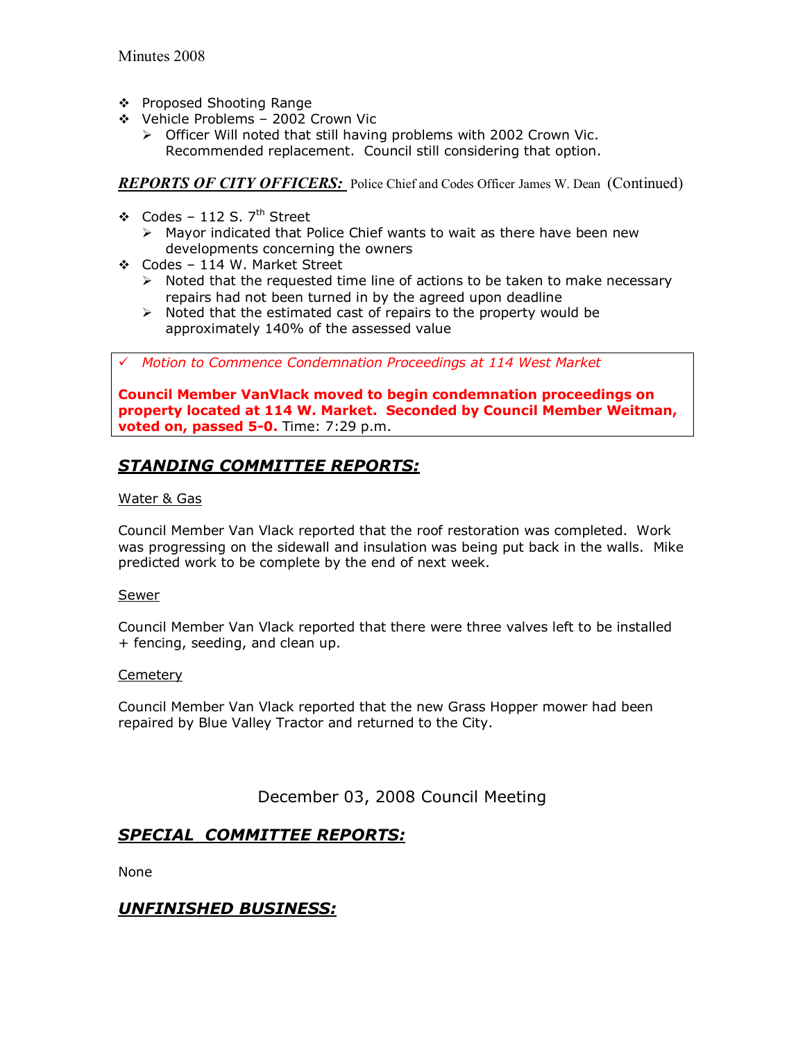- ❖ Proposed Shooting Range
- ❖ Vehicle Problems – 2002 Crown Vic
  - ➢ Officer Will noted that still having problems with 2002 Crown Vic. Recommended replacement. Council still considering that option.

***REPORTS OF CITY OFFICERS:*** Police Chief and Codes Officer James W. Dean (Continued)

- ❖ Codes – 112 S. 7th Street
  - ➢ Mayor indicated that Police Chief wants to wait as there have been new developments concerning the owners
- ❖ Codes – 114 W. Market Street
  - ➢ Noted that the requested time line of actions to be taken to make necessary repairs had not been turned in by the agreed upon deadline
  - ➢ Noted that the estimated cast of repairs to the property would be approximately 140% of the assessed value

✓ *Motion to Commence Condemnation Proceedings at 114 West Market*

**Council Member VanVlack moved to begin condemnation proceedings on property located at 114 W. Market. Seconded by Council Member Weitman, voted on, passed 5-0.** Time: 7:29 p.m.

## ***STANDING COMMITTEE REPORTS:***

Water & Gas

Council Member Van Vlack reported that the roof restoration was completed. Work was progressing on the sidewall and insulation was being put back in the walls. Mike predicted work to be complete by the end of next week.

Sewer

Council Member Van Vlack reported that there were three valves left to be installed + fencing, seeding, and clean up.

Cemetery

Council Member Van Vlack reported that the new Grass Hopper mower had been repaired by Blue Valley Tractor and returned to the City.

December 03, 2008 Council Meeting

## ***SPECIAL COMMITTEE REPORTS:***

None

## ***UNFINISHED BUSINESS:***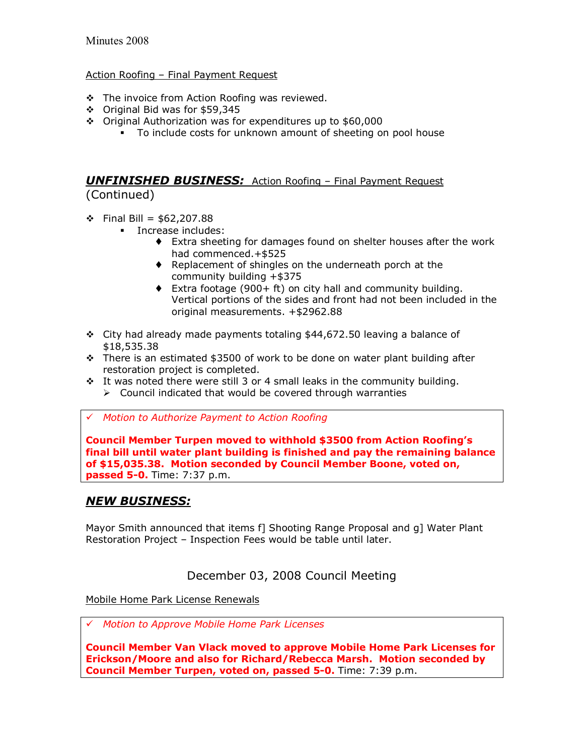Action Roofing – Final Payment Request

- The invoice from Action Roofing was reviewed.
- Original Bid was for $59,345
- Original Authorization was for expenditures up to $60,000
    - To include costs for unknown amount of sheeting on pool house

## ***UNFINISHED BUSINESS:*** Action Roofing – Final Payment Request (Continued)

- Final Bill = $62,207.88
    - Increase includes:
        - Extra sheeting for damages found on shelter houses after the work had commenced.+$525
        - Replacement of shingles on the underneath porch at the community building +$375
        - Extra footage (900+ ft) on city hall and community building. Vertical portions of the sides and front had not been included in the original measurements. +$2962.88
- City had already made payments totaling $44,672.50 leaving a balance of $18,535.38
- There is an estimated $3500 of work to be done on water plant building after restoration project is completed.
- It was noted there were still 3 or 4 small leaks in the community building.
    - Council indicated that would be covered through warranties

> ✓ *Motion to Authorize Payment to Action Roofing*
>
> **Council Member Turpen moved to withhold $3500 from Action Roofing's final bill until water plant building is finished and pay the remaining balance of $15,035.38. Motion seconded by Council Member Boone, voted on, passed 5-0.** Time: 7:37 p.m.

## ***NEW BUSINESS:***

Mayor Smith announced that items f] Shooting Range Proposal and g] Water Plant Restoration Project – Inspection Fees would be table until later.

December 03, 2008 Council Meeting

Mobile Home Park License Renewals

> ✓ *Motion to Approve Mobile Home Park Licenses*
>
> **Council Member Van Vlack moved to approve Mobile Home Park Licenses for Erickson/Moore and also for Richard/Rebecca Marsh. Motion seconded by Council Member Turpen, voted on, passed 5-0.** Time: 7:39 p.m.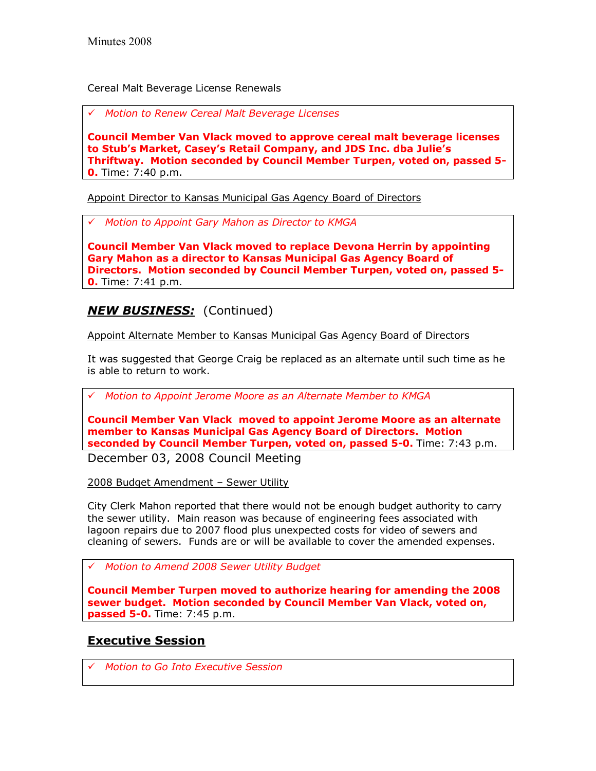Cereal Malt Beverage License Renewals

> ✓ *Motion to Renew Cereal Malt Beverage Licenses*
>
> **Council Member Van Vlack moved to approve cereal malt beverage licenses to Stub's Market, Casey's Retail Company, and JDS Inc. dba Julie's Thriftway. Motion seconded by Council Member Turpen, voted on, passed 5-0.** Time: 7:40 p.m.

Appoint Director to Kansas Municipal Gas Agency Board of Directors

> ✓ *Motion to Appoint Gary Mahon as Director to KMGA*
>
> **Council Member Van Vlack moved to replace Devona Herrin by appointing Gary Mahon as a director to Kansas Municipal Gas Agency Board of Directors. Motion seconded by Council Member Turpen, voted on, passed 5-0.** Time: 7:41 p.m.

## ***NEW BUSINESS:*** (Continued)

Appoint Alternate Member to Kansas Municipal Gas Agency Board of Directors

It was suggested that George Craig be replaced as an alternate until such time as he is able to return to work.

> ✓ *Motion to Appoint Jerome Moore as an Alternate Member to KMGA*
>
> **Council Member Van Vlack moved to appoint Jerome Moore as an alternate member to Kansas Municipal Gas Agency Board of Directors. Motion seconded by Council Member Turpen, voted on, passed 5-0.** Time: 7:43 p.m.

December 03, 2008 Council Meeting

2008 Budget Amendment – Sewer Utility

City Clerk Mahon reported that there would not be enough budget authority to carry the sewer utility. Main reason was because of engineering fees associated with lagoon repairs due to 2007 flood plus unexpected costs for video of sewers and cleaning of sewers. Funds are or will be available to cover the amended expenses.

> ✓ *Motion to Amend 2008 Sewer Utility Budget*
>
> **Council Member Turpen moved to authorize hearing for amending the 2008 sewer budget. Motion seconded by Council Member Van Vlack, voted on, passed 5-0.** Time: 7:45 p.m.

## **Executive Session**

> ✓ *Motion to Go Into Executive Session*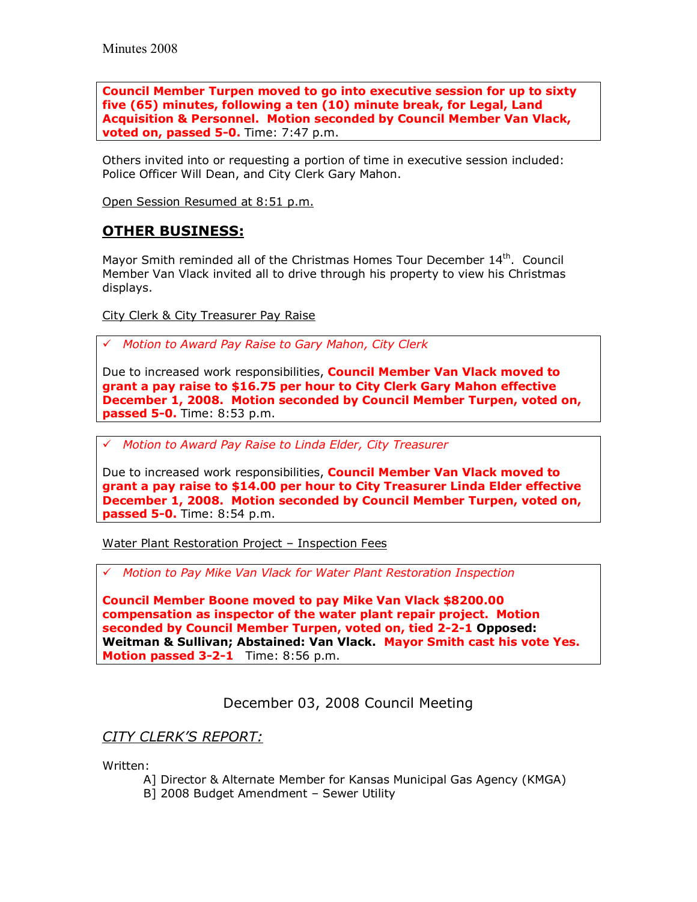**Council Member Turpen moved to go into executive session for up to sixty five (65) minutes, following a ten (10) minute break, for Legal, Land Acquisition & Personnel. Motion seconded by Council Member Van Vlack, voted on, passed 5-0.** Time: 7:47 p.m.

Others invited into or requesting a portion of time in executive session included: Police Officer Will Dean, and City Clerk Gary Mahon.

Open Session Resumed at 8:51 p.m.

## OTHER BUSINESS:

Mayor Smith reminded all of the Christmas Homes Tour December 14th. Council Member Van Vlack invited all to drive through his property to view his Christmas displays.

City Clerk & City Treasurer Pay Raise

✓ *Motion to Award Pay Raise to Gary Mahon, City Clerk*

Due to increased work responsibilities, **Council Member Van Vlack moved to grant a pay raise to $16.75 per hour to City Clerk Gary Mahon effective December 1, 2008. Motion seconded by Council Member Turpen, voted on, passed 5-0.** Time: 8:53 p.m.

✓ *Motion to Award Pay Raise to Linda Elder, City Treasurer*

Due to increased work responsibilities, **Council Member Van Vlack moved to grant a pay raise to $14.00 per hour to City Treasurer Linda Elder effective December 1, 2008. Motion seconded by Council Member Turpen, voted on, passed 5-0.** Time: 8:54 p.m.

Water Plant Restoration Project – Inspection Fees

✓ *Motion to Pay Mike Van Vlack for Water Plant Restoration Inspection*

**Council Member Boone moved to pay Mike Van Vlack $8200.00 compensation as inspector of the water plant repair project. Motion seconded by Council Member Turpen, voted on, tied 2-2-1 Opposed: Weitman & Sullivan; Abstained: Van Vlack. Mayor Smith cast his vote Yes. Motion passed 3-2-1** Time: 8:56 p.m.

December 03, 2008 Council Meeting

## *CITY CLERK'S REPORT:*

Written:

A] Director & Alternate Member for Kansas Municipal Gas Agency (KMGA)
B] 2008 Budget Amendment – Sewer Utility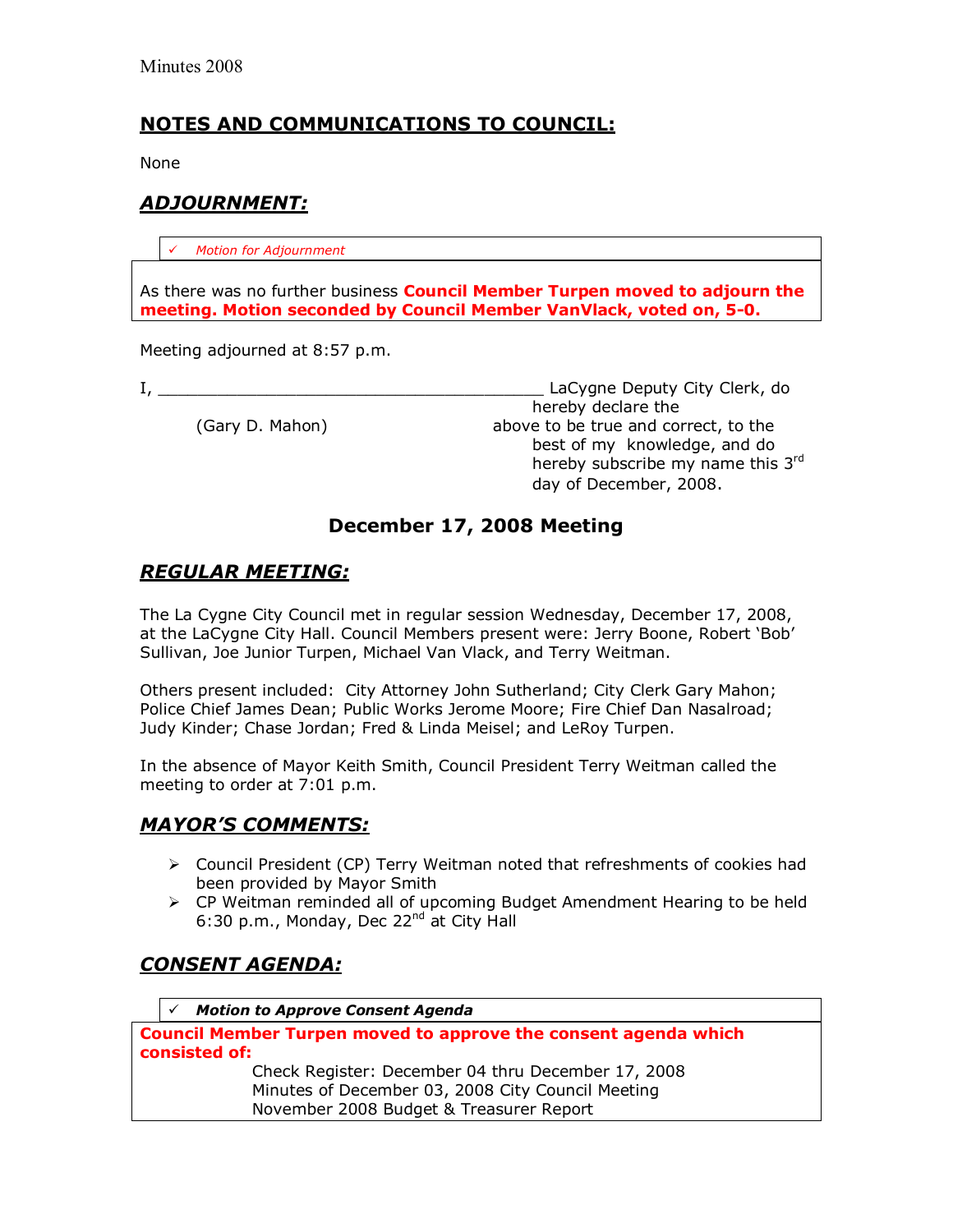## NOTES AND COMMUNICATIONS TO COUNCIL:

None

## *ADJOURNMENT:*

✓ *Motion for Adjournment*

As there was no further business **Council Member Turpen moved to adjourn the meeting. Motion seconded by Council Member VanVlack, voted on, 5-0.**

Meeting adjourned at 8:57 p.m.

I, ________________________________________ LaCygne Deputy City Clerk, do hereby declare the above to be true and correct, to the best of my knowledge, and do hereby subscribe my name this 3rd day of December, 2008.

(Gary D. Mahon)

## December 17, 2008 Meeting

## *REGULAR MEETING:*

The La Cygne City Council met in regular session Wednesday, December 17, 2008, at the LaCygne City Hall. Council Members present were: Jerry Boone, Robert 'Bob' Sullivan, Joe Junior Turpen, Michael Van Vlack, and Terry Weitman.

Others present included: City Attorney John Sutherland; City Clerk Gary Mahon; Police Chief James Dean; Public Works Jerome Moore; Fire Chief Dan Nasalroad; Judy Kinder; Chase Jordan; Fred & Linda Meisel; and LeRoy Turpen.

In the absence of Mayor Keith Smith, Council President Terry Weitman called the meeting to order at 7:01 p.m.

## *MAYOR'S COMMENTS:*

- Council President (CP) Terry Weitman noted that refreshments of cookies had been provided by Mayor Smith
- CP Weitman reminded all of upcoming Budget Amendment Hearing to be held 6:30 p.m., Monday, Dec 22nd at City Hall

## *CONSENT AGENDA:*

✓ ***Motion to Approve Consent Agenda***

**Council Member Turpen moved to approve the consent agenda which consisted of:**

Check Register: December 04 thru December 17, 2008
Minutes of December 03, 2008 City Council Meeting
November 2008 Budget & Treasurer Report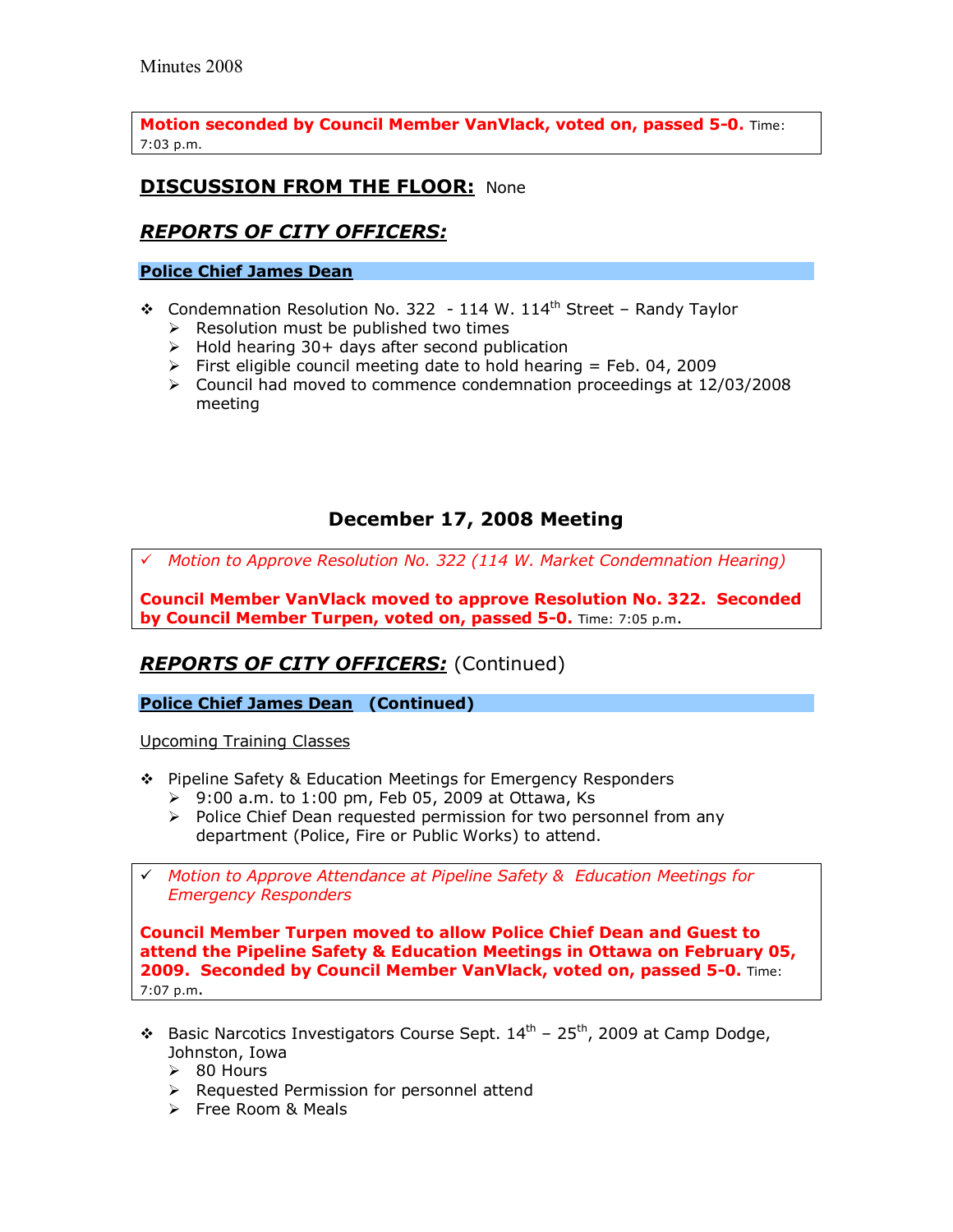**Motion seconded by Council Member VanVlack, voted on, passed 5-0.** Time: 7:03 p.m.

## DISCUSSION FROM THE FLOOR: None

## *REPORTS OF CITY OFFICERS:*

### Police Chief James Dean

- Condemnation Resolution No. 322 - 114 W. 114th Street – Randy Taylor
  - Resolution must be published two times
  - Hold hearing 30+ days after second publication
  - First eligible council meeting date to hold hearing = Feb. 04, 2009
  - Council had moved to commence condemnation proceedings at 12/03/2008 meeting

## December 17, 2008 Meeting

✓ *Motion to Approve Resolution No. 322 (114 W. Market Condemnation Hearing)*

**Council Member VanVlack moved to approve Resolution No. 322. Seconded by Council Member Turpen, voted on, passed 5-0.** Time: 7:05 p.m.

## *REPORTS OF CITY OFFICERS:* (Continued)

### Police Chief James Dean (Continued)

Upcoming Training Classes

- Pipeline Safety & Education Meetings for Emergency Responders
  - 9:00 a.m. to 1:00 pm, Feb 05, 2009 at Ottawa, Ks
  - Police Chief Dean requested permission for two personnel from any department (Police, Fire or Public Works) to attend.

✓ *Motion to Approve Attendance at Pipeline Safety & Education Meetings for Emergency Responders*

**Council Member Turpen moved to allow Police Chief Dean and Guest to attend the Pipeline Safety & Education Meetings in Ottawa on February 05, 2009. Seconded by Council Member VanVlack, voted on, passed 5-0.** Time: 7:07 p.m.

- Basic Narcotics Investigators Course Sept. 14th – 25th, 2009 at Camp Dodge, Johnston, Iowa
  - 80 Hours
  - Requested Permission for personnel attend
  - Free Room & Meals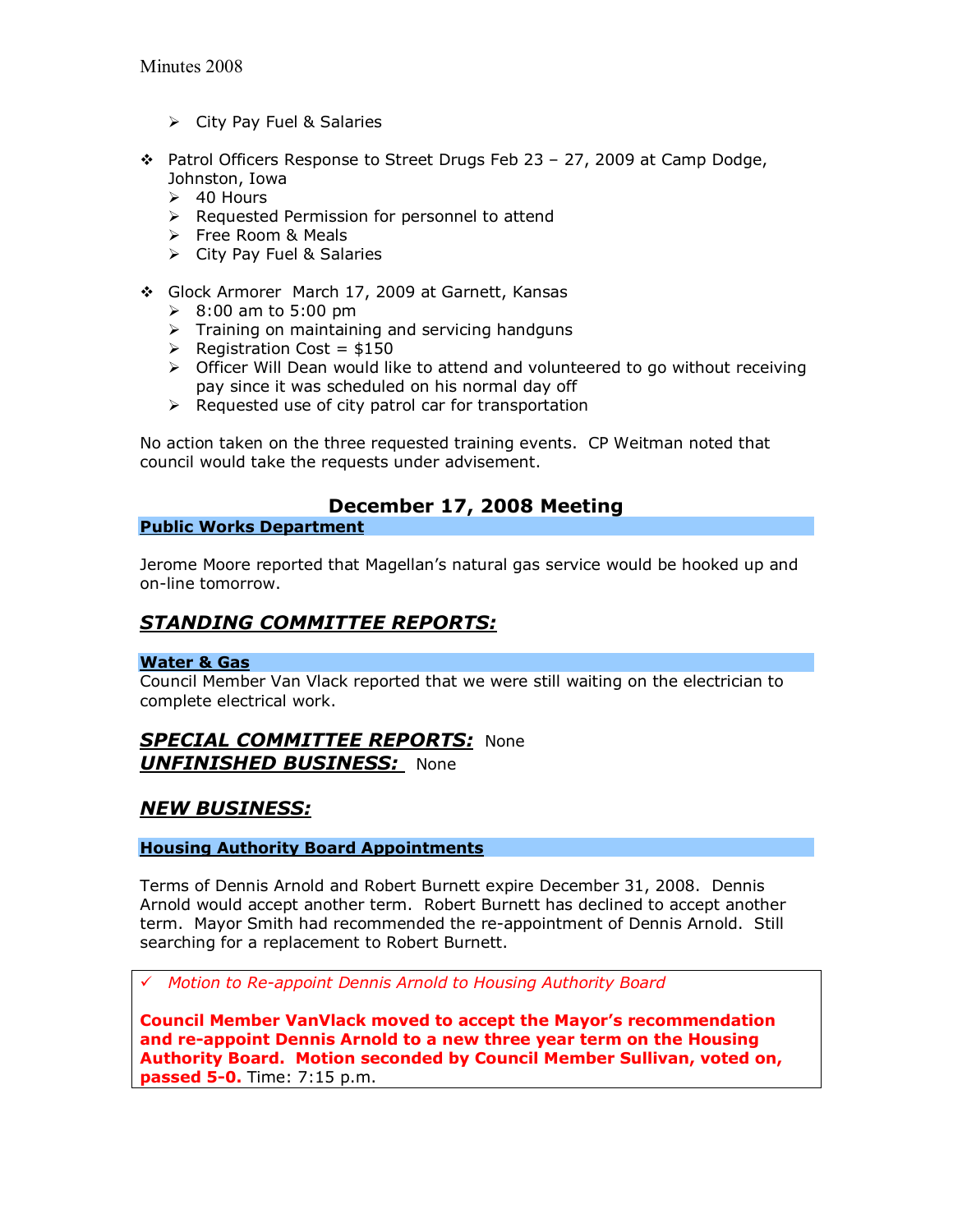- City Pay Fuel & Salaries

- Patrol Officers Response to Street Drugs Feb 23 – 27, 2009 at Camp Dodge, Johnston, Iowa
  - 40 Hours
  - Requested Permission for personnel to attend
  - Free Room & Meals
  - City Pay Fuel & Salaries

- Glock Armorer March 17, 2009 at Garnett, Kansas
  - 8:00 am to 5:00 pm
  - Training on maintaining and servicing handguns
  - Registration Cost = $150
  - Officer Will Dean would like to attend and volunteered to go without receiving pay since it was scheduled on his normal day off
  - Requested use of city patrol car for transportation

No action taken on the three requested training events. CP Weitman noted that council would take the requests under advisement.

## December 17, 2008 Meeting

**Public Works Department**

Jerome Moore reported that Magellan's natural gas service would be hooked up and on-line tomorrow.

## ***STANDING COMMITTEE REPORTS:***

**Water & Gas**

Council Member Van Vlack reported that we were still waiting on the electrician to complete electrical work.

## ***SPECIAL COMMITTEE REPORTS:*** None

## ***UNFINISHED BUSINESS:*** None

## ***NEW BUSINESS:***

**Housing Authority Board Appointments**

Terms of Dennis Arnold and Robert Burnett expire December 31, 2008. Dennis Arnold would accept another term. Robert Burnett has declined to accept another term. Mayor Smith had recommended the re-appointment of Dennis Arnold. Still searching for a replacement to Robert Burnett.

✓ *Motion to Re-appoint Dennis Arnold to Housing Authority Board*

**Council Member VanVlack moved to accept the Mayor's recommendation and re-appoint Dennis Arnold to a new three year term on the Housing Authority Board. Motion seconded by Council Member Sullivan, voted on, passed 5-0.** Time: 7:15 p.m.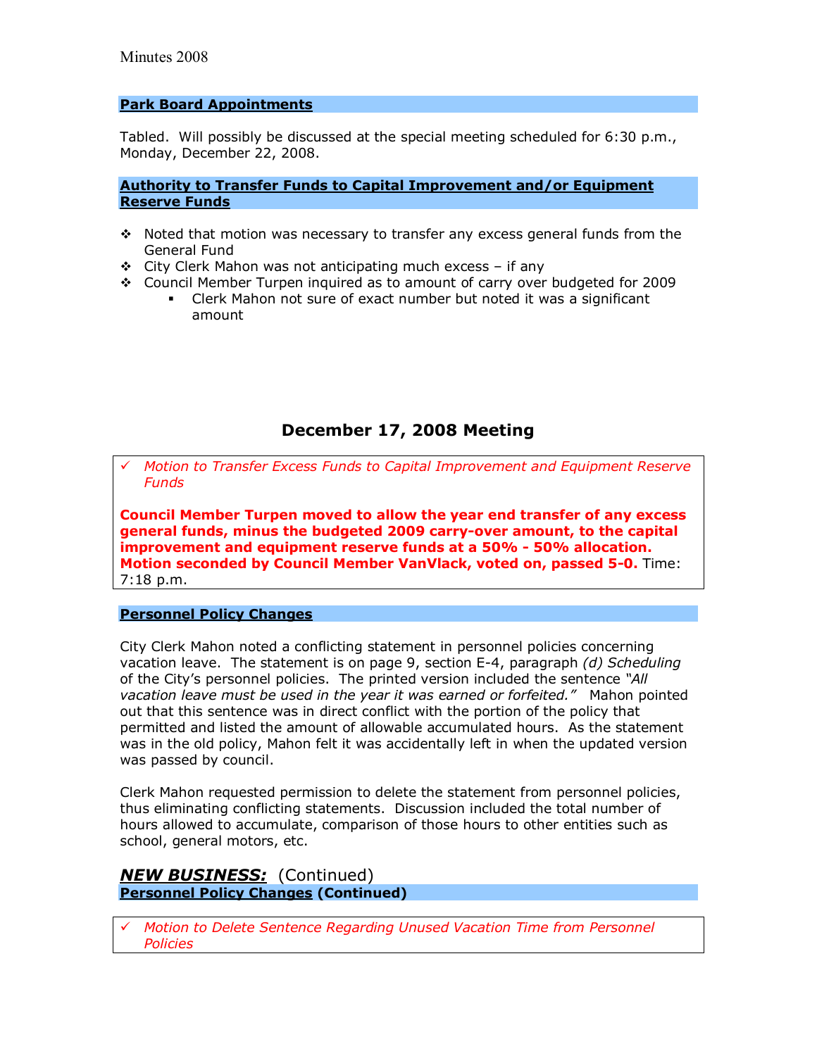### Park Board Appointments

Tabled. Will possibly be discussed at the special meeting scheduled for 6:30 p.m., Monday, December 22, 2008.

### Authority to Transfer Funds to Capital Improvement and/or Equipment Reserve Funds

- Noted that motion was necessary to transfer any excess general funds from the General Fund
- City Clerk Mahon was not anticipating much excess – if any
- Council Member Turpen inquired as to amount of carry over budgeted for 2009
  - Clerk Mahon not sure of exact number but noted it was a significant amount

## December 17, 2008 Meeting

- ✓ *Motion to Transfer Excess Funds to Capital Improvement and Equipment Reserve Funds*

**Council Member Turpen moved to allow the year end transfer of any excess general funds, minus the budgeted 2009 carry-over amount, to the capital improvement and equipment reserve funds at a 50% - 50% allocation. Motion seconded by Council Member VanVlack, voted on, passed 5-0.** Time: 7:18 p.m.

### Personnel Policy Changes

City Clerk Mahon noted a conflicting statement in personnel policies concerning vacation leave. The statement is on page 9, section E-4, paragraph *(d) Scheduling* of the City's personnel policies. The printed version included the sentence *"All vacation leave must be used in the year it was earned or forfeited."* Mahon pointed out that this sentence was in direct conflict with the portion of the policy that permitted and listed the amount of allowable accumulated hours. As the statement was in the old policy, Mahon felt it was accidentally left in when the updated version was passed by council.

Clerk Mahon requested permission to delete the statement from personnel policies, thus eliminating conflicting statements. Discussion included the total number of hours allowed to accumulate, comparison of those hours to other entities such as school, general motors, etc.

## ***NEW BUSINESS:*** (Continued)

### Personnel Policy Changes (Continued)

- ✓ *Motion to Delete Sentence Regarding Unused Vacation Time from Personnel Policies*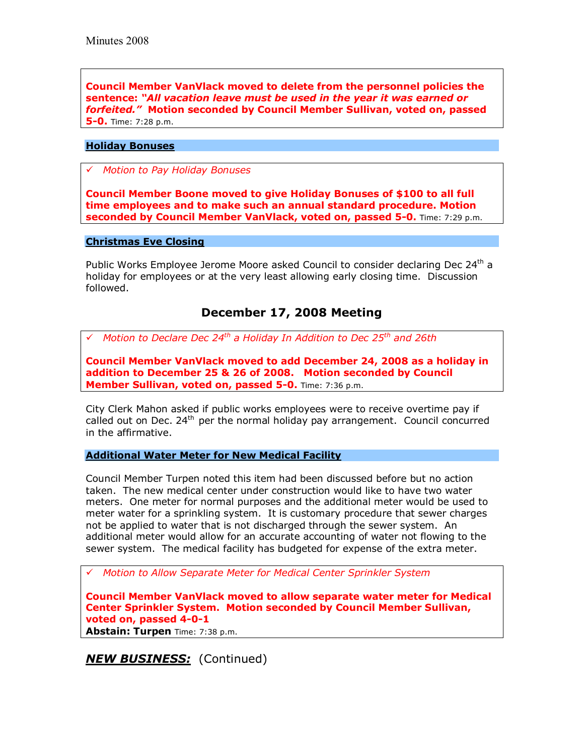**Council Member VanVlack moved to delete from the personnel policies the sentence: *"All vacation leave must be used in the year it was earned or forfeited."* Motion seconded by Council Member Sullivan, voted on, passed 5-0.** Time: 7:28 p.m.

### Holiday Bonuses

✓ *Motion to Pay Holiday Bonuses*

**Council Member Boone moved to give Holiday Bonuses of $100 to all full time employees and to make such an annual standard procedure. Motion seconded by Council Member VanVlack, voted on, passed 5-0.** Time: 7:29 p.m.

### Christmas Eve Closing

Public Works Employee Jerome Moore asked Council to consider declaring Dec 24th a holiday for employees or at the very least allowing early closing time. Discussion followed.

## December 17, 2008 Meeting

✓ *Motion to Declare Dec 24th a Holiday In Addition to Dec 25th and 26th*

**Council Member VanVlack moved to add December 24, 2008 as a holiday in addition to December 25 & 26 of 2008. Motion seconded by Council Member Sullivan, voted on, passed 5-0.** Time: 7:36 p.m.

City Clerk Mahon asked if public works employees were to receive overtime pay if called out on Dec. 24th per the normal holiday pay arrangement. Council concurred in the affirmative.

### Additional Water Meter for New Medical Facility

Council Member Turpen noted this item had been discussed before but no action taken. The new medical center under construction would like to have two water meters. One meter for normal purposes and the additional meter would be used to meter water for a sprinkling system. It is customary procedure that sewer charges not be applied to water that is not discharged through the sewer system. An additional meter would allow for an accurate accounting of water not flowing to the sewer system. The medical facility has budgeted for expense of the extra meter.

✓ *Motion to Allow Separate Meter for Medical Center Sprinkler System*

**Council Member VanVlack moved to allow separate water meter for Medical Center Sprinkler System. Motion seconded by Council Member Sullivan, voted on, passed 4-0-1**
**Abstain: Turpen** Time: 7:38 p.m.

***NEW BUSINESS:*** (Continued)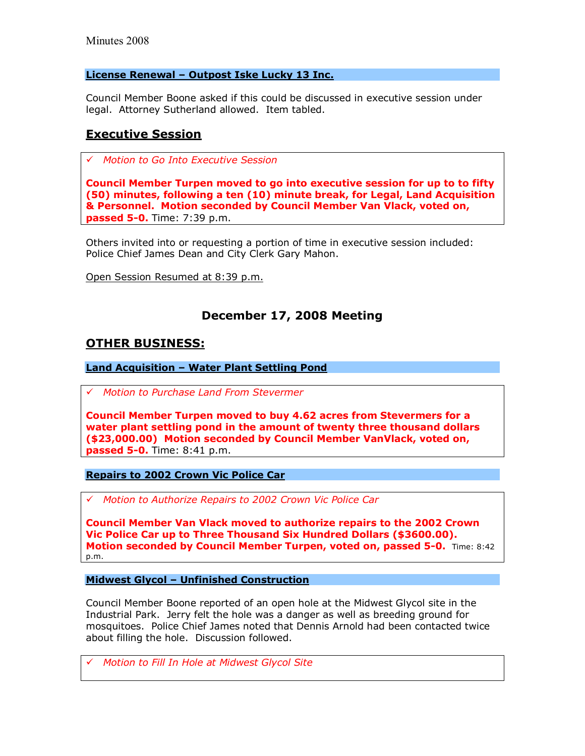**License Renewal – Outpost Iske Lucky 13 Inc.**

Council Member Boone asked if this could be discussed in executive session under legal. Attorney Sutherland allowed. Item tabled.

## Executive Session

✓ *Motion to Go Into Executive Session*

**Council Member Turpen moved to go into executive session for up to to fifty (50) minutes, following a ten (10) minute break, for Legal, Land Acquisition & Personnel. Motion seconded by Council Member Van Vlack, voted on, passed 5-0.** Time: 7:39 p.m.

Others invited into or requesting a portion of time in executive session included: Police Chief James Dean and City Clerk Gary Mahon.

Open Session Resumed at 8:39 p.m.

### December 17, 2008 Meeting

## OTHER BUSINESS:

**Land Acquisition – Water Plant Settling Pond**

✓ *Motion to Purchase Land From Stevermer*

**Council Member Turpen moved to buy 4.62 acres from Stevermers for a water plant settling pond in the amount of twenty three thousand dollars ($23,000.00) Motion seconded by Council Member VanVlack, voted on, passed 5-0.** Time: 8:41 p.m.

**Repairs to 2002 Crown Vic Police Car**

✓ *Motion to Authorize Repairs to 2002 Crown Vic Police Car*

**Council Member Van Vlack moved to authorize repairs to the 2002 Crown Vic Police Car up to Three Thousand Six Hundred Dollars ($3600.00). Motion seconded by Council Member Turpen, voted on, passed 5-0.** Time: 8:42 p.m.

**Midwest Glycol – Unfinished Construction**

Council Member Boone reported of an open hole at the Midwest Glycol site in the Industrial Park. Jerry felt the hole was a danger as well as breeding ground for mosquitoes. Police Chief James noted that Dennis Arnold had been contacted twice about filling the hole. Discussion followed.

✓ *Motion to Fill In Hole at Midwest Glycol Site*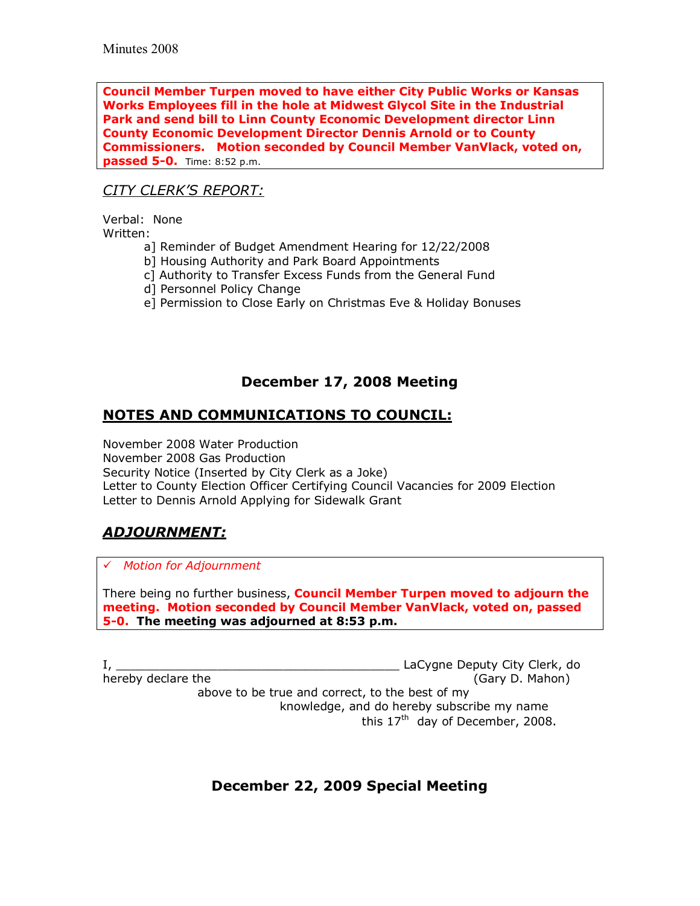**Council Member Turpen moved to have either City Public Works or Kansas Works Employees fill in the hole at Midwest Glycol Site in the Industrial Park and send bill to Linn County Economic Development director Linn County Economic Development Director Dennis Arnold or to County Commissioners. Motion seconded by Council Member VanVlack, voted on, passed 5-0.** Time: 8:52 p.m.

## *CITY CLERK'S REPORT:*

Verbal: None
Written:

a] Reminder of Budget Amendment Hearing for 12/22/2008
b] Housing Authority and Park Board Appointments
c] Authority to Transfer Excess Funds from the General Fund
d] Personnel Policy Change
e] Permission to Close Early on Christmas Eve & Holiday Bonuses

## December 17, 2008 Meeting

## NOTES AND COMMUNICATIONS TO COUNCIL:

November 2008 Water Production
November 2008 Gas Production
Security Notice (Inserted by City Clerk as a Joke)
Letter to County Election Officer Certifying Council Vacancies for 2009 Election
Letter to Dennis Arnold Applying for Sidewalk Grant

## *ADJOURNMENT:*

✓ *Motion for Adjournment*

There being no further business, **Council Member Turpen moved to adjourn the meeting. Motion seconded by Council Member VanVlack, voted on, passed 5-0. The meeting was adjourned at 8:53 p.m.**

I, ________________________________________ LaCygne Deputy City Clerk, do hereby declare the (Gary D. Mahon) above to be true and correct, to the best of my knowledge, and do hereby subscribe my name this 17th day of December, 2008.

## December 22, 2009 Special Meeting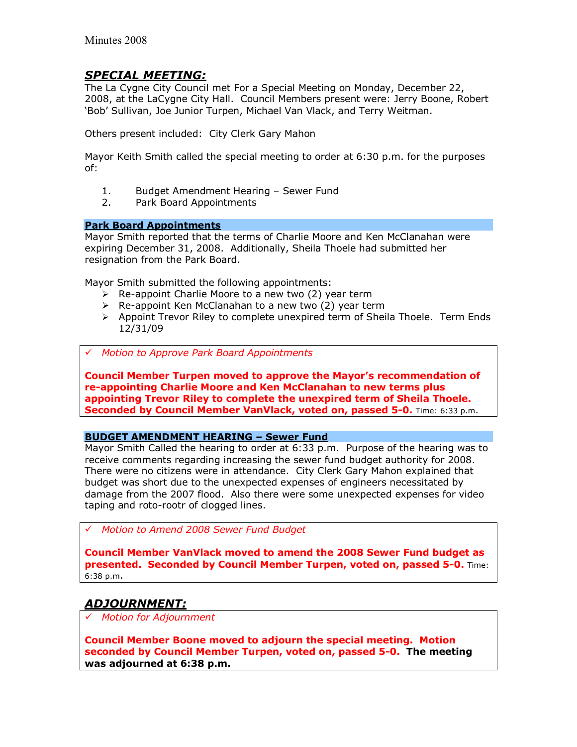## *SPECIAL MEETING:*

The La Cygne City Council met For a Special Meeting on Monday, December 22, 2008, at the LaCygne City Hall. Council Members present were: Jerry Boone, Robert 'Bob' Sullivan, Joe Junior Turpen, Michael Van Vlack, and Terry Weitman.

Others present included: City Clerk Gary Mahon

Mayor Keith Smith called the special meeting to order at 6:30 p.m. for the purposes of:

1. Budget Amendment Hearing – Sewer Fund
2. Park Board Appointments

### Park Board Appointments

Mayor Smith reported that the terms of Charlie Moore and Ken McClanahan were expiring December 31, 2008. Additionally, Sheila Thoele had submitted her resignation from the Park Board.

Mayor Smith submitted the following appointments:

- Re-appoint Charlie Moore to a new two (2) year term
- Re-appoint Ken McClanahan to a new two (2) year term
- Appoint Trevor Riley to complete unexpired term of Sheila Thoele. Term Ends 12/31/09

✓ *Motion to Approve Park Board Appointments*

**Council Member Turpen moved to approve the Mayor's recommendation of re-appointing Charlie Moore and Ken McClanahan to new terms plus appointing Trevor Riley to complete the unexpired term of Sheila Thoele. Seconded by Council Member VanVlack, voted on, passed 5-0.** Time: 6:33 p.m.

### BUDGET AMENDMENT HEARING – Sewer Fund

Mayor Smith Called the hearing to order at 6:33 p.m. Purpose of the hearing was to receive comments regarding increasing the sewer fund budget authority for 2008. There were no citizens were in attendance. City Clerk Gary Mahon explained that budget was short due to the unexpected expenses of engineers necessitated by damage from the 2007 flood. Also there were some unexpected expenses for video taping and roto-rootr of clogged lines.

✓ *Motion to Amend 2008 Sewer Fund Budget*

**Council Member VanVlack moved to amend the 2008 Sewer Fund budget as presented. Seconded by Council Member Turpen, voted on, passed 5-0.** Time: 6:38 p.m.

## *ADJOURNMENT:*

✓ *Motion for Adjournment*

**Council Member Boone moved to adjourn the special meeting. Motion seconded by Council Member Turpen, voted on, passed 5-0. The meeting was adjourned at 6:38 p.m.**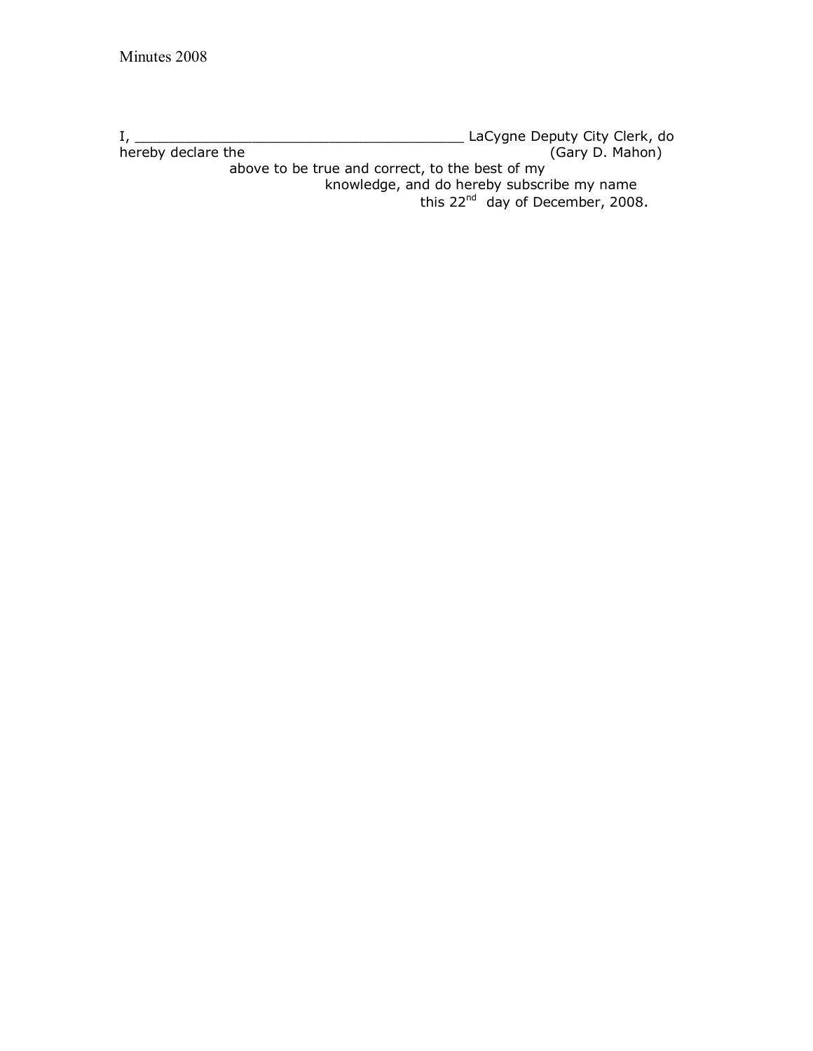I, ________________________________________ LaCygne Deputy City Clerk, do hereby declare the (Gary D. Mahon) above to be true and correct, to the best of my knowledge, and do hereby subscribe my name this 22nd day of December, 2008.